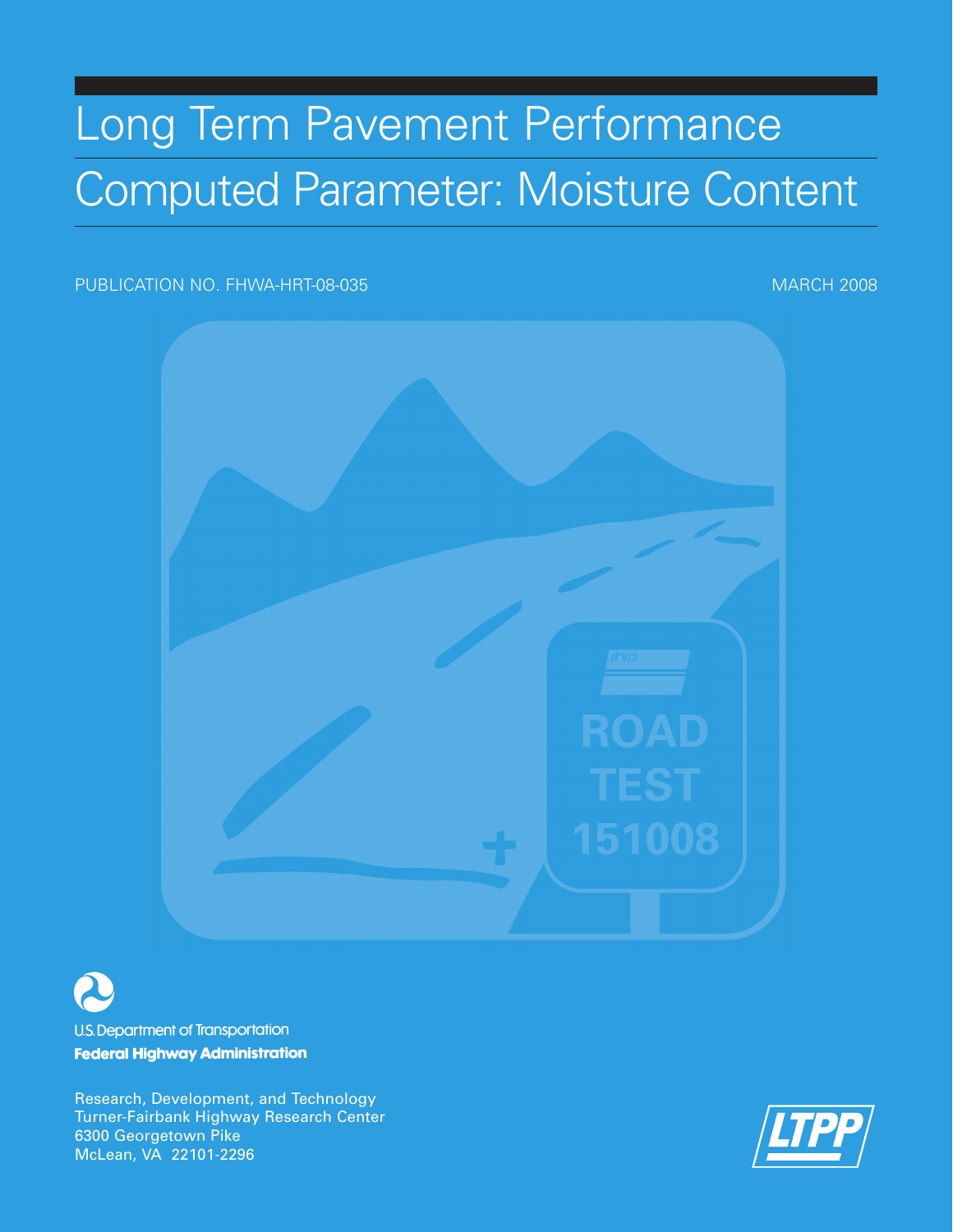# Long Term Pavement Performance Computed Parameter: Moisture Content

PUBLICATION NO. FHWA-HRT-08-035

MARCH 2008

U.S. Department of Transportation

**Federal Highway Administration**

Research, Development, and Technology
Turner-Fairbank Highway Research Center
6300 Georgetown Pike
McLean, VA 22101-2296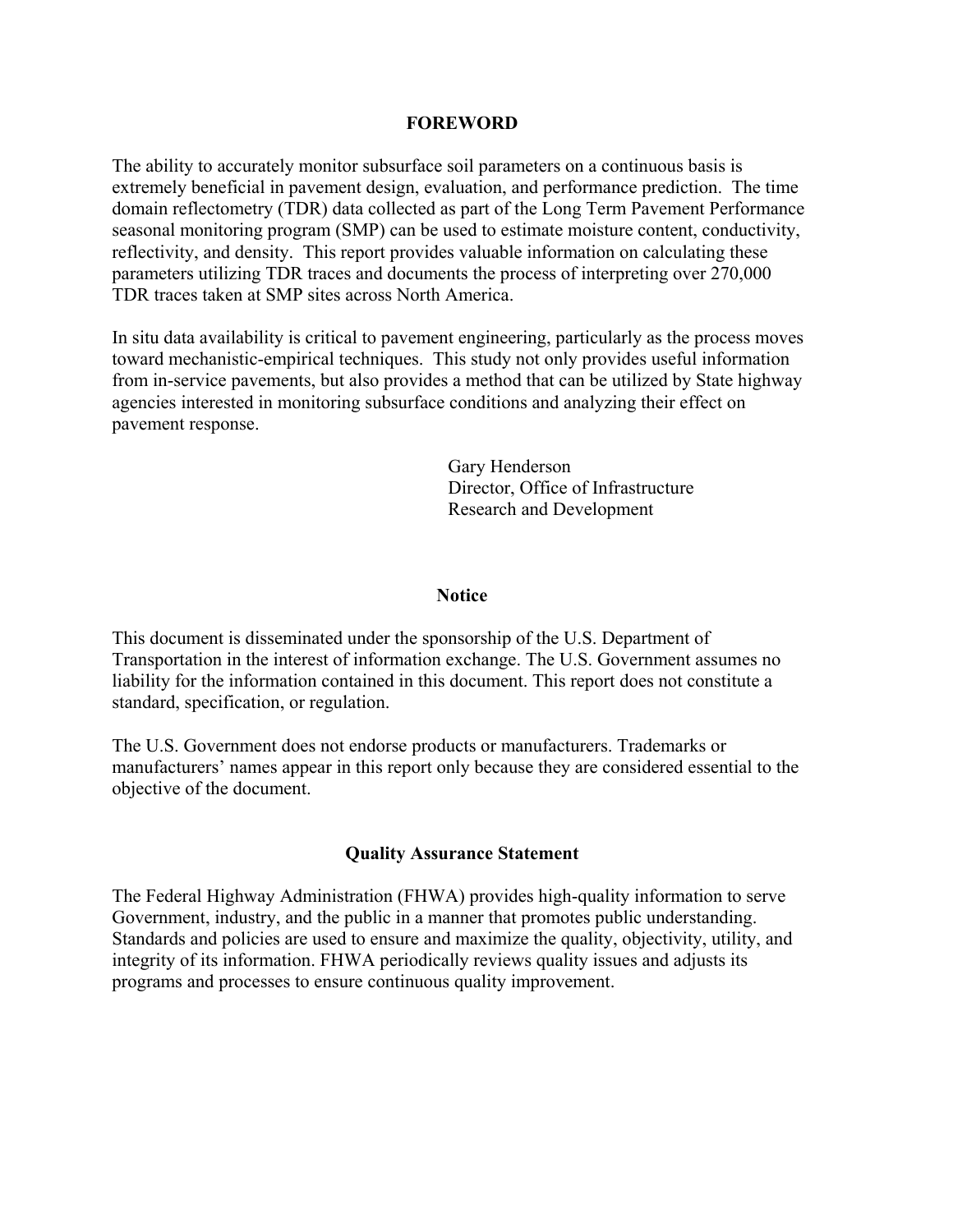## FOREWORD

The ability to accurately monitor subsurface soil parameters on a continuous basis is extremely beneficial in pavement design, evaluation, and performance prediction. The time domain reflectometry (TDR) data collected as part of the Long Term Pavement Performance seasonal monitoring program (SMP) can be used to estimate moisture content, conductivity, reflectivity, and density. This report provides valuable information on calculating these parameters utilizing TDR traces and documents the process of interpreting over 270,000 TDR traces taken at SMP sites across North America.

In situ data availability is critical to pavement engineering, particularly as the process moves toward mechanistic-empirical techniques. This study not only provides useful information from in-service pavements, but also provides a method that can be utilized by State highway agencies interested in monitoring subsurface conditions and analyzing their effect on pavement response.

Gary Henderson
Director, Office of Infrastructure
Research and Development

## Notice

This document is disseminated under the sponsorship of the U.S. Department of Transportation in the interest of information exchange. The U.S. Government assumes no liability for the information contained in this document. This report does not constitute a standard, specification, or regulation.

The U.S. Government does not endorse products or manufacturers. Trademarks or manufacturers' names appear in this report only because they are considered essential to the objective of the document.

## Quality Assurance Statement

The Federal Highway Administration (FHWA) provides high-quality information to serve Government, industry, and the public in a manner that promotes public understanding. Standards and policies are used to ensure and maximize the quality, objectivity, utility, and integrity of its information. FHWA periodically reviews quality issues and adjusts its programs and processes to ensure continuous quality improvement.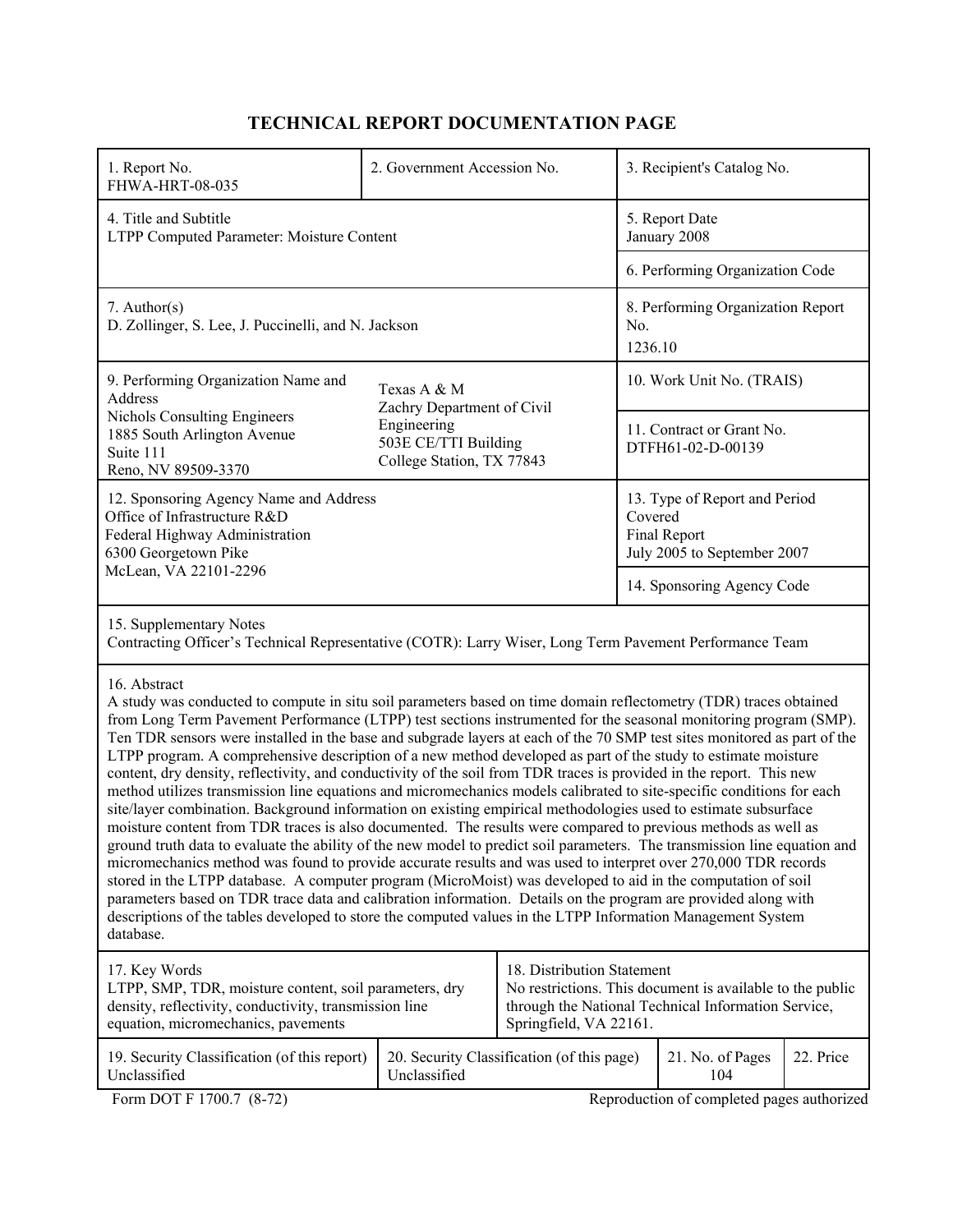# TECHNICAL REPORT DOCUMENTATION PAGE

| 1. Report No.<br>FHWA-HRT-08-035 | 2. Government Accession No. | 3. Recipient's Catalog No. |
|---|---|---|
| 4. Title and Subtitle<br>LTPP Computed Parameter: Moisture Content | | 5. Report Date<br>January 2008 |
| | | 6. Performing Organization Code |
| 7. Author(s)<br>D. Zollinger, S. Lee, J. Puccinelli, and N. Jackson | | 8. Performing Organization Report No.<br>1236.10 |
| 9. Performing Organization Name and Address<br>Nichols Consulting Engineers<br>1885 South Arlington Avenue<br>Suite 111<br>Reno, NV 89509-3370 | Texas A & M<br>Zachry Department of Civil Engineering<br>503E CE/TTI Building<br>College Station, TX 77843 | 10. Work Unit No. (TRAIS) |
| | | 11. Contract or Grant No.<br>DTFH61-02-D-00139 |
| 12. Sponsoring Agency Name and Address<br>Office of Infrastructure R&D<br>Federal Highway Administration<br>6300 Georgetown Pike<br>McLean, VA 22101-2296 | | 13. Type of Report and Period Covered<br>Final Report<br>July 2005 to September 2007 |
| | | 14. Sponsoring Agency Code |

15. Supplementary Notes
Contracting Officer's Technical Representative (COTR): Larry Wiser, Long Term Pavement Performance Team

16. Abstract
A study was conducted to compute in situ soil parameters based on time domain reflectometry (TDR) traces obtained from Long Term Pavement Performance (LTPP) test sections instrumented for the seasonal monitoring program (SMP). Ten TDR sensors were installed in the base and subgrade layers at each of the 70 SMP test sites monitored as part of the LTPP program. A comprehensive description of a new method developed as part of the study to estimate moisture content, dry density, reflectivity, and conductivity of the soil from TDR traces is provided in the report. This new method utilizes transmission line equations and micromechanics models calibrated to site-specific conditions for each site/layer combination. Background information on existing empirical methodologies used to estimate subsurface moisture content from TDR traces is also documented. The results were compared to previous methods as well as ground truth data to evaluate the ability of the new model to predict soil parameters. The transmission line equation and micromechanics method was found to provide accurate results and was used to interpret over 270,000 TDR records stored in the LTPP database. A computer program (MicroMoist) was developed to aid in the computation of soil parameters based on TDR trace data and calibration information. Details on the program are provided along with descriptions of the tables developed to store the computed values in the LTPP Information Management System database.

| 17. Key Words<br>LTPP, SMP, TDR, moisture content, soil parameters, dry density, reflectivity, conductivity, transmission line equation, micromechanics, pavements | 18. Distribution Statement<br>No restrictions. This document is available to the public through the National Technical Information Service, Springfield, VA 22161. |
|---|---|

| 19. Security Classification (of this report)<br>Unclassified | 20. Security Classification (of this page)<br>Unclassified | 21. No. of Pages<br>104 | 22. Price |
|---|---|---|---|

Form DOT F 1700.7 (8-72) Reproduction of completed pages authorized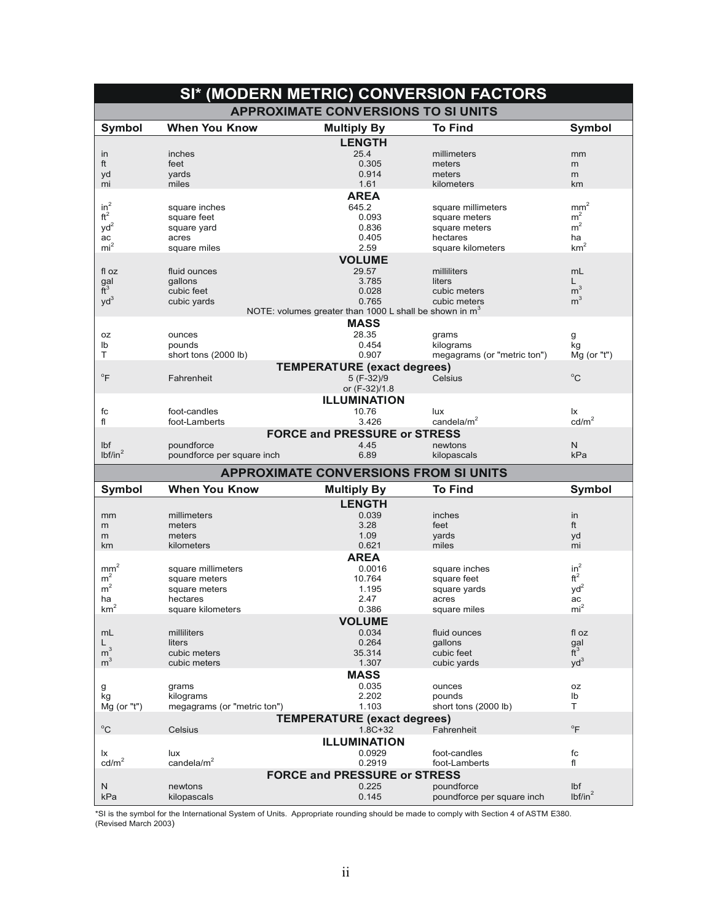# SI* (MODERN METRIC) CONVERSION FACTORS

## APPROXIMATE CONVERSIONS TO SI UNITS

| Symbol | When You Know | Multiply By | To Find | Symbol |
|---|---|---|---|---|
| | | **LENGTH** | | |
| in | inches | 25.4 | millimeters | mm |
| ft | feet | 0.305 | meters | m |
| yd | yards | 0.914 | meters | m |
| mi | miles | 1.61 | kilometers | km |
| | | **AREA** | | |
| $in^2$ | square inches | 645.2 | square millimeters | $mm^2$ |
| $ft^2$ | square feet | 0.093 | square meters | $m^2$ |
| $yd^2$ | square yard | 0.836 | square meters | $m^2$ |
| ac | acres | 0.405 | hectares | ha |
| $mi^2$ | square miles | 2.59 | square kilometers | $km^2$ |
| | | **VOLUME** | | |
| fl oz | fluid ounces | 29.57 | milliliters | mL |
| gal | gallons | 3.785 | liters | L |
| $ft^3$ | cubic feet | 0.028 | cubic meters | $m^3$ |
| $yd^3$ | cubic yards | 0.765 | cubic meters | $m^3$ |
| | | NOTE: volumes greater than 1000 L shall be shown in $m^3$ | | |
| | | **MASS** | | |
| oz | ounces | 28.35 | grams | g |
| lb | pounds | 0.454 | kilograms | kg |
| T | short tons (2000 lb) | 0.907 | megagrams (or "metric ton") | Mg (or "t") |
| | | **TEMPERATURE (exact degrees)** | | |
| °F | Fahrenheit | 5 (F-32)/9 or (F-32)/1.8 | Celsius | °C |
| | | **ILLUMINATION** | | |
| fc | foot-candles | 10.76 | lux | lx |
| fl | foot-Lamberts | 3.426 | candela/$m^2$ | cd/$m^2$ |
| | | **FORCE and PRESSURE or STRESS** | | |
| lbf | poundforce | 4.45 | newtons | N |
| lbf/$in^2$ | poundforce per square inch | 6.89 | kilopascals | kPa |

## APPROXIMATE CONVERSIONS FROM SI UNITS

| Symbol | When You Know | Multiply By | To Find | Symbol |
|---|---|---|---|---|
| | | **LENGTH** | | |
| mm | millimeters | 0.039 | inches | in |
| m | meters | 3.28 | feet | ft |
| m | meters | 1.09 | yards | yd |
| km | kilometers | 0.621 | miles | mi |
| | | **AREA** | | |
| $mm^2$ | square millimeters | 0.0016 | square inches | $in^2$ |
| $m^2$ | square meters | 10.764 | square feet | $ft^2$ |
| $m^2$ | square meters | 1.195 | square yards | $yd^2$ |
| ha | hectares | 2.47 | acres | ac |
| $km^2$ | square kilometers | 0.386 | square miles | $mi^2$ |
| | | **VOLUME** | | |
| mL | milliliters | 0.034 | fluid ounces | fl oz |
| L | liters | 0.264 | gallons | gal |
| $m^3$ | cubic meters | 35.314 | cubic feet | $ft^3$ |
| $m^3$ | cubic meters | 1.307 | cubic yards | $yd^3$ |
| | | **MASS** | | |
| g | grams | 0.035 | ounces | oz |
| kg | kilograms | 2.202 | pounds | lb |
| Mg (or "t") | megagrams (or "metric ton") | 1.103 | short tons (2000 lb) | T |
| | | **TEMPERATURE (exact degrees)** | | |
| °C | Celsius | 1.8C+32 | Fahrenheit | °F |
| | | **ILLUMINATION** | | |
| lx | lux | 0.0929 | foot-candles | fc |
| cd/$m^2$ | candela/$m^2$ | 0.2919 | foot-Lamberts | fl |
| | | **FORCE and PRESSURE or STRESS** | | |
| N | newtons | 0.225 | poundforce | lbf |
| kPa | kilopascals | 0.145 | poundforce per square inch | lbf/$in^2$ |

*SI is the symbol for the International System of Units. Appropriate rounding should be made to comply with Section 4 of ASTM E380. (Revised March 2003)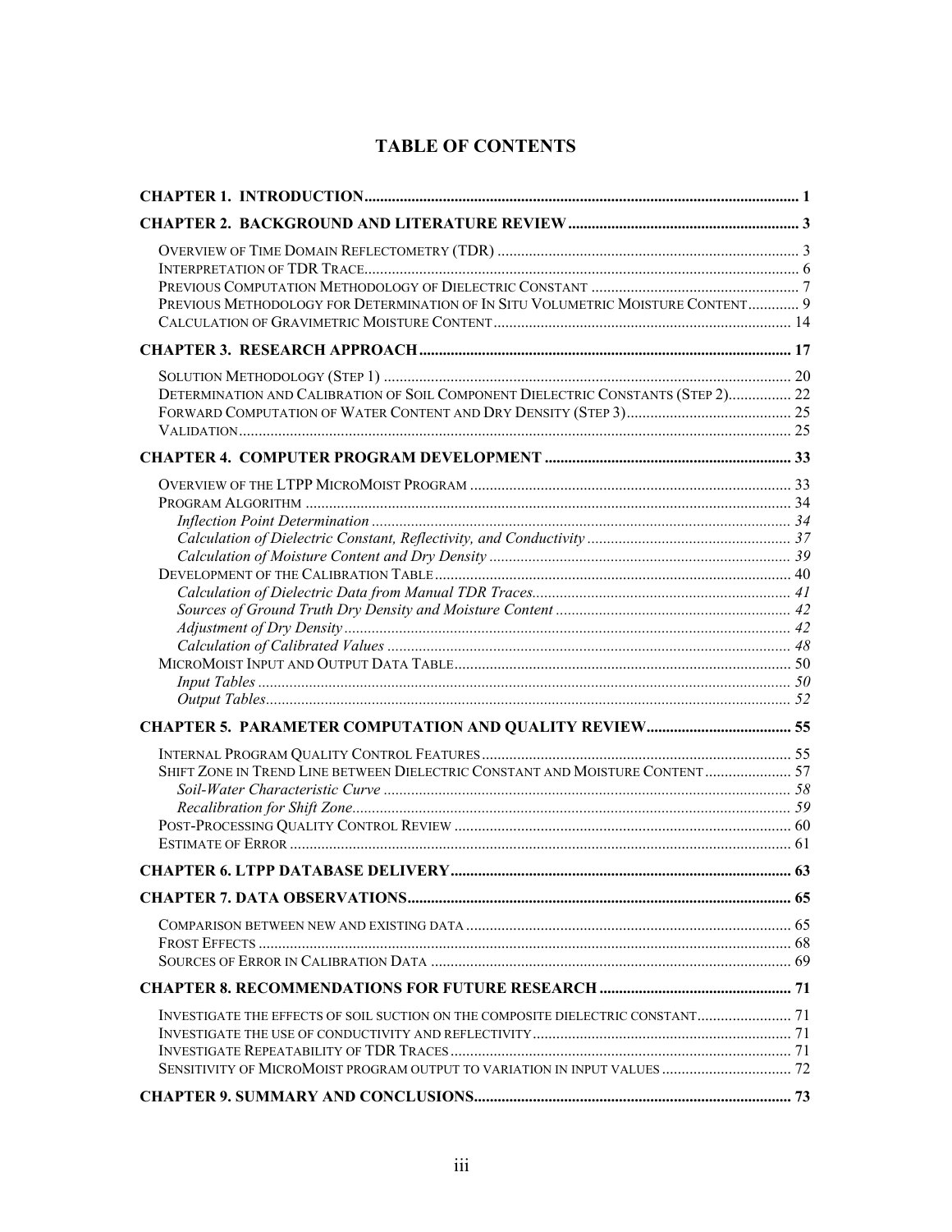# TABLE OF CONTENTS

**CHAPTER 1. INTRODUCTION** ..... 1

**CHAPTER 2. BACKGROUND AND LITERATURE REVIEW** ..... 3

- OVERVIEW OF TIME DOMAIN REFLECTOMETRY (TDR) ..... 3
- INTERPRETATION OF TDR TRACE ..... 6
- PREVIOUS COMPUTATION METHODOLOGY OF DIELECTRIC CONSTANT ..... 7
- PREVIOUS METHODOLOGY FOR DETERMINATION OF IN SITU VOLUMETRIC MOISTURE CONTENT ..... 9
- CALCULATION OF GRAVIMETRIC MOISTURE CONTENT ..... 14

**CHAPTER 3. RESEARCH APPROACH** ..... 17

- SOLUTION METHODOLOGY (STEP 1) ..... 20
- DETERMINATION AND CALIBRATION OF SOIL COMPONENT DIELECTRIC CONSTANTS (STEP 2) ..... 22
- FORWARD COMPUTATION OF WATER CONTENT AND DRY DENSITY (STEP 3) ..... 25
- VALIDATION ..... 25

**CHAPTER 4. COMPUTER PROGRAM DEVELOPMENT** ..... 33

- OVERVIEW OF THE LTPP MICROMOIST PROGRAM ..... 33
- PROGRAM ALGORITHM ..... 34
  - *Inflection Point Determination* ..... 34
  - *Calculation of Dielectric Constant, Reflectivity, and Conductivity* ..... 37
  - *Calculation of Moisture Content and Dry Density* ..... 39
- DEVELOPMENT OF THE CALIBRATION TABLE ..... 40
  - *Calculation of Dielectric Data from Manual TDR Traces* ..... 41
  - *Sources of Ground Truth Dry Density and Moisture Content* ..... 42
  - *Adjustment of Dry Density* ..... 42
  - *Calculation of Calibrated Values* ..... 48
- MICROMOIST INPUT AND OUTPUT DATA TABLE ..... 50
  - *Input Tables* ..... 50
  - *Output Tables* ..... 52

**CHAPTER 5. PARAMETER COMPUTATION AND QUALITY REVIEW** ..... 55

- INTERNAL PROGRAM QUALITY CONTROL FEATURES ..... 55
- SHIFT ZONE IN TREND LINE BETWEEN DIELECTRIC CONSTANT AND MOISTURE CONTENT ..... 57
  - *Soil-Water Characteristic Curve* ..... 58
  - *Recalibration for Shift Zone* ..... 59
- POST-PROCESSING QUALITY CONTROL REVIEW ..... 60
- ESTIMATE OF ERROR ..... 61

**CHAPTER 6. LTPP DATABASE DELIVERY** ..... 63

**CHAPTER 7. DATA OBSERVATIONS** ..... 65

- COMPARISON BETWEEN NEW AND EXISTING DATA ..... 65
- FROST EFFECTS ..... 68
- SOURCES OF ERROR IN CALIBRATION DATA ..... 69

**CHAPTER 8. RECOMMENDATIONS FOR FUTURE RESEARCH** ..... 71

- INVESTIGATE THE EFFECTS OF SOIL SUCTION ON THE COMPOSITE DIELECTRIC CONSTANT ..... 71
- INVESTIGATE THE USE OF CONDUCTIVITY AND REFLECTIVITY ..... 71
- INVESTIGATE REPEATABILITY OF TDR TRACES ..... 71
- SENSITIVITY OF MICROMOIST PROGRAM OUTPUT TO VARIATION IN INPUT VALUES ..... 72

**CHAPTER 9. SUMMARY AND CONCLUSIONS** ..... 73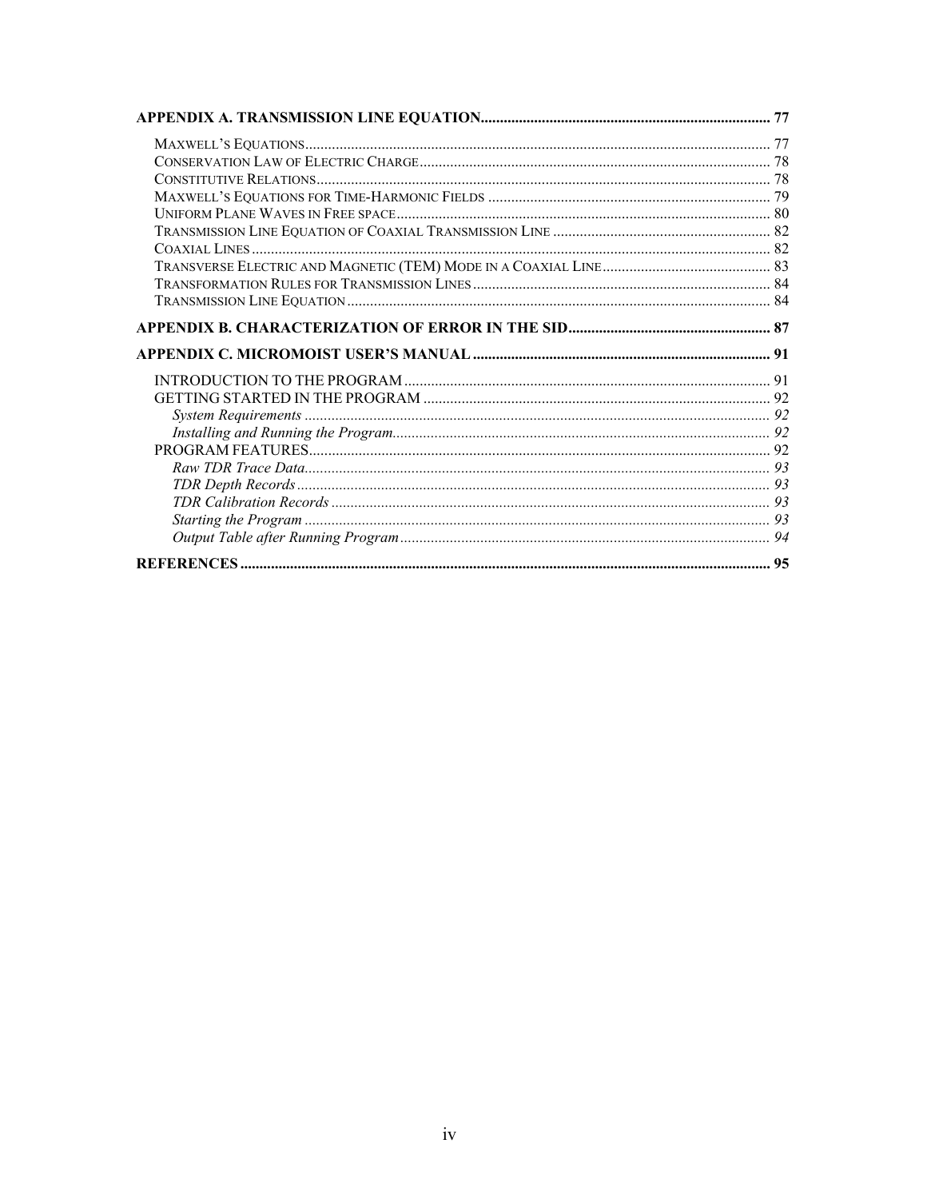**APPENDIX A. TRANSMISSION LINE EQUATION** .......... 77

- MAXWELL'S EQUATIONS .......... 77
- CONSERVATION LAW OF ELECTRIC CHARGE .......... 78
- CONSTITUTIVE RELATIONS .......... 78
- MAXWELL'S EQUATIONS FOR TIME-HARMONIC FIELDS .......... 79
- UNIFORM PLANE WAVES IN FREE SPACE .......... 80
- TRANSMISSION LINE EQUATION OF COAXIAL TRANSMISSION LINE .......... 82
- COAXIAL LINES .......... 82
- TRANSVERSE ELECTRIC AND MAGNETIC (TEM) MODE IN A COAXIAL LINE .......... 83
- TRANSFORMATION RULES FOR TRANSMISSION LINES .......... 84
- TRANSMISSION LINE EQUATION .......... 84

**APPENDIX B. CHARACTERIZATION OF ERROR IN THE SID** .......... 87

**APPENDIX C. MICROMOIST USER'S MANUAL** .......... 91

- INTRODUCTION TO THE PROGRAM .......... 91
- GETTING STARTED IN THE PROGRAM .......... 92
  - *System Requirements* .......... *92*
  - *Installing and Running the Program* .......... *92*
- PROGRAM FEATURES .......... 92
  - *Raw TDR Trace Data* .......... *93*
  - *TDR Depth Records* .......... *93*
  - *TDR Calibration Records* .......... *93*
  - *Starting the Program* .......... *93*
  - *Output Table after Running Program* .......... *94*

**REFERENCES** .......... 95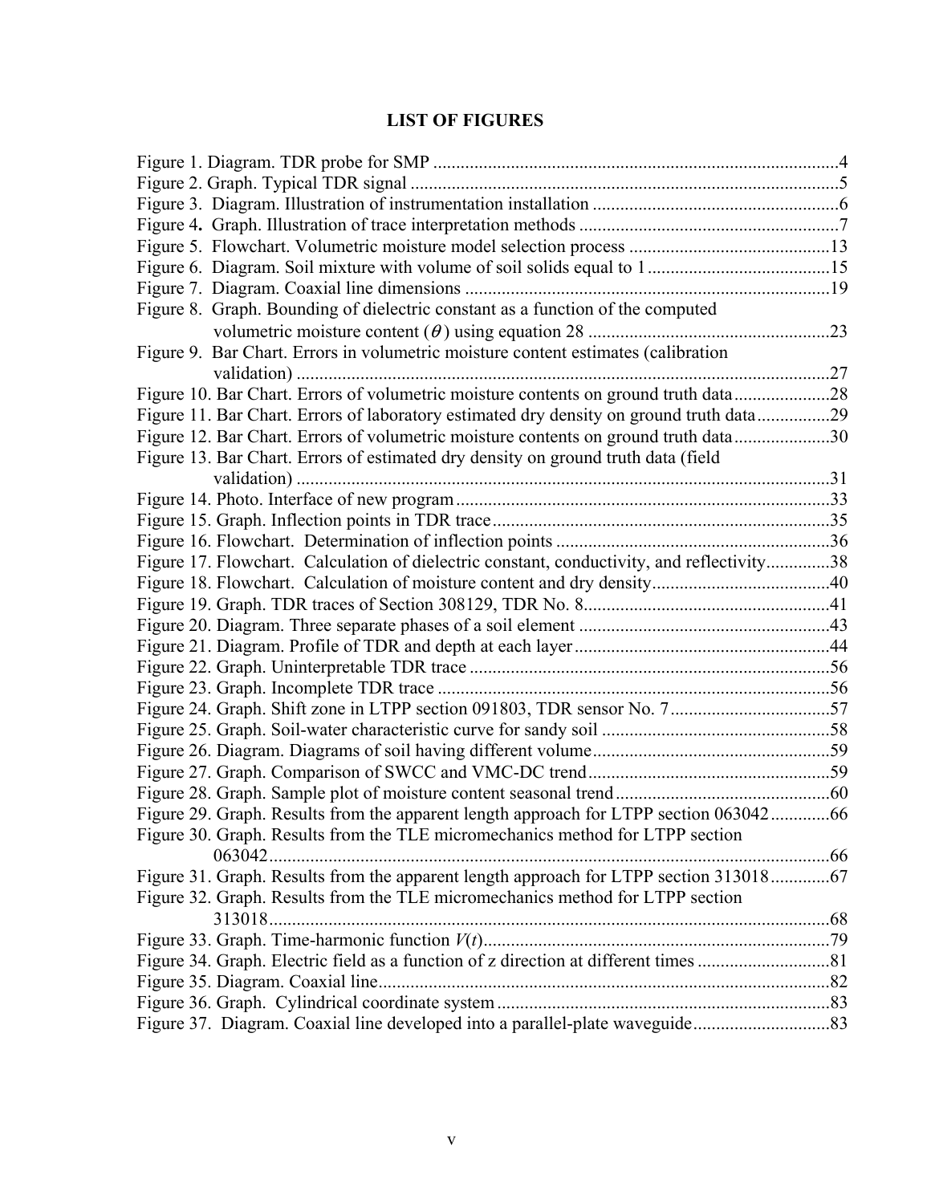# LIST OF FIGURES

Figure 1. Diagram. TDR probe for SMP ....................................................................................4
Figure 2. Graph. Typical TDR signal ..........................................................................................5
Figure 3. Diagram. Illustration of instrumentation installation ....................................................6
Figure 4. Graph. Illustration of trace interpretation methods .......................................................7
Figure 5. Flowchart. Volumetric moisture model selection process ..........................................13
Figure 6. Diagram. Soil mixture with volume of soil solids equal to 1 ......................................15
Figure 7. Diagram. Coaxial line dimensions .............................................................................19
Figure 8. Graph. Bounding of dielectric constant as a function of the computed volumetric moisture content ($\theta$) using equation 28 ....................................................23
Figure 9. Bar Chart. Errors in volumetric moisture content estimates (calibration validation) ..................................................................................................................27
Figure 10. Bar Chart. Errors of volumetric moisture contents on ground truth data ....................28
Figure 11. Bar Chart. Errors of laboratory estimated dry density on ground truth data ...............29
Figure 12. Bar Chart. Errors of volumetric moisture contents on ground truth data ....................30
Figure 13. Bar Chart. Errors of estimated dry density on ground truth data (field validation) ..................................................................................................................31
Figure 14. Photo. Interface of new program ...............................................................................33
Figure 15. Graph. Inflection points in TDR trace .......................................................................35
Figure 16. Flowchart. Determination of inflection points ..........................................................36
Figure 17. Flowchart. Calculation of dielectric constant, conductivity, and reflectivity.............38
Figure 18. Flowchart. Calculation of moisture content and dry density......................................40
Figure 19. Graph. TDR traces of Section 308129, TDR No. 8.....................................................41
Figure 20. Diagram. Three separate phases of a soil element .....................................................43
Figure 21. Diagram. Profile of TDR and depth at each layer.......................................................44
Figure 22. Graph. Uninterpretable TDR trace .............................................................................56
Figure 23. Graph. Incomplete TDR trace ....................................................................................56
Figure 24. Graph. Shift zone in LTPP section 091803, TDR sensor No. 7..................................57
Figure 25. Graph. Soil-water characteristic curve for sandy soil ................................................58
Figure 26. Diagram. Diagrams of soil having different volume...................................................59
Figure 27. Graph. Comparison of SWCC and VMC-DC trend....................................................59
Figure 28. Graph. Sample plot of moisture content seasonal trend..............................................60
Figure 29. Graph. Results from the apparent length approach for LTPP section 063042.............66
Figure 30. Graph. Results from the TLE micromechanics method for LTPP section 063042........................................................................................................................66
Figure 31. Graph. Results from the apparent length approach for LTPP section 313018.............67
Figure 32. Graph. Results from the TLE micromechanics method for LTPP section 313018........................................................................................................................68
Figure 33. Graph. Time-harmonic function $V(t)$..........................................................................79
Figure 34. Graph. Electric field as a function of z direction at different times ............................81
Figure 35. Diagram. Coaxial line.................................................................................................82
Figure 36. Graph. Cylindrical coordinate system ........................................................................83
Figure 37. Diagram. Coaxial line developed into a parallel-plate waveguide.............................83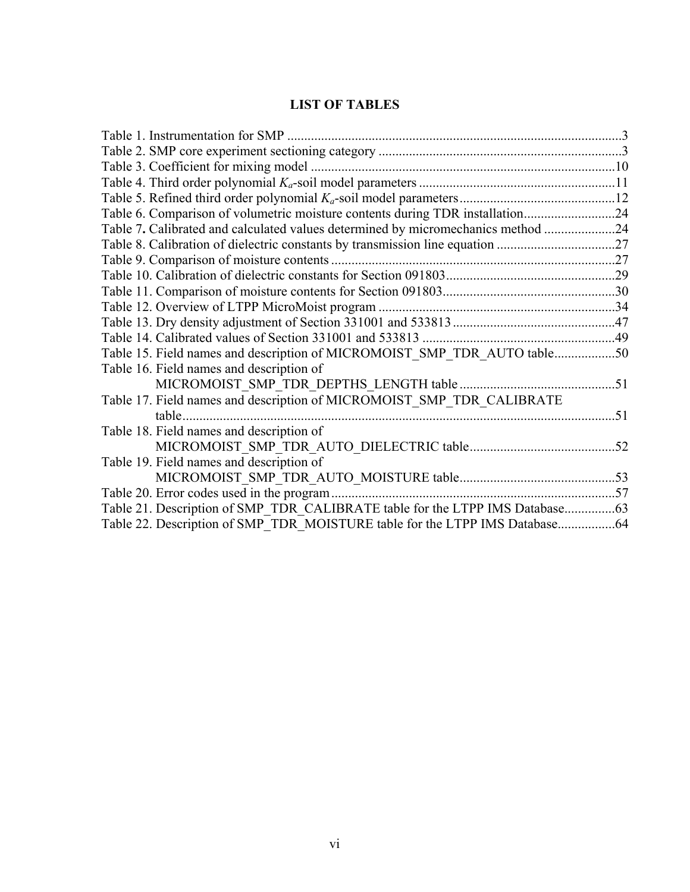# LIST OF TABLES

Table 1. Instrumentation for SMP ...................................................................................................3
Table 2. SMP core experiment sectioning category ........................................................................3
Table 3. Coefficient for mixing model ..........................................................................................10
Table 4. Third order polynomial $K_a$-soil model parameters ...........................................................11
Table 5. Refined third order polynomial $K_a$-soil model parameters ..............................................12
Table 6. Comparison of volumetric moisture contents during TDR installation...........................24
Table 7**.** Calibrated and calculated values determined by micromechanics method .....................24
Table 8. Calibration of dielectric constants by transmission line equation ...................................27
Table 9. Comparison of moisture contents ....................................................................................27
Table 10. Calibration of dielectric constants for Section 091803..................................................29
Table 11. Comparison of moisture contents for Section 091803...................................................30
Table 12. Overview of LTPP MicroMoist program ......................................................................34
Table 13. Dry density adjustment of Section 331001 and 533813 ................................................47
Table 14. Calibrated values of Section 331001 and 533813 ..........................................................49
Table 15. Field names and description of MICROMOIST_SMP_TDR_AUTO table..................50
Table 16. Field names and description of MICROMOIST_SMP_TDR_DEPTHS_LENGTH table ..............................................51
Table 17. Field names and description of MICROMOIST_SMP_TDR_CALIBRATE table...............................................................................................................................51
Table 18. Field names and description of MICROMOIST_SMP_TDR_AUTO_DIELECTRIC table...........................................52
Table 19. Field names and description of MICROMOIST_SMP_TDR_AUTO_MOISTURE table..............................................53
Table 20. Error codes used in the program ....................................................................................57
Table 21. Description of SMP_TDR_CALIBRATE table for the LTPP IMS Database...............63
Table 22. Description of SMP_TDR_MOISTURE table for the LTPP IMS Database.................64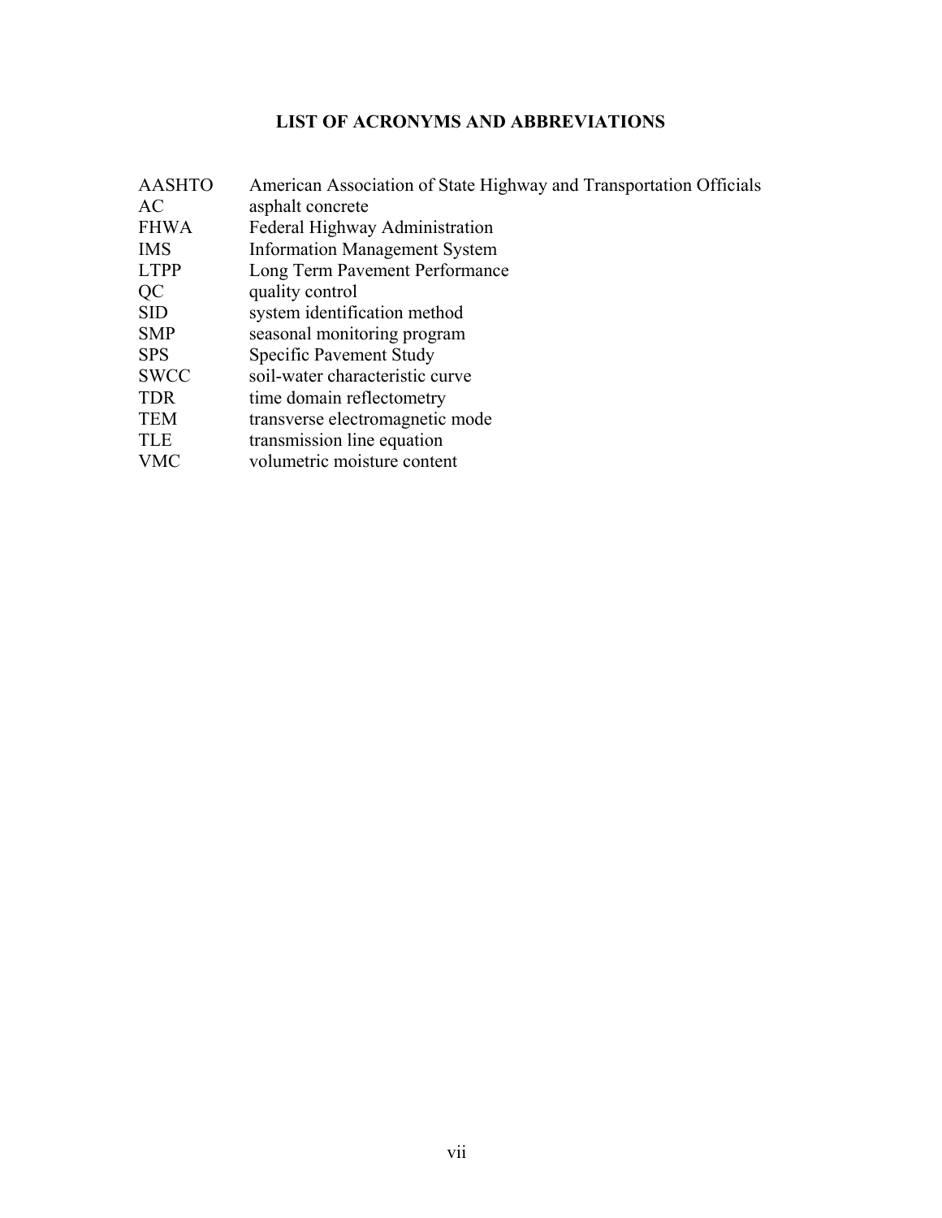# LIST OF ACRONYMS AND ABBREVIATIONS

| | |
|---|---|
| AASHTO | American Association of State Highway and Transportation Officials |
| AC | asphalt concrete |
| FHWA | Federal Highway Administration |
| IMS | Information Management System |
| LTPP | Long Term Pavement Performance |
| QC | quality control |
| SID | system identification method |
| SMP | seasonal monitoring program |
| SPS | Specific Pavement Study |
| SWCC | soil-water characteristic curve |
| TDR | time domain reflectometry |
| TEM | transverse electromagnetic mode |
| TLE | transmission line equation |
| VMC | volumetric moisture content |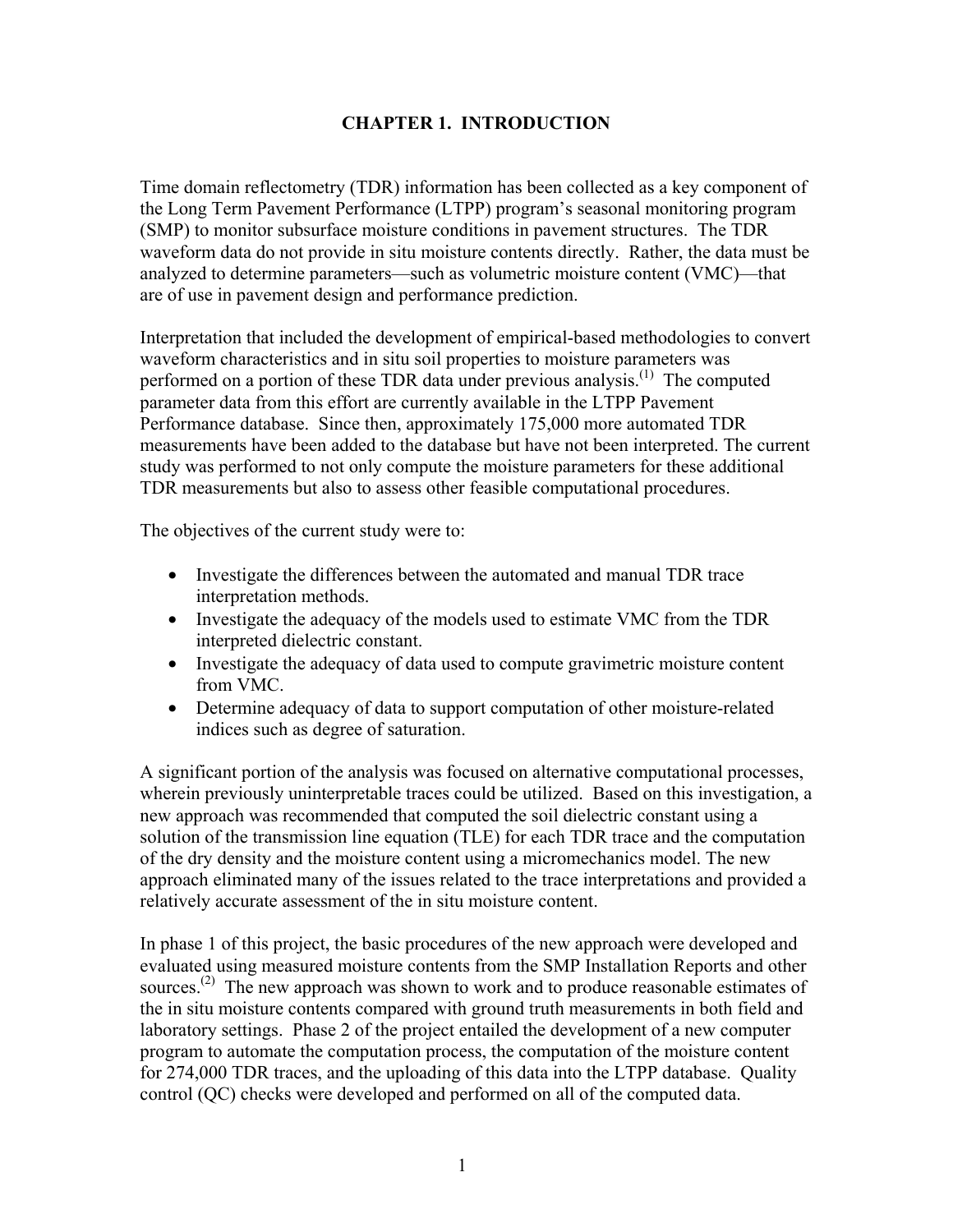# CHAPTER 1. INTRODUCTION

Time domain reflectometry (TDR) information has been collected as a key component of the Long Term Pavement Performance (LTPP) program's seasonal monitoring program (SMP) to monitor subsurface moisture conditions in pavement structures. The TDR waveform data do not provide in situ moisture contents directly. Rather, the data must be analyzed to determine parameters—such as volumetric moisture content (VMC)—that are of use in pavement design and performance prediction.

Interpretation that included the development of empirical-based methodologies to convert waveform characteristics and in situ soil properties to moisture parameters was performed on a portion of these TDR data under previous analysis.[1] The computed parameter data from this effort are currently available in the LTPP Pavement Performance database. Since then, approximately 175,000 more automated TDR measurements have been added to the database but have not been interpreted. The current study was performed to not only compute the moisture parameters for these additional TDR measurements but also to assess other feasible computational procedures.

The objectives of the current study were to:

- Investigate the differences between the automated and manual TDR trace interpretation methods.
- Investigate the adequacy of the models used to estimate VMC from the TDR interpreted dielectric constant.
- Investigate the adequacy of data used to compute gravimetric moisture content from VMC.
- Determine adequacy of data to support computation of other moisture-related indices such as degree of saturation.

A significant portion of the analysis was focused on alternative computational processes, wherein previously uninterpretable traces could be utilized. Based on this investigation, a new approach was recommended that computed the soil dielectric constant using a solution of the transmission line equation (TLE) for each TDR trace and the computation of the dry density and the moisture content using a micromechanics model. The new approach eliminated many of the issues related to the trace interpretations and provided a relatively accurate assessment of the in situ moisture content.

In phase 1 of this project, the basic procedures of the new approach were developed and evaluated using measured moisture contents from the SMP Installation Reports and other sources.[2] The new approach was shown to work and to produce reasonable estimates of the in situ moisture contents compared with ground truth measurements in both field and laboratory settings. Phase 2 of the project entailed the development of a new computer program to automate the computation process, the computation of the moisture content for 274,000 TDR traces, and the uploading of this data into the LTPP database. Quality control (QC) checks were developed and performed on all of the computed data.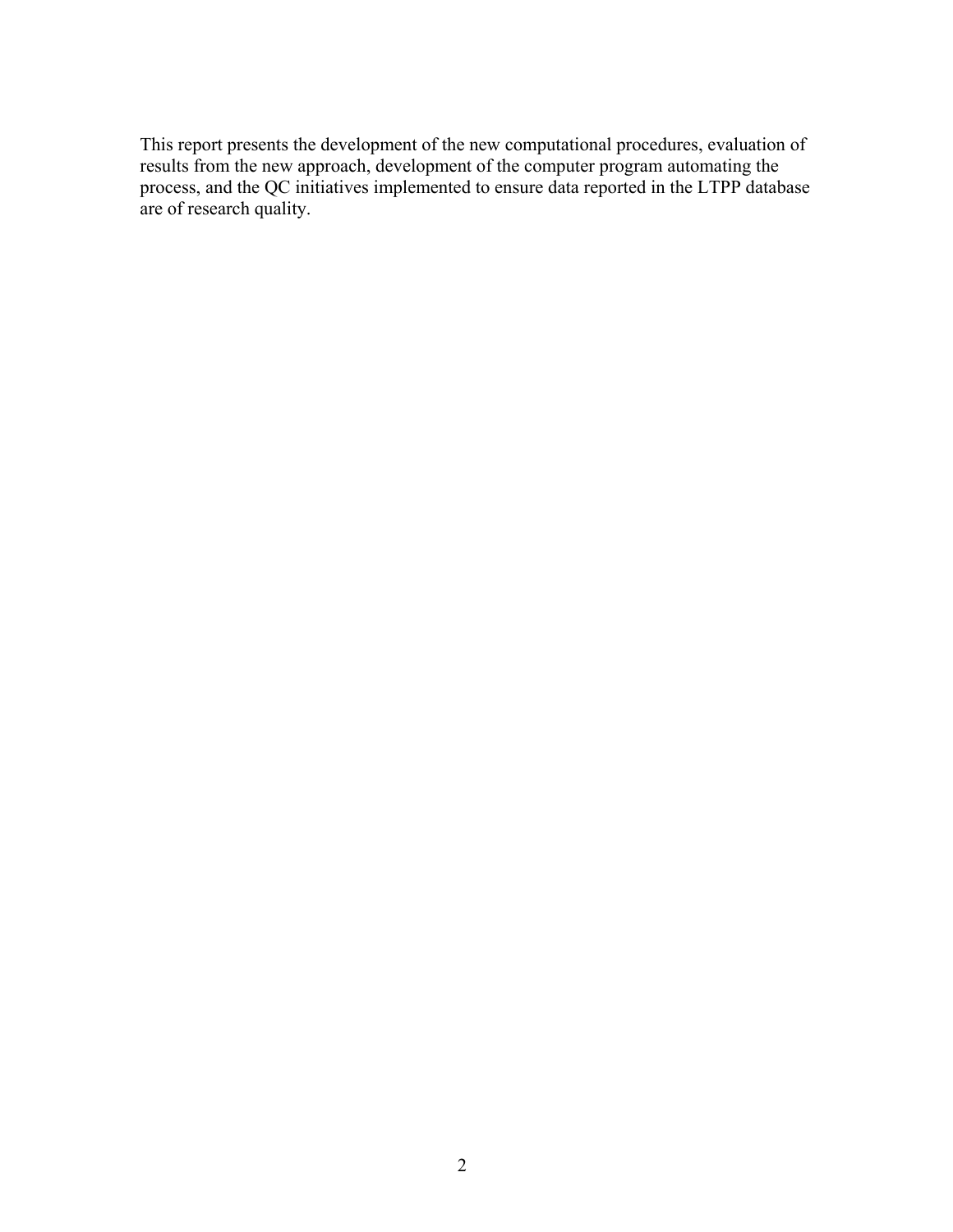This report presents the development of the new computational procedures, evaluation of results from the new approach, development of the computer program automating the process, and the QC initiatives implemented to ensure data reported in the LTPP database are of research quality.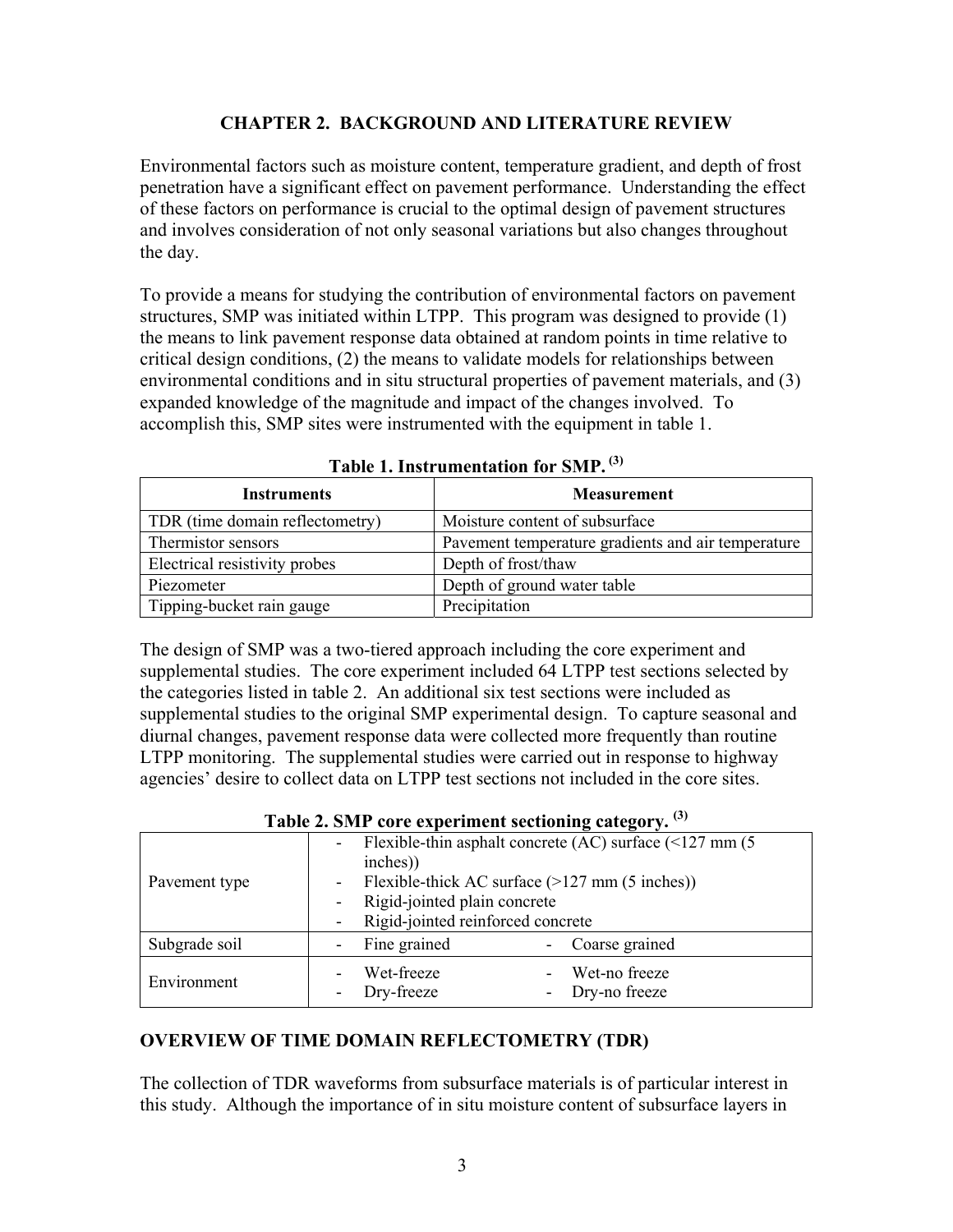## CHAPTER 2. BACKGROUND AND LITERATURE REVIEW

Environmental factors such as moisture content, temperature gradient, and depth of frost penetration have a significant effect on pavement performance. Understanding the effect of these factors on performance is crucial to the optimal design of pavement structures and involves consideration of not only seasonal variations but also changes throughout the day.

To provide a means for studying the contribution of environmental factors on pavement structures, SMP was initiated within LTPP. This program was designed to provide (1) the means to link pavement response data obtained at random points in time relative to critical design conditions, (2) the means to validate models for relationships between environmental conditions and in situ structural properties of pavement materials, and (3) expanded knowledge of the magnitude and impact of the changes involved. To accomplish this, SMP sites were instrumented with the equipment in table 1.

**Table 1. Instrumentation for SMP.** [(3)]

| Instruments | Measurement |
|---|---|
| TDR (time domain reflectometry) | Moisture content of subsurface |
| Thermistor sensors | Pavement temperature gradients and air temperature |
| Electrical resistivity probes | Depth of frost/thaw |
| Piezometer | Depth of ground water table |
| Tipping-bucket rain gauge | Precipitation |

The design of SMP was a two-tiered approach including the core experiment and supplemental studies. The core experiment included 64 LTPP test sections selected by the categories listed in table 2. An additional six test sections were included as supplemental studies to the original SMP experimental design. To capture seasonal and diurnal changes, pavement response data were collected more frequently than routine LTPP monitoring. The supplemental studies were carried out in response to highway agencies' desire to collect data on LTPP test sections not included in the core sites.

**Table 2. SMP core experiment sectioning category.** [(3)]

| | |
|---|---|
| Pavement type | - Flexible-thin asphalt concrete (AC) surface (<127 mm (5 inches))<br>- Flexible-thick AC surface (>127 mm (5 inches))<br>- Rigid-jointed plain concrete<br>- Rigid-jointed reinforced concrete |
| Subgrade soil | - Fine grained &nbsp;&nbsp;&nbsp; - Coarse grained |
| Environment | - Wet-freeze &nbsp;&nbsp;&nbsp; - Wet-no freeze<br>- Dry-freeze &nbsp;&nbsp;&nbsp; - Dry-no freeze |

## OVERVIEW OF TIME DOMAIN REFLECTOMETRY (TDR)

The collection of TDR waveforms from subsurface materials is of particular interest in this study. Although the importance of in situ moisture content of subsurface layers in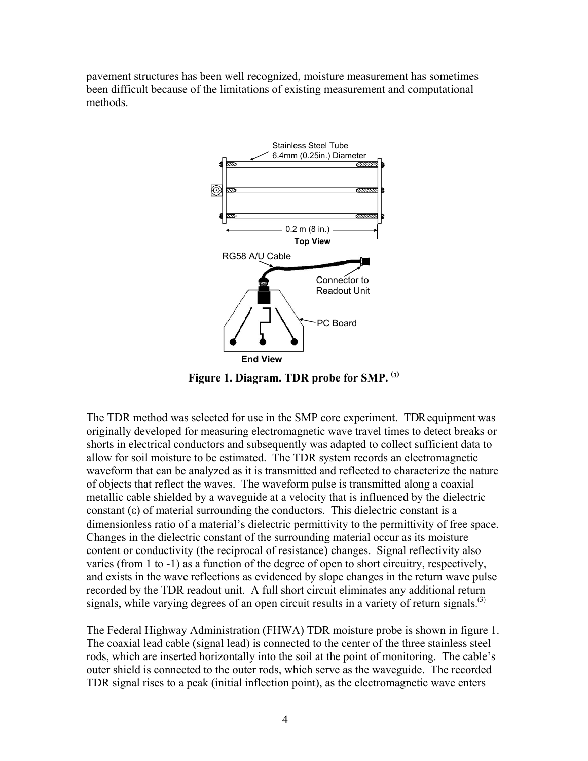pavement structures has been well recognized, moisture measurement has sometimes been difficult because of the limitations of existing measurement and computational methods.

**Figure 1. Diagram. TDR probe for SMP.** [3]

The TDR method was selected for use in the SMP core experiment. TDR equipment was originally developed for measuring electromagnetic wave travel times to detect breaks or shorts in electrical conductors and subsequently was adapted to collect sufficient data to allow for soil moisture to be estimated. The TDR system records an electromagnetic waveform that can be analyzed as it is transmitted and reflected to characterize the nature of objects that reflect the waves. The waveform pulse is transmitted along a coaxial metallic cable shielded by a waveguide at a velocity that is influenced by the dielectric constant ($\varepsilon$) of material surrounding the conductors. This dielectric constant is a dimensionless ratio of a material's dielectric permittivity to the permittivity of free space. Changes in the dielectric constant of the surrounding material occur as its moisture content or conductivity (the reciprocal of resistance) changes. Signal reflectivity also varies (from 1 to -1) as a function of the degree of open to short circuitry, respectively, and exists in the wave reflections as evidenced by slope changes in the return wave pulse recorded by the TDR readout unit. A full short circuit eliminates any additional return signals, while varying degrees of an open circuit results in a variety of return signals.[3]

The Federal Highway Administration (FHWA) TDR moisture probe is shown in figure 1. The coaxial lead cable (signal lead) is connected to the center of the three stainless steel rods, which are inserted horizontally into the soil at the point of monitoring. The cable's outer shield is connected to the outer rods, which serve as the waveguide. The recorded TDR signal rises to a peak (initial inflection point), as the electromagnetic wave enters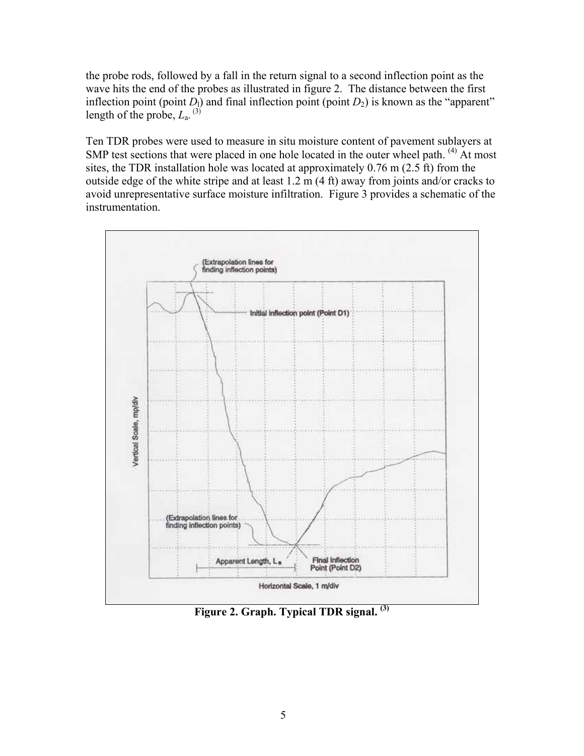the probe rods, followed by a fall in the return signal to a second inflection point as the wave hits the end of the probes as illustrated in figure 2. The distance between the first inflection point (point $D_1$) and final inflection point (point $D_2$) is known as the "apparent" length of the probe, $L_a$. [3]

Ten TDR probes were used to measure in situ moisture content of pavement sublayers at SMP test sections that were placed in one hole located in the outer wheel path. [4] At most sites, the TDR installation hole was located at approximately 0.76 m (2.5 ft) from the outside edge of the white stripe and at least 1.2 m (4 ft) away from joints and/or cracks to avoid unrepresentative surface moisture infiltration. Figure 3 provides a schematic of the instrumentation.

**Figure 2. Graph. Typical TDR signal. [3]**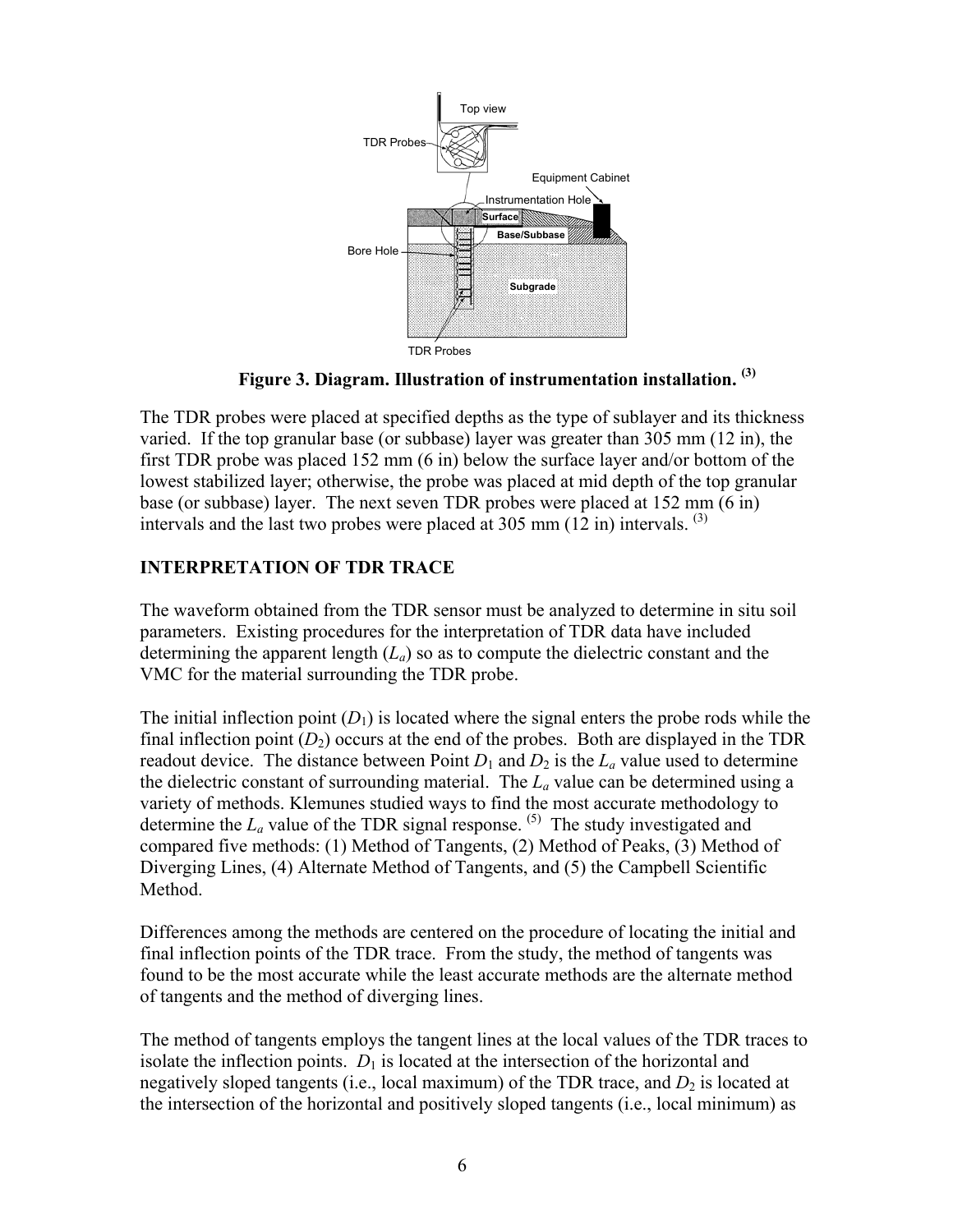**Figure 3. Diagram. Illustration of instrumentation installation.** [(3)]

The TDR probes were placed at specified depths as the type of sublayer and its thickness varied. If the top granular base (or subbase) layer was greater than 305 mm (12 in), the first TDR probe was placed 152 mm (6 in) below the surface layer and/or bottom of the lowest stabilized layer; otherwise, the probe was placed at mid depth of the top granular base (or subbase) layer. The next seven TDR probes were placed at 152 mm (6 in) intervals and the last two probes were placed at 305 mm (12 in) intervals. [(3)]

## INTERPRETATION OF TDR TRACE

The waveform obtained from the TDR sensor must be analyzed to determine in situ soil parameters. Existing procedures for the interpretation of TDR data have included determining the apparent length ($L_a$) so as to compute the dielectric constant and the VMC for the material surrounding the TDR probe.

The initial inflection point ($D_1$) is located where the signal enters the probe rods while the final inflection point ($D_2$) occurs at the end of the probes. Both are displayed in the TDR readout device. The distance between Point $D_1$ and $D_2$ is the $L_a$ value used to determine the dielectric constant of surrounding material. The $L_a$ value can be determined using a variety of methods. Klemunes studied ways to find the most accurate methodology to determine the $L_a$ value of the TDR signal response. [(5)] The study investigated and compared five methods: (1) Method of Tangents, (2) Method of Peaks, (3) Method of Diverging Lines, (4) Alternate Method of Tangents, and (5) the Campbell Scientific Method.

Differences among the methods are centered on the procedure of locating the initial and final inflection points of the TDR trace. From the study, the method of tangents was found to be the most accurate while the least accurate methods are the alternate method of tangents and the method of diverging lines.

The method of tangents employs the tangent lines at the local values of the TDR traces to isolate the inflection points. $D_1$ is located at the intersection of the horizontal and negatively sloped tangents (i.e., local maximum) of the TDR trace, and $D_2$ is located at the intersection of the horizontal and positively sloped tangents (i.e., local minimum) as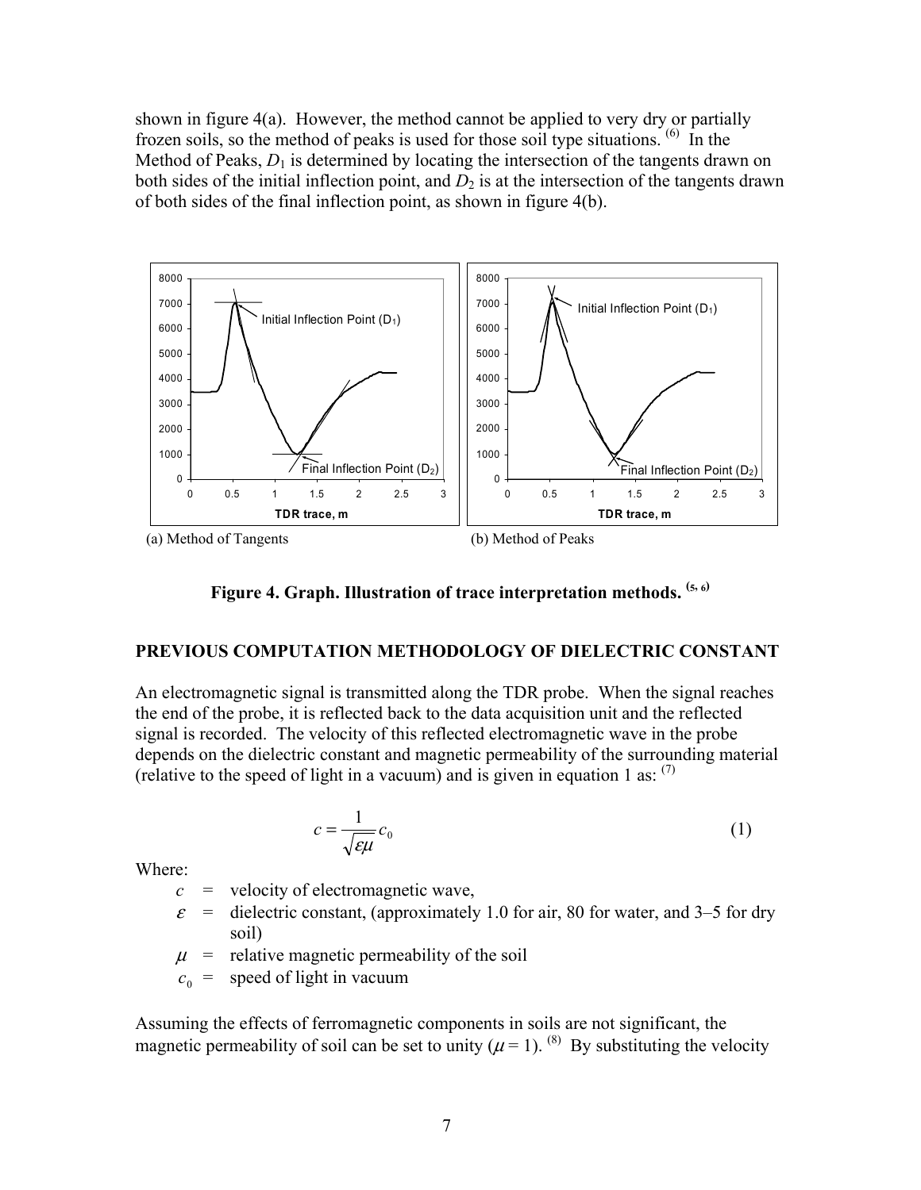shown in figure 4(a). However, the method cannot be applied to very dry or partially frozen soils, so the method of peaks is used for those soil type situations. [6] In the Method of Peaks, $D_1$ is determined by locating the intersection of the tangents drawn on both sides of the initial inflection point, and $D_2$ is at the intersection of the tangents drawn of both sides of the final inflection point, as shown in figure 4(b).

(a) Method of Tangents (b) Method of Peaks

**Figure 4. Graph. Illustration of trace interpretation methods.** [5, 6]

## PREVIOUS COMPUTATION METHODOLOGY OF DIELECTRIC CONSTANT

An electromagnetic signal is transmitted along the TDR probe. When the signal reaches the end of the probe, it is reflected back to the data acquisition unit and the reflected signal is recorded. The velocity of this reflected electromagnetic wave in the probe depends on the dielectric constant and magnetic permeability of the surrounding material (relative to the speed of light in a vacuum) and is given in equation 1 as: [7]

$$c = \frac{1}{\sqrt{\varepsilon\mu}} c_0 \tag{1}$$

Where:

- $c$ = velocity of electromagnetic wave,
- $\varepsilon$ = dielectric constant, (approximately 1.0 for air, 80 for water, and 3–5 for dry soil)
- $\mu$ = relative magnetic permeability of the soil
- $c_0$ = speed of light in vacuum

Assuming the effects of ferromagnetic components in soils are not significant, the magnetic permeability of soil can be set to unity ($\mu = 1$). [8] By substituting the velocity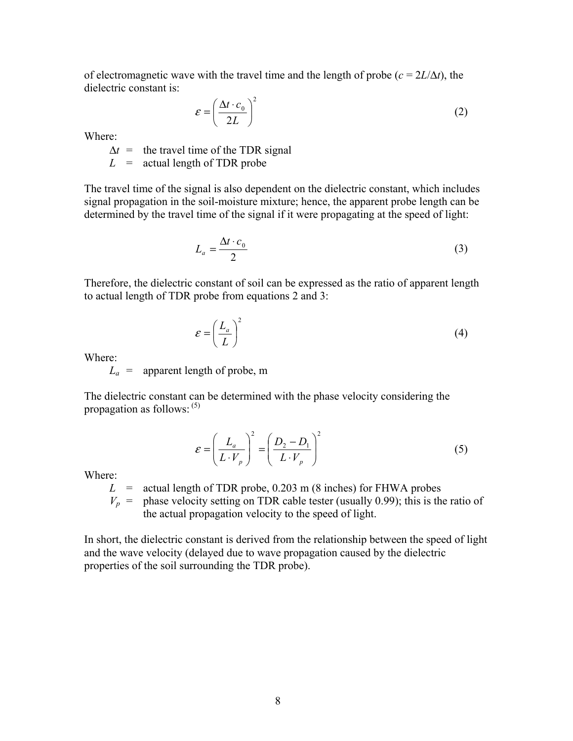of electromagnetic wave with the travel time and the length of probe ($c = 2L/\Delta t$), the dielectric constant is:

$$\varepsilon = \left( \frac{\Delta t \cdot c_0}{2L} \right)^2 \tag{2}$$

Where:

- $\Delta t$ = the travel time of the TDR signal
- $L$ = actual length of TDR probe

The travel time of the signal is also dependent on the dielectric constant, which includes signal propagation in the soil-moisture mixture; hence, the apparent probe length can be determined by the travel time of the signal if it were propagating at the speed of light:

$$L_a = \frac{\Delta t \cdot c_0}{2} \tag{3}$$

Therefore, the dielectric constant of soil can be expressed as the ratio of apparent length to actual length of TDR probe from equations 2 and 3:

$$\varepsilon = \left( \frac{L_a}{L} \right)^2 \tag{4}$$

Where:

- $L_a$ = apparent length of probe, m

The dielectric constant can be determined with the phase velocity considering the propagation as follows: [5]

$$\varepsilon = \left( \frac{L_a}{L \cdot V_p} \right)^2 = \left( \frac{D_2 - D_1}{L \cdot V_p} \right)^2 \tag{5}$$

Where:

- $L$ = actual length of TDR probe, 0.203 m (8 inches) for FHWA probes
- $V_p$ = phase velocity setting on TDR cable tester (usually 0.99); this is the ratio of the actual propagation velocity to the speed of light.

In short, the dielectric constant is derived from the relationship between the speed of light and the wave velocity (delayed due to wave propagation caused by the dielectric properties of the soil surrounding the TDR probe).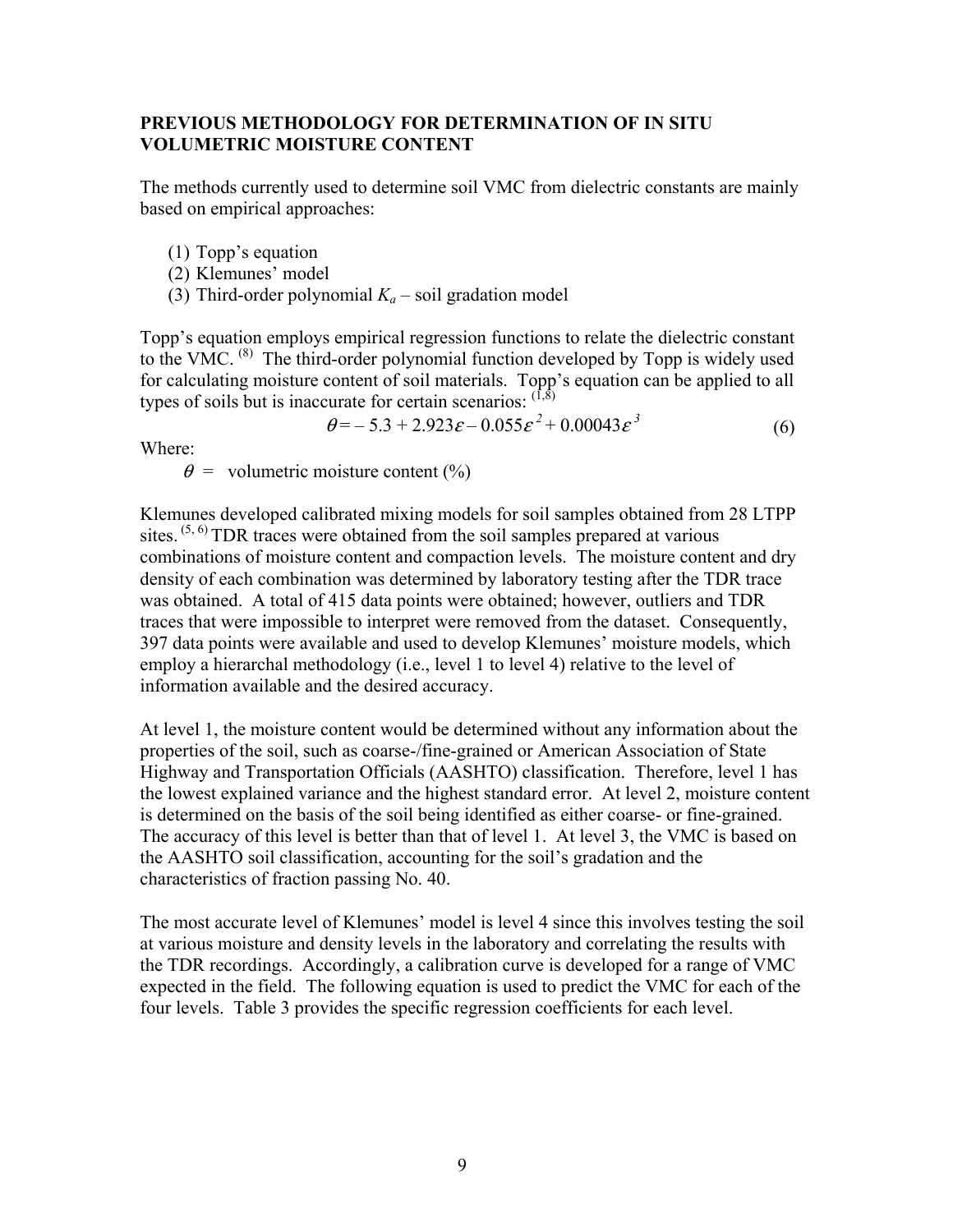## PREVIOUS METHODOLOGY FOR DETERMINATION OF IN SITU VOLUMETRIC MOISTURE CONTENT

The methods currently used to determine soil VMC from dielectric constants are mainly based on empirical approaches:

(1) Topp's equation
(2) Klemunes' model
(3) Third-order polynomial $K_a$ – soil gradation model

Topp's equation employs empirical regression functions to relate the dielectric constant to the VMC. [8] The third-order polynomial function developed by Topp is widely used for calculating moisture content of soil materials. Topp's equation can be applied to all types of soils but is inaccurate for certain scenarios: [1,8]

$$\theta = -5.3 + 2.923\varepsilon - 0.055\varepsilon^2 + 0.00043\varepsilon^3 \tag{6}$$

Where:

$\theta$ = volumetric moisture content (%)

Klemunes developed calibrated mixing models for soil samples obtained from 28 LTPP sites. [5, 6] TDR traces were obtained from the soil samples prepared at various combinations of moisture content and compaction levels. The moisture content and dry density of each combination was determined by laboratory testing after the TDR trace was obtained. A total of 415 data points were obtained; however, outliers and TDR traces that were impossible to interpret were removed from the dataset. Consequently, 397 data points were available and used to develop Klemunes' moisture models, which employ a hierarchal methodology (i.e., level 1 to level 4) relative to the level of information available and the desired accuracy.

At level 1, the moisture content would be determined without any information about the properties of the soil, such as coarse-/fine-grained or American Association of State Highway and Transportation Officials (AASHTO) classification. Therefore, level 1 has the lowest explained variance and the highest standard error. At level 2, moisture content is determined on the basis of the soil being identified as either coarse- or fine-grained. The accuracy of this level is better than that of level 1. At level 3, the VMC is based on the AASHTO soil classification, accounting for the soil's gradation and the characteristics of fraction passing No. 40.

The most accurate level of Klemunes' model is level 4 since this involves testing the soil at various moisture and density levels in the laboratory and correlating the results with the TDR recordings. Accordingly, a calibration curve is developed for a range of VMC expected in the field. The following equation is used to predict the VMC for each of the four levels. Table 3 provides the specific regression coefficients for each level.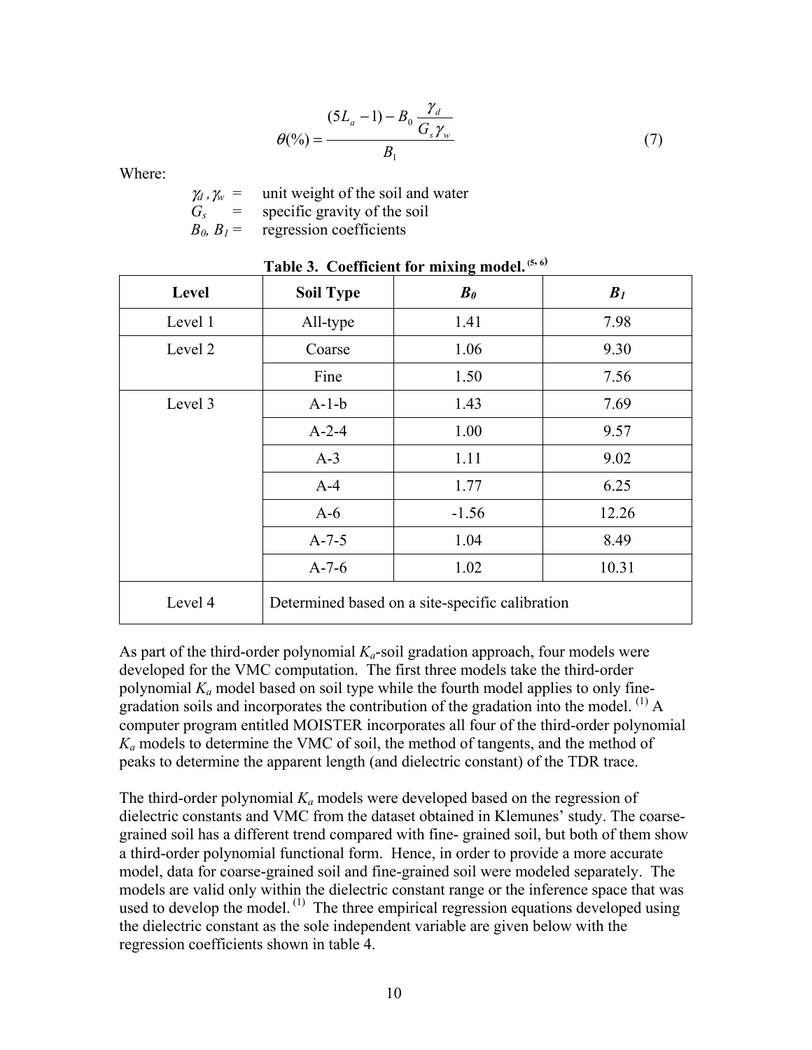$$\theta(\%) = \frac{(5L_a - 1) - B_0 \dfrac{\gamma_d}{G_s \gamma_w}}{B_1} \tag{7}$$

Where:

$\gamma_d$ , $\gamma_w$ = unit weight of the soil and water
$G_s$ = specific gravity of the soil
$B_0$, $B_1$ = regression coefficients

**Table 3. Coefficient for mixing model.** [5, 6]

| Level | Soil Type | $B_0$ | $B_1$ |
|---|---|---|---|
| Level 1 | All-type | 1.41 | 7.98 |
| Level 2 | Coarse | 1.06 | 9.30 |
| | Fine | 1.50 | 7.56 |
| Level 3 | A-1-b | 1.43 | 7.69 |
| | A-2-4 | 1.00 | 9.57 |
| | A-3 | 1.11 | 9.02 |
| | A-4 | 1.77 | 6.25 |
| | A-6 | -1.56 | 12.26 |
| | A-7-5 | 1.04 | 8.49 |
| | A-7-6 | 1.02 | 10.31 |
| Level 4 | Determined based on a site-specific calibration | | |

As part of the third-order polynomial $K_a$-soil gradation approach, four models were developed for the VMC computation. The first three models take the third-order polynomial $K_a$ model based on soil type while the fourth model applies to only fine-gradation soils and incorporates the contribution of the gradation into the model. [1] A computer program entitled MOISTER incorporates all four of the third-order polynomial $K_a$ models to determine the VMC of soil, the method of tangents, and the method of peaks to determine the apparent length (and dielectric constant) of the TDR trace.

The third-order polynomial $K_a$ models were developed based on the regression of dielectric constants and VMC from the dataset obtained in Klemunes' study. The coarse-grained soil has a different trend compared with fine- grained soil, but both of them show a third-order polynomial functional form. Hence, in order to provide a more accurate model, data for coarse-grained soil and fine-grained soil were modeled separately. The models are valid only within the dielectric constant range or the inference space that was used to develop the model. [1] The three empirical regression equations developed using the dielectric constant as the sole independent variable are given below with the regression coefficients shown in table 4.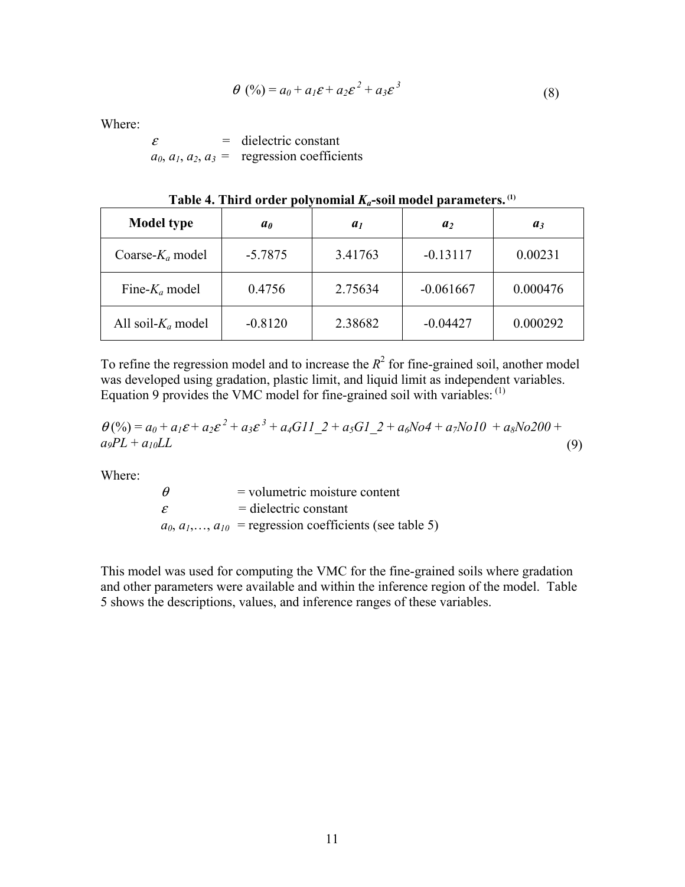$$\theta\ (\%) = a_0 + a_1\varepsilon + a_2\varepsilon^2 + a_3\varepsilon^3 \tag{8}$$

Where:

$\varepsilon$ = dielectric constant
$a_0$, $a_1$, $a_2$, $a_3$ = regression coefficients

**Table 4. Third order polynomial $K_a$-soil model parameters.** [(1)]

| Model type | $a_0$ | $a_1$ | $a_2$ | $a_3$ |
|---|---|---|---|---|
| Coarse-$K_a$ model | -5.7875 | 3.41763 | -0.13117 | 0.00231 |
| Fine-$K_a$ model | 0.4756 | 2.75634 | -0.061667 | 0.000476 |
| All soil-$K_a$ model | -0.8120 | 2.38682 | -0.04427 | 0.000292 |

To refine the regression model and to increase the $R^2$ for fine-grained soil, another model was developed using gradation, plastic limit, and liquid limit as independent variables. Equation 9 provides the VMC model for fine-grained soil with variables: [(1)]

$$\theta(\%) = a_0 + a_1\varepsilon + a_2\varepsilon^2 + a_3\varepsilon^3 + a_4 G11\_2 + a_5 G1\_2 + a_6 No4 + a_7 No10 + a_8 No200 + a_9 PL + a_{10} LL \tag{9}$$

Where:

$\theta$ = volumetric moisture content
$\varepsilon$ = dielectric constant
$a_0, a_1, \ldots, a_{10}$ = regression coefficients (see table 5)

This model was used for computing the VMC for the fine-grained soils where gradation and other parameters were available and within the inference region of the model. Table 5 shows the descriptions, values, and inference ranges of these variables.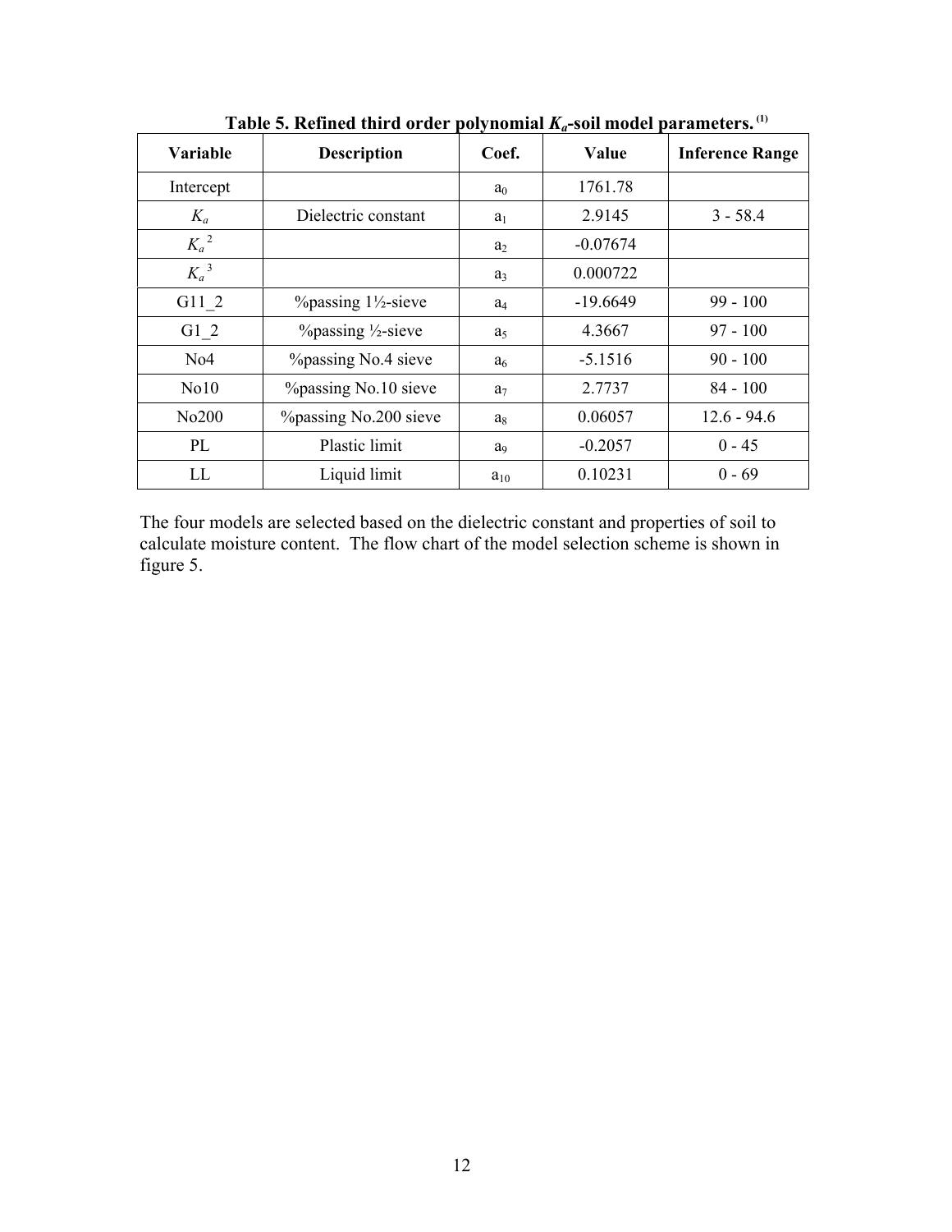**Table 5. Refined third order polynomial $K_a$-soil model parameters.** [1]

| Variable | Description | Coef. | Value | Inference Range |
|---|---|---|---|---|
| Intercept | | $a_0$ | 1761.78 | |
| $K_a$ | Dielectric constant | $a_1$ | 2.9145 | 3 - 58.4 |
| $K_a^2$ | | $a_2$ | -0.07674 | |
| $K_a^3$ | | $a_3$ | 0.000722 | |
| G11_2 | %passing 1½-sieve | $a_4$ | -19.6649 | 99 - 100 |
| G1_2 | %passing ½-sieve | $a_5$ | 4.3667 | 97 - 100 |
| No4 | %passing No.4 sieve | $a_6$ | -5.1516 | 90 - 100 |
| No10 | %passing No.10 sieve | $a_7$ | 2.7737 | 84 - 100 |
| No200 | %passing No.200 sieve | $a_8$ | 0.06057 | 12.6 - 94.6 |
| PL | Plastic limit | $a_9$ | -0.2057 | 0 - 45 |
| LL | Liquid limit | $a_{10}$ | 0.10231 | 0 - 69 |

The four models are selected based on the dielectric constant and properties of soil to calculate moisture content. The flow chart of the model selection scheme is shown in figure 5.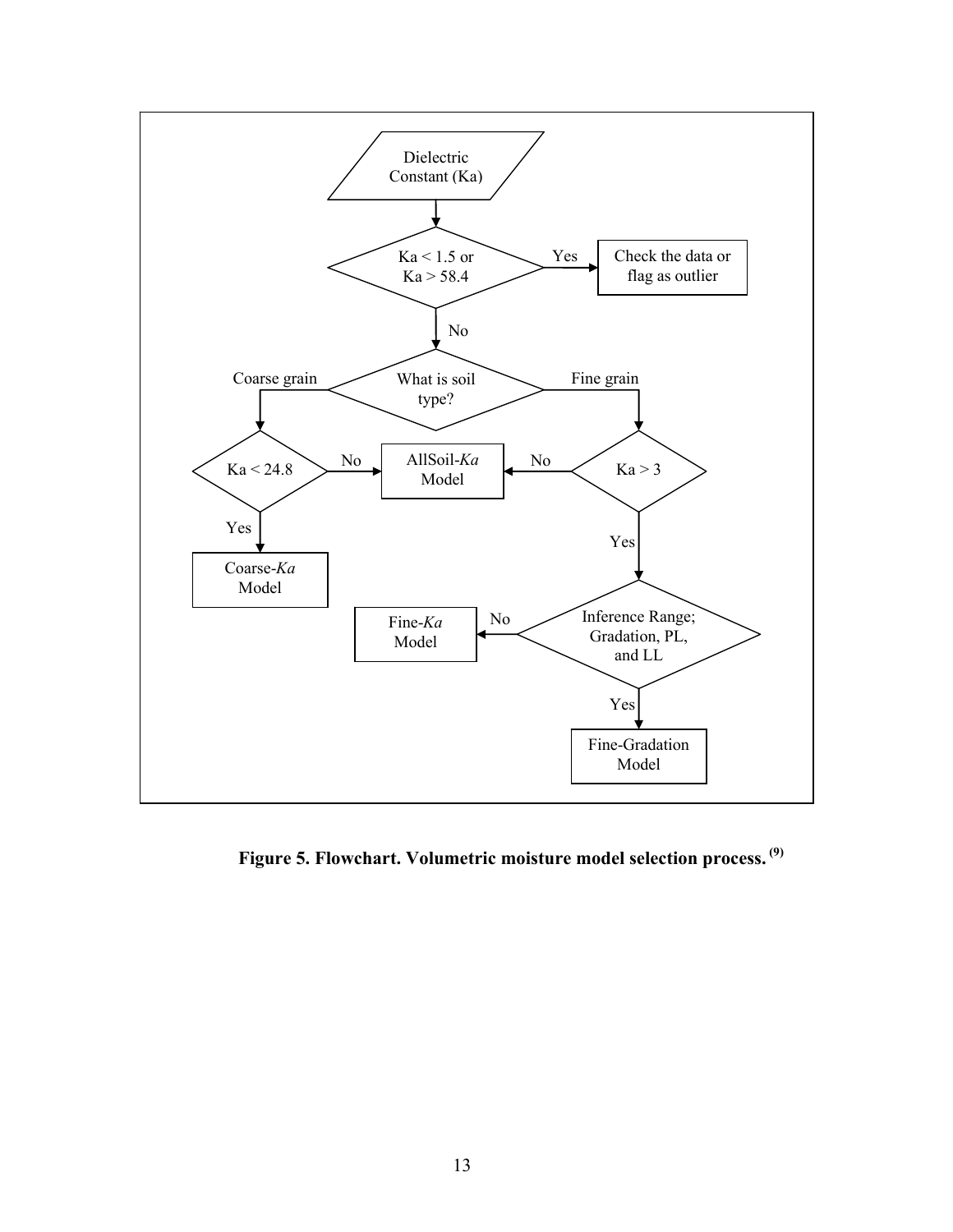Dielectric Constant (Ka)

Ka < 1.5 or Ka > 58.4 — Yes → Check the data or flag as outlier

No ↓

What is soil type?

- Coarse grain → Ka < 24.8
  - Yes → Coarse-*Ka* Model
  - No → AllSoil-*Ka* Model
- Fine grain → Ka > 3
  - No → AllSoil-*Ka* Model
  - Yes → Inference Range; Gradation, PL, and LL
    - Yes → Fine-Gradation Model
    - No → Fine-*Ka* Model

**Figure 5. Flowchart. Volumetric moisture model selection process.** [9]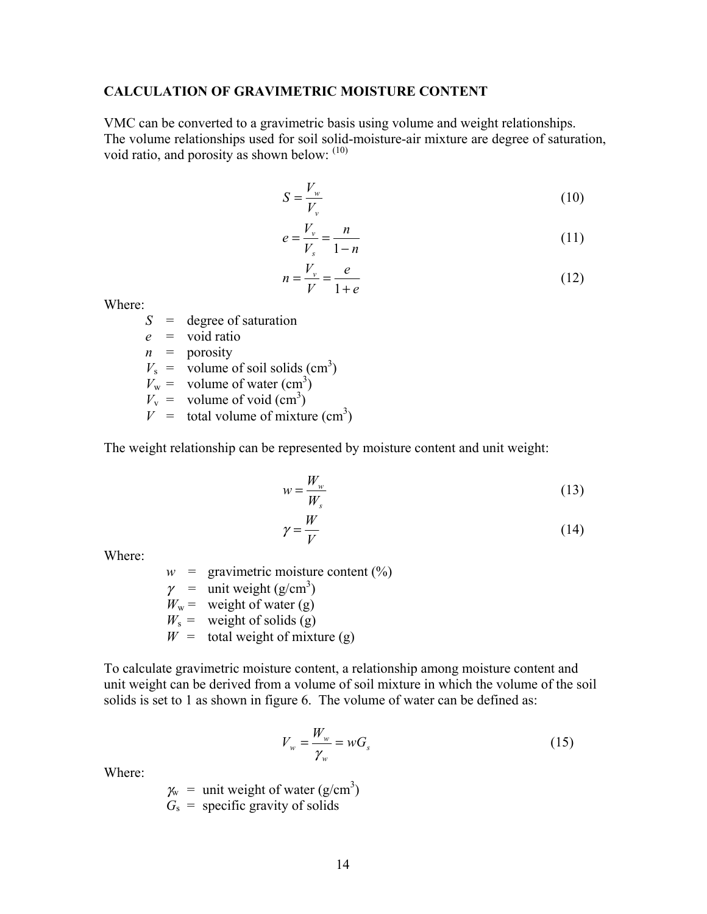**CALCULATION OF GRAVIMETRIC MOISTURE CONTENT**

VMC can be converted to a gravimetric basis using volume and weight relationships. The volume relationships used for soil solid-moisture-air mixture are degree of saturation, void ratio, and porosity as shown below: [10]

$$S = \frac{V_w}{V_v} \tag{10}$$

$$e = \frac{V_v}{V_s} = \frac{n}{1-n} \tag{11}$$

$$n = \frac{V_v}{V} = \frac{e}{1+e} \tag{12}$$

Where:

- $S$ = degree of saturation
- $e$ = void ratio
- $n$ = porosity
- $V_s$ = volume of soil solids ($cm^3$)
- $V_w$ = volume of water ($cm^3$)
- $V_v$ = volume of void ($cm^3$)
- $V$ = total volume of mixture ($cm^3$)

The weight relationship can be represented by moisture content and unit weight:

$$w = \frac{W_w}{W_s} \tag{13}$$

$$\gamma = \frac{W}{V} \tag{14}$$

Where:

- $w$ = gravimetric moisture content (%)
- $\gamma$ = unit weight ($g/cm^3$)
- $W_w$ = weight of water (g)
- $W_s$ = weight of solids (g)
- $W$ = total weight of mixture (g)

To calculate gravimetric moisture content, a relationship among moisture content and unit weight can be derived from a volume of soil mixture in which the volume of the soil solids is set to 1 as shown in figure 6. The volume of water can be defined as:

$$V_w = \frac{W_w}{\gamma_w} = wG_s \tag{15}$$

Where:

- $\gamma_w$ = unit weight of water ($g/cm^3$)
- $G_s$ = specific gravity of solids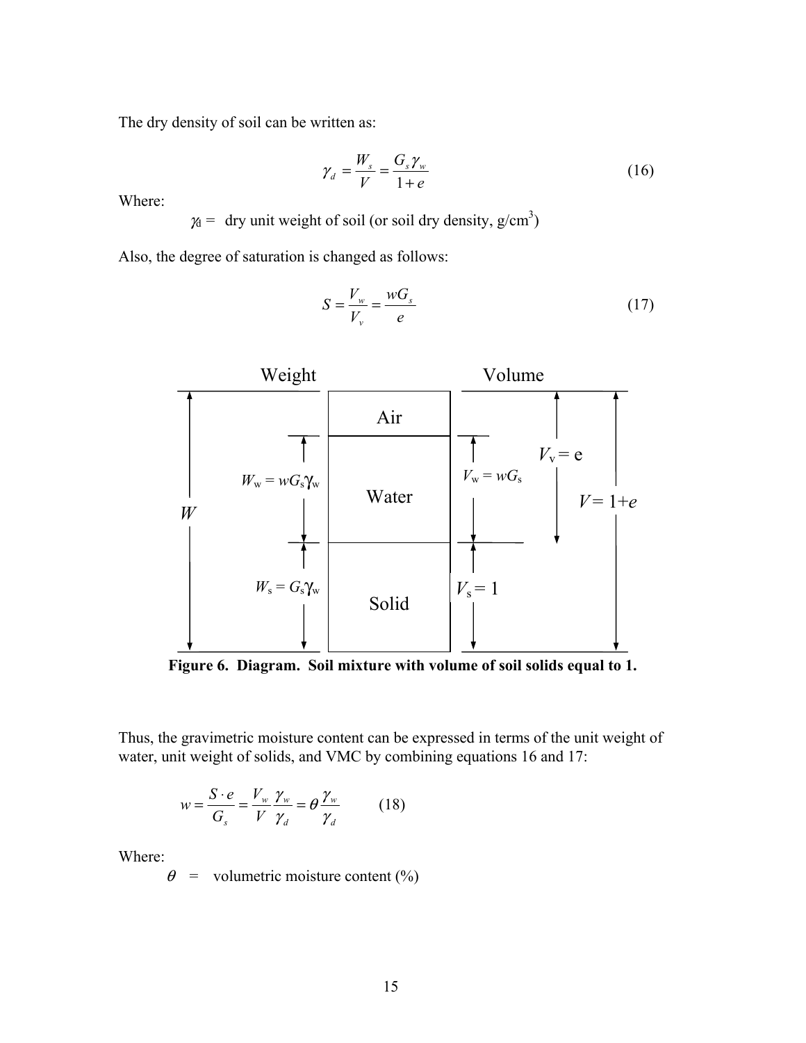The dry density of soil can be written as:

$$\gamma_d = \frac{W_s}{V} = \frac{G_s \gamma_w}{1+e} \tag{16}$$

Where:

$\gamma_d$ = dry unit weight of soil (or soil dry density, g/cm$^3$)

Also, the degree of saturation is changed as follows:

$$S = \frac{V_w}{V_v} = \frac{wG_s}{e} \tag{17}$$

**Figure 6. Diagram. Soil mixture with volume of soil solids equal to 1.**

Thus, the gravimetric moisture content can be expressed in terms of the unit weight of water, unit weight of solids, and VMC by combining equations 16 and 17:

$$w = \frac{S \cdot e}{G_s} = \frac{V_w}{V}\frac{\gamma_w}{\gamma_d} = \theta \frac{\gamma_w}{\gamma_d} \tag{18}$$

Where:

$\theta$ = volumetric moisture content (%)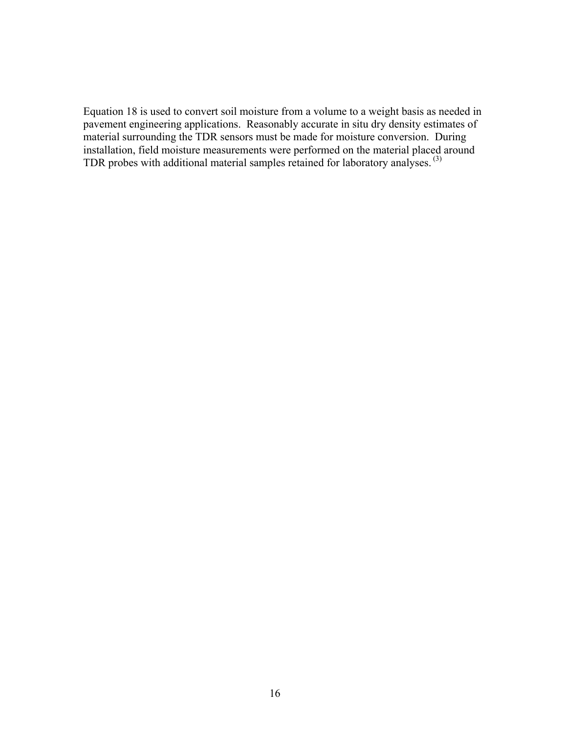Equation 18 is used to convert soil moisture from a volume to a weight basis as needed in pavement engineering applications. Reasonably accurate in situ dry density estimates of material surrounding the TDR sensors must be made for moisture conversion. During installation, field moisture measurements were performed on the material placed around TDR probes with additional material samples retained for laboratory analyses. [(3)]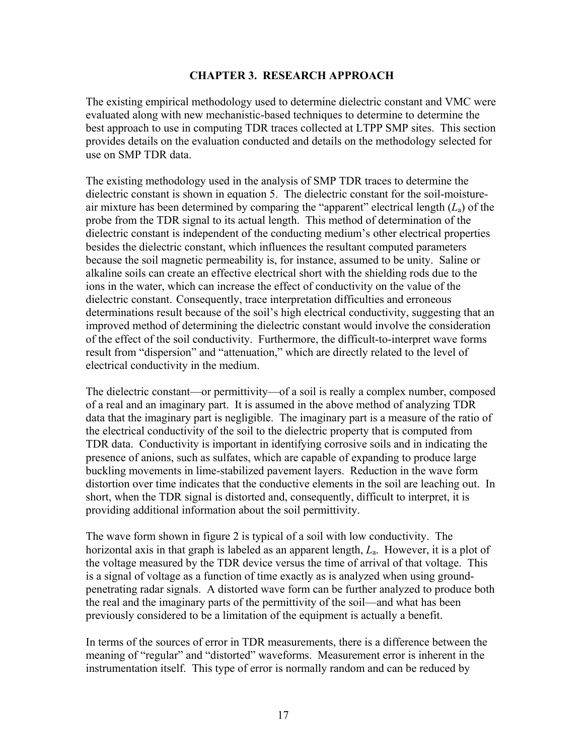# CHAPTER 3. RESEARCH APPROACH

The existing empirical methodology used to determine dielectric constant and VMC were evaluated along with new mechanistic-based techniques to determine to determine the best approach to use in computing TDR traces collected at LTPP SMP sites. This section provides details on the evaluation conducted and details on the methodology selected for use on SMP TDR data.

The existing methodology used in the analysis of SMP TDR traces to determine the dielectric constant is shown in equation 5. The dielectric constant for the soil-moisture-air mixture has been determined by comparing the "apparent" electrical length ($L_a$) of the probe from the TDR signal to its actual length. This method of determination of the dielectric constant is independent of the conducting medium's other electrical properties besides the dielectric constant, which influences the resultant computed parameters because the soil magnetic permeability is, for instance, assumed to be unity. Saline or alkaline soils can create an effective electrical short with the shielding rods due to the ions in the water, which can increase the effect of conductivity on the value of the dielectric constant. Consequently, trace interpretation difficulties and erroneous determinations result because of the soil's high electrical conductivity, suggesting that an improved method of determining the dielectric constant would involve the consideration of the effect of the soil conductivity. Furthermore, the difficult-to-interpret wave forms result from "dispersion" and "attenuation," which are directly related to the level of electrical conductivity in the medium.

The dielectric constant—or permittivity—of a soil is really a complex number, composed of a real and an imaginary part. It is assumed in the above method of analyzing TDR data that the imaginary part is negligible. The imaginary part is a measure of the ratio of the electrical conductivity of the soil to the dielectric property that is computed from TDR data. Conductivity is important in identifying corrosive soils and in indicating the presence of anions, such as sulfates, which are capable of expanding to produce large buckling movements in lime-stabilized pavement layers. Reduction in the wave form distortion over time indicates that the conductive elements in the soil are leaching out. In short, when the TDR signal is distorted and, consequently, difficult to interpret, it is providing additional information about the soil permittivity.

The wave form shown in figure 2 is typical of a soil with low conductivity. The horizontal axis in that graph is labeled as an apparent length, $L_a$. However, it is a plot of the voltage measured by the TDR device versus the time of arrival of that voltage. This is a signal of voltage as a function of time exactly as is analyzed when using ground-penetrating radar signals. A distorted wave form can be further analyzed to produce both the real and the imaginary parts of the permittivity of the soil—and what has been previously considered to be a limitation of the equipment is actually a benefit.

In terms of the sources of error in TDR measurements, there is a difference between the meaning of "regular" and "distorted" waveforms. Measurement error is inherent in the instrumentation itself. This type of error is normally random and can be reduced by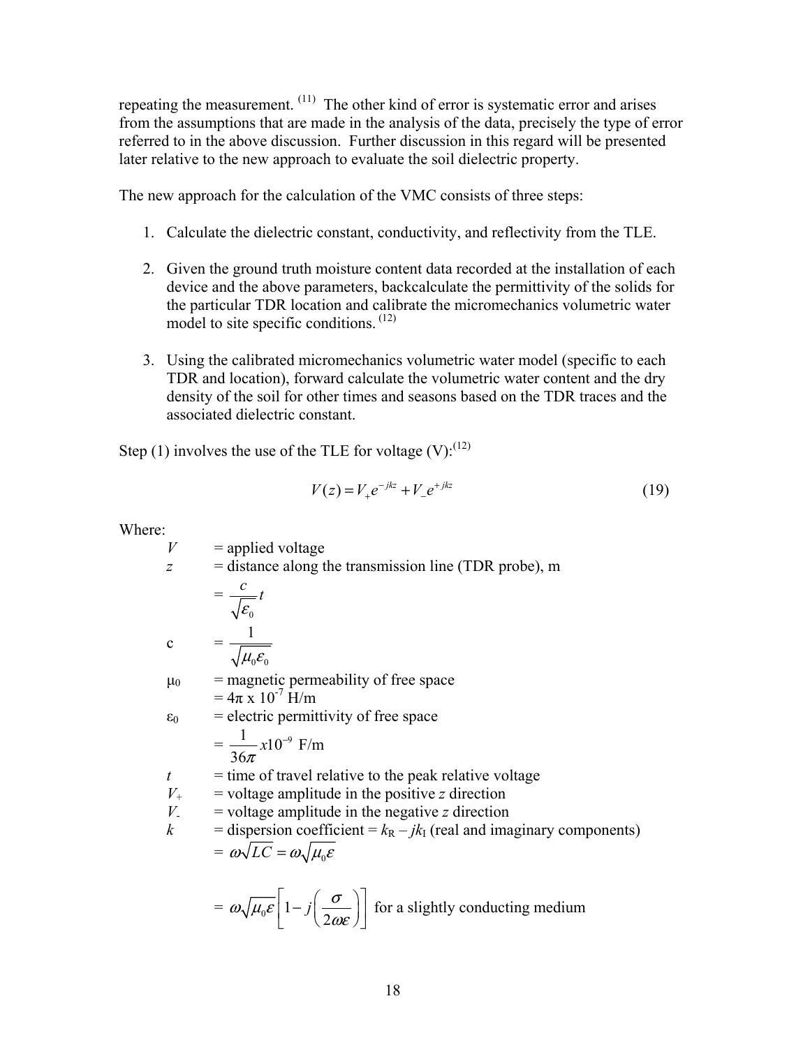repeating the measurement. [11] The other kind of error is systematic error and arises from the assumptions that are made in the analysis of the data, precisely the type of error referred to in the above discussion. Further discussion in this regard will be presented later relative to the new approach to evaluate the soil dielectric property.

The new approach for the calculation of the VMC consists of three steps:

1. Calculate the dielectric constant, conductivity, and reflectivity from the TLE.

2. Given the ground truth moisture content data recorded at the installation of each device and the above parameters, backcalculate the permittivity of the solids for the particular TDR location and calibrate the micromechanics volumetric water model to site specific conditions. [12]

3. Using the calibrated micromechanics volumetric water model (specific to each TDR and location), forward calculate the volumetric water content and the dry density of the soil for other times and seasons based on the TDR traces and the associated dielectric constant.

Step (1) involves the use of the TLE for voltage (V):[12]

$$V(z) = V_{+}e^{-jkz} + V_{-}e^{+jkz} \tag{19}$$

Where:

$V$ = applied voltage

$z$ = distance along the transmission line (TDR probe), m

$= \dfrac{c}{\sqrt{\varepsilon_0}} t$

c $= \dfrac{1}{\sqrt{\mu_0 \varepsilon_0}}$

$\mu_0$ = magnetic permeability of free space
$= 4\pi \times 10^{-7}$ H/m

$\varepsilon_0$ = electric permittivity of free space
$= \dfrac{1}{36\pi} x10^{-9}$ F/m

$t$ = time of travel relative to the peak relative voltage

$V_{+}$ = voltage amplitude in the positive $z$ direction

$V_{-}$ = voltage amplitude in the negative $z$ direction

$k$ = dispersion coefficient = $k_R - jk_I$ (real and imaginary components)
$= \omega\sqrt{LC} = \omega\sqrt{\mu_0 \varepsilon}$

$= \omega\sqrt{\mu_0 \varepsilon}\left[1 - j\left(\dfrac{\sigma}{2\omega\varepsilon}\right)\right]$ for a slightly conducting medium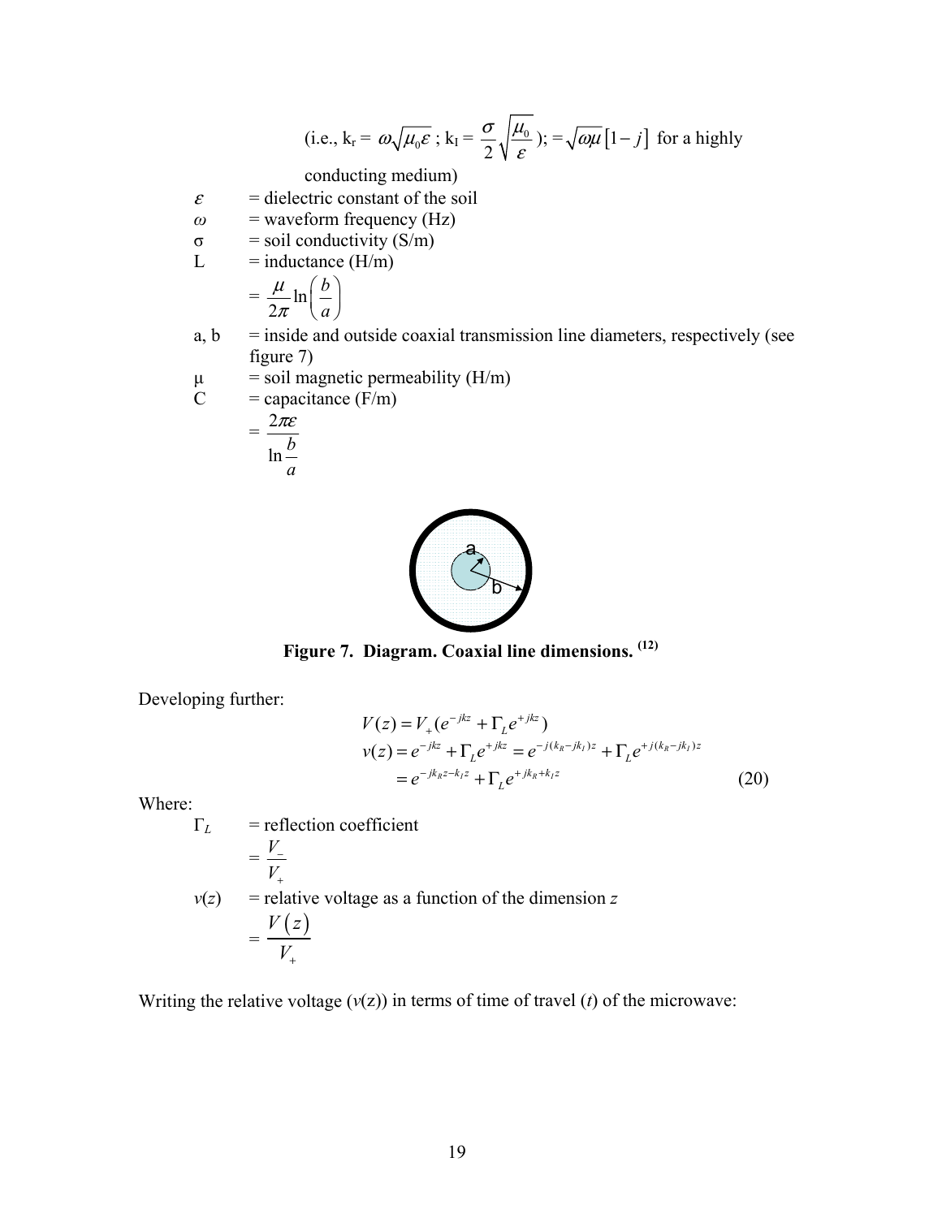(i.e., $k_r = \omega\sqrt{\mu_0 \varepsilon}$ ; $k_I = \dfrac{\sigma}{2}\sqrt{\dfrac{\mu_0}{\varepsilon}}$); $= \sqrt{\omega\mu}\left[1-j\right]$ for a highly conducting medium)

$\varepsilon$ = dielectric constant of the soil

$\omega$ = waveform frequency (Hz)

σ = soil conductivity (S/m)

L = inductance (H/m)

$$= \frac{\mu}{2\pi}\ln\left(\frac{b}{a}\right)$$

a, b = inside and outside coaxial transmission line diameters, respectively (see figure 7)

μ = soil magnetic permeability (H/m)

C = capacitance (F/m)

$$= \frac{2\pi\varepsilon}{\ln\frac{b}{a}}$$

**Figure 7. Diagram. Coaxial line dimensions.** [12]

Developing further:

$$\begin{aligned} V(z) &= V_+(e^{-jkz} + \Gamma_L e^{+jkz}) \\ v(z) &= e^{-jkz} + \Gamma_L e^{+jkz} = e^{-j(k_R - jk_I)z} + \Gamma_L e^{+j(k_R - jk_I)z} \\ &= e^{-jk_R z - k_I z} + \Gamma_L e^{+jk_R + k_I z} \end{aligned} \tag{20}$$

Where:

$\Gamma_L$ = reflection coefficient

$$= \frac{V_-}{V_+}$$

$v(z)$ = relative voltage as a function of the dimension *z*

$$= \frac{V\left(z\right)}{V_+}$$

Writing the relative voltage ($v$(z)) in terms of time of travel ($t$) of the microwave: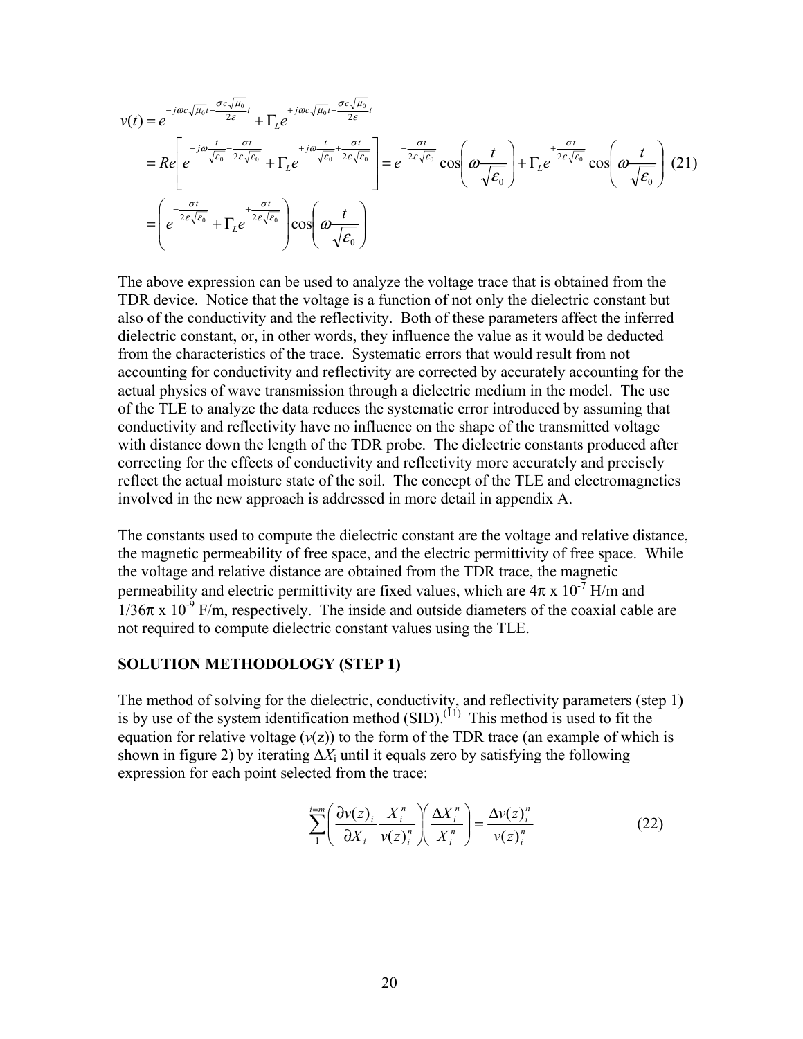$$
\begin{aligned}
v(t) &= e^{-j\omega c\sqrt{\mu_0}t - \frac{\sigma c\sqrt{\mu_0}}{2\varepsilon}t} + \Gamma_L e^{+j\omega c\sqrt{\mu_0}t + \frac{\sigma c\sqrt{\mu_0}}{2\varepsilon}t} \\
&= Re\left[ e^{-j\omega\frac{t}{\sqrt{\varepsilon_0}} - \frac{\sigma t}{2\varepsilon\sqrt{\varepsilon_0}}} + \Gamma_L e^{+j\omega\frac{t}{\sqrt{\varepsilon_0}} + \frac{\sigma t}{2\varepsilon\sqrt{\varepsilon_0}}} \right] = e^{-\frac{\sigma t}{2\varepsilon\sqrt{\varepsilon_0}}} \cos\left(\omega\frac{t}{\sqrt{\varepsilon_0}}\right) + \Gamma_L e^{+\frac{\sigma t}{2\varepsilon\sqrt{\varepsilon_0}}} \cos\left(\omega\frac{t}{\sqrt{\varepsilon_0}}\right) \qquad (21) \\
&= \left( e^{-\frac{\sigma t}{2\varepsilon\sqrt{\varepsilon_0}}} + \Gamma_L e^{+\frac{\sigma t}{2\varepsilon\sqrt{\varepsilon_0}}} \right) \cos\left(\omega\frac{t}{\sqrt{\varepsilon_0}}\right)
\end{aligned}
$$

The above expression can be used to analyze the voltage trace that is obtained from the TDR device. Notice that the voltage is a function of not only the dielectric constant but also of the conductivity and the reflectivity. Both of these parameters affect the inferred dielectric constant, or, in other words, they influence the value as it would be deducted from the characteristics of the trace. Systematic errors that would result from not accounting for conductivity and reflectivity are corrected by accurately accounting for the actual physics of wave transmission through a dielectric medium in the model. The use of the TLE to analyze the data reduces the systematic error introduced by assuming that conductivity and reflectivity have no influence on the shape of the transmitted voltage with distance down the length of the TDR probe. The dielectric constants produced after correcting for the effects of conductivity and reflectivity more accurately and precisely reflect the actual moisture state of the soil. The concept of the TLE and electromagnetics involved in the new approach is addressed in more detail in appendix A.

The constants used to compute the dielectric constant are the voltage and relative distance, the magnetic permeability of free space, and the electric permittivity of free space. While the voltage and relative distance are obtained from the TDR trace, the magnetic permeability and electric permittivity are fixed values, which are $4\pi \times 10^{-7}$ H/m and $1/36\pi \times 10^{-9}$ F/m, respectively. The inside and outside diameters of the coaxial cable are not required to compute dielectric constant values using the TLE.

## SOLUTION METHODOLOGY (STEP 1)

The method of solving for the dielectric, conductivity, and reflectivity parameters (step 1) is by use of the system identification method (SID).(11) This method is used to fit the equation for relative voltage ($v$(z)) to the form of the TDR trace (an example of which is shown in figure 2) by iterating $\Delta X_i$ until it equals zero by satisfying the following expression for each point selected from the trace:

$$
\sum_{1}^{i=m} \left( \frac{\partial v(z)_i}{\partial X_i} \frac{X_i^n}{v(z)_i^n} \right) \left( \frac{\Delta X_i^n}{X_i^n} \right) = \frac{\Delta v(z)_i^n}{v(z)_i^n} \qquad (22)
$$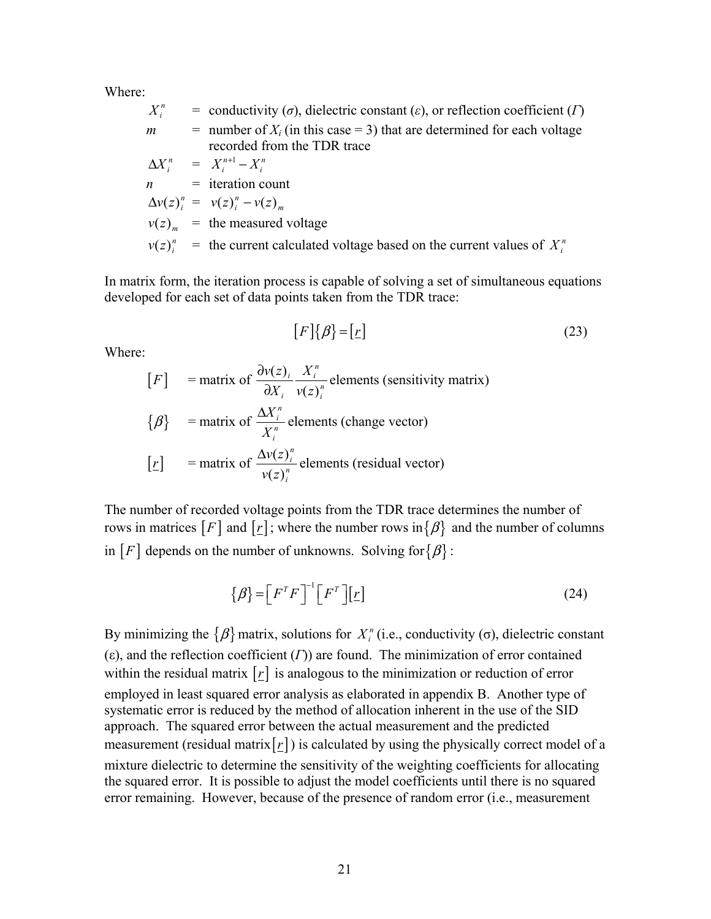Where:

$X_i^n$ = conductivity ($\sigma$), dielectric constant ($\varepsilon$), or reflection coefficient ($\Gamma$)

$m$ = number of $X_i$ (in this case = 3) that are determined for each voltage recorded from the TDR trace

$\Delta X_i^n$ = $X_i^{n+1} - X_i^n$

$n$ = iteration count

$\Delta v(z)_i^n$ = $v(z)_i^n - v(z)_m$

$v(z)_m$ = the measured voltage

$v(z)_i^n$ = the current calculated voltage based on the current values of $X_i^n$

In matrix form, the iteration process is capable of solving a set of simultaneous equations developed for each set of data points taken from the TDR trace:

$$[F]\{\beta\} = [\underline{r}] \tag{23}$$

Where:

$[F]$ = matrix of $\dfrac{\partial v(z)_i}{\partial X_i}\dfrac{X_i^n}{v(z)_i^n}$ elements (sensitivity matrix)

$\{\beta\}$ = matrix of $\dfrac{\Delta X_i^n}{X_i^n}$ elements (change vector)

$[\underline{r}]$ = matrix of $\dfrac{\Delta v(z)_i^n}{v(z)_i^n}$ elements (residual vector)

The number of recorded voltage points from the TDR trace determines the number of rows in matrices $[F]$ and $[\underline{r}]$; where the number rows in $\{\beta\}$ and the number of columns in $[F]$ depends on the number of unknowns. Solving for $\{\beta\}$:

$$\{\beta\} = \left[F^T F\right]^{-1}\left[F^T\right][\underline{r}] \tag{24}$$

By minimizing the $\{\beta\}$ matrix, solutions for $X_i^n$ (i.e., conductivity ($\sigma$), dielectric constant ($\varepsilon$), and the reflection coefficient ($\Gamma$)) are found. The minimization of error contained within the residual matrix $[\underline{r}]$ is analogous to the minimization or reduction of error employed in least squared error analysis as elaborated in appendix B. Another type of systematic error is reduced by the method of allocation inherent in the use of the SID approach. The squared error between the actual measurement and the predicted measurement (residual matrix $[\underline{r}]$) is calculated by using the physically correct model of a mixture dielectric to determine the sensitivity of the weighting coefficients for allocating the squared error. It is possible to adjust the model coefficients until there is no squared error remaining. However, because of the presence of random error (i.e., measurement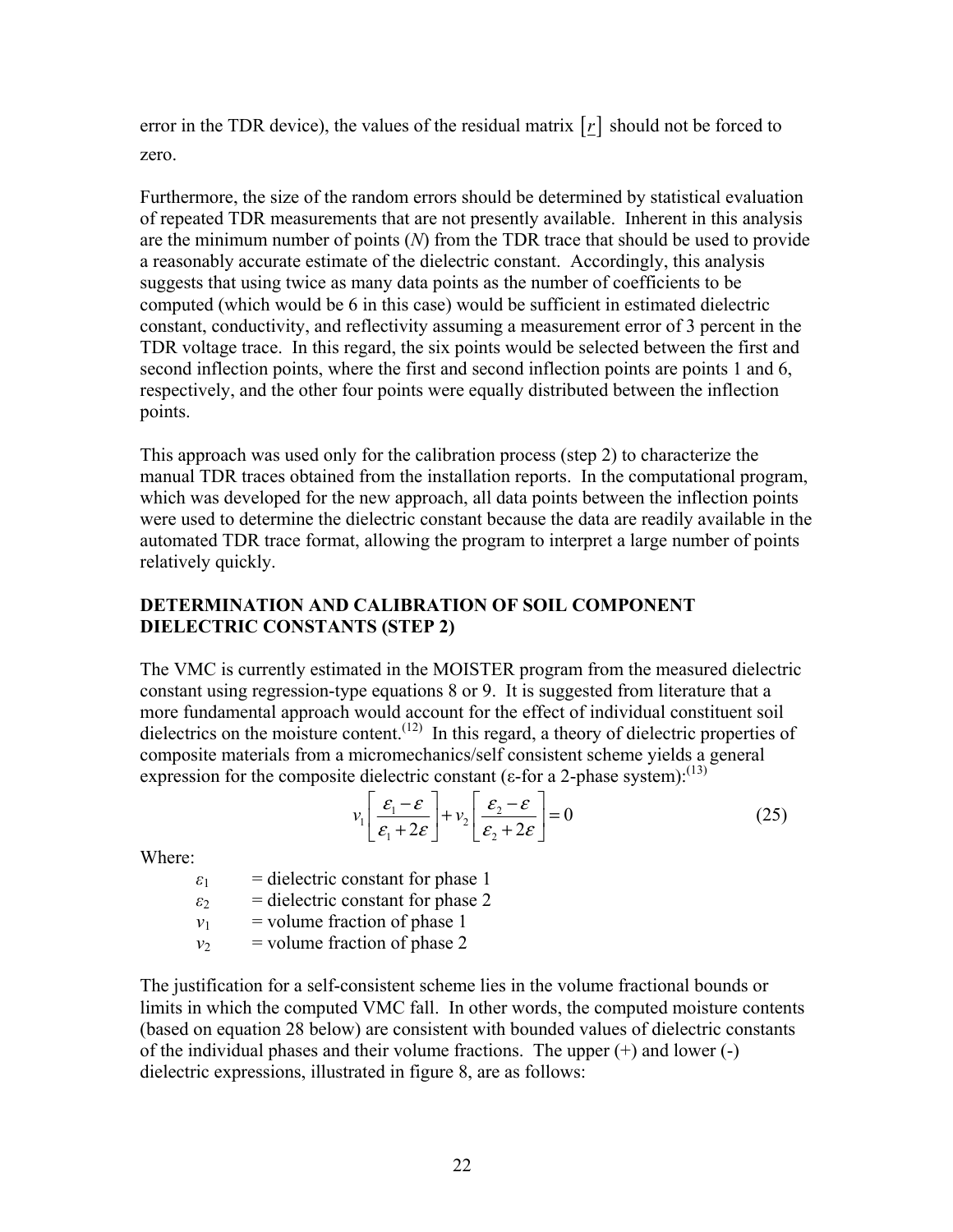error in the TDR device), the values of the residual matrix $[\underline{r}]$ should not be forced to zero.

Furthermore, the size of the random errors should be determined by statistical evaluation of repeated TDR measurements that are not presently available. Inherent in this analysis are the minimum number of points ($N$) from the TDR trace that should be used to provide a reasonably accurate estimate of the dielectric constant. Accordingly, this analysis suggests that using twice as many data points as the number of coefficients to be computed (which would be 6 in this case) would be sufficient in estimated dielectric constant, conductivity, and reflectivity assuming a measurement error of 3 percent in the TDR voltage trace. In this regard, the six points would be selected between the first and second inflection points, where the first and second inflection points are points 1 and 6, respectively, and the other four points were equally distributed between the inflection points.

This approach was used only for the calibration process (step 2) to characterize the manual TDR traces obtained from the installation reports. In the computational program, which was developed for the new approach, all data points between the inflection points were used to determine the dielectric constant because the data are readily available in the automated TDR trace format, allowing the program to interpret a large number of points relatively quickly.

## DETERMINATION AND CALIBRATION OF SOIL COMPONENT DIELECTRIC CONSTANTS (STEP 2)

The VMC is currently estimated in the MOISTER program from the measured dielectric constant using regression-type equations 8 or 9. It is suggested from literature that a more fundamental approach would account for the effect of individual constituent soil dielectrics on the moisture content.[12] In this regard, a theory of dielectric properties of composite materials from a micromechanics/self consistent scheme yields a general expression for the composite dielectric constant ($\varepsilon$-for a 2-phase system):[13]

$$v_1\left[\frac{\varepsilon_1-\varepsilon}{\varepsilon_1+2\varepsilon}\right]+v_2\left[\frac{\varepsilon_2-\varepsilon}{\varepsilon_2+2\varepsilon}\right]=0 \qquad (25)$$

Where:

- $\varepsilon_1$ = dielectric constant for phase 1
- $\varepsilon_2$ = dielectric constant for phase 2
- $v_1$ = volume fraction of phase 1
- $v_2$ = volume fraction of phase 2

The justification for a self-consistent scheme lies in the volume fractional bounds or limits in which the computed VMC fall. In other words, the computed moisture contents (based on equation 28 below) are consistent with bounded values of dielectric constants of the individual phases and their volume fractions. The upper (+) and lower (-) dielectric expressions, illustrated in figure 8, are as follows: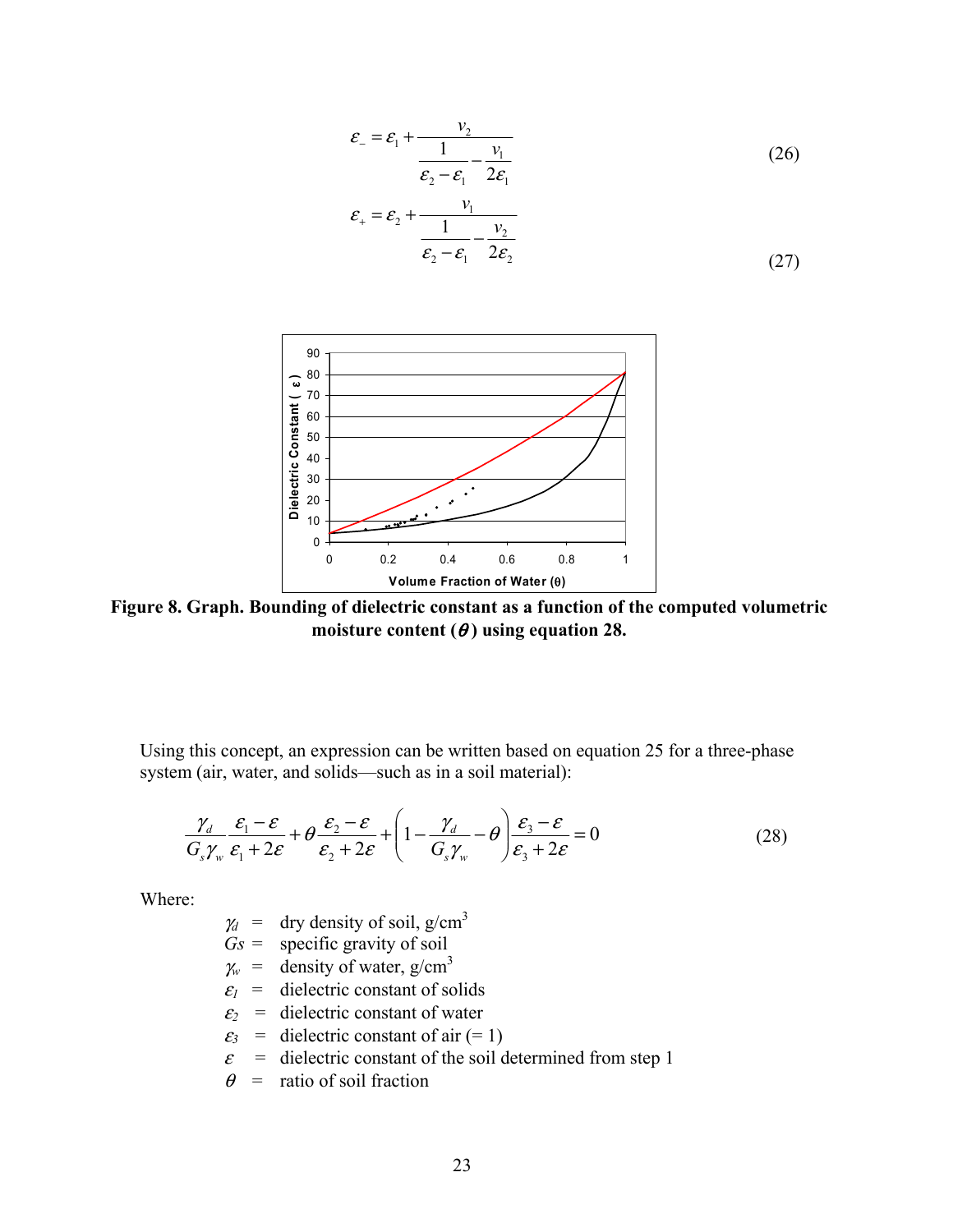$$\varepsilon_{-} = \varepsilon_1 + \frac{v_2}{\dfrac{1}{\varepsilon_2 - \varepsilon_1} - \dfrac{v_1}{2\varepsilon_1}} \tag{26}$$

$$\varepsilon_{+} = \varepsilon_2 + \frac{v_1}{\dfrac{1}{\varepsilon_2 - \varepsilon_1} - \dfrac{v_2}{2\varepsilon_2}} \tag{27}$$

**Figure 8. Graph. Bounding of dielectric constant as a function of the computed volumetric moisture content ($\theta$) using equation 28.**

Using this concept, an expression can be written based on equation 25 for a three-phase system (air, water, and solids—such as in a soil material):

$$\frac{\gamma_d}{G_s \gamma_w} \frac{\varepsilon_1 - \varepsilon}{\varepsilon_1 + 2\varepsilon} + \theta \frac{\varepsilon_2 - \varepsilon}{\varepsilon_2 + 2\varepsilon} + \left(1 - \frac{\gamma_d}{G_s \gamma_w} - \theta\right) \frac{\varepsilon_3 - \varepsilon}{\varepsilon_3 + 2\varepsilon} = 0 \tag{28}$$

Where:

- $\gamma_d$ = dry density of soil, g/cm$^3$
- $Gs$ = specific gravity of soil
- $\gamma_w$ = density of water, g/cm$^3$
- $\varepsilon_1$ = dielectric constant of solids
- $\varepsilon_2$ = dielectric constant of water
- $\varepsilon_3$ = dielectric constant of air (= 1)
- $\varepsilon$ = dielectric constant of the soil determined from step 1
- $\theta$ = ratio of soil fraction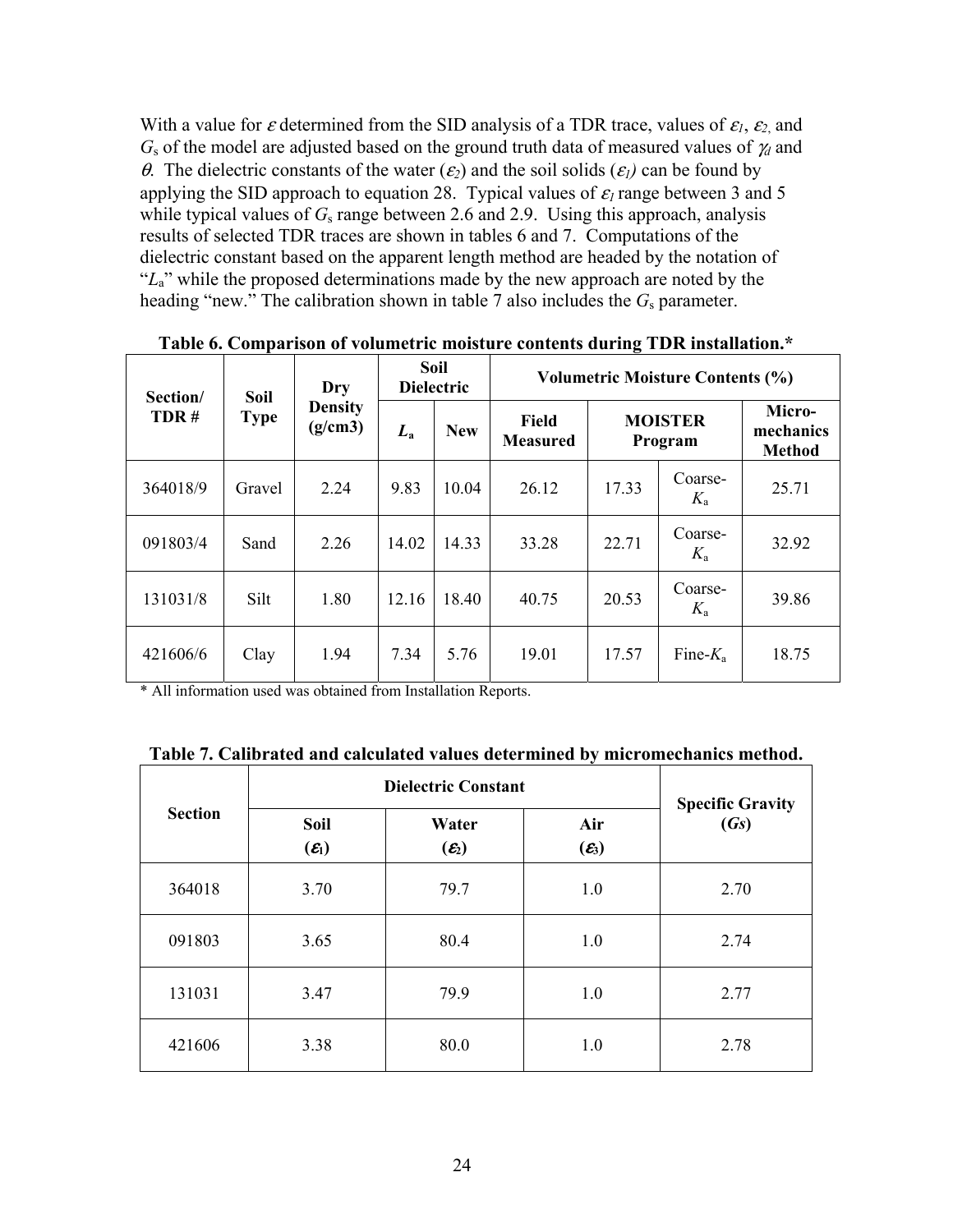With a value for $\varepsilon$ determined from the SID analysis of a TDR trace, values of $\varepsilon_1$, $\varepsilon_2$, and $G_s$ of the model are adjusted based on the ground truth data of measured values of $\gamma_d$ and $\theta$. The dielectric constants of the water ($\varepsilon_2$) and the soil solids ($\varepsilon_1$) can be found by applying the SID approach to equation 28. Typical values of $\varepsilon_1$ range between 3 and 5 while typical values of $G_s$ range between 2.6 and 2.9. Using this approach, analysis results of selected TDR traces are shown in tables 6 and 7. Computations of the dielectric constant based on the apparent length method are headed by the notation of "$L_a$" while the proposed determinations made by the new approach are noted by the heading "new." The calibration shown in table 7 also includes the $G_s$ parameter.

**Table 6. Comparison of volumetric moisture contents during TDR installation.***

| Section/ TDR # | Soil Type | Dry Density (g/cm3) | Soil Dielectric | | Volumetric Moisture Contents (%) | | | |
|---|---|---|---|---|---|---|---|---|
| | | | $L_a$ | New | Field Measured | MOISTER Program | | Micro-mechanics Method |
| 364018/9 | Gravel | 2.24 | 9.83 | 10.04 | 26.12 | 17.33 | Coarse-$K_a$ | 25.71 |
| 091803/4 | Sand | 2.26 | 14.02 | 14.33 | 33.28 | 22.71 | Coarse-$K_a$ | 32.92 |
| 131031/8 | Silt | 1.80 | 12.16 | 18.40 | 40.75 | 20.53 | Coarse-$K_a$ | 39.86 |
| 421606/6 | Clay | 1.94 | 7.34 | 5.76 | 19.01 | 17.57 | Fine-$K_a$ | 18.75 |

\* All information used was obtained from Installation Reports.

**Table 7. Calibrated and calculated values determined by micromechanics method.**

| Section | Dielectric Constant | | | Specific Gravity ($G_s$) |
|---|---|---|---|---|
| | Soil ($\varepsilon_1$) | Water ($\varepsilon_2$) | Air ($\varepsilon_3$) | |
| 364018 | 3.70 | 79.7 | 1.0 | 2.70 |
| 091803 | 3.65 | 80.4 | 1.0 | 2.74 |
| 131031 | 3.47 | 79.9 | 1.0 | 2.77 |
| 421606 | 3.38 | 80.0 | 1.0 | 2.78 |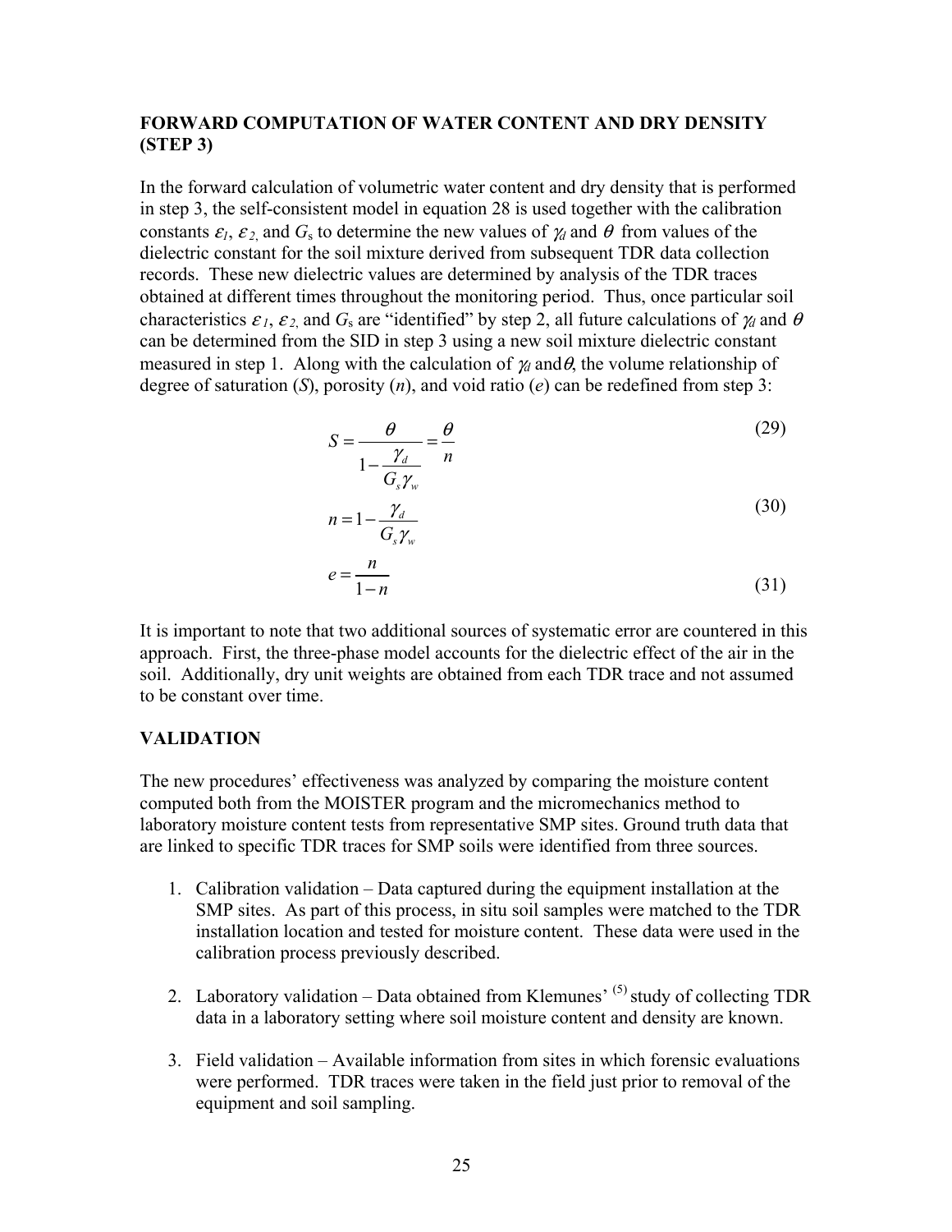## FORWARD COMPUTATION OF WATER CONTENT AND DRY DENSITY (STEP 3)

In the forward calculation of volumetric water content and dry density that is performed in step 3, the self-consistent model in equation 28 is used together with the calibration constants $\varepsilon_1$, $\varepsilon_2$, and $G_s$ to determine the new values of $\gamma_d$ and $\theta$ from values of the dielectric constant for the soil mixture derived from subsequent TDR data collection records. These new dielectric values are determined by analysis of the TDR traces obtained at different times throughout the monitoring period. Thus, once particular soil characteristics $\varepsilon_1$, $\varepsilon_2$, and $G_s$ are "identified" by step 2, all future calculations of $\gamma_d$ and $\theta$ can be determined from the SID in step 3 using a new soil mixture dielectric constant measured in step 1. Along with the calculation of $\gamma_d$ and $\theta$, the volume relationship of degree of saturation (*S*), porosity (*n*), and void ratio (*e*) can be redefined from step 3:

$$S = \frac{\theta}{1 - \frac{\gamma_d}{G_s \gamma_w}} = \frac{\theta}{n} \tag{29}$$

$$n = 1 - \frac{\gamma_d}{G_s \gamma_w} \tag{30}$$

$$e = \frac{n}{1 - n} \tag{31}$$

It is important to note that two additional sources of systematic error are countered in this approach. First, the three-phase model accounts for the dielectric effect of the air in the soil. Additionally, dry unit weights are obtained from each TDR trace and not assumed to be constant over time.

## VALIDATION

The new procedures' effectiveness was analyzed by comparing the moisture content computed both from the MOISTER program and the micromechanics method to laboratory moisture content tests from representative SMP sites. Ground truth data that are linked to specific TDR traces for SMP soils were identified from three sources.

1. Calibration validation – Data captured during the equipment installation at the SMP sites. As part of this process, in situ soil samples were matched to the TDR installation location and tested for moisture content. These data were used in the calibration process previously described.

2. Laboratory validation – Data obtained from Klemunes' [5] study of collecting TDR data in a laboratory setting where soil moisture content and density are known.

3. Field validation – Available information from sites in which forensic evaluations were performed. TDR traces were taken in the field just prior to removal of the equipment and soil sampling.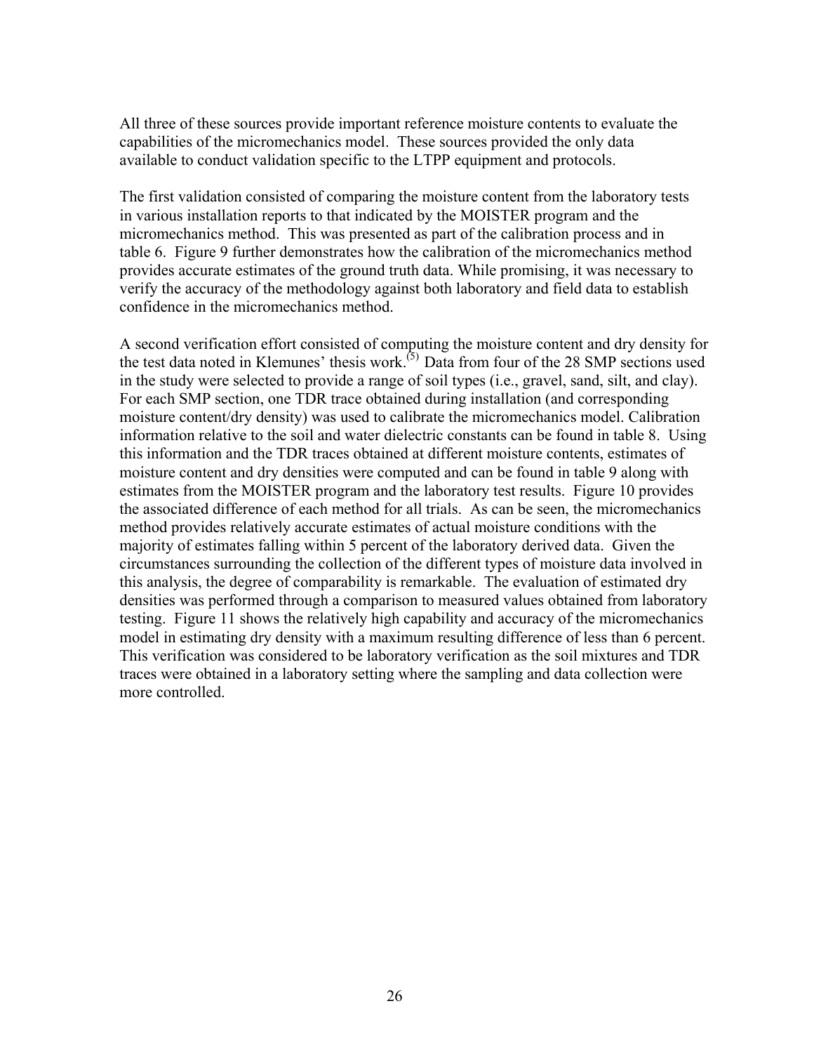All three of these sources provide important reference moisture contents to evaluate the capabilities of the micromechanics model. These sources provided the only data available to conduct validation specific to the LTPP equipment and protocols.

The first validation consisted of comparing the moisture content from the laboratory tests in various installation reports to that indicated by the MOISTER program and the micromechanics method. This was presented as part of the calibration process and in table 6. Figure 9 further demonstrates how the calibration of the micromechanics method provides accurate estimates of the ground truth data. While promising, it was necessary to verify the accuracy of the methodology against both laboratory and field data to establish confidence in the micromechanics method.

A second verification effort consisted of computing the moisture content and dry density for the test data noted in Klemunes' thesis work.[5] Data from four of the 28 SMP sections used in the study were selected to provide a range of soil types (i.e., gravel, sand, silt, and clay). For each SMP section, one TDR trace obtained during installation (and corresponding moisture content/dry density) was used to calibrate the micromechanics model. Calibration information relative to the soil and water dielectric constants can be found in table 8. Using this information and the TDR traces obtained at different moisture contents, estimates of moisture content and dry densities were computed and can be found in table 9 along with estimates from the MOISTER program and the laboratory test results. Figure 10 provides the associated difference of each method for all trials. As can be seen, the micromechanics method provides relatively accurate estimates of actual moisture conditions with the majority of estimates falling within 5 percent of the laboratory derived data. Given the circumstances surrounding the collection of the different types of moisture data involved in this analysis, the degree of comparability is remarkable. The evaluation of estimated dry densities was performed through a comparison to measured values obtained from laboratory testing. Figure 11 shows the relatively high capability and accuracy of the micromechanics model in estimating dry density with a maximum resulting difference of less than 6 percent. This verification was considered to be laboratory verification as the soil mixtures and TDR traces were obtained in a laboratory setting where the sampling and data collection were more controlled.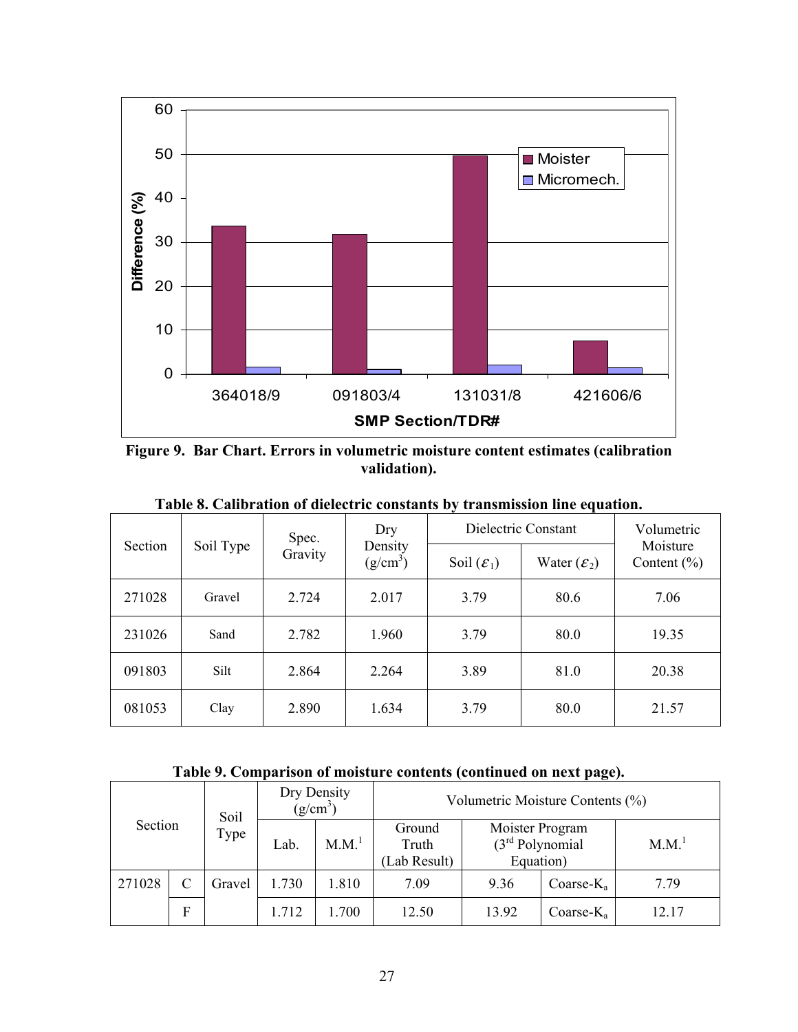**Figure 9. Bar Chart. Errors in volumetric moisture content estimates (calibration validation).**

**Table 8. Calibration of dielectric constants by transmission line equation.**

| Section | Soil Type | Spec. Gravity | Dry Density (g/cm$^3$) | Dielectric Constant | | Volumetric Moisture Content (%) |
|---|---|---|---|---|---|---|
| | | | | Soil ($\varepsilon_1$) | Water ($\varepsilon_2$) | |
| 271028 | Gravel | 2.724 | 2.017 | 3.79 | 80.6 | 7.06 |
| 231026 | Sand | 2.782 | 1.960 | 3.79 | 80.0 | 19.35 |
| 091803 | Silt | 2.864 | 2.264 | 3.89 | 81.0 | 20.38 |
| 081053 | Clay | 2.890 | 1.634 | 3.79 | 80.0 | 21.57 |

**Table 9. Comparison of moisture contents (continued on next page).**

| Section | | Soil Type | Dry Density (g/cm$^3$) | | Volumetric Moisture Contents (%) | | | |
|---|---|---|---|---|---|---|---|---|
| | | | Lab. | M.M.[1] | Ground Truth (Lab Result) | Moister Program (3rd Polynomial Equation) | | M.M.[1] |
| 271028 | C | Gravel | 1.730 | 1.810 | 7.09 | 9.36 | Coarse-$K_a$ | 7.79 |
| | F | | 1.712 | 1.700 | 12.50 | 13.92 | Coarse-$K_a$ | 12.17 |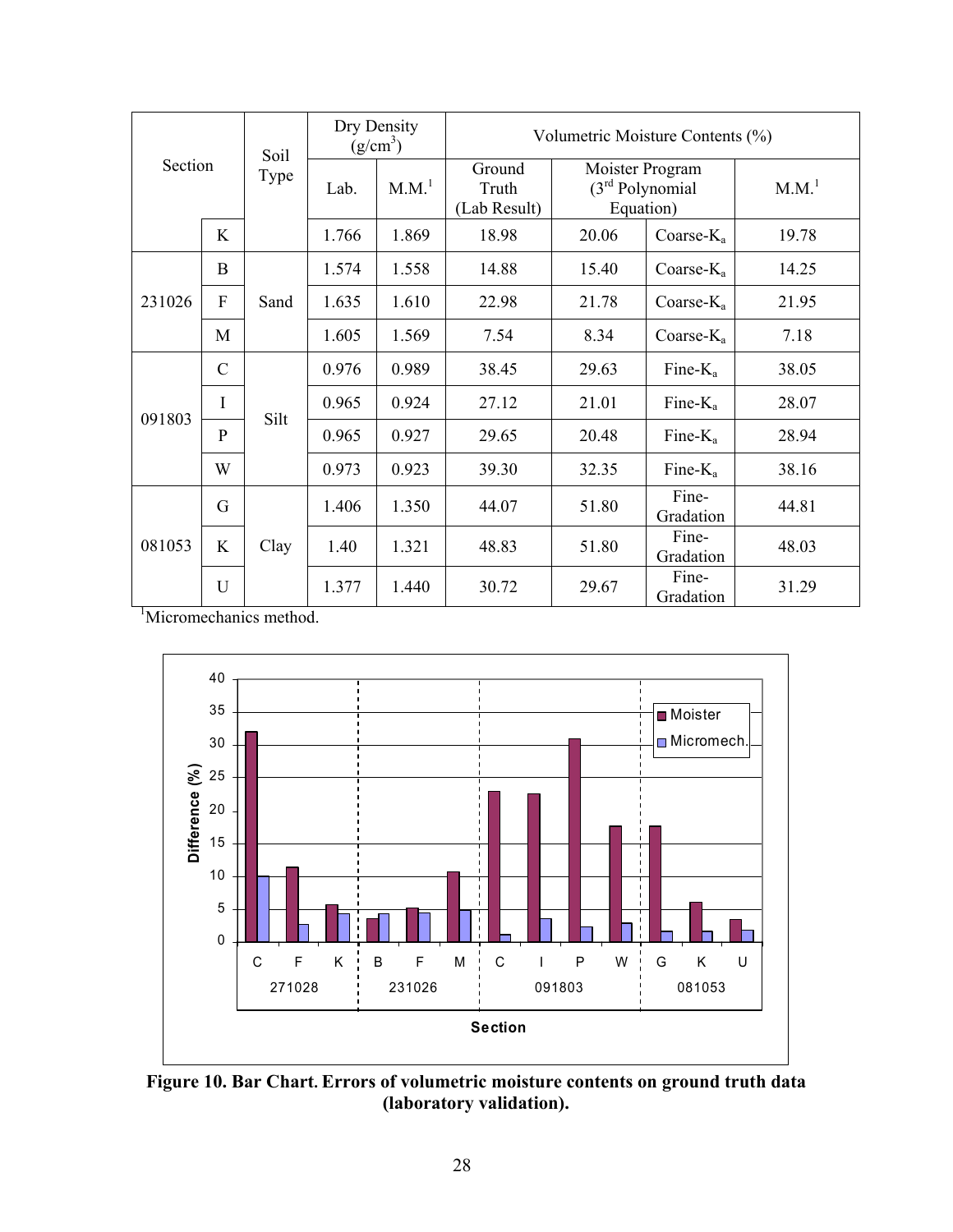| Section | | Soil Type | Dry Density ($g/cm^3$) | | Volumetric Moisture Contents (%) | | | |
|---|---|---|---|---|---|---|---|---|
| | | | Lab. | M.M.[1] | Ground Truth (Lab Result) | Moister Program ($3^{rd}$ Polynomial Equation) | | M.M.[1] |
| | K | | 1.766 | 1.869 | 18.98 | 20.06 | Coarse-$K_a$ | 19.78 |
| 231026 | B | Sand | 1.574 | 1.558 | 14.88 | 15.40 | Coarse-$K_a$ | 14.25 |
| | F | | 1.635 | 1.610 | 22.98 | 21.78 | Coarse-$K_a$ | 21.95 |
| | M | | 1.605 | 1.569 | 7.54 | 8.34 | Coarse-$K_a$ | 7.18 |
| 091803 | C | Silt | 0.976 | 0.989 | 38.45 | 29.63 | Fine-$K_a$ | 38.05 |
| | I | | 0.965 | 0.924 | 27.12 | 21.01 | Fine-$K_a$ | 28.07 |
| | P | | 0.965 | 0.927 | 29.65 | 20.48 | Fine-$K_a$ | 28.94 |
| | W | | 0.973 | 0.923 | 39.30 | 32.35 | Fine-$K_a$ | 38.16 |
| 081053 | G | Clay | 1.406 | 1.350 | 44.07 | 51.80 | Fine-Gradation | 44.81 |
| | K | | 1.40 | 1.321 | 48.83 | 51.80 | Fine-Gradation | 48.03 |
| | U | | 1.377 | 1.440 | 30.72 | 29.67 | Fine-Gradation | 31.29 |

[1]Micromechanics method.

**Figure 10. Bar Chart. Errors of volumetric moisture contents on ground truth data (laboratory validation).**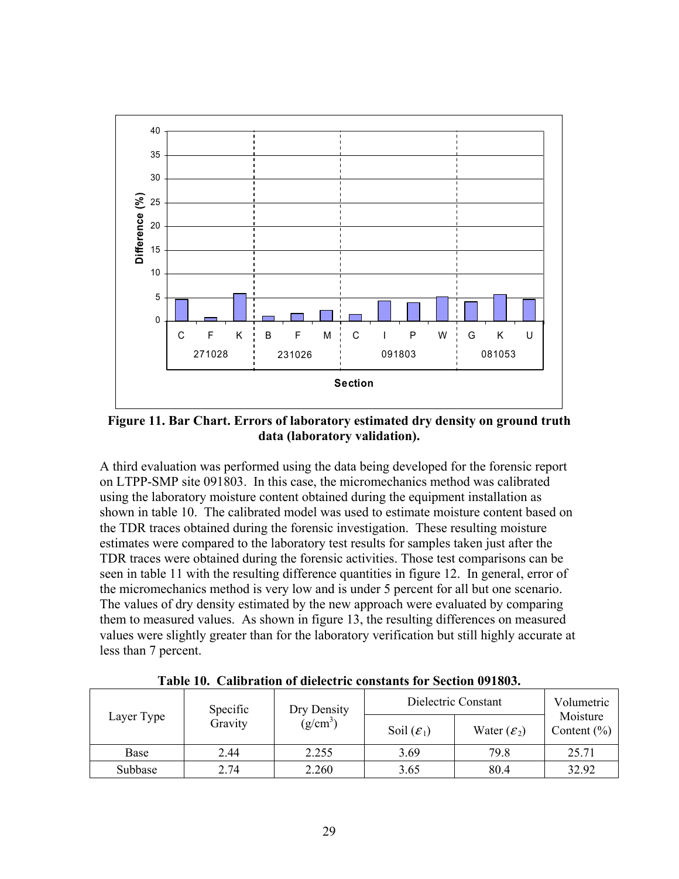**Figure 11. Bar Chart. Errors of laboratory estimated dry density on ground truth data (laboratory validation).**

A third evaluation was performed using the data being developed for the forensic report on LTPP-SMP site 091803. In this case, the micromechanics method was calibrated using the laboratory moisture content obtained during the equipment installation as shown in table 10. The calibrated model was used to estimate moisture content based on the TDR traces obtained during the forensic investigation. These resulting moisture estimates were compared to the laboratory test results for samples taken just after the TDR traces were obtained during the forensic activities. Those test comparisons can be seen in table 11 with the resulting difference quantities in figure 12. In general, error of the micromechanics method is very low and is under 5 percent for all but one scenario. The values of dry density estimated by the new approach were evaluated by comparing them to measured values. As shown in figure 13, the resulting differences on measured values were slightly greater than for the laboratory verification but still highly accurate at less than 7 percent.

**Table 10. Calibration of dielectric constants for Section 091803.**

| Layer Type | Specific Gravity | Dry Density ($g/cm^3$) | Dielectric Constant | | Volumetric Moisture Content (%) |
|---|---|---|---|---|---|
| | | | Soil ($\varepsilon_1$) | Water ($\varepsilon_2$) | |
| Base | 2.44 | 2.255 | 3.69 | 79.8 | 25.71 |
| Subbase | 2.74 | 2.260 | 3.65 | 80.4 | 32.92 |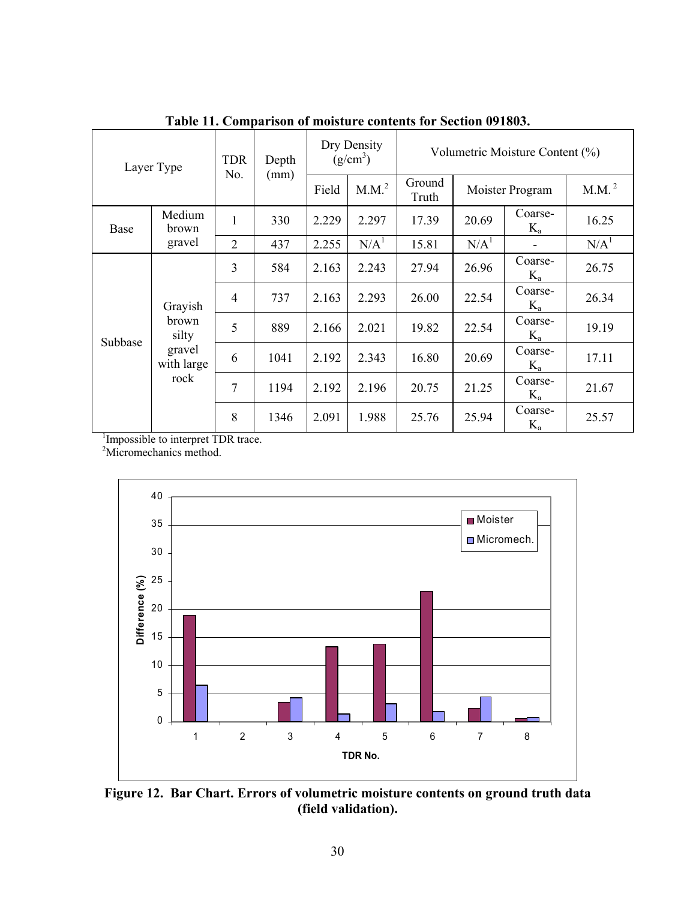**Table 11. Comparison of moisture contents for Section 091803.**

| Layer Type | | TDR No. | Depth (mm) | Dry Density (g/cm³) | | Volumetric Moisture Content (%) | | | |
|---|---|---|---|---|---|---|---|---|---|
| | | | | Field | M.M.[2] | Ground Truth | Moister Program | | M.M.[2] |
| Base | Medium brown gravel | 1 | 330 | 2.229 | 2.297 | 17.39 | 20.69 | Coarse-$K_a$ | 16.25 |
| | | 2 | 437 | 2.255 | N/A[1] | 15.81 | N/A[1] | - | N/A[1] |
| Subbase | Grayish brown silty gravel with large rock | 3 | 584 | 2.163 | 2.243 | 27.94 | 26.96 | Coarse-$K_a$ | 26.75 |
| | | 4 | 737 | 2.163 | 2.293 | 26.00 | 22.54 | Coarse-$K_a$ | 26.34 |
| | | 5 | 889 | 2.166 | 2.021 | 19.82 | 22.54 | Coarse-$K_a$ | 19.19 |
| | | 6 | 1041 | 2.192 | 2.343 | 16.80 | 20.69 | Coarse-$K_a$ | 17.11 |
| | | 7 | 1194 | 2.192 | 2.196 | 20.75 | 21.25 | Coarse-$K_a$ | 21.67 |
| | | 8 | 1346 | 2.091 | 1.988 | 25.76 | 25.94 | Coarse-$K_a$ | 25.57 |

[1]Impossible to interpret TDR trace.
[2]Micromechanics method.

**Figure 12. Bar Chart. Errors of volumetric moisture contents on ground truth data (field validation).**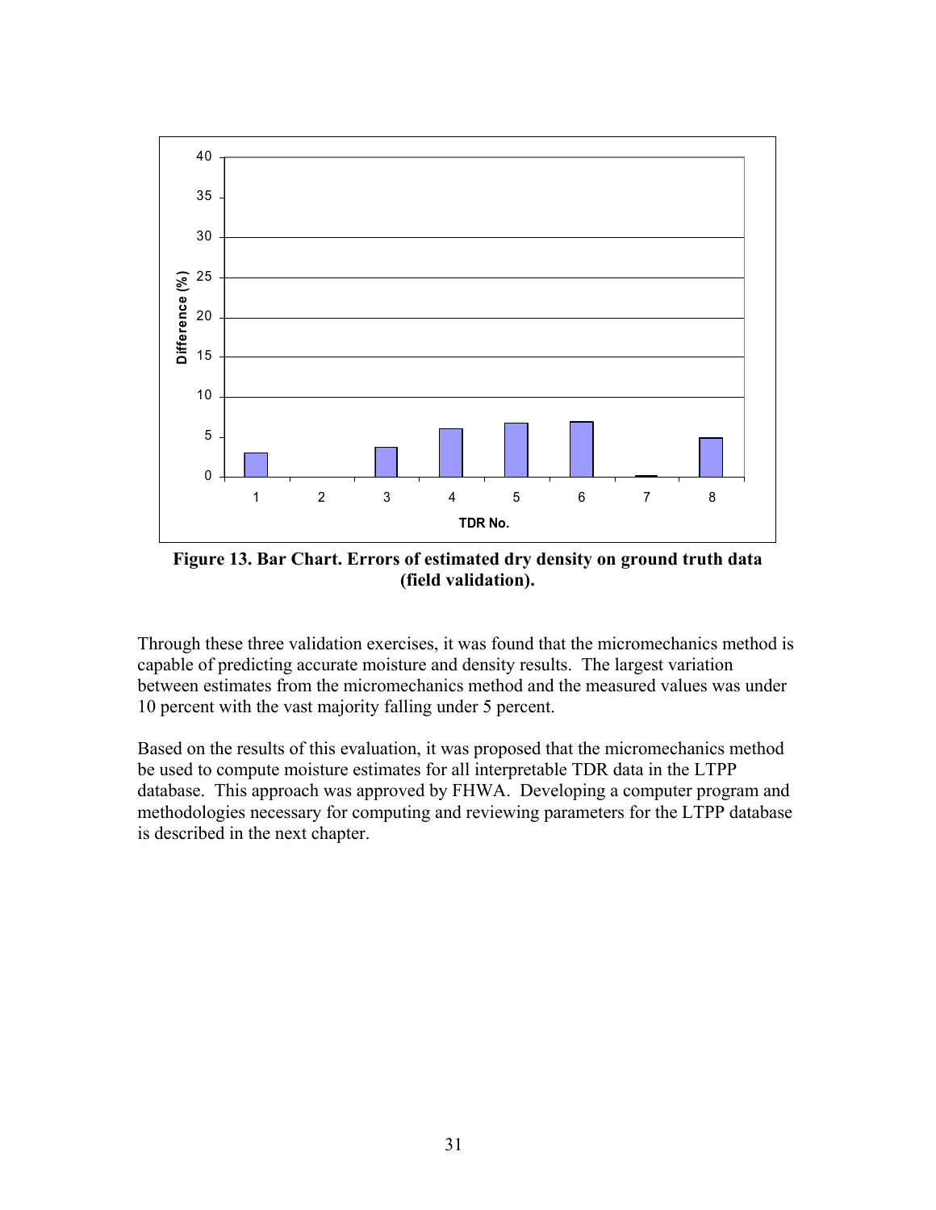**Figure 13. Bar Chart. Errors of estimated dry density on ground truth data (field validation).**

Through these three validation exercises, it was found that the micromechanics method is capable of predicting accurate moisture and density results. The largest variation between estimates from the micromechanics method and the measured values was under 10 percent with the vast majority falling under 5 percent.

Based on the results of this evaluation, it was proposed that the micromechanics method be used to compute moisture estimates for all interpretable TDR data in the LTPP database. This approach was approved by FHWA. Developing a computer program and methodologies necessary for computing and reviewing parameters for the LTPP database is described in the next chapter.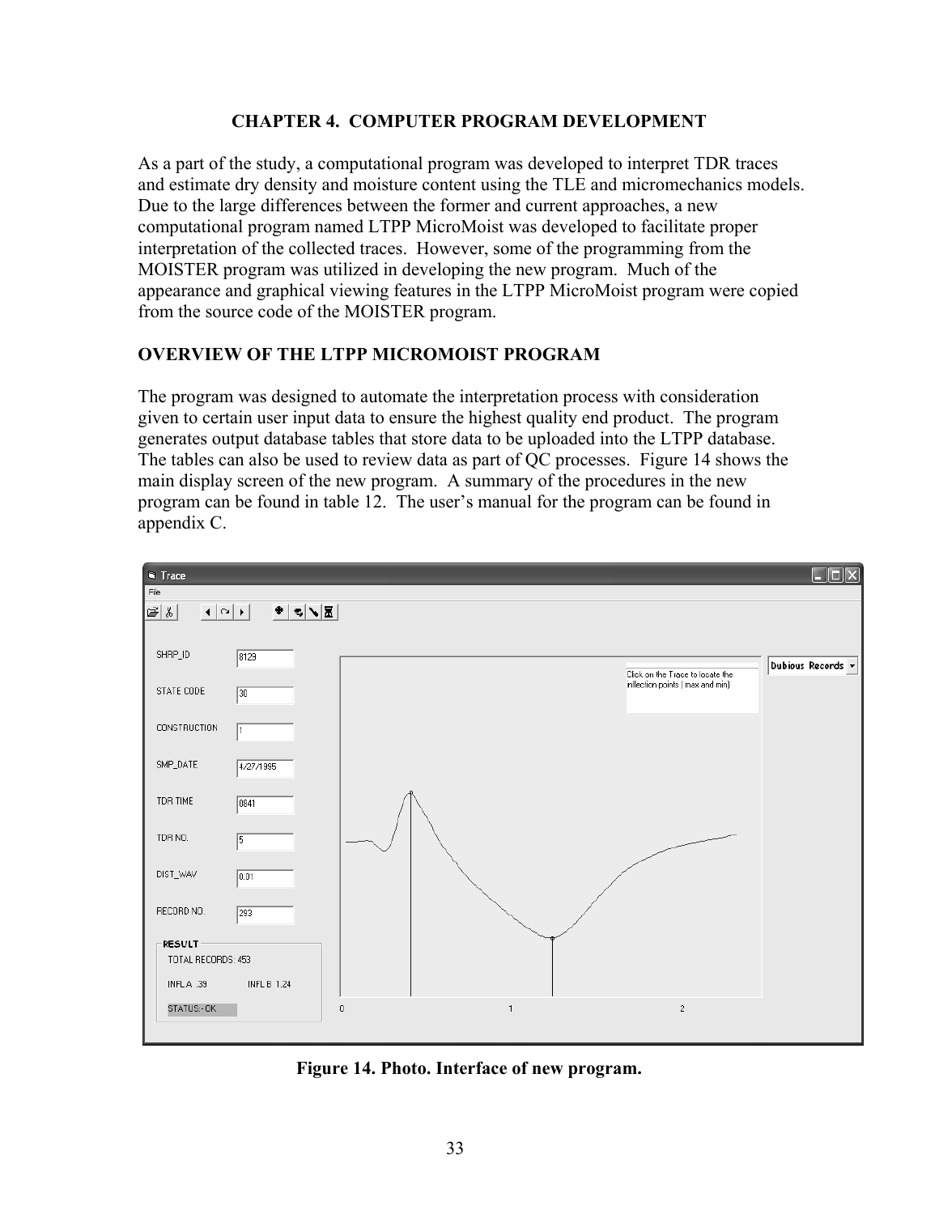# CHAPTER 4. COMPUTER PROGRAM DEVELOPMENT

As a part of the study, a computational program was developed to interpret TDR traces and estimate dry density and moisture content using the TLE and micromechanics models. Due to the large differences between the former and current approaches, a new computational program named LTPP MicroMoist was developed to facilitate proper interpretation of the collected traces. However, some of the programming from the MOISTER program was utilized in developing the new program. Much of the appearance and graphical viewing features in the LTPP MicroMoist program were copied from the source code of the MOISTER program.

## OVERVIEW OF THE LTPP MICROMOIST PROGRAM

The program was designed to automate the interpretation process with consideration given to certain user input data to ensure the highest quality end product. The program generates output database tables that store data to be uploaded into the LTPP database. The tables can also be used to review data as part of QC processes. Figure 14 shows the main display screen of the new program. A summary of the procedures in the new program can be found in table 12. The user's manual for the program can be found in appendix C.

**Figure 14. Photo. Interface of new program.**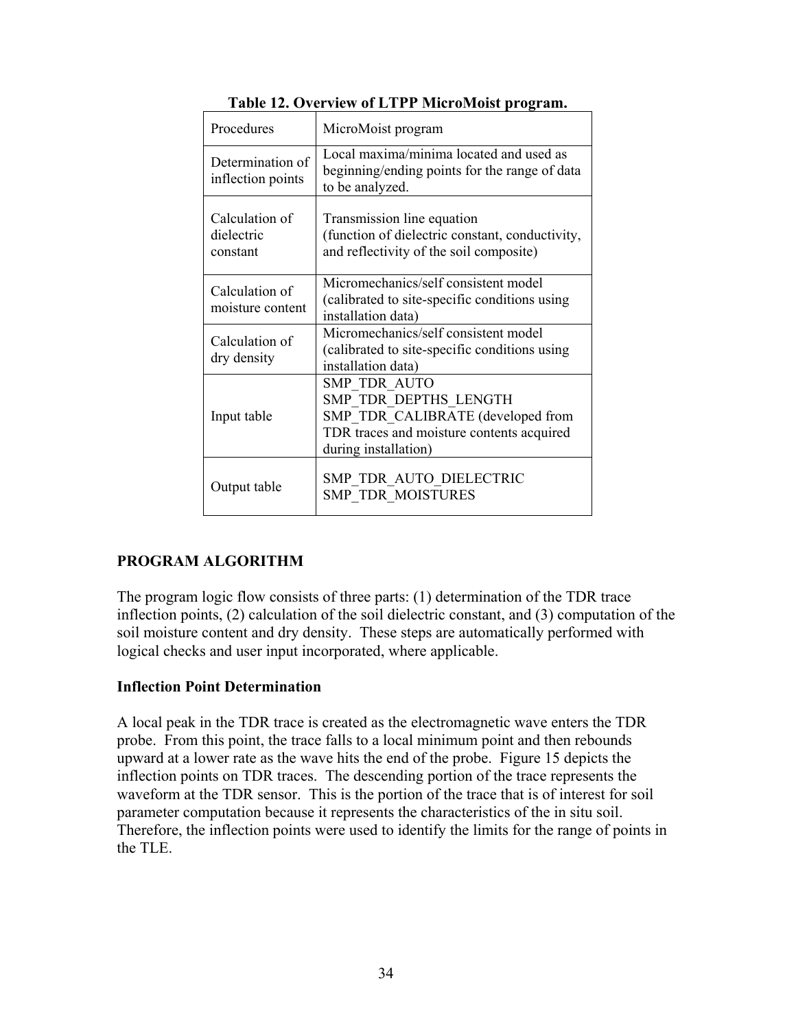**Table 12. Overview of LTPP MicroMoist program.**

| Procedures | MicroMoist program |
|---|---|
| Determination of inflection points | Local maxima/minima located and used as beginning/ending points for the range of data to be analyzed. |
| Calculation of dielectric constant | Transmission line equation (function of dielectric constant, conductivity, and reflectivity of the soil composite) |
| Calculation of moisture content | Micromechanics/self consistent model (calibrated to site-specific conditions using installation data) |
| Calculation of dry density | Micromechanics/self consistent model (calibrated to site-specific conditions using installation data) |
| Input table | SMP_TDR_AUTO<br>SMP_TDR_DEPTHS_LENGTH<br>SMP_TDR_CALIBRATE (developed from TDR traces and moisture contents acquired during installation) |
| Output table | SMP_TDR_AUTO_DIELECTRIC<br>SMP_TDR_MOISTURES |

## PROGRAM ALGORITHM

The program logic flow consists of three parts: (1) determination of the TDR trace inflection points, (2) calculation of the soil dielectric constant, and (3) computation of the soil moisture content and dry density. These steps are automatically performed with logical checks and user input incorporated, where applicable.

### Inflection Point Determination

A local peak in the TDR trace is created as the electromagnetic wave enters the TDR probe. From this point, the trace falls to a local minimum point and then rebounds upward at a lower rate as the wave hits the end of the probe. Figure 15 depicts the inflection points on TDR traces. The descending portion of the trace represents the waveform at the TDR sensor. This is the portion of the trace that is of interest for soil parameter computation because it represents the characteristics of the in situ soil. Therefore, the inflection points were used to identify the limits for the range of points in the TLE.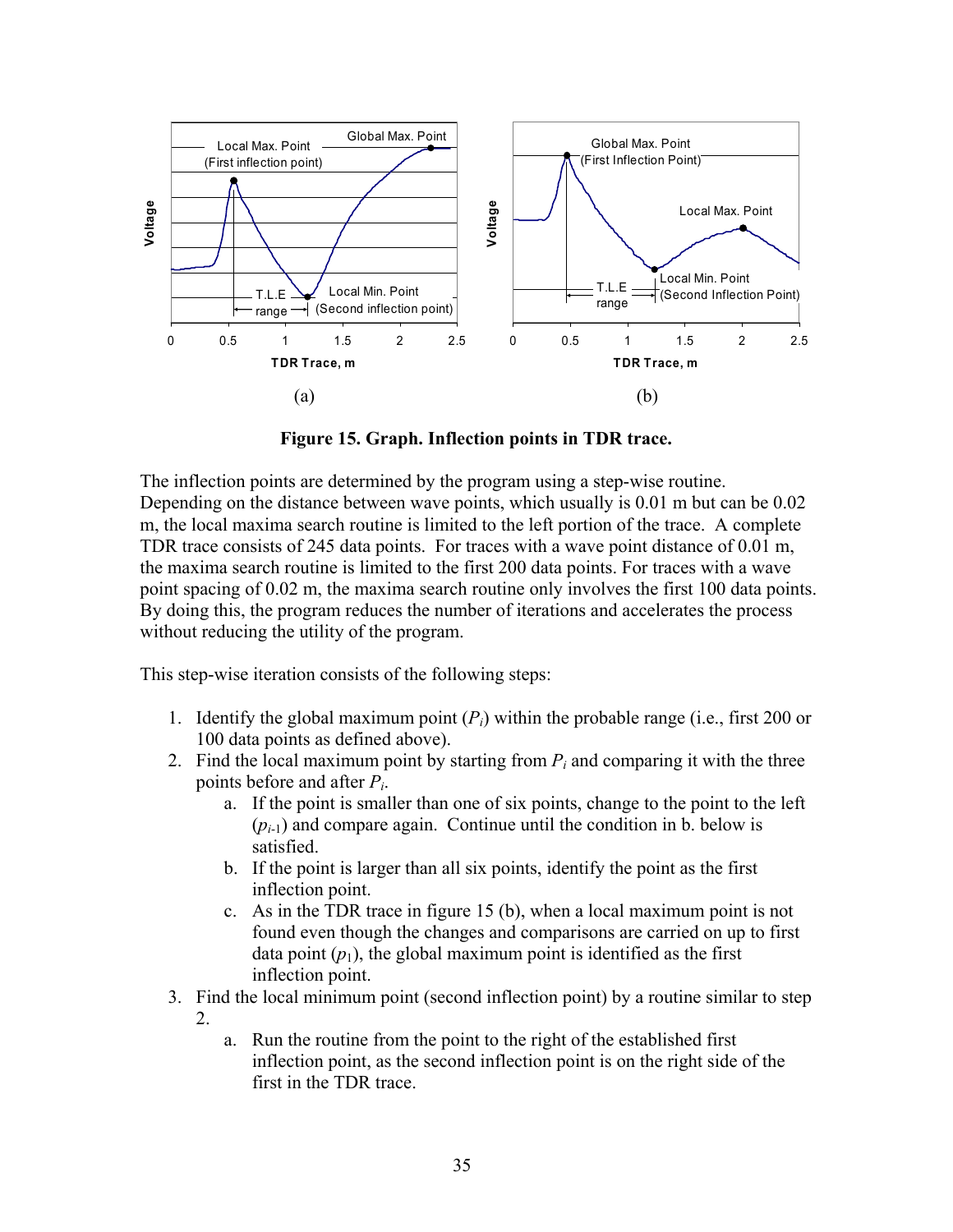Figure 15. Graph. Inflection points in TDR trace.

The inflection points are determined by the program using a step-wise routine. Depending on the distance between wave points, which usually is 0.01 m but can be 0.02 m, the local maxima search routine is limited to the left portion of the trace. A complete TDR trace consists of 245 data points. For traces with a wave point distance of 0.01 m, the maxima search routine is limited to the first 200 data points. For traces with a wave point spacing of 0.02 m, the maxima search routine only involves the first 100 data points. By doing this, the program reduces the number of iterations and accelerates the process without reducing the utility of the program.

This step-wise iteration consists of the following steps:

1. Identify the global maximum point ($P_i$) within the probable range (i.e., first 200 or 100 data points as defined above).
2. Find the local maximum point by starting from $P_i$ and comparing it with the three points before and after $P_i$.
   a. If the point is smaller than one of six points, change to the point to the left ($p_{i\text{-}1}$) and compare again. Continue until the condition in b. below is satisfied.
   b. If the point is larger than all six points, identify the point as the first inflection point.
   c. As in the TDR trace in figure 15 (b), when a local maximum point is not found even though the changes and comparisons are carried on up to first data point ($p_1$), the global maximum point is identified as the first inflection point.
3. Find the local minimum point (second inflection point) by a routine similar to step 2.
   a. Run the routine from the point to the right of the established first inflection point, as the second inflection point is on the right side of the first in the TDR trace.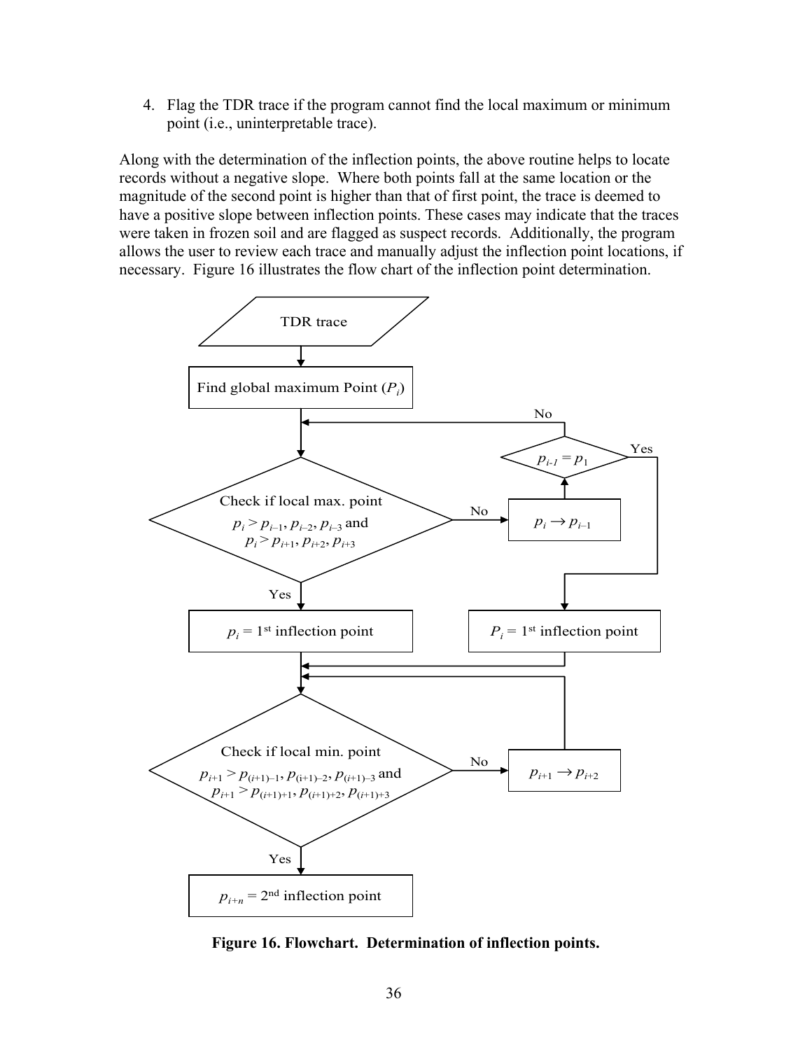4. Flag the TDR trace if the program cannot find the local maximum or minimum point (i.e., uninterpretable trace).

Along with the determination of the inflection points, the above routine helps to locate records without a negative slope. Where both points fall at the same location or the magnitude of the second point is higher than that of first point, the trace is deemed to have a positive slope between inflection points. These cases may indicate that the traces were taken in frozen soil and are flagged as suspect records. Additionally, the program allows the user to review each trace and manually adjust the inflection point locations, if necessary. Figure 16 illustrates the flow chart of the inflection point determination.

TDR trace

Find global maximum Point ($P_i$)

Check if local max. point $p_i > p_{i-1}, p_{i-2}, p_{i-3}$ and $p_i > p_{i+1}, p_{i+2}, p_{i+3}$

No → $p_i \rightarrow p_{i-1}$ → $p_{i-1} = p_1$ (No → back to check; Yes → $P_i$ = 1st inflection point)

Yes → $p_i$ = 1st inflection point

Check if local min. point $p_{i+1} > p_{(i+1)-1}, p_{(i+1)-2}, p_{(i+1)-3}$ and $p_{i+1} > p_{(i+1)+1}, p_{(i+1)+2}, p_{(i+1)+3}$

No → $p_{i+1} \rightarrow p_{i+2}$ (back to check)

Yes → $p_{i+n}$ = 2nd inflection point

**Figure 16. Flowchart. Determination of inflection points.**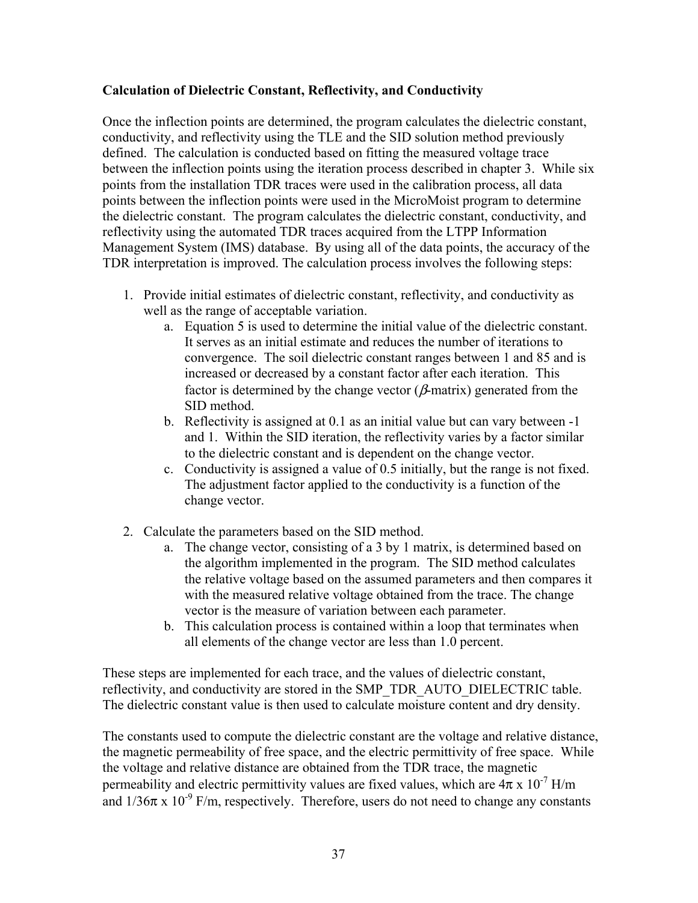**Calculation of Dielectric Constant, Reflectivity, and Conductivity**

Once the inflection points are determined, the program calculates the dielectric constant, conductivity, and reflectivity using the TLE and the SID solution method previously defined. The calculation is conducted based on fitting the measured voltage trace between the inflection points using the iteration process described in chapter 3. While six points from the installation TDR traces were used in the calibration process, all data points between the inflection points were used in the MicroMoist program to determine the dielectric constant. The program calculates the dielectric constant, conductivity, and reflectivity using the automated TDR traces acquired from the LTPP Information Management System (IMS) database. By using all of the data points, the accuracy of the TDR interpretation is improved. The calculation process involves the following steps:

1. Provide initial estimates of dielectric constant, reflectivity, and conductivity as well as the range of acceptable variation.
    a. Equation 5 is used to determine the initial value of the dielectric constant. It serves as an initial estimate and reduces the number of iterations to convergence. The soil dielectric constant ranges between 1 and 85 and is increased or decreased by a constant factor after each iteration. This factor is determined by the change vector ($\beta$-matrix) generated from the SID method.
    b. Reflectivity is assigned at 0.1 as an initial value but can vary between -1 and 1. Within the SID iteration, the reflectivity varies by a factor similar to the dielectric constant and is dependent on the change vector.
    c. Conductivity is assigned a value of 0.5 initially, but the range is not fixed. The adjustment factor applied to the conductivity is a function of the change vector.

2. Calculate the parameters based on the SID method.
    a. The change vector, consisting of a 3 by 1 matrix, is determined based on the algorithm implemented in the program. The SID method calculates the relative voltage based on the assumed parameters and then compares it with the measured relative voltage obtained from the trace. The change vector is the measure of variation between each parameter.
    b. This calculation process is contained within a loop that terminates when all elements of the change vector are less than 1.0 percent.

These steps are implemented for each trace, and the values of dielectric constant, reflectivity, and conductivity are stored in the SMP_TDR_AUTO_DIELECTRIC table. The dielectric constant value is then used to calculate moisture content and dry density.

The constants used to compute the dielectric constant are the voltage and relative distance, the magnetic permeability of free space, and the electric permittivity of free space. While the voltage and relative distance are obtained from the TDR trace, the magnetic permeability and electric permittivity values are fixed values, which are $4\pi \times 10^{-7}$ H/m and $1/36\pi \times 10^{-9}$ F/m, respectively. Therefore, users do not need to change any constants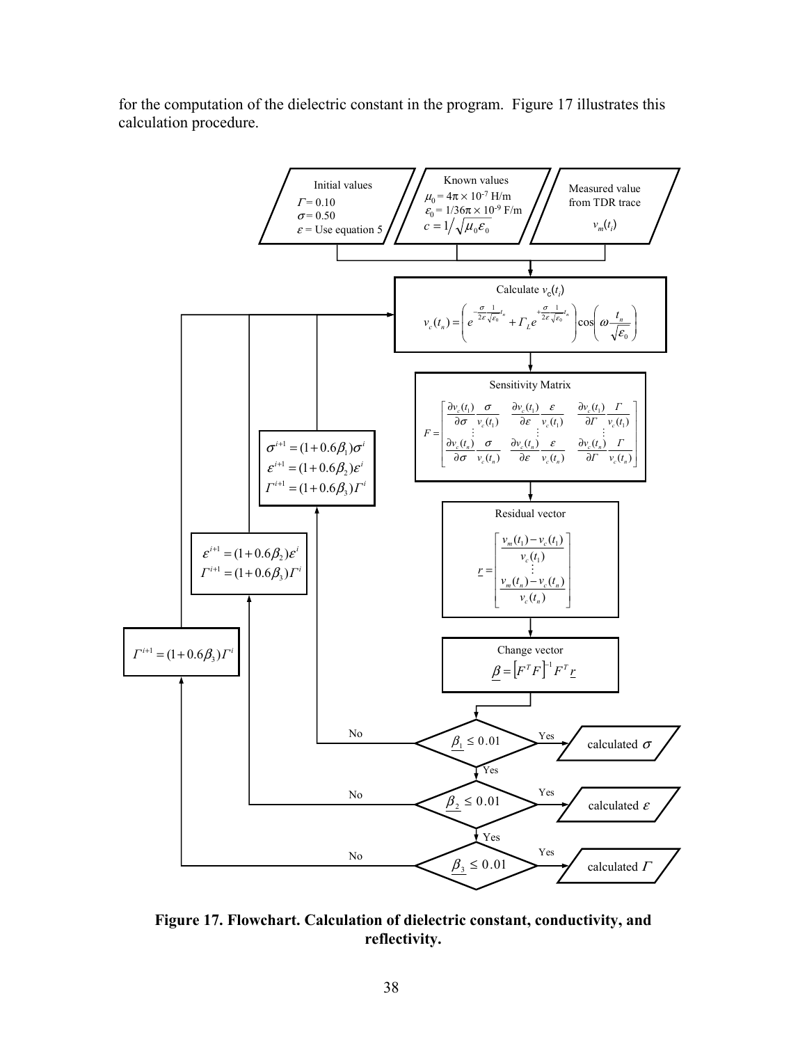for the computation of the dielectric constant in the program. Figure 17 illustrates this calculation procedure.

Initial values
$\Gamma = 0.10$
$\sigma = 0.50$
$\varepsilon$ = Use equation 5

Known values
$\mu_0 = 4\pi \times 10^{-7}$ H/m
$\varepsilon_0 = 1/36\pi \times 10^{-9}$ F/m
$c = 1/\sqrt{\mu_0 \varepsilon_0}$

Measured value from TDR trace
$v_m(t_i)$

Calculate $v_c(t_i)$

$$v_c(t_n) = \left( e^{-\frac{\sigma}{2\varepsilon}\frac{1}{\sqrt{\varepsilon_0}}t_n} + \Gamma_L e^{+\frac{\sigma}{2\varepsilon}\frac{1}{\sqrt{\varepsilon_0}}t_n} \right) \cos\left( \omega \frac{t_n}{\sqrt{\varepsilon_0}} \right)$$

Sensitivity Matrix

$$F = \begin{bmatrix} \frac{\partial v_c(t_1)}{\partial \sigma}\frac{\sigma}{v_c(t_1)} & \frac{\partial v_c(t_1)}{\partial \varepsilon}\frac{\varepsilon}{v_c(t_1)} & \frac{\partial v_c(t_1)}{\partial \Gamma}\frac{\Gamma}{v_c(t_1)} \\ \vdots & \vdots & \vdots \\ \frac{\partial v_c(t_n)}{\partial \sigma}\frac{\sigma}{v_c(t_n)} & \frac{\partial v_c(t_n)}{\partial \varepsilon}\frac{\varepsilon}{v_c(t_n)} & \frac{\partial v_c(t_n)}{\partial \Gamma}\frac{\Gamma}{v_c(t_n)} \end{bmatrix}$$

Residual vector

$$\underline{r} = \begin{bmatrix} \frac{v_m(t_1) - v_c(t_1)}{v_c(t_1)} \\ \vdots \\ \frac{v_m(t_n) - v_c(t_n)}{v_c(t_n)} \end{bmatrix}$$

Change vector

$$\underline{\beta} = \left[F^T F\right]^{-1} F^T \underline{r}$$

$\underline{\beta_1} \le 0.01$ — Yes: calculated $\sigma$; No:

$$\sigma^{i+1} = (1 + 0.6\beta_1)\sigma^i$$
$$\varepsilon^{i+1} = (1 + 0.6\beta_2)\varepsilon^i$$
$$\Gamma^{i+1} = (1 + 0.6\beta_3)\Gamma^i$$

$\underline{\beta_2} \le 0.01$ — Yes: calculated $\varepsilon$; No:

$$\varepsilon^{i+1} = (1 + 0.6\beta_2)\varepsilon^i$$
$$\Gamma^{i+1} = (1 + 0.6\beta_3)\Gamma^i$$

$\underline{\beta_3} \le 0.01$ — Yes: calculated $\Gamma$; No:

$$\Gamma^{i+1} = (1 + 0.6\beta_3)\Gamma^i$$

**Figure 17. Flowchart. Calculation of dielectric constant, conductivity, and reflectivity.**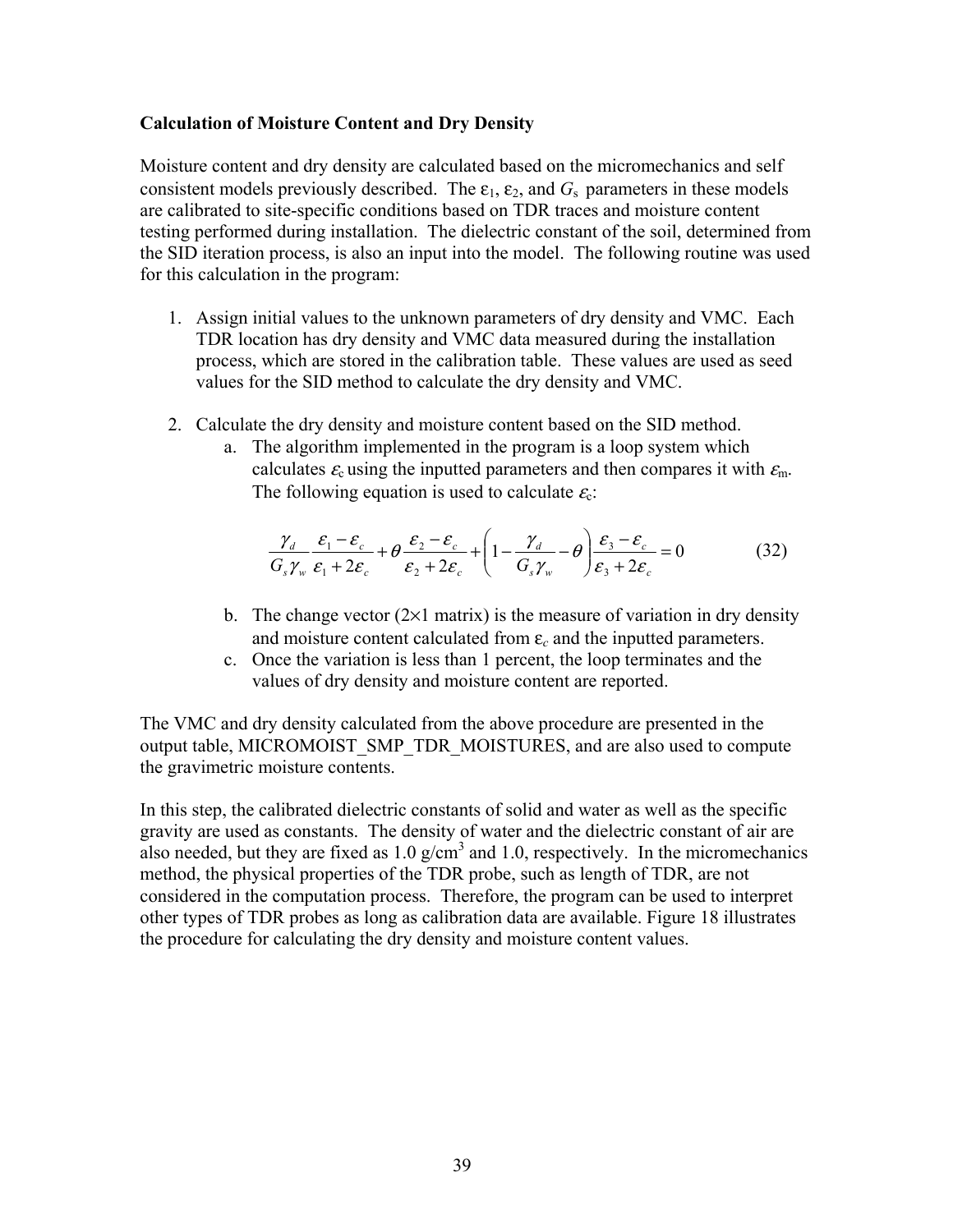**Calculation of Moisture Content and Dry Density**

Moisture content and dry density are calculated based on the micromechanics and self consistent models previously described. The $\varepsilon_1$, $\varepsilon_2$, and $G_s$ parameters in these models are calibrated to site-specific conditions based on TDR traces and moisture content testing performed during installation. The dielectric constant of the soil, determined from the SID iteration process, is also an input into the model. The following routine was used for this calculation in the program:

1. Assign initial values to the unknown parameters of dry density and VMC. Each TDR location has dry density and VMC data measured during the installation process, which are stored in the calibration table. These values are used as seed values for the SID method to calculate the dry density and VMC.

2. Calculate the dry density and moisture content based on the SID method.
   a. The algorithm implemented in the program is a loop system which calculates $\varepsilon_c$ using the inputted parameters and then compares it with $\varepsilon_m$. The following equation is used to calculate $\varepsilon_c$:

$$\frac{\gamma_d}{G_s \gamma_w} \frac{\varepsilon_1 - \varepsilon_c}{\varepsilon_1 + 2\varepsilon_c} + \theta \frac{\varepsilon_2 - \varepsilon_c}{\varepsilon_2 + 2\varepsilon_c} + \left(1 - \frac{\gamma_d}{G_s \gamma_w} - \theta\right) \frac{\varepsilon_3 - \varepsilon_c}{\varepsilon_3 + 2\varepsilon_c} = 0 \qquad (32)$$

   b. The change vector (2×1 matrix) is the measure of variation in dry density and moisture content calculated from $\varepsilon_c$ and the inputted parameters.
   c. Once the variation is less than 1 percent, the loop terminates and the values of dry density and moisture content are reported.

The VMC and dry density calculated from the above procedure are presented in the output table, MICROMOIST_SMP_TDR_MOISTURES, and are also used to compute the gravimetric moisture contents.

In this step, the calibrated dielectric constants of solid and water as well as the specific gravity are used as constants. The density of water and the dielectric constant of air are also needed, but they are fixed as 1.0 g/cm$^3$ and 1.0, respectively. In the micromechanics method, the physical properties of the TDR probe, such as length of TDR, are not considered in the computation process. Therefore, the program can be used to interpret other types of TDR probes as long as calibration data are available. Figure 18 illustrates the procedure for calculating the dry density and moisture content values.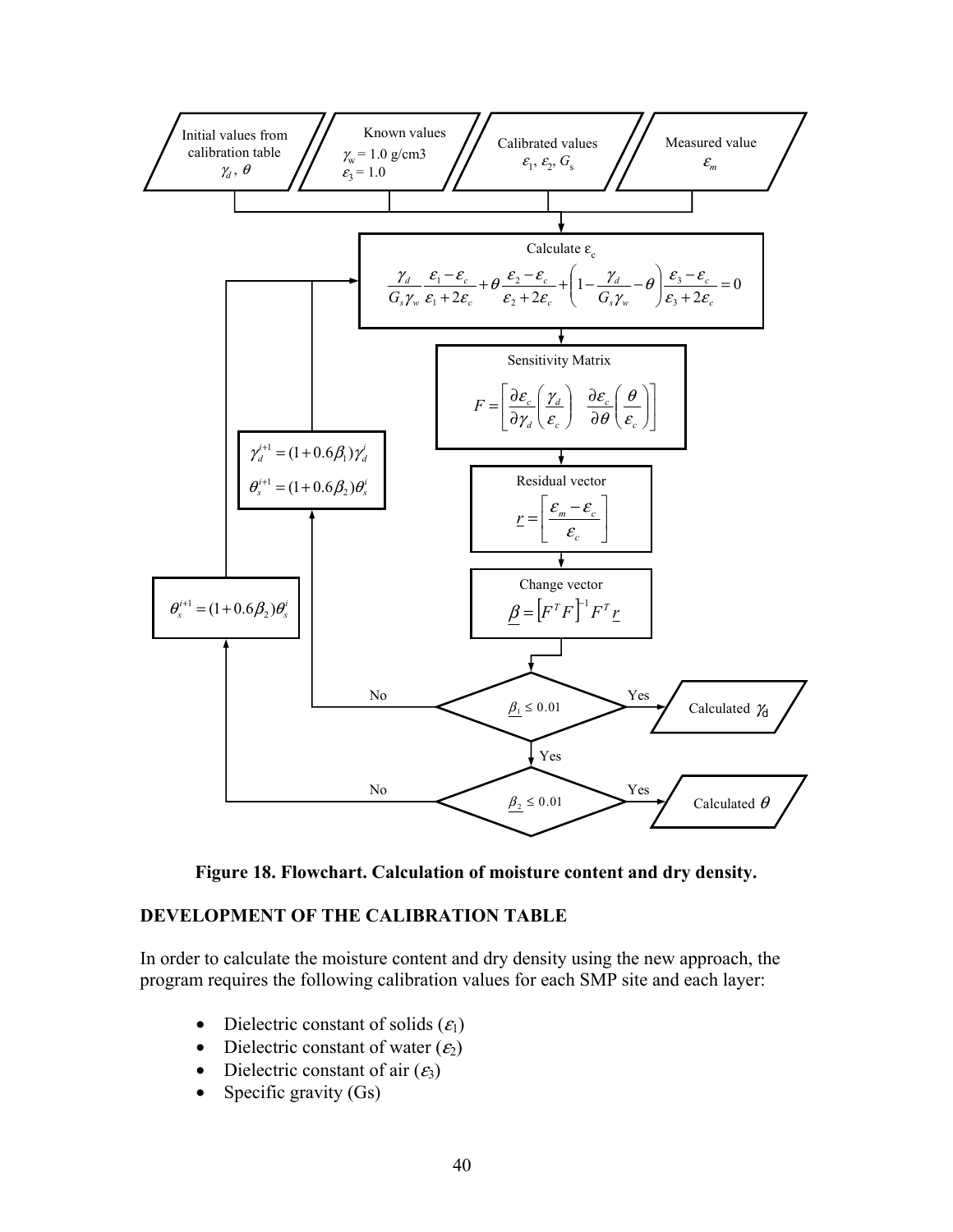Initial values from calibration table $\gamma_d$, $\theta$

Known values $\gamma_w$ = 1.0 g/cm3 $\varepsilon_3$ = 1.0

Calibrated values $\varepsilon_1$, $\varepsilon_2$, $G_s$

Measured value $\varepsilon_m$

Calculate $\varepsilon_c$

$$\frac{\gamma_d}{G_s\gamma_w}\frac{\varepsilon_1-\varepsilon_c}{\varepsilon_1+2\varepsilon_c}+\theta\frac{\varepsilon_2-\varepsilon_c}{\varepsilon_2+2\varepsilon_c}+\left(1-\frac{\gamma_d}{G_s\gamma_w}-\theta\right)\frac{\varepsilon_3-\varepsilon_c}{\varepsilon_3+2\varepsilon_c}=0$$

Sensitivity Matrix

$$F=\left[\frac{\partial\varepsilon_c}{\partial\gamma_d}\left(\frac{\gamma_d}{\varepsilon_c}\right)\quad\frac{\partial\varepsilon_c}{\partial\theta}\left(\frac{\theta}{\varepsilon_c}\right)\right]$$

Residual vector

$$\underline{r}=\left[\frac{\varepsilon_m-\varepsilon_c}{\varepsilon_c}\right]$$

Change vector

$$\underline{\beta}=\left[F^TF\right]^{-1}F^T\underline{r}$$

$\underline{\beta_1} \leq 0.01$ — Yes: Calculated $\gamma_d$; No:

$$\gamma_d^{i+1}=(1+0.6\beta_1)\gamma_d^i$$
$$\theta_s^{i+1}=(1+0.6\beta_2)\theta_s^i$$

$\underline{\beta_2} \leq 0.01$ — Yes: Calculated $\theta$; No:

$$\theta_s^{i+1}=(1+0.6\beta_2)\theta_s^i$$

**Figure 18. Flowchart. Calculation of moisture content and dry density.**

## DEVELOPMENT OF THE CALIBRATION TABLE

In order to calculate the moisture content and dry density using the new approach, the program requires the following calibration values for each SMP site and each layer:

- Dielectric constant of solids ($\varepsilon_1$)
- Dielectric constant of water ($\varepsilon_2$)
- Dielectric constant of air ($\varepsilon_3$)
- Specific gravity (Gs)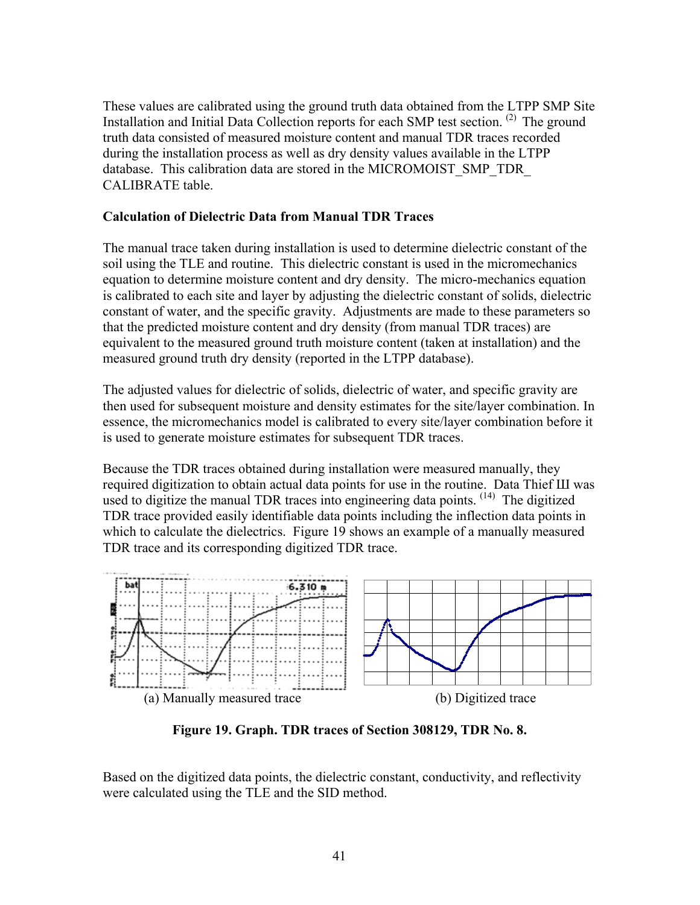These values are calibrated using the ground truth data obtained from the LTPP SMP Site Installation and Initial Data Collection reports for each SMP test section. [2] The ground truth data consisted of measured moisture content and manual TDR traces recorded during the installation process as well as dry density values available in the LTPP database. This calibration data are stored in the MICROMOIST_SMP_TDR_ CALIBRATE table.

**Calculation of Dielectric Data from Manual TDR Traces**

The manual trace taken during installation is used to determine dielectric constant of the soil using the TLE and routine. This dielectric constant is used in the micromechanics equation to determine moisture content and dry density. The micro-mechanics equation is calibrated to each site and layer by adjusting the dielectric constant of solids, dielectric constant of water, and the specific gravity. Adjustments are made to these parameters so that the predicted moisture content and dry density (from manual TDR traces) are equivalent to the measured ground truth moisture content (taken at installation) and the measured ground truth dry density (reported in the LTPP database).

The adjusted values for dielectric of solids, dielectric of water, and specific gravity are then used for subsequent moisture and density estimates for the site/layer combination. In essence, the micromechanics model is calibrated to every site/layer combination before it is used to generate moisture estimates for subsequent TDR traces.

Because the TDR traces obtained during installation were measured manually, they required digitization to obtain actual data points for use in the routine. Data Thief III was used to digitize the manual TDR traces into engineering data points. [14] The digitized TDR trace provided easily identifiable data points including the inflection data points in which to calculate the dielectrics. Figure 19 shows an example of a manually measured TDR trace and its corresponding digitized TDR trace.

(a) Manually measured trace

(b) Digitized trace

**Figure 19. Graph. TDR traces of Section 308129, TDR No. 8.**

Based on the digitized data points, the dielectric constant, conductivity, and reflectivity were calculated using the TLE and the SID method.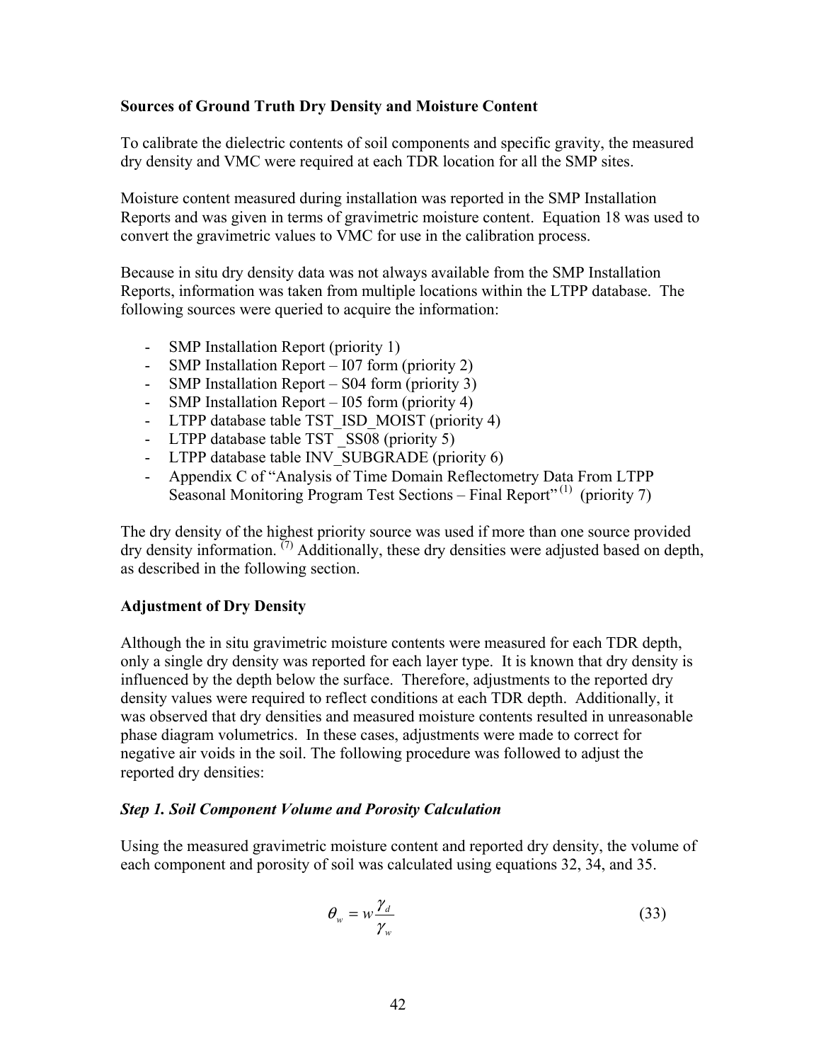**Sources of Ground Truth Dry Density and Moisture Content**

To calibrate the dielectric contents of soil components and specific gravity, the measured dry density and VMC were required at each TDR location for all the SMP sites.

Moisture content measured during installation was reported in the SMP Installation Reports and was given in terms of gravimetric moisture content. Equation 18 was used to convert the gravimetric values to VMC for use in the calibration process.

Because in situ dry density data was not always available from the SMP Installation Reports, information was taken from multiple locations within the LTPP database. The following sources were queried to acquire the information:

- SMP Installation Report (priority 1)
- SMP Installation Report – I07 form (priority 2)
- SMP Installation Report – S04 form (priority 3)
- SMP Installation Report – I05 form (priority 4)
- LTPP database table TST_ISD_MOIST (priority 4)
- LTPP database table TST _SS08 (priority 5)
- LTPP database table INV_SUBGRADE (priority 6)
- Appendix C of "Analysis of Time Domain Reflectometry Data From LTPP Seasonal Monitoring Program Test Sections – Final Report"[1] (priority 7)

The dry density of the highest priority source was used if more than one source provided dry density information.[7] Additionally, these dry densities were adjusted based on depth, as described in the following section.

**Adjustment of Dry Density**

Although the in situ gravimetric moisture contents were measured for each TDR depth, only a single dry density was reported for each layer type. It is known that dry density is influenced by the depth below the surface. Therefore, adjustments to the reported dry density values were required to reflect conditions at each TDR depth. Additionally, it was observed that dry densities and measured moisture contents resulted in unreasonable phase diagram volumetrics. In these cases, adjustments were made to correct for negative air voids in the soil. The following procedure was followed to adjust the reported dry densities:

***Step 1. Soil Component Volume and Porosity Calculation***

Using the measured gravimetric moisture content and reported dry density, the volume of each component and porosity of soil was calculated using equations 32, 34, and 35.

$$\theta_w = w\frac{\gamma_d}{\gamma_w} \tag{33}$$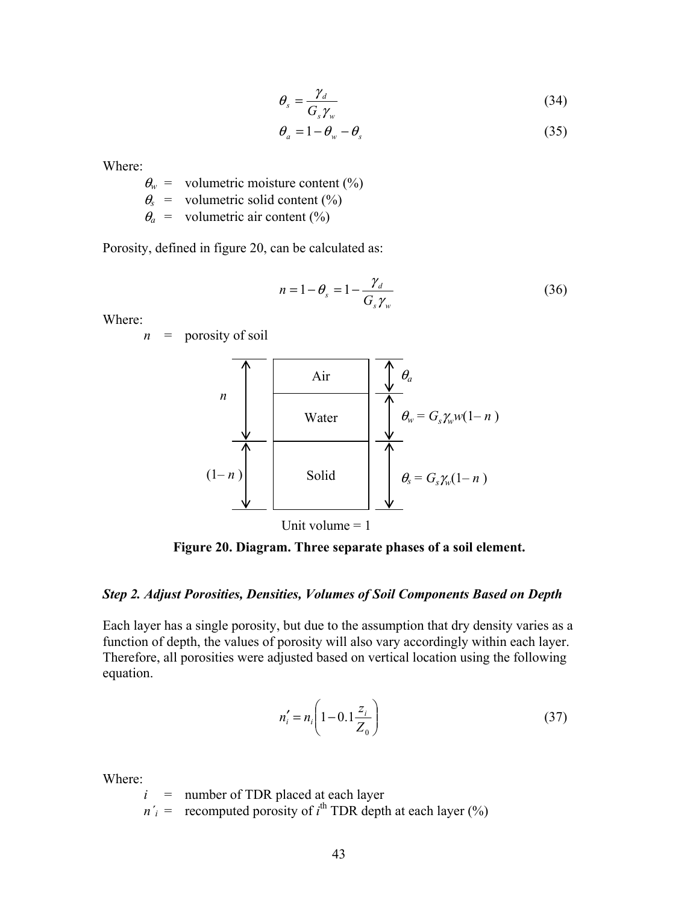$$\theta_s = \frac{\gamma_d}{G_s \gamma_w} \tag{34}$$

$$\theta_a = 1 - \theta_w - \theta_s \tag{35}$$

Where:

- $\theta_w$ = volumetric moisture content (%)
- $\theta_s$ = volumetric solid content (%)
- $\theta_a$ = volumetric air content (%)

Porosity, defined in figure 20, can be calculated as:

$$n = 1 - \theta_s = 1 - \frac{\gamma_d}{G_s \gamma_w} \tag{36}$$

Where:

- $n$ = porosity of soil

| | Phase | |
|---|---|---|
| $n$ | Air | $\theta_a$ |
| | Water | $\theta_w = G_s \gamma_w w(1 - n)$ |
| $(1 - n)$ | Solid | $\theta_s = G_s \gamma_w (1 - n)$ |

Unit volume = 1

**Figure 20. Diagram. Three separate phases of a soil element.**

### *Step 2. Adjust Porosities, Densities, Volumes of Soil Components Based on Depth*

Each layer has a single porosity, but due to the assumption that dry density varies as a function of depth, the values of porosity will also vary accordingly within each layer. Therefore, all porosities were adjusted based on vertical location using the following equation.

$$n'_i = n_i \left( 1 - 0.1 \frac{z_i}{Z_0} \right) \tag{37}$$

Where:

- $i$ = number of TDR placed at each layer
- $n'_i$ = recomputed porosity of $i^{th}$ TDR depth at each layer (%)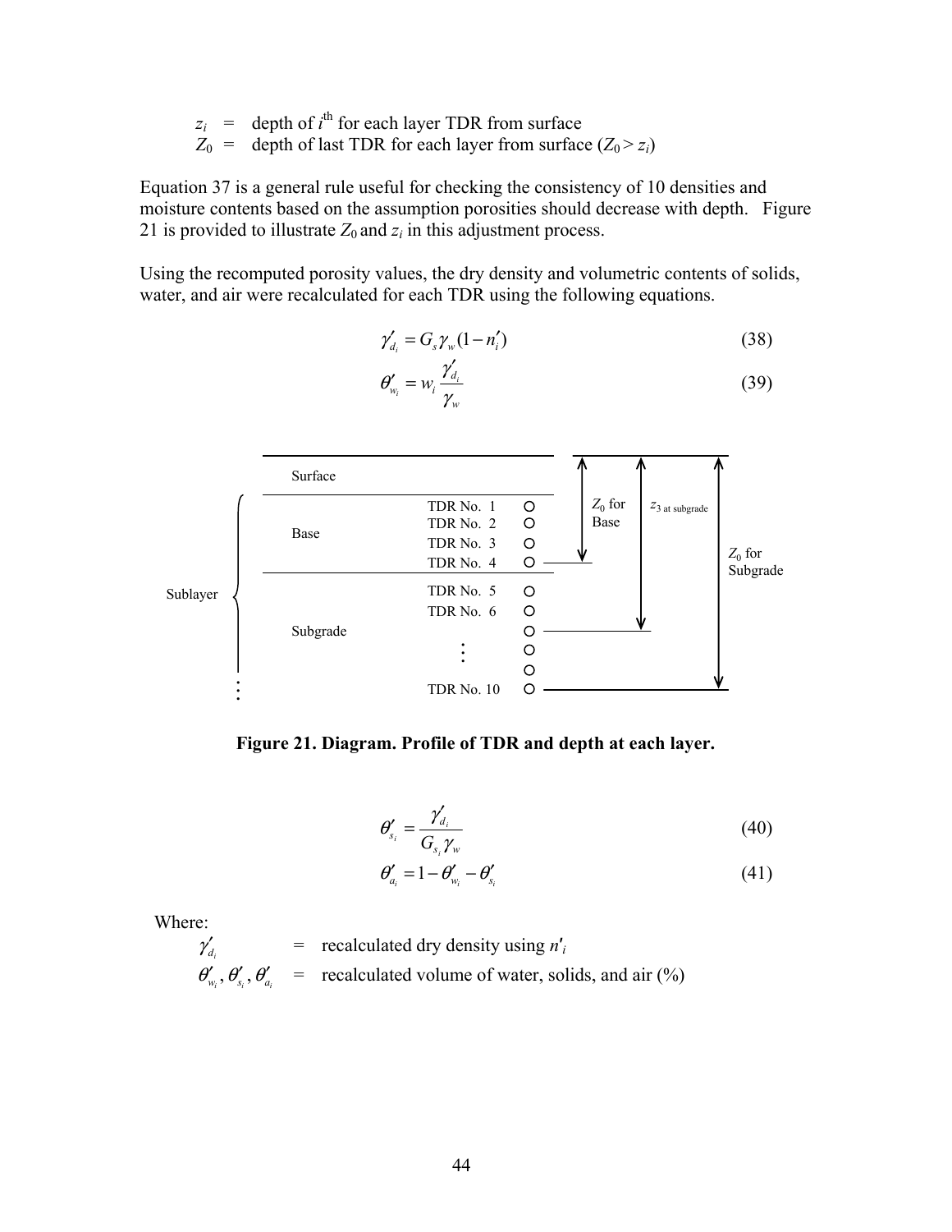$z_i$ = depth of $i^{th}$ for each layer TDR from surface

$Z_0$ = depth of last TDR for each layer from surface ($Z_0 > z_i$)

Equation 37 is a general rule useful for checking the consistency of 10 densities and moisture contents based on the assumption porosities should decrease with depth. Figure 21 is provided to illustrate $Z_0$ and $z_i$ in this adjustment process.

Using the recomputed porosity values, the dry density and volumetric contents of solids, water, and air were recalculated for each TDR using the following equations.

$$\gamma'_{d_i} = G_s \gamma_w (1 - n'_i) \tag{38}$$

$$\theta'_{w_i} = w_i \frac{\gamma'_{d_i}}{\gamma_w} \tag{39}$$

**Figure 21. Diagram. Profile of TDR and depth at each layer.**

$$\theta'_{s_i} = \frac{\gamma'_{d_i}}{G_{s_i} \gamma_w} \tag{40}$$

$$\theta'_{a_i} = 1 - \theta'_{w_i} - \theta'_{s_i} \tag{41}$$

Where:

$\gamma'_{d_i}$ = recalculated dry density using $n'_i$

$\theta'_{w_i}, \theta'_{s_i}, \theta'_{a_i}$ = recalculated volume of water, solids, and air (%)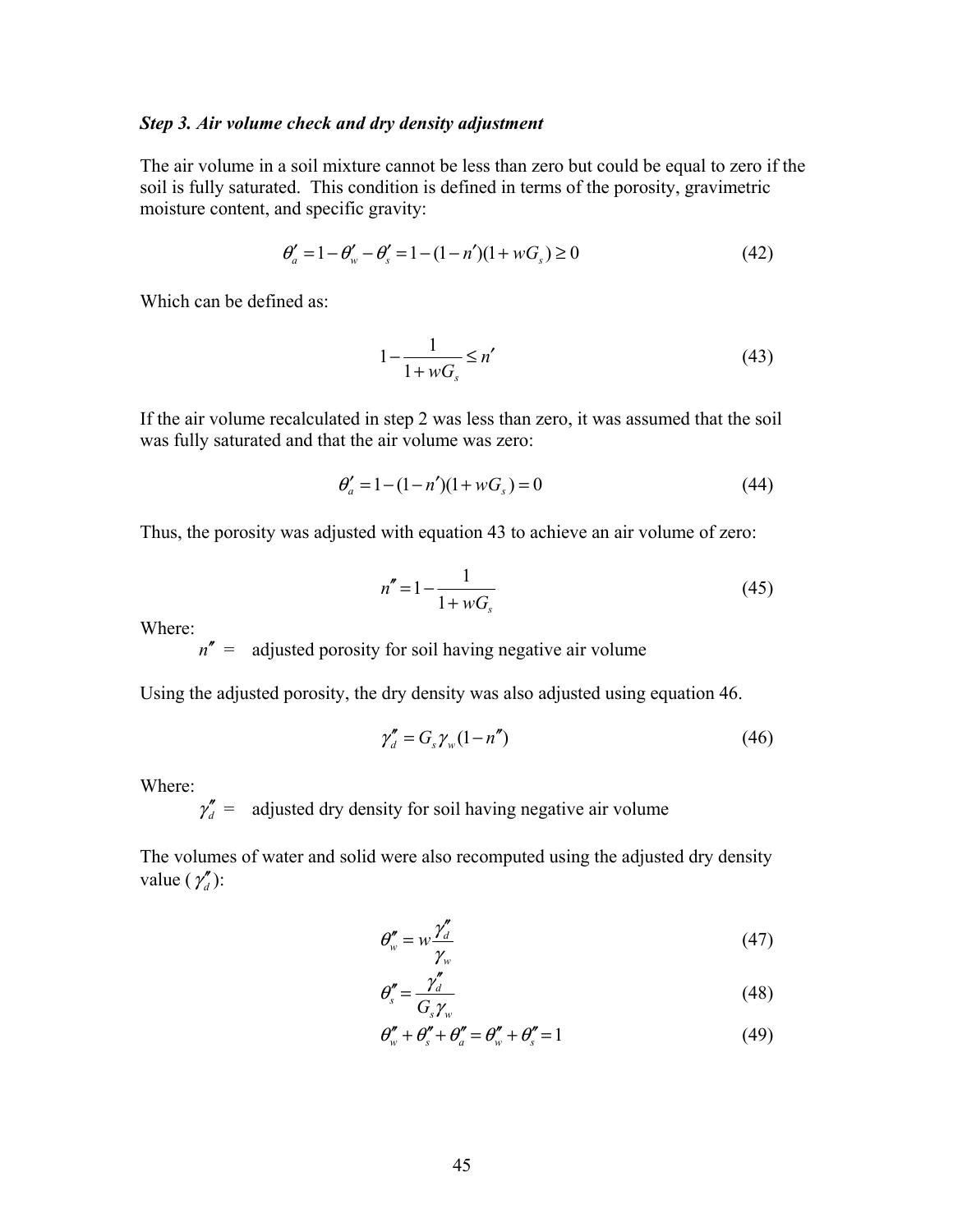### *Step 3. Air volume check and dry density adjustment*

The air volume in a soil mixture cannot be less than zero but could be equal to zero if the soil is fully saturated. This condition is defined in terms of the porosity, gravimetric moisture content, and specific gravity:

$$\theta_a' = 1 - \theta_w' - \theta_s' = 1 - (1 - n')(1 + wG_s) \geq 0 \tag{42}$$

Which can be defined as:

$$1 - \frac{1}{1 + wG_s} \leq n' \tag{43}$$

If the air volume recalculated in step 2 was less than zero, it was assumed that the soil was fully saturated and that the air volume was zero:

$$\theta_a' = 1 - (1 - n')(1 + wG_s) = 0 \tag{44}$$

Thus, the porosity was adjusted with equation 43 to achieve an air volume of zero:

$$n'' = 1 - \frac{1}{1 + wG_s} \tag{45}$$

Where:

$n''$ = adjusted porosity for soil having negative air volume

Using the adjusted porosity, the dry density was also adjusted using equation 46.

$$\gamma_d'' = G_s \gamma_w (1 - n'') \tag{46}$$

Where:

$\gamma_d''$ = adjusted dry density for soil having negative air volume

The volumes of water and solid were also recomputed using the adjusted dry density value ($\gamma_d''$):

$$\theta_w'' = w \frac{\gamma_d''}{\gamma_w} \tag{47}$$

$$\theta_s'' = \frac{\gamma_d''}{G_s \gamma_w} \tag{48}$$

$$\theta_w'' + \theta_s'' + \theta_a'' = \theta_w'' + \theta_s'' = 1 \tag{49}$$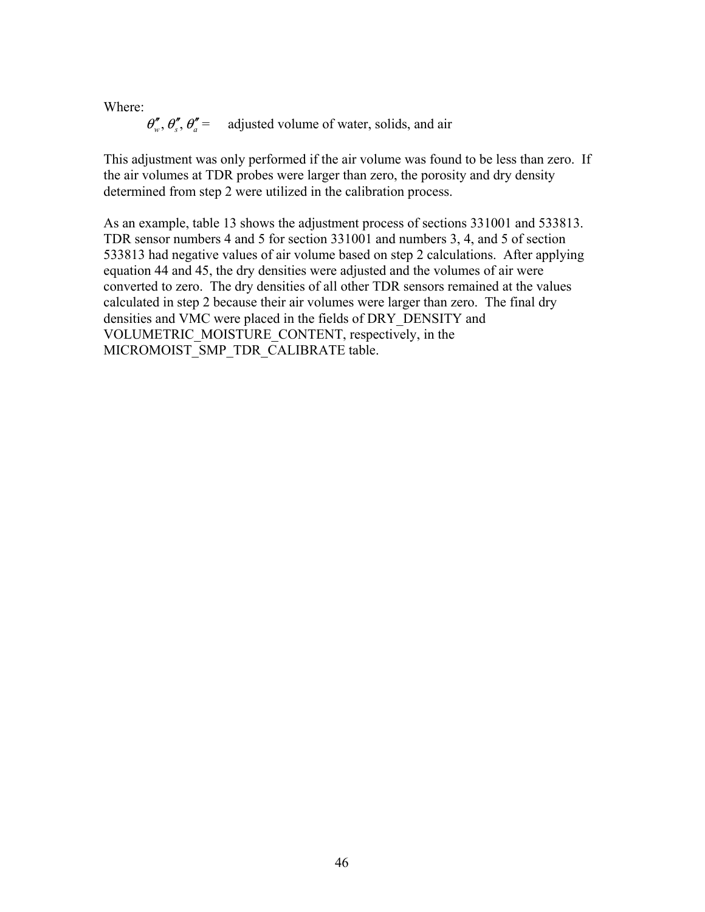Where:

$\theta''_w, \theta''_s, \theta''_a =$ adjusted volume of water, solids, and air

This adjustment was only performed if the air volume was found to be less than zero. If the air volumes at TDR probes were larger than zero, the porosity and dry density determined from step 2 were utilized in the calibration process.

As an example, table 13 shows the adjustment process of sections 331001 and 533813. TDR sensor numbers 4 and 5 for section 331001 and numbers 3, 4, and 5 of section 533813 had negative values of air volume based on step 2 calculations. After applying equation 44 and 45, the dry densities were adjusted and the volumes of air were converted to zero. The dry densities of all other TDR sensors remained at the values calculated in step 2 because their air volumes were larger than zero. The final dry densities and VMC were placed in the fields of DRY_DENSITY and VOLUMETRIC_MOISTURE_CONTENT, respectively, in the MICROMOIST_SMP_TDR_CALIBRATE table.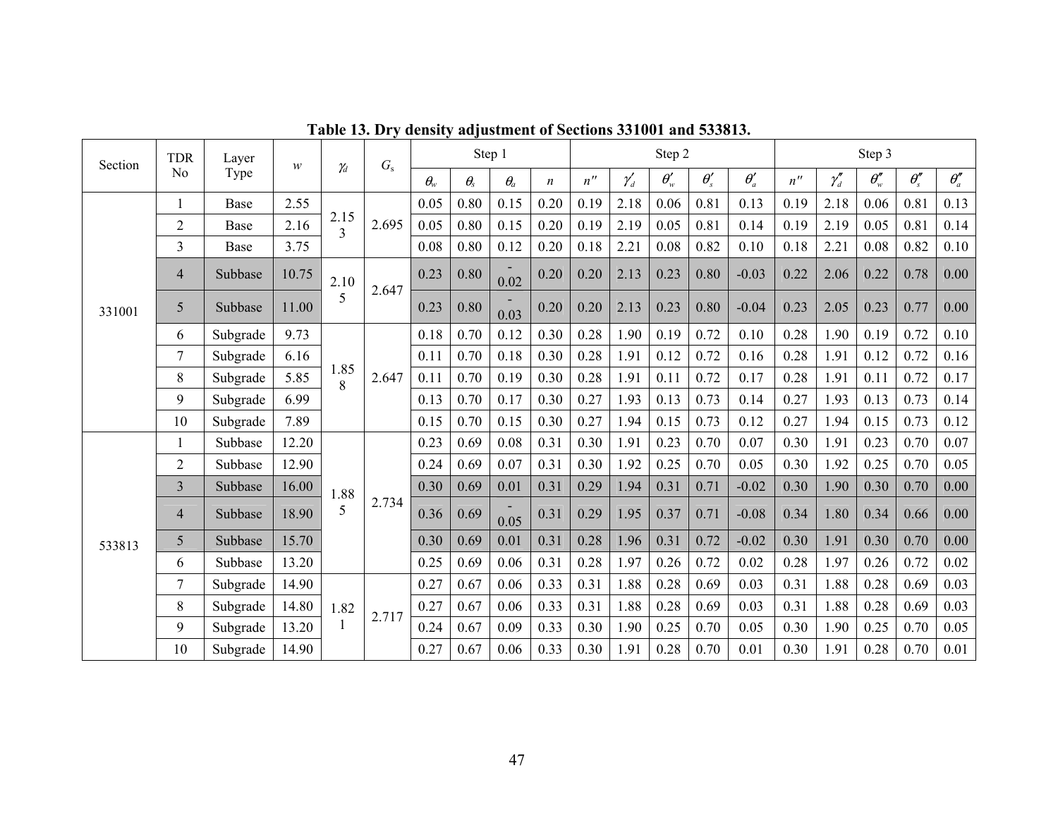**Table 13. Dry density adjustment of Sections 331001 and 533813.**

| Section | TDR No | Layer Type | $w$ | $\gamma_d$ | $G_s$ | Step 1 | | | | Step 2 | | | | | Step 3 | | | | |
|---|---|---|---|---|---|---|---|---|---|---|---|---|---|---|---|---|---|---|---|
| | | | | | | $\theta_w$ | $\theta_s$ | $\theta_a$ | $n$ | $n''$ | $\gamma'_d$ | $\theta'_w$ | $\theta'_s$ | $\theta'_a$ | $n''$ | $\gamma''_d$ | $\theta''_w$ | $\theta''_s$ | $\theta''_a$ |
| 331001 | 1 | Base | 2.55 | 2.153 | 2.695 | 0.05 | 0.80 | 0.15 | 0.20 | 0.19 | 2.18 | 0.06 | 0.81 | 0.13 | 0.19 | 2.18 | 0.06 | 0.81 | 0.13 |
| | 2 | Base | 2.16 | | | 0.05 | 0.80 | 0.15 | 0.20 | 0.19 | 2.19 | 0.05 | 0.81 | 0.14 | 0.19 | 2.19 | 0.05 | 0.81 | 0.14 |
| | 3 | Base | 3.75 | | | 0.08 | 0.80 | 0.12 | 0.20 | 0.18 | 2.21 | 0.08 | 0.82 | 0.10 | 0.18 | 2.21 | 0.08 | 0.82 | 0.10 |
| | 4 | Subbase | 10.75 | 2.105 | 2.647 | 0.23 | 0.80 | -0.02 | 0.20 | 0.20 | 2.13 | 0.23 | 0.80 | -0.03 | 0.22 | 2.06 | 0.22 | 0.78 | 0.00 |
| | 5 | Subbase | 11.00 | | | 0.23 | 0.80 | -0.03 | 0.20 | 0.20 | 2.13 | 0.23 | 0.80 | -0.04 | 0.23 | 2.05 | 0.23 | 0.77 | 0.00 |
| | 6 | Subgrade | 9.73 | 1.858 | 2.647 | 0.18 | 0.70 | 0.12 | 0.30 | 0.28 | 1.90 | 0.19 | 0.72 | 0.10 | 0.28 | 1.90 | 0.19 | 0.72 | 0.10 |
| | 7 | Subgrade | 6.16 | | | 0.11 | 0.70 | 0.18 | 0.30 | 0.28 | 1.91 | 0.12 | 0.72 | 0.16 | 0.28 | 1.91 | 0.12 | 0.72 | 0.16 |
| | 8 | Subgrade | 5.85 | | | 0.11 | 0.70 | 0.19 | 0.30 | 0.28 | 1.91 | 0.11 | 0.72 | 0.17 | 0.28 | 1.91 | 0.11 | 0.72 | 0.17 |
| | 9 | Subgrade | 6.99 | | | 0.13 | 0.70 | 0.17 | 0.30 | 0.27 | 1.93 | 0.13 | 0.73 | 0.14 | 0.27 | 1.93 | 0.13 | 0.73 | 0.14 |
| | 10 | Subgrade | 7.89 | | | 0.15 | 0.70 | 0.15 | 0.30 | 0.27 | 1.94 | 0.15 | 0.73 | 0.12 | 0.27 | 1.94 | 0.15 | 0.73 | 0.12 |
| 533813 | 1 | Subbase | 12.20 | 1.885 | 2.734 | 0.23 | 0.69 | 0.08 | 0.31 | 0.30 | 1.91 | 0.23 | 0.70 | 0.07 | 0.30 | 1.91 | 0.23 | 0.70 | 0.07 |
| | 2 | Subbase | 12.90 | | | 0.24 | 0.69 | 0.07 | 0.31 | 0.30 | 1.92 | 0.25 | 0.70 | 0.05 | 0.30 | 1.92 | 0.25 | 0.70 | 0.05 |
| | 3 | Subbase | 16.00 | | | 0.30 | 0.69 | 0.01 | 0.31 | 0.29 | 1.94 | 0.31 | 0.71 | -0.02 | 0.30 | 1.90 | 0.30 | 0.70 | 0.00 |
| | 4 | Subbase | 18.90 | | | 0.36 | 0.69 | -0.05 | 0.31 | 0.29 | 1.95 | 0.37 | 0.71 | -0.08 | 0.34 | 1.80 | 0.34 | 0.66 | 0.00 |
| | 5 | Subbase | 15.70 | | | 0.30 | 0.69 | 0.01 | 0.31 | 0.28 | 1.96 | 0.31 | 0.72 | -0.02 | 0.30 | 1.91 | 0.30 | 0.70 | 0.00 |
| | 6 | Subbase | 13.20 | | | 0.25 | 0.69 | 0.06 | 0.31 | 0.28 | 1.97 | 0.26 | 0.72 | 0.02 | 0.28 | 1.97 | 0.26 | 0.72 | 0.02 |
| | 7 | Subgrade | 14.90 | 1.821 | 2.717 | 0.27 | 0.67 | 0.06 | 0.33 | 0.31 | 1.88 | 0.28 | 0.69 | 0.03 | 0.31 | 1.88 | 0.28 | 0.69 | 0.03 |
| | 8 | Subgrade | 14.80 | | | 0.27 | 0.67 | 0.06 | 0.33 | 0.31 | 1.88 | 0.28 | 0.69 | 0.03 | 0.31 | 1.88 | 0.28 | 0.69 | 0.03 |
| | 9 | Subgrade | 13.20 | | | 0.24 | 0.67 | 0.09 | 0.33 | 0.30 | 1.90 | 0.25 | 0.70 | 0.05 | 0.30 | 1.90 | 0.25 | 0.70 | 0.05 |
| | 10 | Subgrade | 14.90 | | | 0.27 | 0.67 | 0.06 | 0.33 | 0.30 | 1.91 | 0.28 | 0.70 | 0.01 | 0.30 | 1.91 | 0.28 | 0.70 | 0.01 |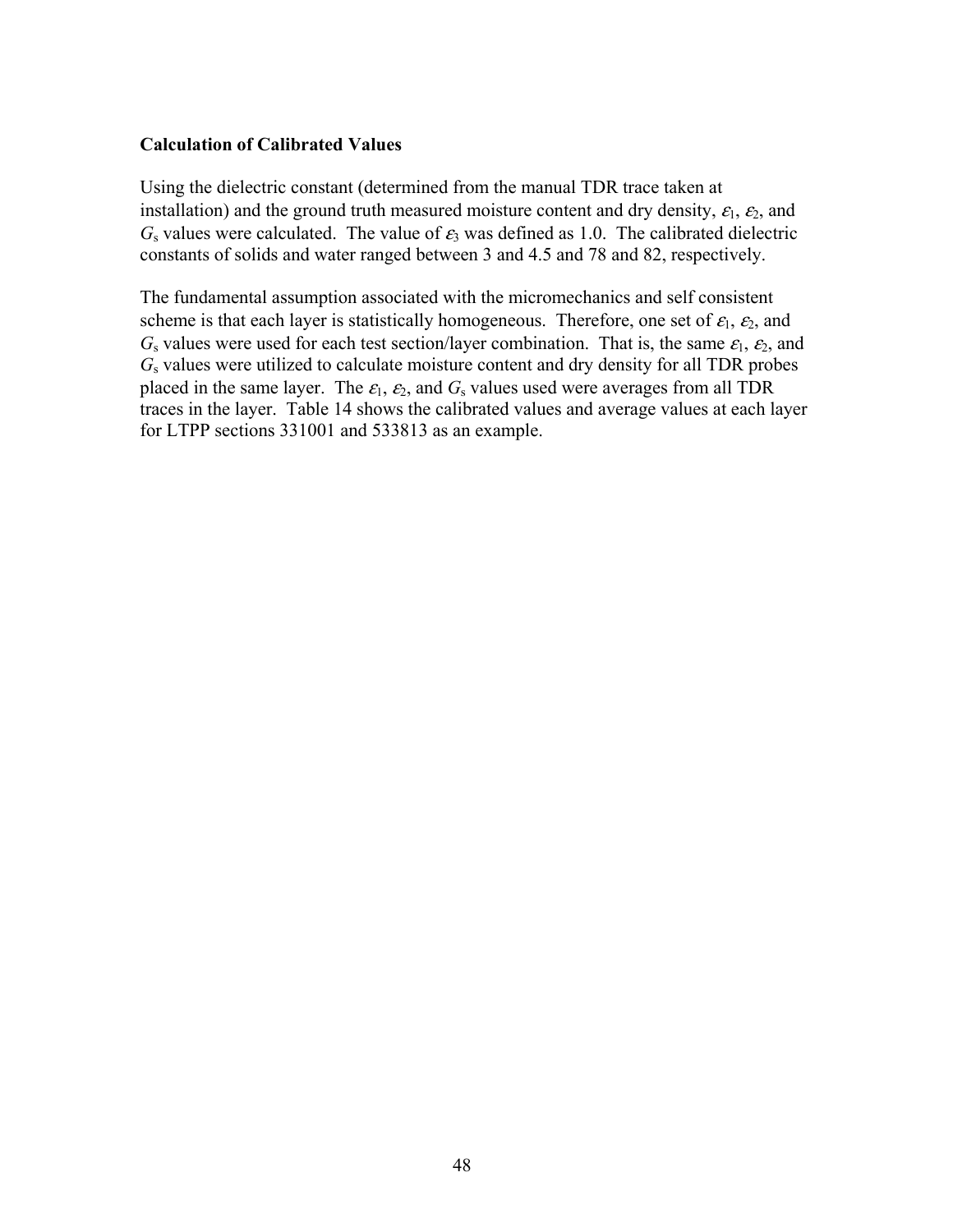### Calculation of Calibrated Values

Using the dielectric constant (determined from the manual TDR trace taken at installation) and the ground truth measured moisture content and dry density, $\varepsilon_1$, $\varepsilon_2$, and $G_s$ values were calculated. The value of $\varepsilon_3$ was defined as 1.0. The calibrated dielectric constants of solids and water ranged between 3 and 4.5 and 78 and 82, respectively.

The fundamental assumption associated with the micromechanics and self consistent scheme is that each layer is statistically homogeneous. Therefore, one set of $\varepsilon_1$, $\varepsilon_2$, and $G_s$ values were used for each test section/layer combination. That is, the same $\varepsilon_1$, $\varepsilon_2$, and $G_s$ values were utilized to calculate moisture content and dry density for all TDR probes placed in the same layer. The $\varepsilon_1$, $\varepsilon_2$, and $G_s$ values used were averages from all TDR traces in the layer. Table 14 shows the calibrated values and average values at each layer for LTPP sections 331001 and 533813 as an example.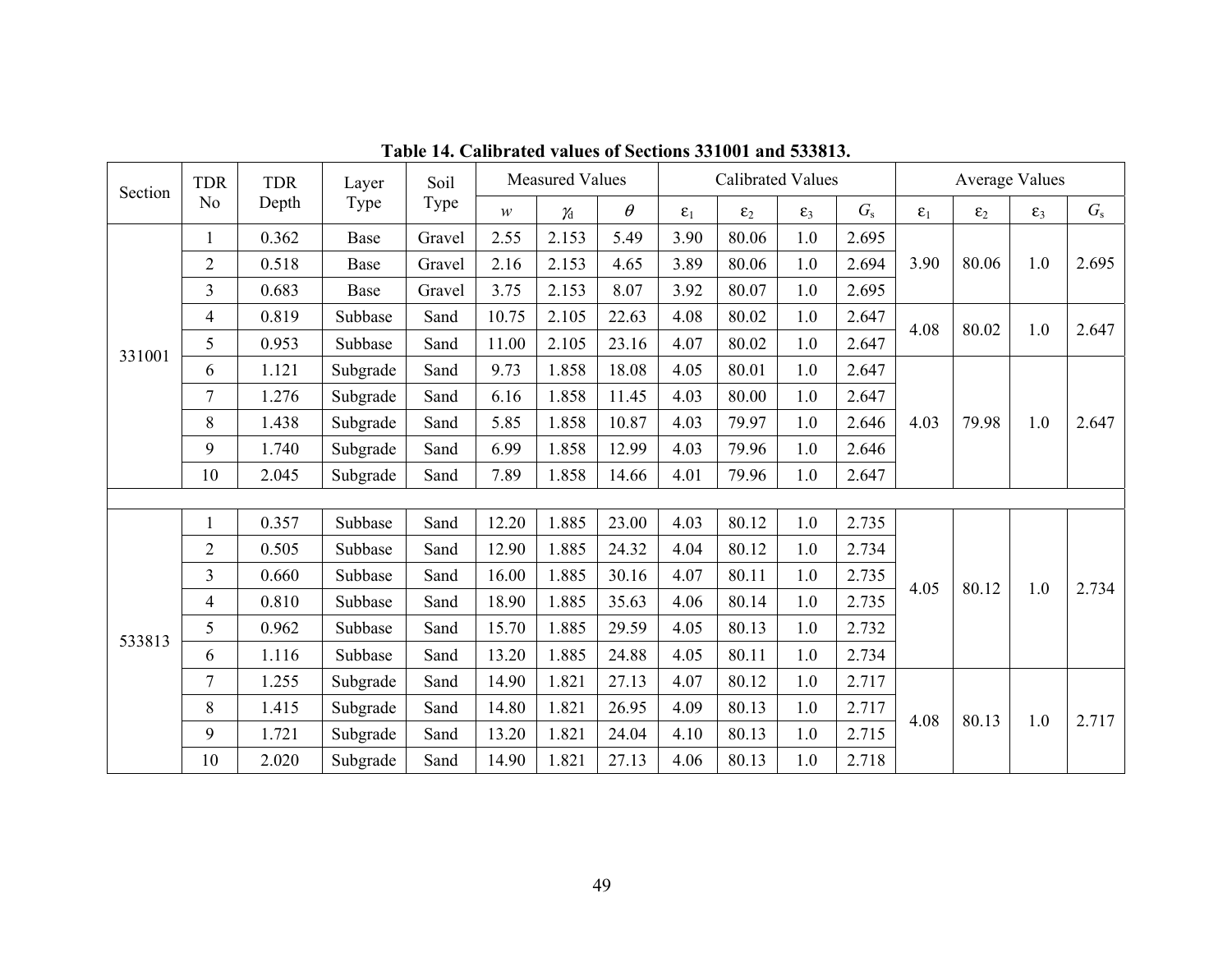**Table 14. Calibrated values of Sections 331001 and 533813.**

| Section | TDR No | TDR Depth | Layer Type | Soil Type | Measured Values | | | Calibrated Values | | | | Average Values | | | |
|---|---|---|---|---|---|---|---|---|---|---|---|---|---|---|---|
| | | | | | $w$ | $\gamma_d$ | $\theta$ | $\varepsilon_1$ | $\varepsilon_2$ | $\varepsilon_3$ | $G_s$ | $\varepsilon_1$ | $\varepsilon_2$ | $\varepsilon_3$ | $G_s$ |
| 331001 | 1 | 0.362 | Base | Gravel | 2.55 | 2.153 | 5.49 | 3.90 | 80.06 | 1.0 | 2.695 | 3.90 | 80.06 | 1.0 | 2.695 |
| | 2 | 0.518 | Base | Gravel | 2.16 | 2.153 | 4.65 | 3.89 | 80.06 | 1.0 | 2.694 | | | | |
| | 3 | 0.683 | Base | Gravel | 3.75 | 2.153 | 8.07 | 3.92 | 80.07 | 1.0 | 2.695 | | | | |
| | 4 | 0.819 | Subbase | Sand | 10.75 | 2.105 | 22.63 | 4.08 | 80.02 | 1.0 | 2.647 | 4.08 | 80.02 | 1.0 | 2.647 |
| | 5 | 0.953 | Subbase | Sand | 11.00 | 2.105 | 23.16 | 4.07 | 80.02 | 1.0 | 2.647 | | | | |
| | 6 | 1.121 | Subgrade | Sand | 9.73 | 1.858 | 18.08 | 4.05 | 80.01 | 1.0 | 2.647 | 4.03 | 79.98 | 1.0 | 2.647 |
| | 7 | 1.276 | Subgrade | Sand | 6.16 | 1.858 | 11.45 | 4.03 | 80.00 | 1.0 | 2.647 | | | | |
| | 8 | 1.438 | Subgrade | Sand | 5.85 | 1.858 | 10.87 | 4.03 | 79.97 | 1.0 | 2.646 | | | | |
| | 9 | 1.740 | Subgrade | Sand | 6.99 | 1.858 | 12.99 | 4.03 | 79.96 | 1.0 | 2.646 | | | | |
| | 10 | 2.045 | Subgrade | Sand | 7.89 | 1.858 | 14.66 | 4.01 | 79.96 | 1.0 | 2.647 | | | | |
| 533813 | 1 | 0.357 | Subbase | Sand | 12.20 | 1.885 | 23.00 | 4.03 | 80.12 | 1.0 | 2.735 | 4.05 | 80.12 | 1.0 | 2.734 |
| | 2 | 0.505 | Subbase | Sand | 12.90 | 1.885 | 24.32 | 4.04 | 80.12 | 1.0 | 2.734 | | | | |
| | 3 | 0.660 | Subbase | Sand | 16.00 | 1.885 | 30.16 | 4.07 | 80.11 | 1.0 | 2.735 | | | | |
| | 4 | 0.810 | Subbase | Sand | 18.90 | 1.885 | 35.63 | 4.06 | 80.14 | 1.0 | 2.735 | | | | |
| | 5 | 0.962 | Subbase | Sand | 15.70 | 1.885 | 29.59 | 4.05 | 80.13 | 1.0 | 2.732 | | | | |
| | 6 | 1.116 | Subbase | Sand | 13.20 | 1.885 | 24.88 | 4.05 | 80.11 | 1.0 | 2.734 | | | | |
| | 7 | 1.255 | Subgrade | Sand | 14.90 | 1.821 | 27.13 | 4.07 | 80.12 | 1.0 | 2.717 | 4.08 | 80.13 | 1.0 | 2.717 |
| | 8 | 1.415 | Subgrade | Sand | 14.80 | 1.821 | 26.95 | 4.09 | 80.13 | 1.0 | 2.717 | | | | |
| | 9 | 1.721 | Subgrade | Sand | 13.20 | 1.821 | 24.04 | 4.10 | 80.13 | 1.0 | 2.715 | | | | |
| | 10 | 2.020 | Subgrade | Sand | 14.90 | 1.821 | 27.13 | 4.06 | 80.13 | 1.0 | 2.718 | | | | |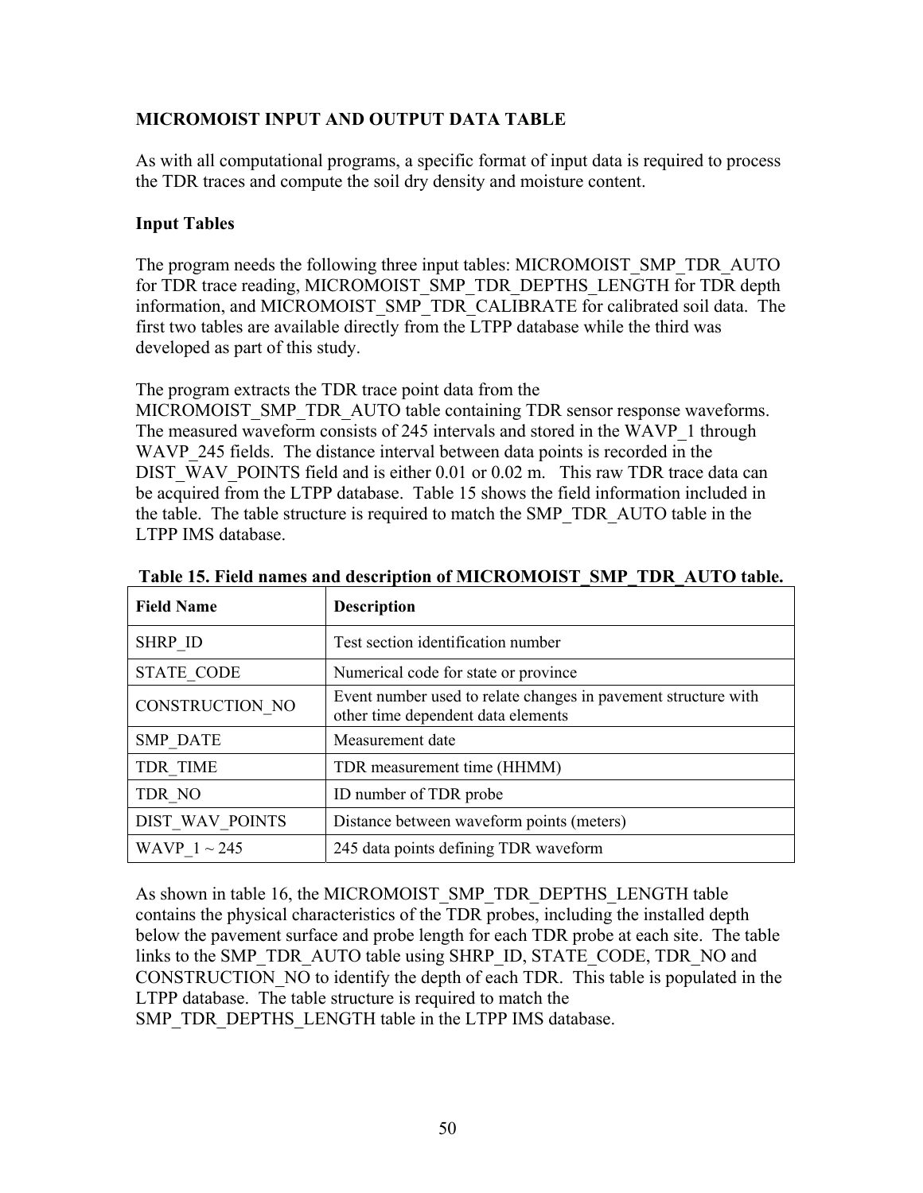## MICROMOIST INPUT AND OUTPUT DATA TABLE

As with all computational programs, a specific format of input data is required to process the TDR traces and compute the soil dry density and moisture content.

### Input Tables

The program needs the following three input tables: MICROMOIST_SMP_TDR_AUTO for TDR trace reading, MICROMOIST_SMP_TDR_DEPTHS_LENGTH for TDR depth information, and MICROMOIST_SMP_TDR_CALIBRATE for calibrated soil data. The first two tables are available directly from the LTPP database while the third was developed as part of this study.

The program extracts the TDR trace point data from the MICROMOIST_SMP_TDR_AUTO table containing TDR sensor response waveforms. The measured waveform consists of 245 intervals and stored in the WAVP_1 through WAVP_245 fields. The distance interval between data points is recorded in the DIST_WAV_POINTS field and is either 0.01 or 0.02 m. This raw TDR trace data can be acquired from the LTPP database. Table 15 shows the field information included in the table. The table structure is required to match the SMP_TDR_AUTO table in the LTPP IMS database.

**Table 15. Field names and description of MICROMOIST_SMP_TDR_AUTO table.**

| Field Name | Description |
|---|---|
| SHRP_ID | Test section identification number |
| STATE_CODE | Numerical code for state or province |
| CONSTRUCTION_NO | Event number used to relate changes in pavement structure with other time dependent data elements |
| SMP_DATE | Measurement date |
| TDR_TIME | TDR measurement time (HHMM) |
| TDR_NO | ID number of TDR probe |
| DIST_WAV_POINTS | Distance between waveform points (meters) |
| WAVP_1 ~ 245 | 245 data points defining TDR waveform |

As shown in table 16, the MICROMOIST_SMP_TDR_DEPTHS_LENGTH table contains the physical characteristics of the TDR probes, including the installed depth below the pavement surface and probe length for each TDR probe at each site. The table links to the SMP_TDR_AUTO table using SHRP_ID, STATE_CODE, TDR_NO and CONSTRUCTION_NO to identify the depth of each TDR. This table is populated in the LTPP database. The table structure is required to match the SMP_TDR_DEPTHS_LENGTH table in the LTPP IMS database.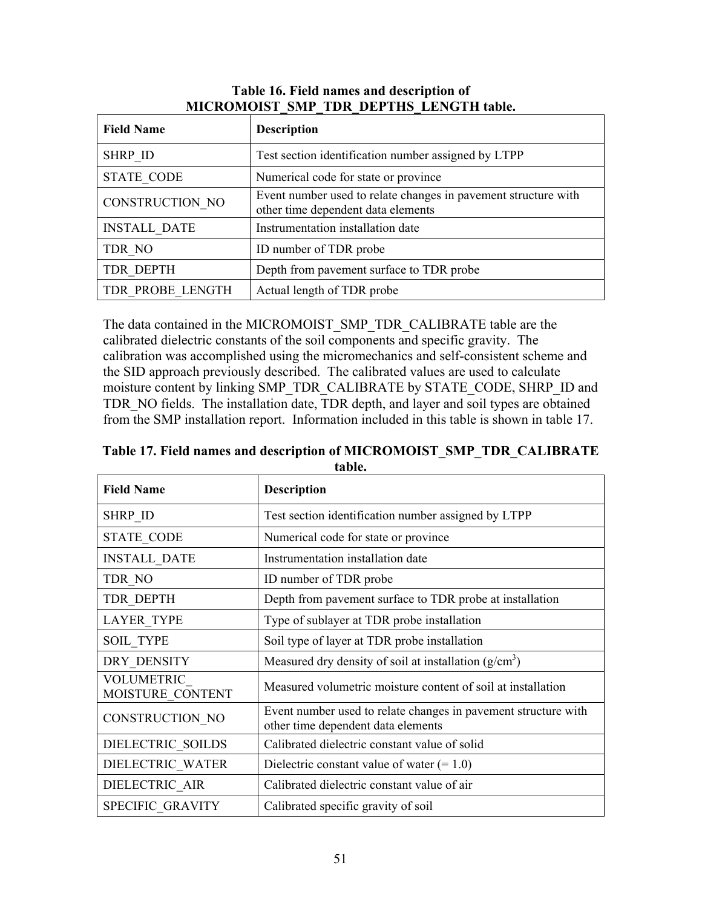**Table 16. Field names and description of MICROMOIST_SMP_TDR_DEPTHS_LENGTH table.**

| Field Name | Description |
| --- | --- |
| SHRP_ID | Test section identification number assigned by LTPP |
| STATE_CODE | Numerical code for state or province |
| CONSTRUCTION_NO | Event number used to relate changes in pavement structure with other time dependent data elements |
| INSTALL_DATE | Instrumentation installation date |
| TDR_NO | ID number of TDR probe |
| TDR_DEPTH | Depth from pavement surface to TDR probe |
| TDR_PROBE_LENGTH | Actual length of TDR probe |

The data contained in the MICROMOIST_SMP_TDR_CALIBRATE table are the calibrated dielectric constants of the soil components and specific gravity. The calibration was accomplished using the micromechanics and self-consistent scheme and the SID approach previously described. The calibrated values are used to calculate moisture content by linking SMP_TDR_CALIBRATE by STATE_CODE, SHRP_ID and TDR_NO fields. The installation date, TDR depth, and layer and soil types are obtained from the SMP installation report. Information included in this table is shown in table 17.

**Table 17. Field names and description of MICROMOIST_SMP_TDR_CALIBRATE table.**

| Field Name | Description |
| --- | --- |
| SHRP_ID | Test section identification number assigned by LTPP |
| STATE_CODE | Numerical code for state or province |
| INSTALL_DATE | Instrumentation installation date |
| TDR_NO | ID number of TDR probe |
| TDR_DEPTH | Depth from pavement surface to TDR probe at installation |
| LAYER_TYPE | Type of sublayer at TDR probe installation |
| SOIL_TYPE | Soil type of layer at TDR probe installation |
| DRY_DENSITY | Measured dry density of soil at installation (g/cm$^3$) |
| VOLUMETRIC_ MOISTURE_CONTENT | Measured volumetric moisture content of soil at installation |
| CONSTRUCTION_NO | Event number used to relate changes in pavement structure with other time dependent data elements |
| DIELECTRIC_SOILDS | Calibrated dielectric constant value of solid |
| DIELECTRIC_WATER | Dielectric constant value of water (= 1.0) |
| DIELECTRIC_AIR | Calibrated dielectric constant value of air |
| SPECIFIC_GRAVITY | Calibrated specific gravity of soil |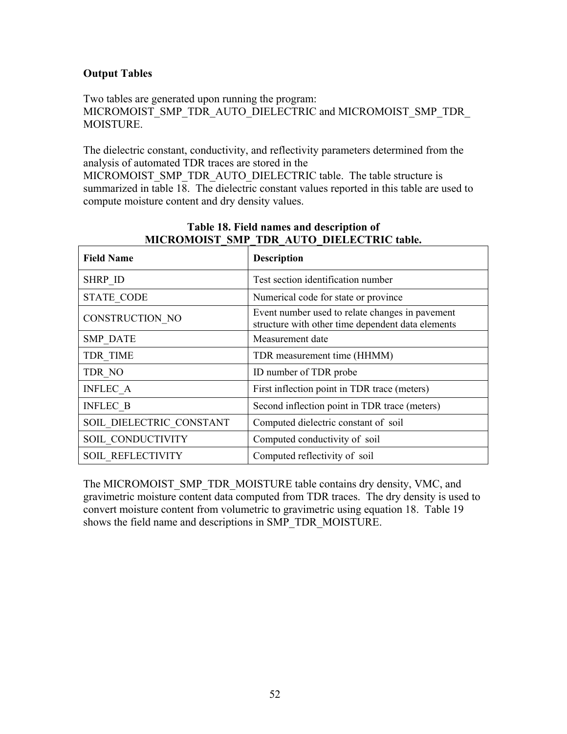**Output Tables**

Two tables are generated upon running the program: MICROMOIST_SMP_TDR_AUTO_DIELECTRIC and MICROMOIST_SMP_TDR_MOISTURE.

The dielectric constant, conductivity, and reflectivity parameters determined from the analysis of automated TDR traces are stored in the MICROMOIST_SMP_TDR_AUTO_DIELECTRIC table. The table structure is summarized in table 18. The dielectric constant values reported in this table are used to compute moisture content and dry density values.

**Table 18. Field names and description of MICROMOIST_SMP_TDR_AUTO_DIELECTRIC table.**

| Field Name | Description |
|---|---|
| SHRP_ID | Test section identification number |
| STATE_CODE | Numerical code for state or province |
| CONSTRUCTION_NO | Event number used to relate changes in pavement structure with other time dependent data elements |
| SMP_DATE | Measurement date |
| TDR_TIME | TDR measurement time (HHMM) |
| TDR_NO | ID number of TDR probe |
| INFLEC_A | First inflection point in TDR trace (meters) |
| INFLEC_B | Second inflection point in TDR trace (meters) |
| SOIL_DIELECTRIC_CONSTANT | Computed dielectric constant of soil |
| SOIL_CONDUCTIVITY | Computed conductivity of soil |
| SOIL_REFLECTIVITY | Computed reflectivity of soil |

The MICROMOIST_SMP_TDR_MOISTURE table contains dry density, VMC, and gravimetric moisture content data computed from TDR traces. The dry density is used to convert moisture content from volumetric to gravimetric using equation 18. Table 19 shows the field name and descriptions in SMP_TDR_MOISTURE.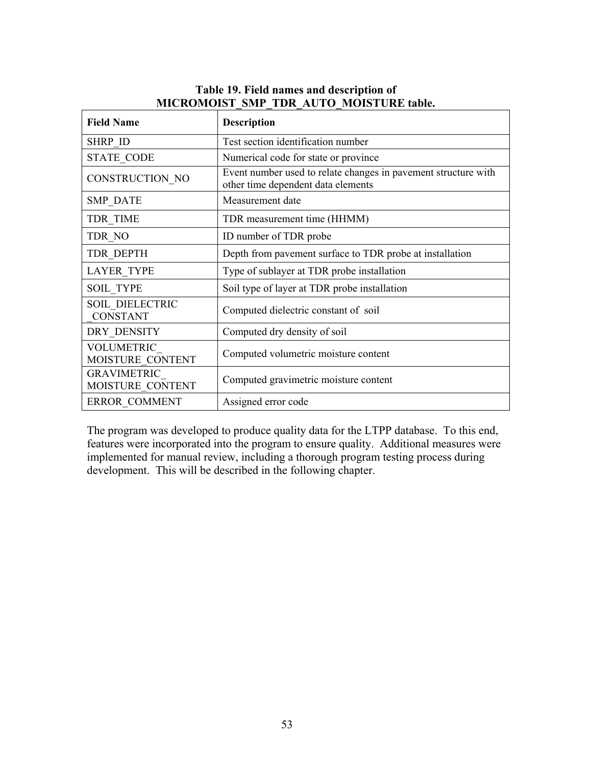**Table 19. Field names and description of MICROMOIST_SMP_TDR_AUTO_MOISTURE table.**

| Field Name | Description |
|---|---|
| SHRP_ID | Test section identification number |
| STATE_CODE | Numerical code for state or province |
| CONSTRUCTION_NO | Event number used to relate changes in pavement structure with other time dependent data elements |
| SMP_DATE | Measurement date |
| TDR_TIME | TDR measurement time (HHMM) |
| TDR_NO | ID number of TDR probe |
| TDR_DEPTH | Depth from pavement surface to TDR probe at installation |
| LAYER_TYPE | Type of sublayer at TDR probe installation |
| SOIL_TYPE | Soil type of layer at TDR probe installation |
| SOIL_DIELECTRIC_CONSTANT | Computed dielectric constant of soil |
| DRY_DENSITY | Computed dry density of soil |
| VOLUMETRIC_MOISTURE_CONTENT | Computed volumetric moisture content |
| GRAVIMETRIC_MOISTURE_CONTENT | Computed gravimetric moisture content |
| ERROR_COMMENT | Assigned error code |

The program was developed to produce quality data for the LTPP database. To this end, features were incorporated into the program to ensure quality. Additional measures were implemented for manual review, including a thorough program testing process during development. This will be described in the following chapter.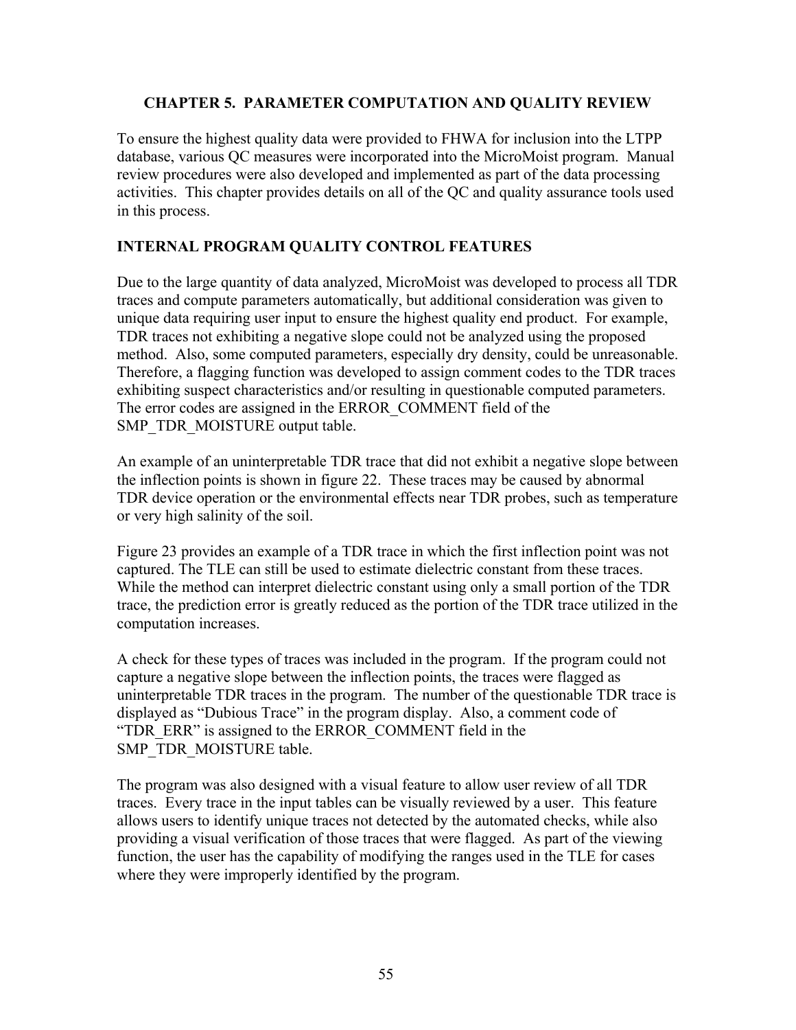# CHAPTER 5. PARAMETER COMPUTATION AND QUALITY REVIEW

To ensure the highest quality data were provided to FHWA for inclusion into the LTPP database, various QC measures were incorporated into the MicroMoist program. Manual review procedures were also developed and implemented as part of the data processing activities. This chapter provides details on all of the QC and quality assurance tools used in this process.

## INTERNAL PROGRAM QUALITY CONTROL FEATURES

Due to the large quantity of data analyzed, MicroMoist was developed to process all TDR traces and compute parameters automatically, but additional consideration was given to unique data requiring user input to ensure the highest quality end product. For example, TDR traces not exhibiting a negative slope could not be analyzed using the proposed method. Also, some computed parameters, especially dry density, could be unreasonable. Therefore, a flagging function was developed to assign comment codes to the TDR traces exhibiting suspect characteristics and/or resulting in questionable computed parameters. The error codes are assigned in the ERROR_COMMENT field of the SMP_TDR_MOISTURE output table.

An example of an uninterpretable TDR trace that did not exhibit a negative slope between the inflection points is shown in figure 22. These traces may be caused by abnormal TDR device operation or the environmental effects near TDR probes, such as temperature or very high salinity of the soil.

Figure 23 provides an example of a TDR trace in which the first inflection point was not captured. The TLE can still be used to estimate dielectric constant from these traces. While the method can interpret dielectric constant using only a small portion of the TDR trace, the prediction error is greatly reduced as the portion of the TDR trace utilized in the computation increases.

A check for these types of traces was included in the program. If the program could not capture a negative slope between the inflection points, the traces were flagged as uninterpretable TDR traces in the program. The number of the questionable TDR trace is displayed as "Dubious Trace" in the program display. Also, a comment code of "TDR_ERR" is assigned to the ERROR_COMMENT field in the SMP_TDR_MOISTURE table.

The program was also designed with a visual feature to allow user review of all TDR traces. Every trace in the input tables can be visually reviewed by a user. This feature allows users to identify unique traces not detected by the automated checks, while also providing a visual verification of those traces that were flagged. As part of the viewing function, the user has the capability of modifying the ranges used in the TLE for cases where they were improperly identified by the program.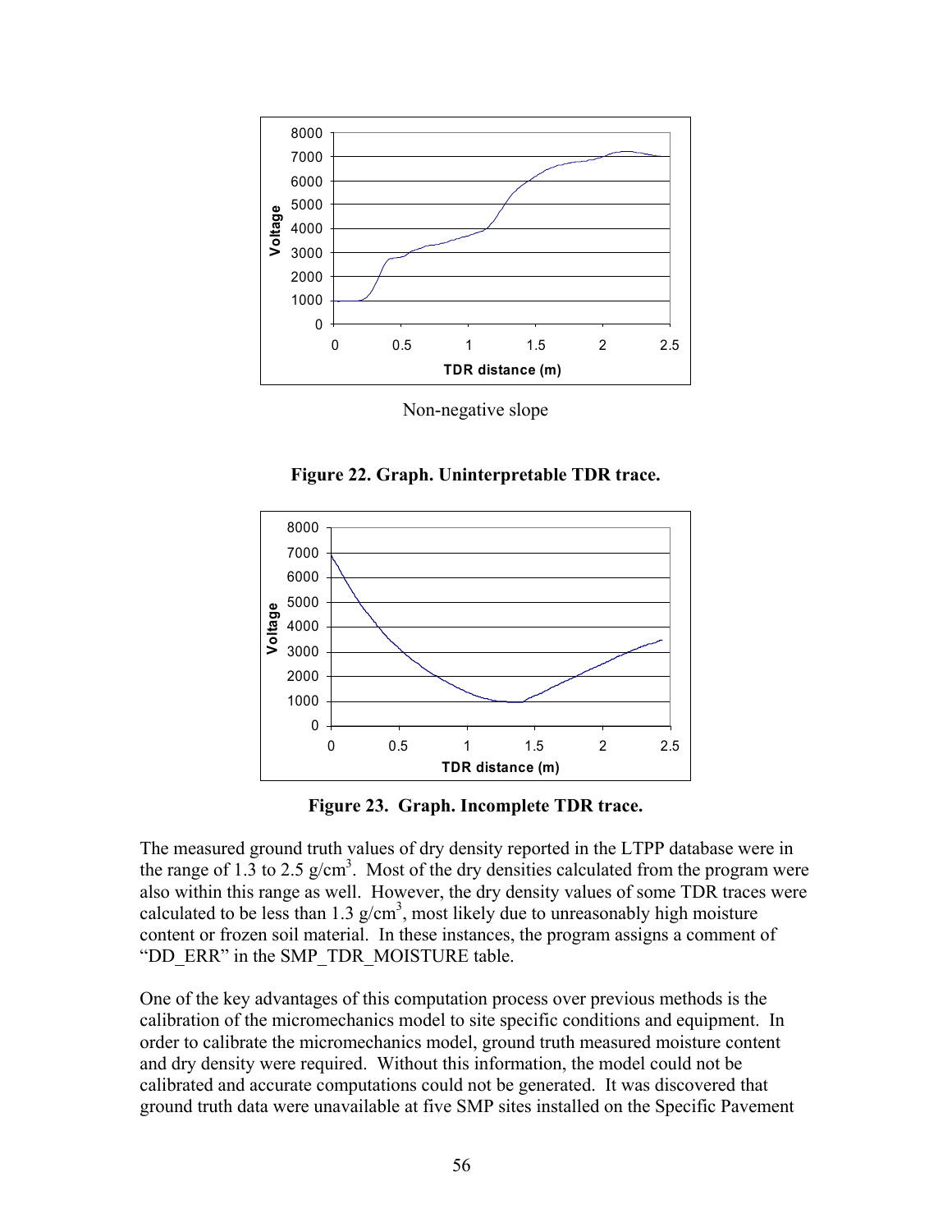Non-negative slope

**Figure 22. Graph. Uninterpretable TDR trace.**

**Figure 23. Graph. Incomplete TDR trace.**

The measured ground truth values of dry density reported in the LTPP database were in the range of 1.3 to 2.5 g/cm$^3$. Most of the dry densities calculated from the program were also within this range as well. However, the dry density values of some TDR traces were calculated to be less than 1.3 g/cm$^3$, most likely due to unreasonably high moisture content or frozen soil material. In these instances, the program assigns a comment of "DD_ERR" in the SMP_TDR_MOISTURE table.

One of the key advantages of this computation process over previous methods is the calibration of the micromechanics model to site specific conditions and equipment. In order to calibrate the micromechanics model, ground truth measured moisture content and dry density were required. Without this information, the model could not be calibrated and accurate computations could not be generated. It was discovered that ground truth data were unavailable at five SMP sites installed on the Specific Pavement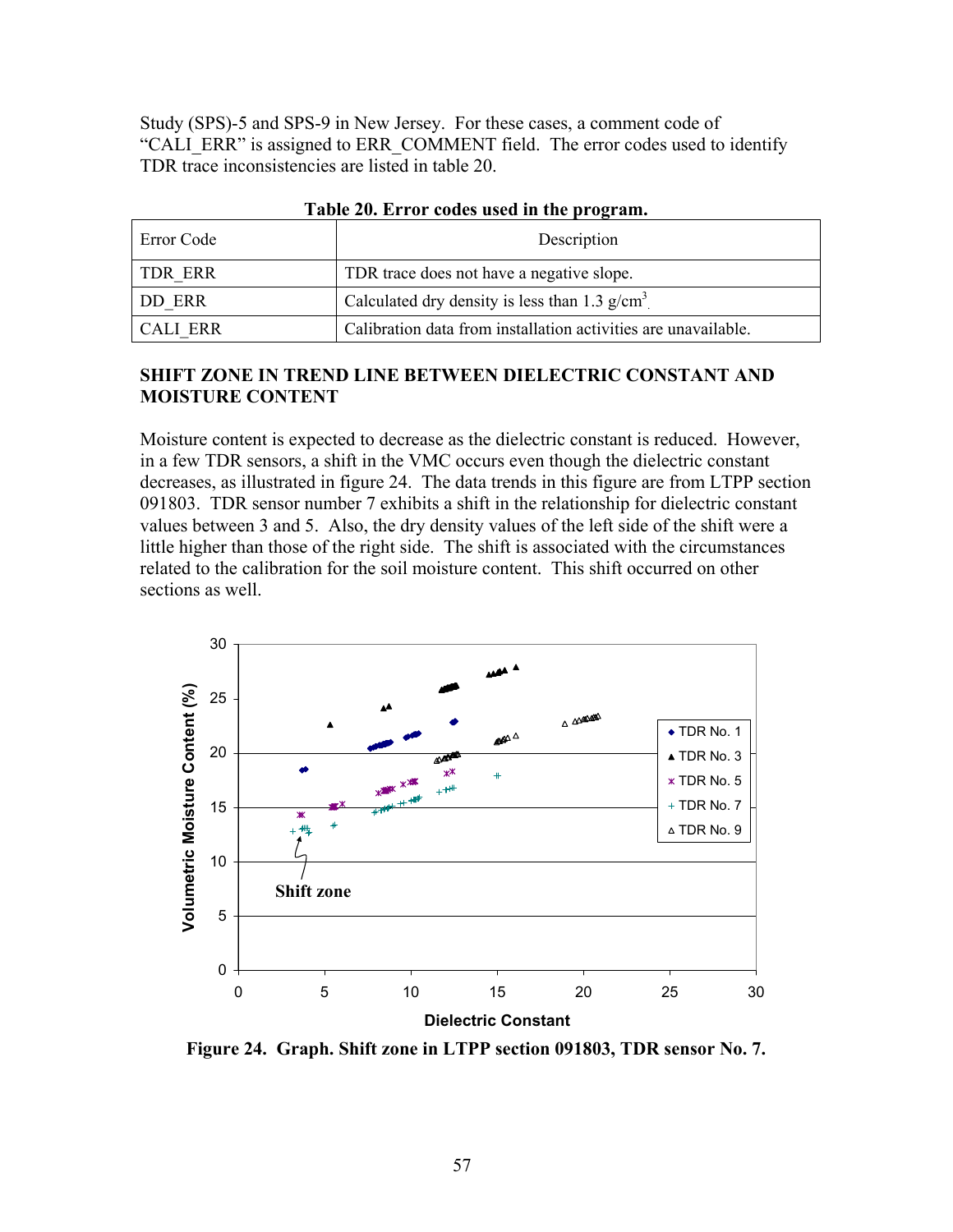Study (SPS)-5 and SPS-9 in New Jersey. For these cases, a comment code of "CALI_ERR" is assigned to ERR_COMMENT field. The error codes used to identify TDR trace inconsistencies are listed in table 20.

**Table 20. Error codes used in the program.**

| Error Code | Description |
|---|---|
| TDR_ERR | TDR trace does not have a negative slope. |
| DD_ERR | Calculated dry density is less than 1.3 g/cm$^3$. |
| CALI_ERR | Calibration data from installation activities are unavailable. |

## SHIFT ZONE IN TREND LINE BETWEEN DIELECTRIC CONSTANT AND MOISTURE CONTENT

Moisture content is expected to decrease as the dielectric constant is reduced. However, in a few TDR sensors, a shift in the VMC occurs even though the dielectric constant decreases, as illustrated in figure 24. The data trends in this figure are from LTPP section 091803. TDR sensor number 7 exhibits a shift in the relationship for dielectric constant values between 3 and 5. Also, the dry density values of the left side of the shift were a little higher than those of the right side. The shift is associated with the circumstances related to the calibration for the soil moisture content. This shift occurred on other sections as well.

**Figure 24. Graph. Shift zone in LTPP section 091803, TDR sensor No. 7.**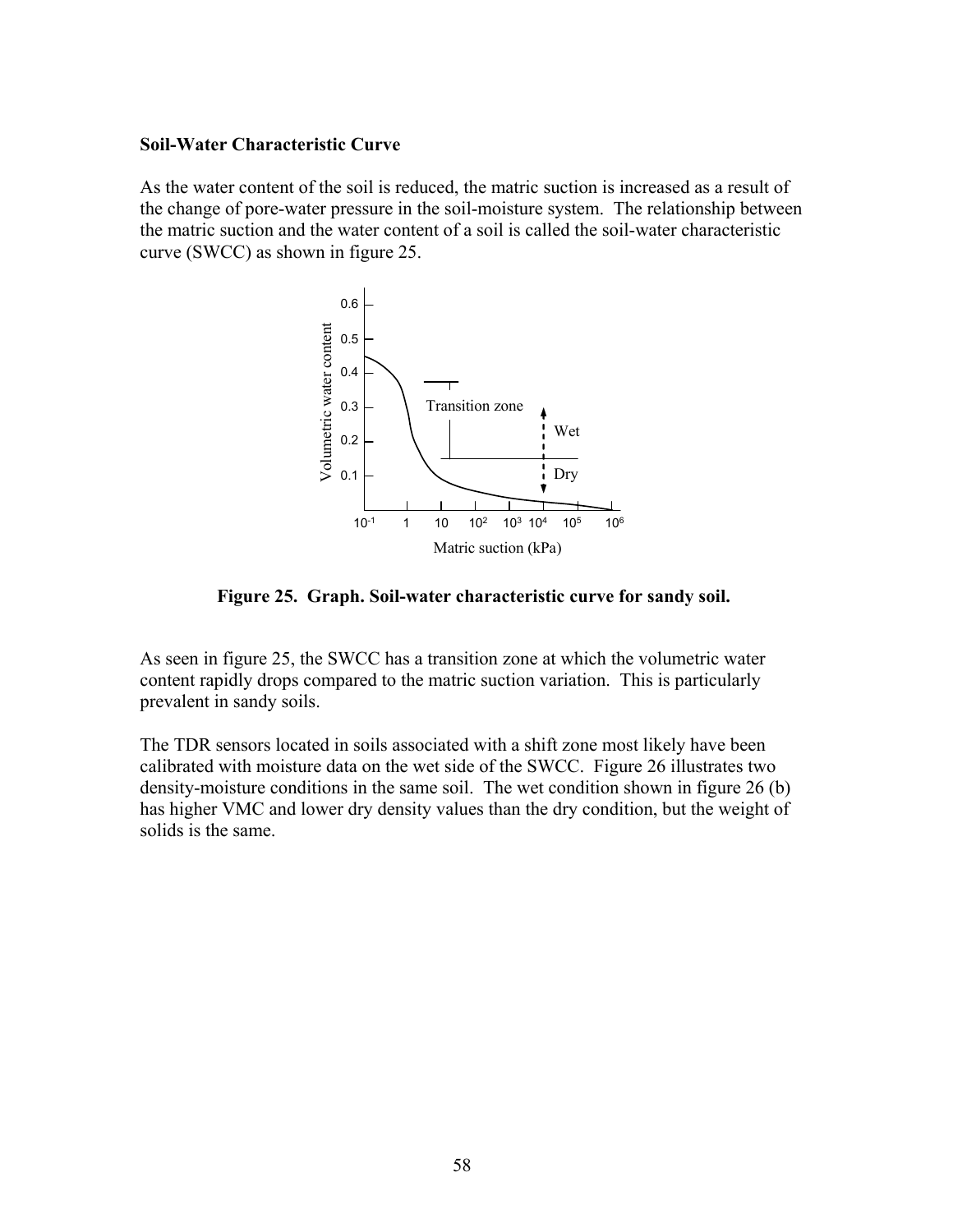**Soil-Water Characteristic Curve**

As the water content of the soil is reduced, the matric suction is increased as a result of the change of pore-water pressure in the soil-moisture system. The relationship between the matric suction and the water content of a soil is called the soil-water characteristic curve (SWCC) as shown in figure 25.

**Figure 25. Graph. Soil-water characteristic curve for sandy soil.**

As seen in figure 25, the SWCC has a transition zone at which the volumetric water content rapidly drops compared to the matric suction variation. This is particularly prevalent in sandy soils.

The TDR sensors located in soils associated with a shift zone most likely have been calibrated with moisture data on the wet side of the SWCC. Figure 26 illustrates two density-moisture conditions in the same soil. The wet condition shown in figure 26 (b) has higher VMC and lower dry density values than the dry condition, but the weight of solids is the same.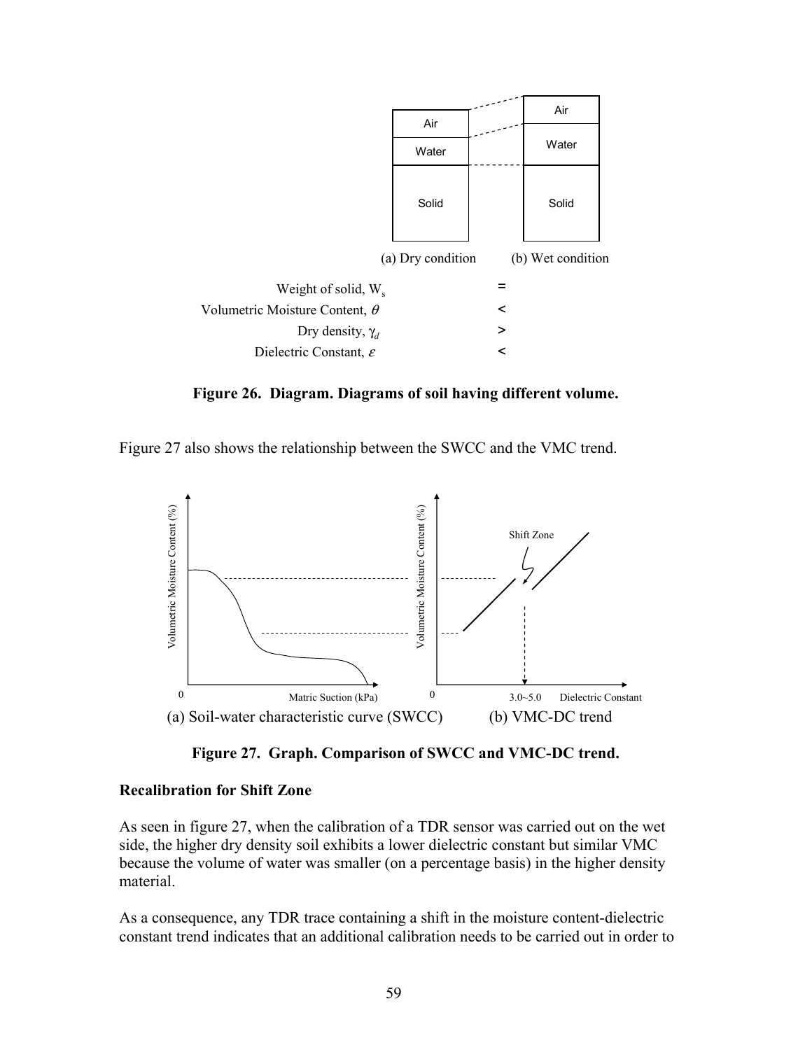| | (a) Dry condition | | (b) Wet condition |
|---|---|---|---|
| Weight of solid, $W_s$ | | = | |
| Volumetric Moisture Content, $\theta$ | | < | |
| Dry density, $\gamma_d$ | | > | |
| Dielectric Constant, $\varepsilon$ | | < | |

**Figure 26. Diagram. Diagrams of soil having different volume.**

Figure 27 also shows the relationship between the SWCC and the VMC trend.

(a) Soil-water characteristic curve (SWCC) (b) VMC-DC trend

**Figure 27. Graph. Comparison of SWCC and VMC-DC trend.**

**Recalibration for Shift Zone**

As seen in figure 27, when the calibration of a TDR sensor was carried out on the wet side, the higher dry density soil exhibits a lower dielectric constant but similar VMC because the volume of water was smaller (on a percentage basis) in the higher density material.

As a consequence, any TDR trace containing a shift in the moisture content-dielectric constant trend indicates that an additional calibration needs to be carried out in order to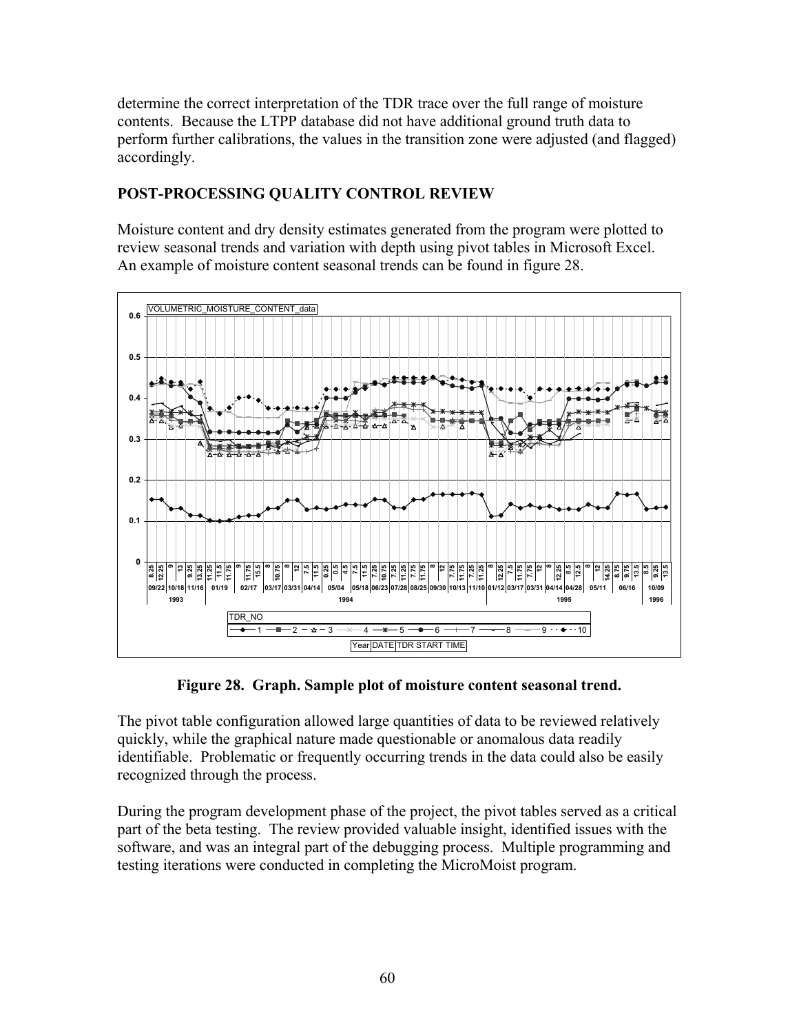determine the correct interpretation of the TDR trace over the full range of moisture contents. Because the LTPP database did not have additional ground truth data to perform further calibrations, the values in the transition zone were adjusted (and flagged) accordingly.

## POST-PROCESSING QUALITY CONTROL REVIEW

Moisture content and dry density estimates generated from the program were plotted to review seasonal trends and variation with depth using pivot tables in Microsoft Excel. An example of moisture content seasonal trends can be found in figure 28.

**Figure 28. Graph. Sample plot of moisture content seasonal trend.**

The pivot table configuration allowed large quantities of data to be reviewed relatively quickly, while the graphical nature made questionable or anomalous data readily identifiable. Problematic or frequently occurring trends in the data could also be easily recognized through the process.

During the program development phase of the project, the pivot tables served as a critical part of the beta testing. The review provided valuable insight, identified issues with the software, and was an integral part of the debugging process. Multiple programming and testing iterations were conducted in completing the MicroMoist program.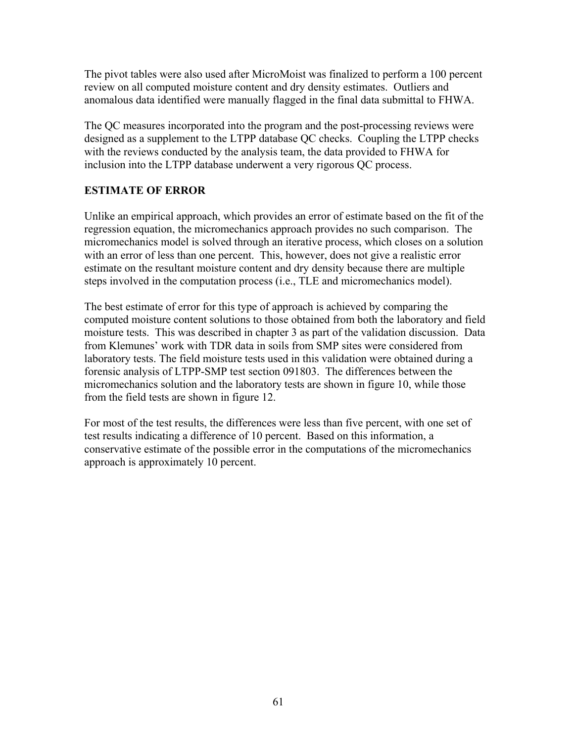The pivot tables were also used after MicroMoist was finalized to perform a 100 percent review on all computed moisture content and dry density estimates. Outliers and anomalous data identified were manually flagged in the final data submittal to FHWA.

The QC measures incorporated into the program and the post-processing reviews were designed as a supplement to the LTPP database QC checks. Coupling the LTPP checks with the reviews conducted by the analysis team, the data provided to FHWA for inclusion into the LTPP database underwent a very rigorous QC process.

## ESTIMATE OF ERROR

Unlike an empirical approach, which provides an error of estimate based on the fit of the regression equation, the micromechanics approach provides no such comparison. The micromechanics model is solved through an iterative process, which closes on a solution with an error of less than one percent. This, however, does not give a realistic error estimate on the resultant moisture content and dry density because there are multiple steps involved in the computation process (i.e., TLE and micromechanics model).

The best estimate of error for this type of approach is achieved by comparing the computed moisture content solutions to those obtained from both the laboratory and field moisture tests. This was described in chapter 3 as part of the validation discussion. Data from Klemunes' work with TDR data in soils from SMP sites were considered from laboratory tests. The field moisture tests used in this validation were obtained during a forensic analysis of LTPP-SMP test section 091803. The differences between the micromechanics solution and the laboratory tests are shown in figure 10, while those from the field tests are shown in figure 12.

For most of the test results, the differences were less than five percent, with one set of test results indicating a difference of 10 percent. Based on this information, a conservative estimate of the possible error in the computations of the micromechanics approach is approximately 10 percent.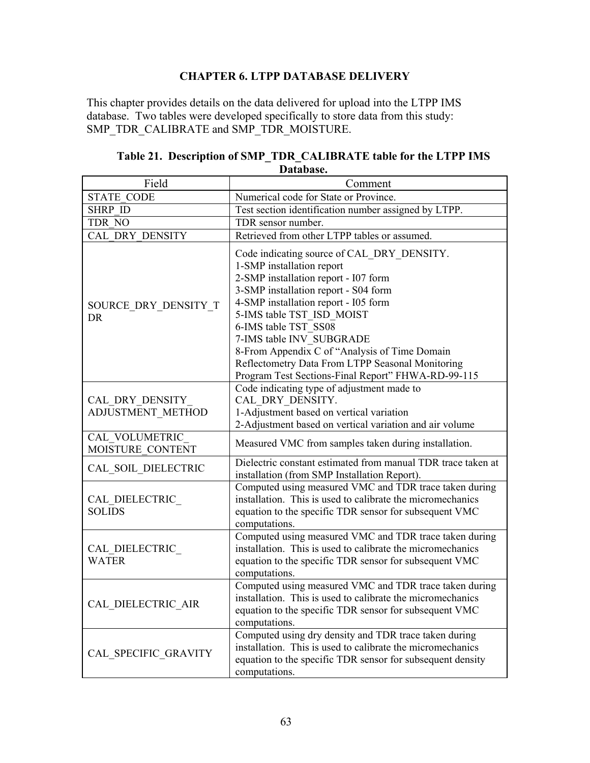# CHAPTER 6. LTPP DATABASE DELIVERY

This chapter provides details on the data delivered for upload into the LTPP IMS database. Two tables were developed specifically to store data from this study: SMP_TDR_CALIBRATE and SMP_TDR_MOISTURE.

**Table 21. Description of SMP_TDR_CALIBRATE table for the LTPP IMS Database.**

| Field | Comment |
|---|---|
| STATE_CODE | Numerical code for State or Province. |
| SHRP_ID | Test section identification number assigned by LTPP. |
| TDR_NO | TDR sensor number. |
| CAL_DRY_DENSITY | Retrieved from other LTPP tables or assumed. |
| SOURCE_DRY_DENSITY_TDR | Code indicating source of CAL_DRY_DENSITY.<br>1-SMP installation report<br>2-SMP installation report - I07 form<br>3-SMP installation report - S04 form<br>4-SMP installation report - I05 form<br>5-IMS table TST_ISD_MOIST<br>6-IMS table TST_SS08<br>7-IMS table INV_SUBGRADE<br>8-From Appendix C of "Analysis of Time Domain Reflectometry Data From LTPP Seasonal Monitoring Program Test Sections-Final Report" FHWA-RD-99-115 |
| CAL_DRY_DENSITY_ ADJUSTMENT_METHOD | Code indicating type of adjustment made to CAL_DRY_DENSITY.<br>1-Adjustment based on vertical variation<br>2-Adjustment based on vertical variation and air volume |
| CAL_VOLUMETRIC_ MOISTURE_CONTENT | Measured VMC from samples taken during installation. |
| CAL_SOIL_DIELECTRIC | Dielectric constant estimated from manual TDR trace taken at installation (from SMP Installation Report). |
| CAL_DIELECTRIC_ SOLIDS | Computed using measured VMC and TDR trace taken during installation. This is used to calibrate the micromechanics equation to the specific TDR sensor for subsequent VMC computations. |
| CAL_DIELECTRIC_ WATER | Computed using measured VMC and TDR trace taken during installation. This is used to calibrate the micromechanics equation to the specific TDR sensor for subsequent VMC computations. |
| CAL_DIELECTRIC_AIR | Computed using measured VMC and TDR trace taken during installation. This is used to calibrate the micromechanics equation to the specific TDR sensor for subsequent VMC computations. |
| CAL_SPECIFIC_GRAVITY | Computed using dry density and TDR trace taken during installation. This is used to calibrate the micromechanics equation to the specific TDR sensor for subsequent density computations. |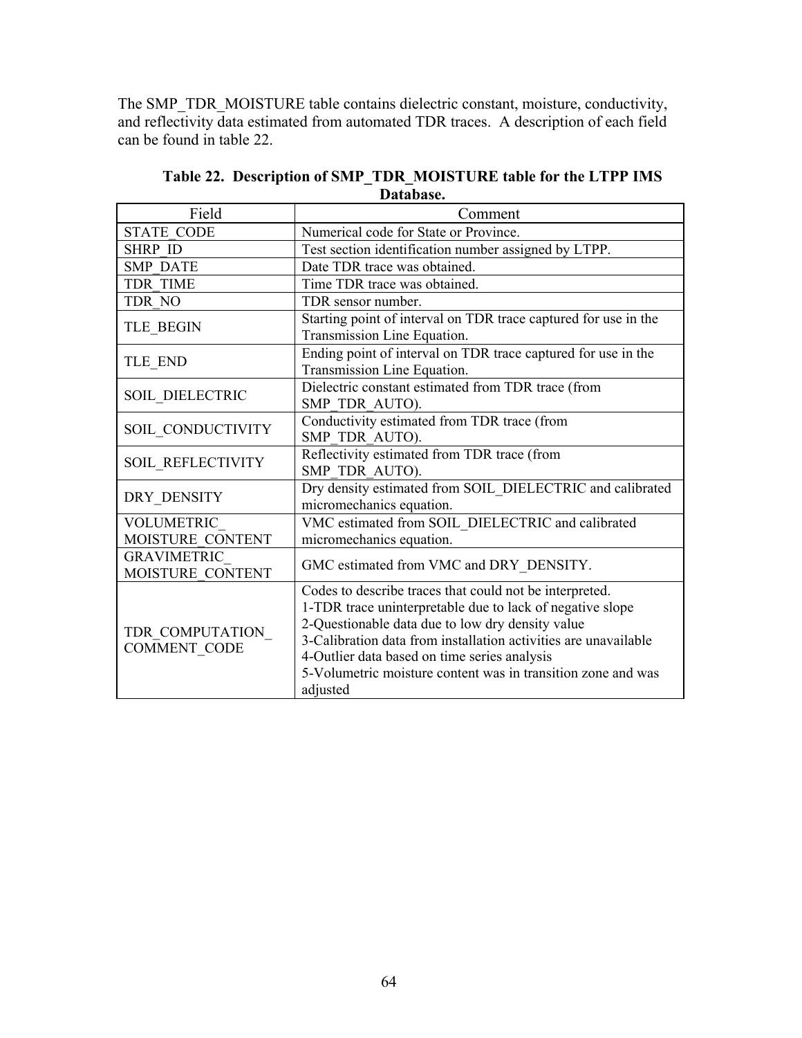The SMP_TDR_MOISTURE table contains dielectric constant, moisture, conductivity, and reflectivity data estimated from automated TDR traces. A description of each field can be found in table 22.

**Table 22. Description of SMP_TDR_MOISTURE table for the LTPP IMS Database.**

| Field | Comment |
|---|---|
| STATE_CODE | Numerical code for State or Province. |
| SHRP_ID | Test section identification number assigned by LTPP. |
| SMP_DATE | Date TDR trace was obtained. |
| TDR_TIME | Time TDR trace was obtained. |
| TDR_NO | TDR sensor number. |
| TLE_BEGIN | Starting point of interval on TDR trace captured for use in the Transmission Line Equation. |
| TLE_END | Ending point of interval on TDR trace captured for use in the Transmission Line Equation. |
| SOIL_DIELECTRIC | Dielectric constant estimated from TDR trace (from SMP_TDR_AUTO). |
| SOIL_CONDUCTIVITY | Conductivity estimated from TDR trace (from SMP_TDR_AUTO). |
| SOIL_REFLECTIVITY | Reflectivity estimated from TDR trace (from SMP_TDR_AUTO). |
| DRY_DENSITY | Dry density estimated from SOIL_DIELECTRIC and calibrated micromechanics equation. |
| VOLUMETRIC_ MOISTURE_CONTENT | VMC estimated from SOIL_DIELECTRIC and calibrated micromechanics equation. |
| GRAVIMETRIC_ MOISTURE_CONTENT | GMC estimated from VMC and DRY_DENSITY. |
| TDR_COMPUTATION_ COMMENT_CODE | Codes to describe traces that could not be interpreted.<br>1-TDR trace uninterpretable due to lack of negative slope<br>2-Questionable data due to low dry density value<br>3-Calibration data from installation activities are unavailable<br>4-Outlier data based on time series analysis<br>5-Volumetric moisture content was in transition zone and was adjusted |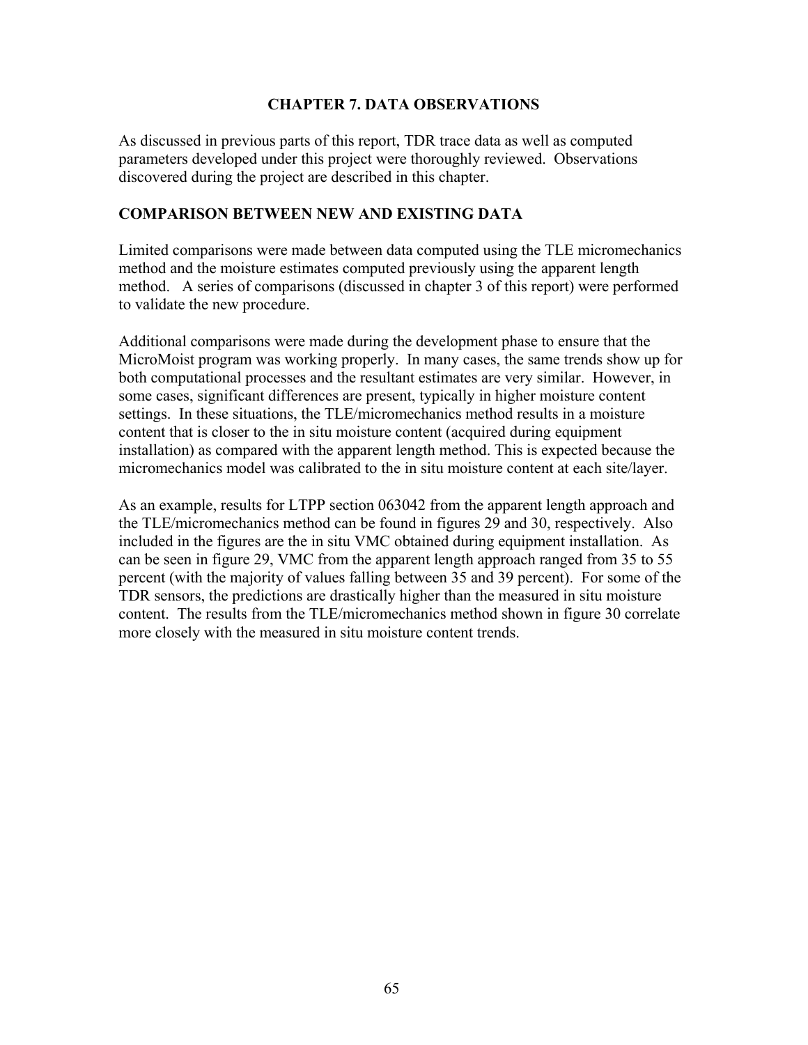# CHAPTER 7. DATA OBSERVATIONS

As discussed in previous parts of this report, TDR trace data as well as computed parameters developed under this project were thoroughly reviewed. Observations discovered during the project are described in this chapter.

## COMPARISON BETWEEN NEW AND EXISTING DATA

Limited comparisons were made between data computed using the TLE micromechanics method and the moisture estimates computed previously using the apparent length method. A series of comparisons (discussed in chapter 3 of this report) were performed to validate the new procedure.

Additional comparisons were made during the development phase to ensure that the MicroMoist program was working properly. In many cases, the same trends show up for both computational processes and the resultant estimates are very similar. However, in some cases, significant differences are present, typically in higher moisture content settings. In these situations, the TLE/micromechanics method results in a moisture content that is closer to the in situ moisture content (acquired during equipment installation) as compared with the apparent length method. This is expected because the micromechanics model was calibrated to the in situ moisture content at each site/layer.

As an example, results for LTPP section 063042 from the apparent length approach and the TLE/micromechanics method can be found in figures 29 and 30, respectively. Also included in the figures are the in situ VMC obtained during equipment installation. As can be seen in figure 29, VMC from the apparent length approach ranged from 35 to 55 percent (with the majority of values falling between 35 and 39 percent). For some of the TDR sensors, the predictions are drastically higher than the measured in situ moisture content. The results from the TLE/micromechanics method shown in figure 30 correlate more closely with the measured in situ moisture content trends.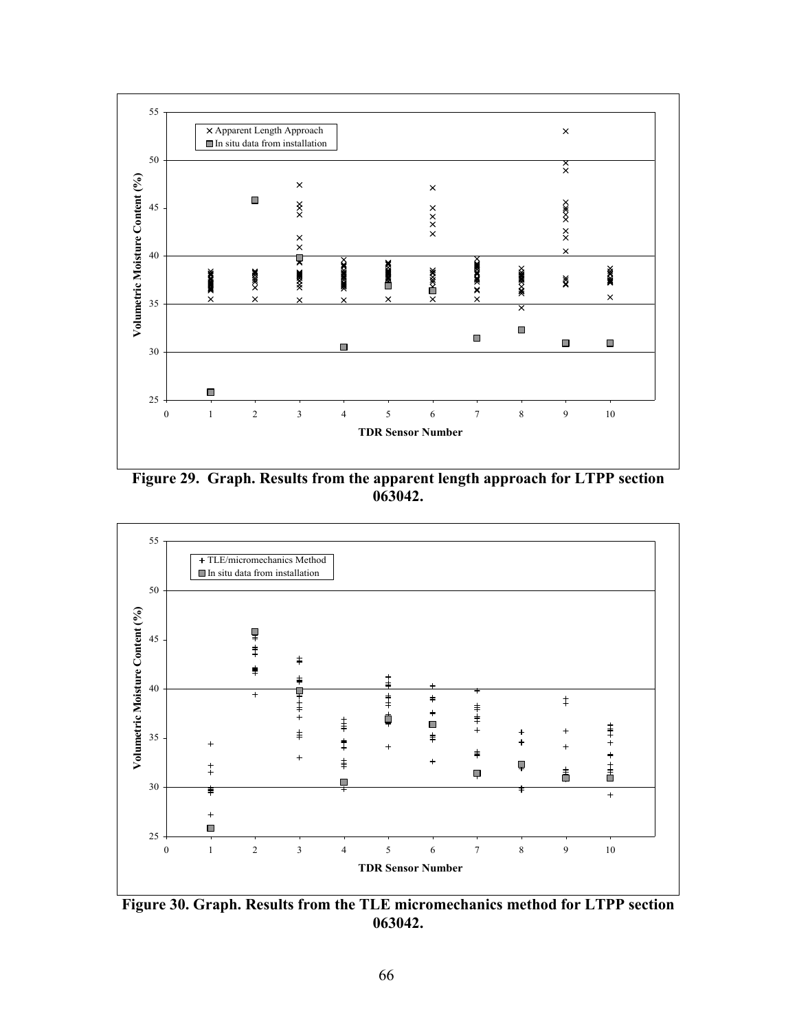Figure 29. Graph. Results from the apparent length approach for LTPP section 063042.

Figure 30. Graph. Results from the TLE micromechanics method for LTPP section 063042.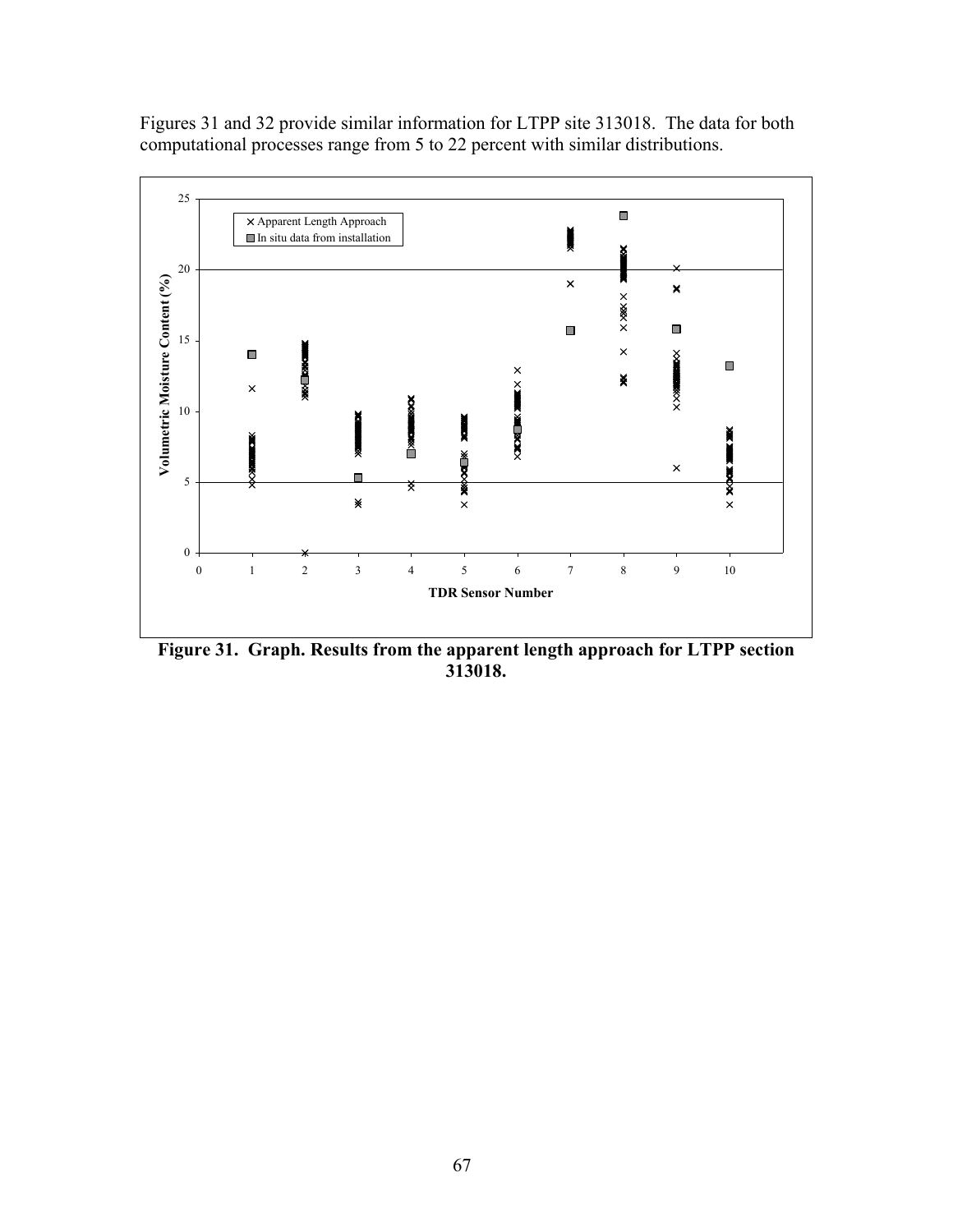Figures 31 and 32 provide similar information for LTPP site 313018. The data for both computational processes range from 5 to 22 percent with similar distributions.

**Figure 31. Graph. Results from the apparent length approach for LTPP section 313018.**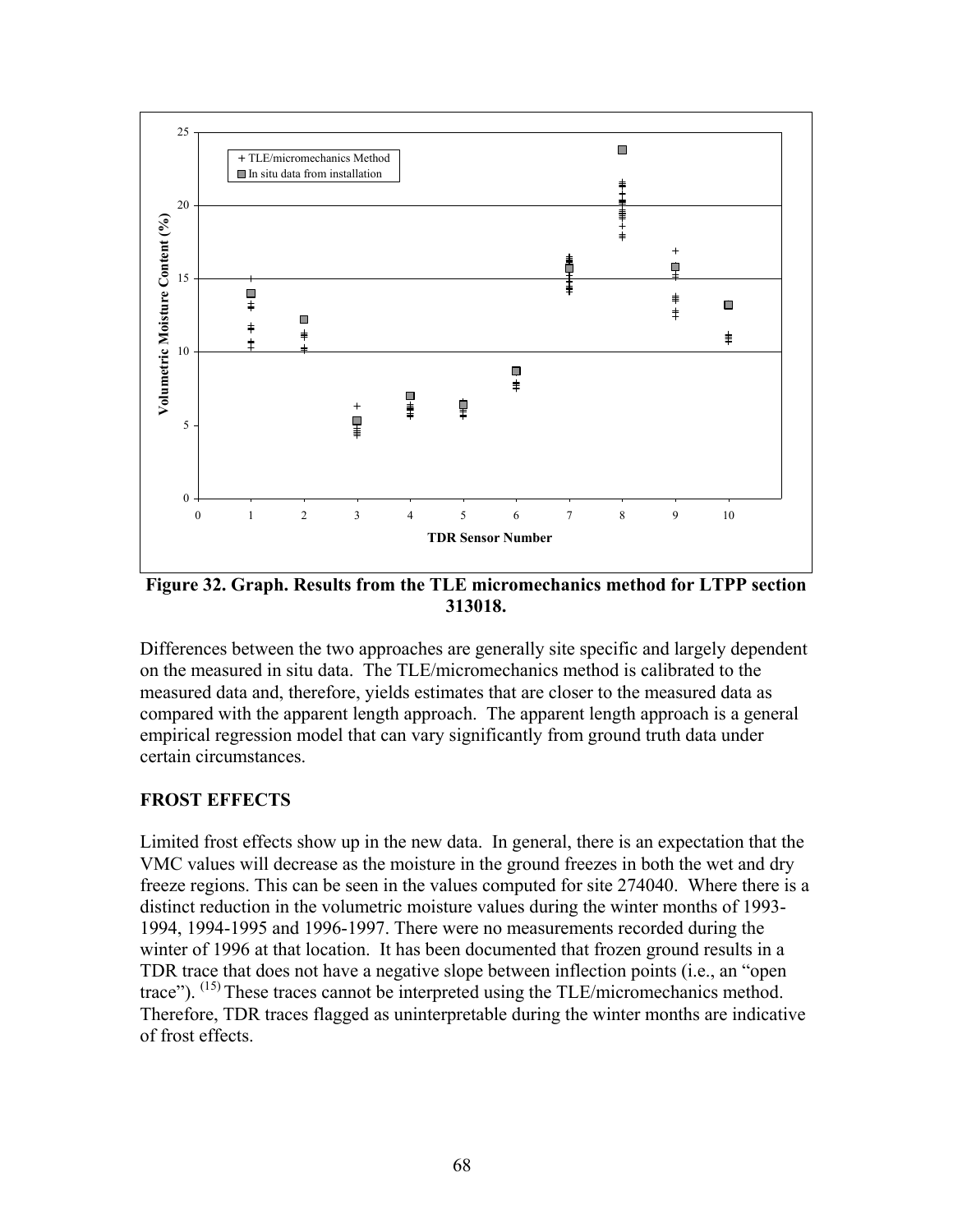Figure 32. Graph. Results from the TLE micromechanics method for LTPP section 313018.

Differences between the two approaches are generally site specific and largely dependent on the measured in situ data. The TLE/micromechanics method is calibrated to the measured data and, therefore, yields estimates that are closer to the measured data as compared with the apparent length approach. The apparent length approach is a general empirical regression model that can vary significantly from ground truth data under certain circumstances.

## FROST EFFECTS

Limited frost effects show up in the new data. In general, there is an expectation that the VMC values will decrease as the moisture in the ground freezes in both the wet and dry freeze regions. This can be seen in the values computed for site 274040. Where there is a distinct reduction in the volumetric moisture values during the winter months of 1993-1994, 1994-1995 and 1996-1997. There were no measurements recorded during the winter of 1996 at that location. It has been documented that frozen ground results in a TDR trace that does not have a negative slope between inflection points (i.e., an "open trace"). [15] These traces cannot be interpreted using the TLE/micromechanics method. Therefore, TDR traces flagged as uninterpretable during the winter months are indicative of frost effects.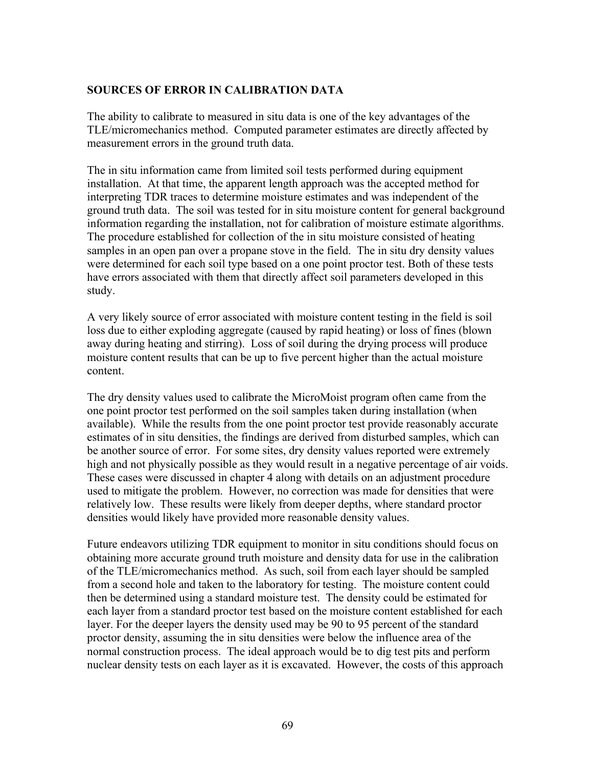## SOURCES OF ERROR IN CALIBRATION DATA

The ability to calibrate to measured in situ data is one of the key advantages of the TLE/micromechanics method. Computed parameter estimates are directly affected by measurement errors in the ground truth data.

The in situ information came from limited soil tests performed during equipment installation. At that time, the apparent length approach was the accepted method for interpreting TDR traces to determine moisture estimates and was independent of the ground truth data. The soil was tested for in situ moisture content for general background information regarding the installation, not for calibration of moisture estimate algorithms. The procedure established for collection of the in situ moisture consisted of heating samples in an open pan over a propane stove in the field. The in situ dry density values were determined for each soil type based on a one point proctor test. Both of these tests have errors associated with them that directly affect soil parameters developed in this study.

A very likely source of error associated with moisture content testing in the field is soil loss due to either exploding aggregate (caused by rapid heating) or loss of fines (blown away during heating and stirring). Loss of soil during the drying process will produce moisture content results that can be up to five percent higher than the actual moisture content.

The dry density values used to calibrate the MicroMoist program often came from the one point proctor test performed on the soil samples taken during installation (when available). While the results from the one point proctor test provide reasonably accurate estimates of in situ densities, the findings are derived from disturbed samples, which can be another source of error. For some sites, dry density values reported were extremely high and not physically possible as they would result in a negative percentage of air voids. These cases were discussed in chapter 4 along with details on an adjustment procedure used to mitigate the problem. However, no correction was made for densities that were relatively low. These results were likely from deeper depths, where standard proctor densities would likely have provided more reasonable density values.

Future endeavors utilizing TDR equipment to monitor in situ conditions should focus on obtaining more accurate ground truth moisture and density data for use in the calibration of the TLE/micromechanics method. As such, soil from each layer should be sampled from a second hole and taken to the laboratory for testing. The moisture content could then be determined using a standard moisture test. The density could be estimated for each layer from a standard proctor test based on the moisture content established for each layer. For the deeper layers the density used may be 90 to 95 percent of the standard proctor density, assuming the in situ densities were below the influence area of the normal construction process. The ideal approach would be to dig test pits and perform nuclear density tests on each layer as it is excavated. However, the costs of this approach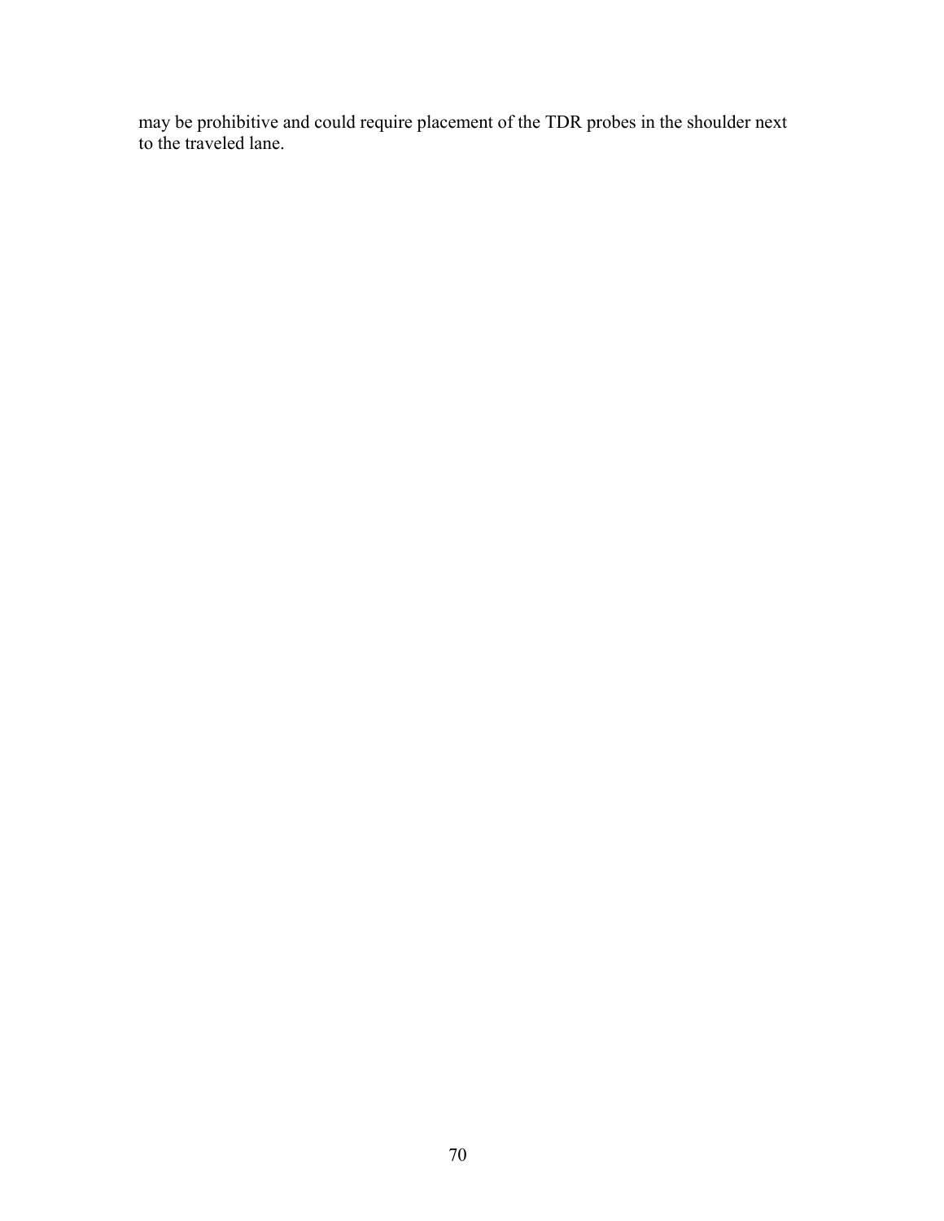may be prohibitive and could require placement of the TDR probes in the shoulder next to the traveled lane.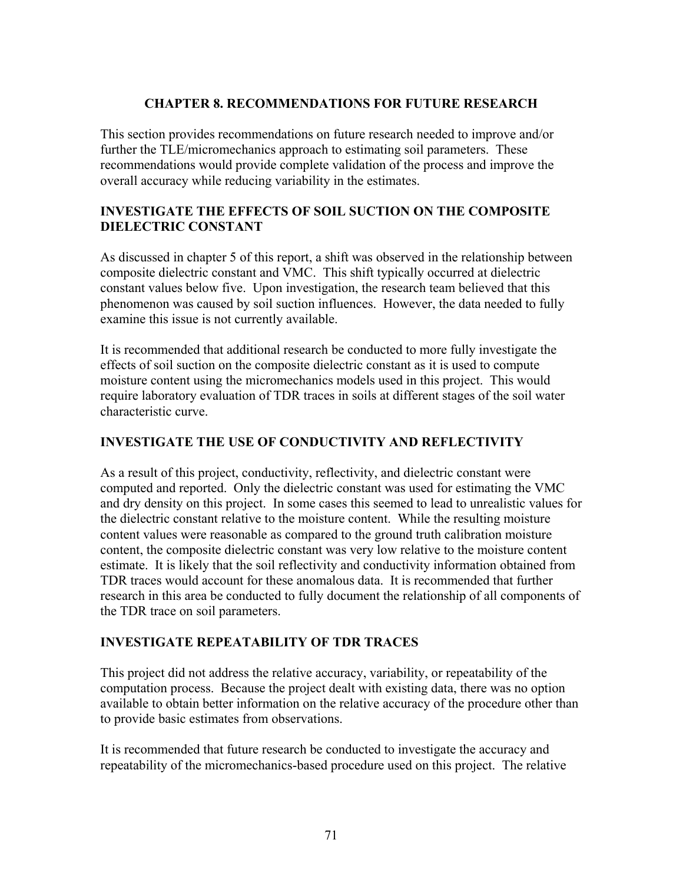# CHAPTER 8. RECOMMENDATIONS FOR FUTURE RESEARCH

This section provides recommendations on future research needed to improve and/or further the TLE/micromechanics approach to estimating soil parameters. These recommendations would provide complete validation of the process and improve the overall accuracy while reducing variability in the estimates.

## INVESTIGATE THE EFFECTS OF SOIL SUCTION ON THE COMPOSITE DIELECTRIC CONSTANT

As discussed in chapter 5 of this report, a shift was observed in the relationship between composite dielectric constant and VMC. This shift typically occurred at dielectric constant values below five. Upon investigation, the research team believed that this phenomenon was caused by soil suction influences. However, the data needed to fully examine this issue is not currently available.

It is recommended that additional research be conducted to more fully investigate the effects of soil suction on the composite dielectric constant as it is used to compute moisture content using the micromechanics models used in this project. This would require laboratory evaluation of TDR traces in soils at different stages of the soil water characteristic curve.

## INVESTIGATE THE USE OF CONDUCTIVITY AND REFLECTIVITY

As a result of this project, conductivity, reflectivity, and dielectric constant were computed and reported. Only the dielectric constant was used for estimating the VMC and dry density on this project. In some cases this seemed to lead to unrealistic values for the dielectric constant relative to the moisture content. While the resulting moisture content values were reasonable as compared to the ground truth calibration moisture content, the composite dielectric constant was very low relative to the moisture content estimate. It is likely that the soil reflectivity and conductivity information obtained from TDR traces would account for these anomalous data. It is recommended that further research in this area be conducted to fully document the relationship of all components of the TDR trace on soil parameters.

## INVESTIGATE REPEATABILITY OF TDR TRACES

This project did not address the relative accuracy, variability, or repeatability of the computation process. Because the project dealt with existing data, there was no option available to obtain better information on the relative accuracy of the procedure other than to provide basic estimates from observations.

It is recommended that future research be conducted to investigate the accuracy and repeatability of the micromechanics-based procedure used on this project. The relative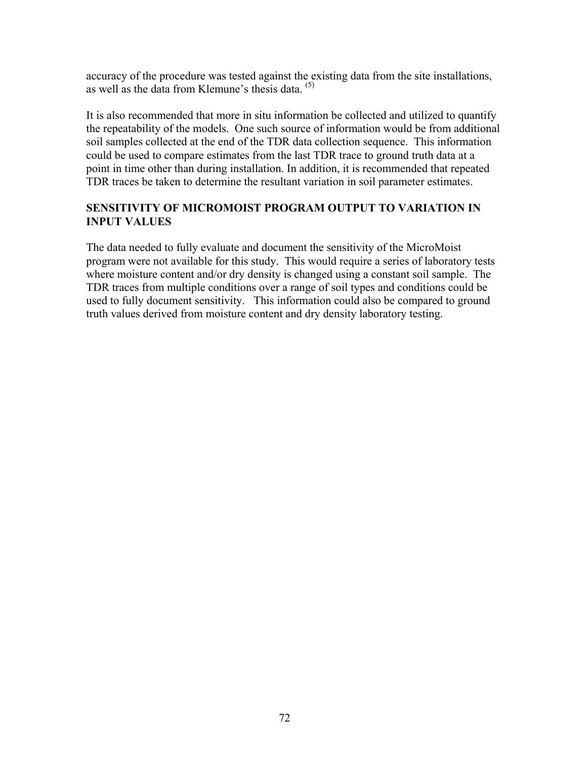accuracy of the procedure was tested against the existing data from the site installations, as well as the data from Klemune's thesis data. [(5)]

It is also recommended that more in situ information be collected and utilized to quantify the repeatability of the models. One such source of information would be from additional soil samples collected at the end of the TDR data collection sequence. This information could be used to compare estimates from the last TDR trace to ground truth data at a point in time other than during installation. In addition, it is recommended that repeated TDR traces be taken to determine the resultant variation in soil parameter estimates.

## SENSITIVITY OF MICROMOIST PROGRAM OUTPUT TO VARIATION IN INPUT VALUES

The data needed to fully evaluate and document the sensitivity of the MicroMoist program were not available for this study. This would require a series of laboratory tests where moisture content and/or dry density is changed using a constant soil sample. The TDR traces from multiple conditions over a range of soil types and conditions could be used to fully document sensitivity. This information could also be compared to ground truth values derived from moisture content and dry density laboratory testing.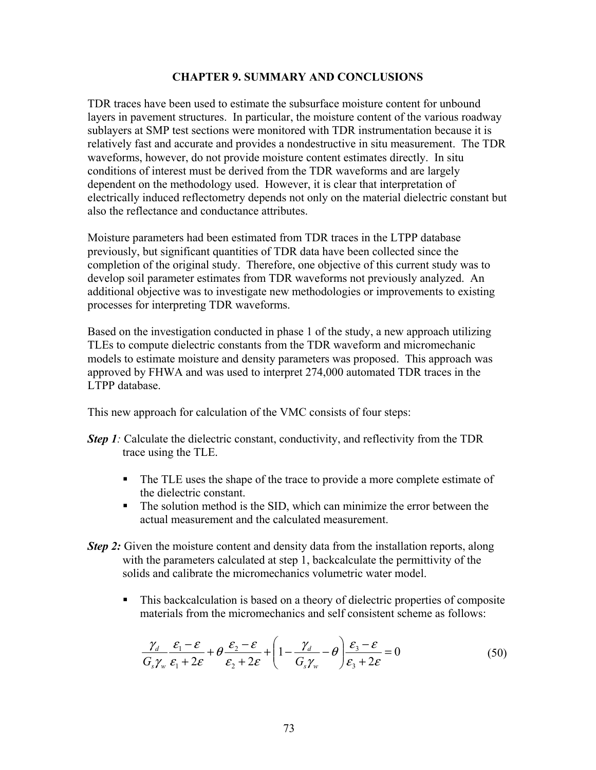# CHAPTER 9. SUMMARY AND CONCLUSIONS

TDR traces have been used to estimate the subsurface moisture content for unbound layers in pavement structures. In particular, the moisture content of the various roadway sublayers at SMP test sections were monitored with TDR instrumentation because it is relatively fast and accurate and provides a nondestructive in situ measurement. The TDR waveforms, however, do not provide moisture content estimates directly. In situ conditions of interest must be derived from the TDR waveforms and are largely dependent on the methodology used. However, it is clear that interpretation of electrically induced reflectometry depends not only on the material dielectric constant but also the reflectance and conductance attributes.

Moisture parameters had been estimated from TDR traces in the LTPP database previously, but significant quantities of TDR data have been collected since the completion of the original study. Therefore, one objective of this current study was to develop soil parameter estimates from TDR waveforms not previously analyzed. An additional objective was to investigate new methodologies or improvements to existing processes for interpreting TDR waveforms.

Based on the investigation conducted in phase 1 of the study, a new approach utilizing TLEs to compute dielectric constants from the TDR waveform and micromechanic models to estimate moisture and density parameters was proposed. This approach was approved by FHWA and was used to interpret 274,000 automated TDR traces in the LTPP database.

This new approach for calculation of the VMC consists of four steps:

***Step 1**:* Calculate the dielectric constant, conductivity, and reflectivity from the TDR trace using the TLE.

- The TLE uses the shape of the trace to provide a more complete estimate of the dielectric constant.
- The solution method is the SID, which can minimize the error between the actual measurement and the calculated measurement.

***Step 2:*** Given the moisture content and density data from the installation reports, along with the parameters calculated at step 1, backcalculate the permittivity of the solids and calibrate the micromechanics volumetric water model.

- This backcalculation is based on a theory of dielectric properties of composite materials from the micromechanics and self consistent scheme as follows:

$$\frac{\gamma_d}{G_s\gamma_w}\frac{\varepsilon_1-\varepsilon}{\varepsilon_1+2\varepsilon}+\theta\frac{\varepsilon_2-\varepsilon}{\varepsilon_2+2\varepsilon}+\left(1-\frac{\gamma_d}{G_s\gamma_w}-\theta\right)\frac{\varepsilon_3-\varepsilon}{\varepsilon_3+2\varepsilon}=0 \tag{50}$$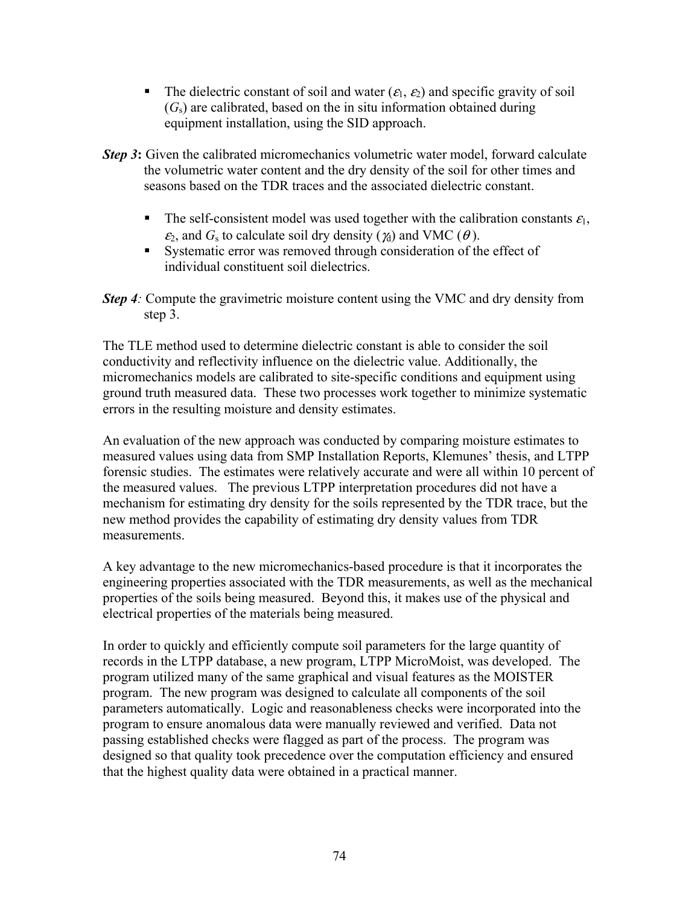- The dielectric constant of soil and water ($\varepsilon_1$, $\varepsilon_2$) and specific gravity of soil ($G_s$) are calibrated, based on the in situ information obtained during equipment installation, using the SID approach.

***Step 3*:** Given the calibrated micromechanics volumetric water model, forward calculate the volumetric water content and the dry density of the soil for other times and seasons based on the TDR traces and the associated dielectric constant.

- The self-consistent model was used together with the calibration constants $\varepsilon_1$, $\varepsilon_2$, and $G_s$ to calculate soil dry density ($\gamma_d$) and VMC ($\theta$).
- Systematic error was removed through consideration of the effect of individual constituent soil dielectrics.

***Step 4*:** Compute the gravimetric moisture content using the VMC and dry density from step 3.

The TLE method used to determine dielectric constant is able to consider the soil conductivity and reflectivity influence on the dielectric value. Additionally, the micromechanics models are calibrated to site-specific conditions and equipment using ground truth measured data. These two processes work together to minimize systematic errors in the resulting moisture and density estimates.

An evaluation of the new approach was conducted by comparing moisture estimates to measured values using data from SMP Installation Reports, Klemunes' thesis, and LTPP forensic studies. The estimates were relatively accurate and were all within 10 percent of the measured values. The previous LTPP interpretation procedures did not have a mechanism for estimating dry density for the soils represented by the TDR trace, but the new method provides the capability of estimating dry density values from TDR measurements.

A key advantage to the new micromechanics-based procedure is that it incorporates the engineering properties associated with the TDR measurements, as well as the mechanical properties of the soils being measured. Beyond this, it makes use of the physical and electrical properties of the materials being measured.

In order to quickly and efficiently compute soil parameters for the large quantity of records in the LTPP database, a new program, LTPP MicroMoist, was developed. The program utilized many of the same graphical and visual features as the MOISTER program. The new program was designed to calculate all components of the soil parameters automatically. Logic and reasonableness checks were incorporated into the program to ensure anomalous data were manually reviewed and verified. Data not passing established checks were flagged as part of the process. The program was designed so that quality took precedence over the computation efficiency and ensured that the highest quality data were obtained in a practical manner.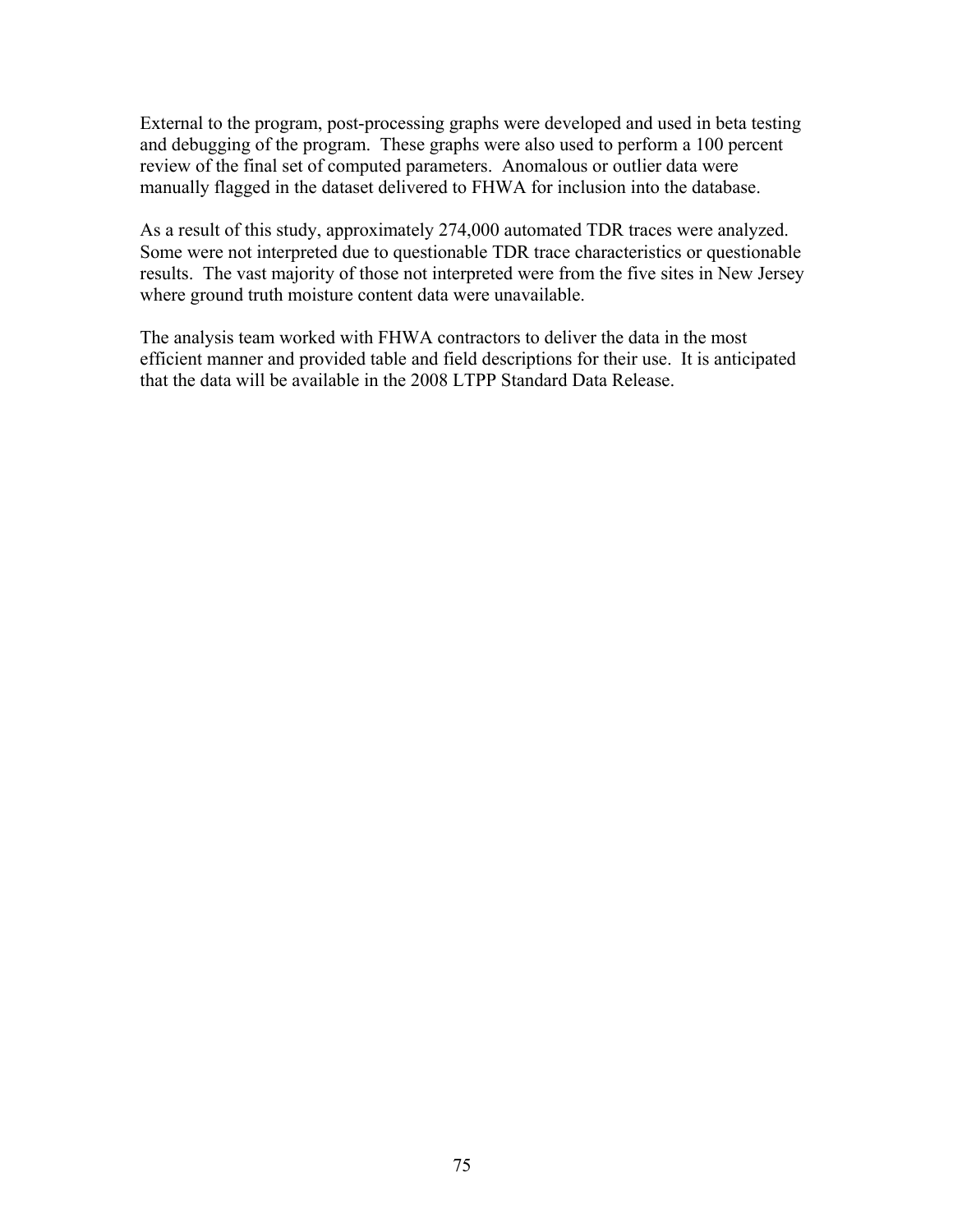External to the program, post-processing graphs were developed and used in beta testing and debugging of the program. These graphs were also used to perform a 100 percent review of the final set of computed parameters. Anomalous or outlier data were manually flagged in the dataset delivered to FHWA for inclusion into the database.

As a result of this study, approximately 274,000 automated TDR traces were analyzed. Some were not interpreted due to questionable TDR trace characteristics or questionable results. The vast majority of those not interpreted were from the five sites in New Jersey where ground truth moisture content data were unavailable.

The analysis team worked with FHWA contractors to deliver the data in the most efficient manner and provided table and field descriptions for their use. It is anticipated that the data will be available in the 2008 LTPP Standard Data Release.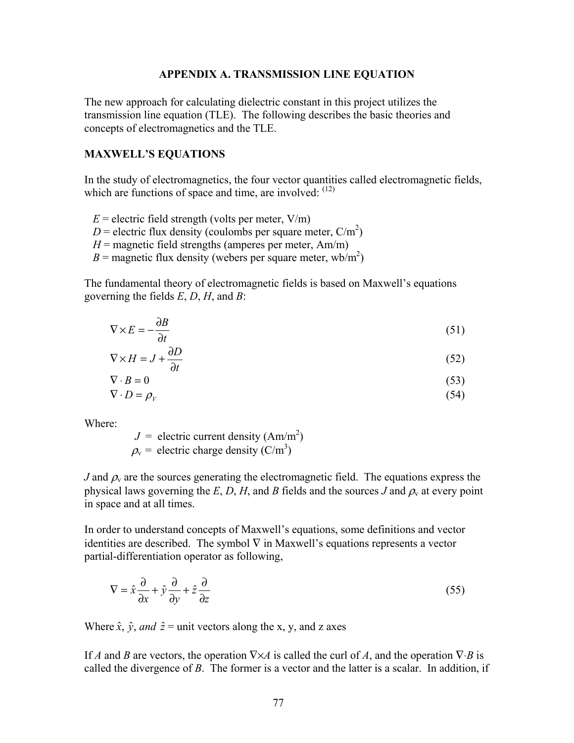# APPENDIX A. TRANSMISSION LINE EQUATION

The new approach for calculating dielectric constant in this project utilizes the transmission line equation (TLE). The following describes the basic theories and concepts of electromagnetics and the TLE.

## MAXWELL'S EQUATIONS

In the study of electromagnetics, the four vector quantities called electromagnetic fields, which are functions of space and time, are involved: [12]

$E$ = electric field strength (volts per meter, V/m)
$D$ = electric flux density (coulombs per square meter, C/m$^2$)
$H$ = magnetic field strengths (amperes per meter, Am/m)
$B$ = magnetic flux density (webers per square meter, wb/m$^2$)

The fundamental theory of electromagnetic fields is based on Maxwell's equations governing the fields *E*, *D*, *H*, and *B*:

$$\nabla \times E = -\frac{\partial B}{\partial t} \tag{51}$$

$$\nabla \times H = J + \frac{\partial D}{\partial t} \tag{52}$$

$$\nabla \cdot B = 0 \tag{53}$$

$$\nabla \cdot D = \rho_V \tag{54}$$

Where:

$J$ = electric current density (Am/m$^2$)
$\rho_v$ = electric charge density (C/m$^3$)

$J$ and $\rho_v$ are the sources generating the electromagnetic field. The equations express the physical laws governing the *E*, *D*, *H*, and *B* fields and the sources $J$ and $\rho_v$ at every point in space and at all times.

In order to understand concepts of Maxwell's equations, some definitions and vector identities are described. The symbol $\nabla$ in Maxwell's equations represents a vector partial-differentiation operator as following,

$$\nabla = \hat{x}\frac{\partial}{\partial x} + \hat{y}\frac{\partial}{\partial y} + \hat{z}\frac{\partial}{\partial z} \tag{55}$$

Where $\hat{x}$, $\hat{y}$, *and* $\hat{z}$ = unit vectors along the x, y, and z axes

If *A* and *B* are vectors, the operation $\nabla \times A$ is called the curl of *A*, and the operation $\nabla \cdot B$ is called the divergence of *B*. The former is a vector and the latter is a scalar. In addition, if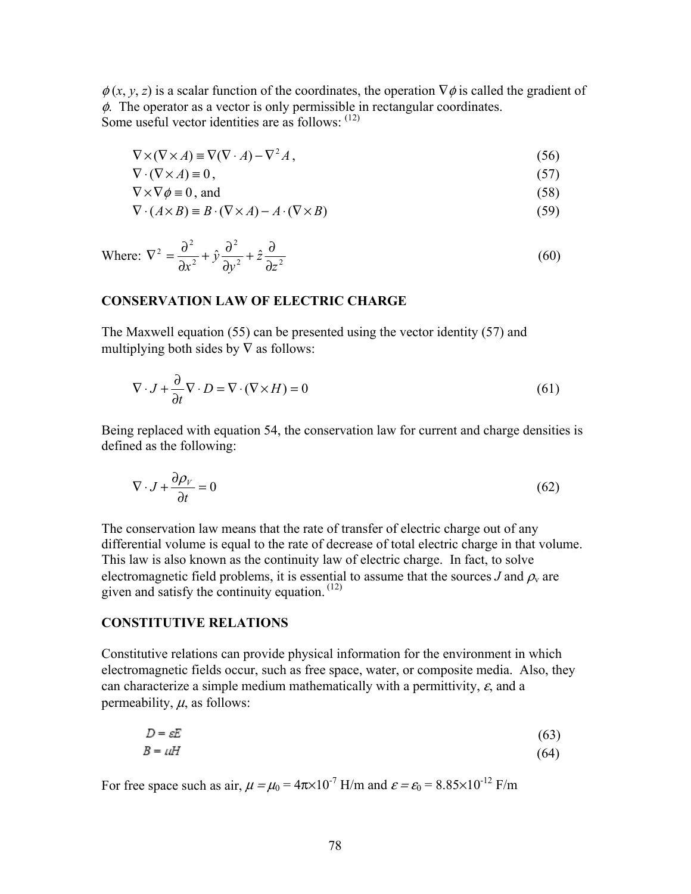$\phi(x, y, z)$ is a scalar function of the coordinates, the operation $\nabla\phi$ is called the gradient of $\phi$. The operator as a vector is only permissible in rectangular coordinates.
Some useful vector identities are as follows: [12]

$$\nabla \times (\nabla \times A) \equiv \nabla(\nabla \cdot A) - \nabla^2 A, \tag{56}$$

$$\nabla \cdot (\nabla \times A) \equiv 0, \tag{57}$$

$$\nabla \times \nabla\phi \equiv 0, \text{ and} \tag{58}$$

$$\nabla \cdot (A \times B) \equiv B \cdot (\nabla \times A) - A \cdot (\nabla \times B) \tag{59}$$

Where: $$\nabla^2 = \frac{\partial^2}{\partial x^2} + \hat{y}\frac{\partial^2}{\partial y^2} + \hat{z}\frac{\partial}{\partial z^2} \tag{60}$$

### CONSERVATION LAW OF ELECTRIC CHARGE

The Maxwell equation (55) can be presented using the vector identity (57) and multiplying both sides by $\nabla$ as follows:

$$\nabla \cdot J + \frac{\partial}{\partial t}\nabla \cdot D = \nabla \cdot (\nabla \times H) = 0 \tag{61}$$

Being replaced with equation 54, the conservation law for current and charge densities is defined as the following:

$$\nabla \cdot J + \frac{\partial \rho_V}{\partial t} = 0 \tag{62}$$

The conservation law means that the rate of transfer of electric charge out of any differential volume is equal to the rate of decrease of total electric charge in that volume. This law is also known as the continuity law of electric charge. In fact, to solve electromagnetic field problems, it is essential to assume that the sources $J$ and $\rho_v$ are given and satisfy the continuity equation. [12]

### CONSTITUTIVE RELATIONS

Constitutive relations can provide physical information for the environment in which electromagnetic fields occur, such as free space, water, or composite media. Also, they can characterize a simple medium mathematically with a permittivity, $\varepsilon$, and a permeability, $\mu$, as follows:

$$D = \varepsilon E \tag{63}$$

$$B = \mu H \tag{64}$$

For free space such as air, $\mu = \mu_0 = 4\pi \times 10^{-7}$ H/m and $\varepsilon = \varepsilon_0 = 8.85 \times 10^{-12}$ F/m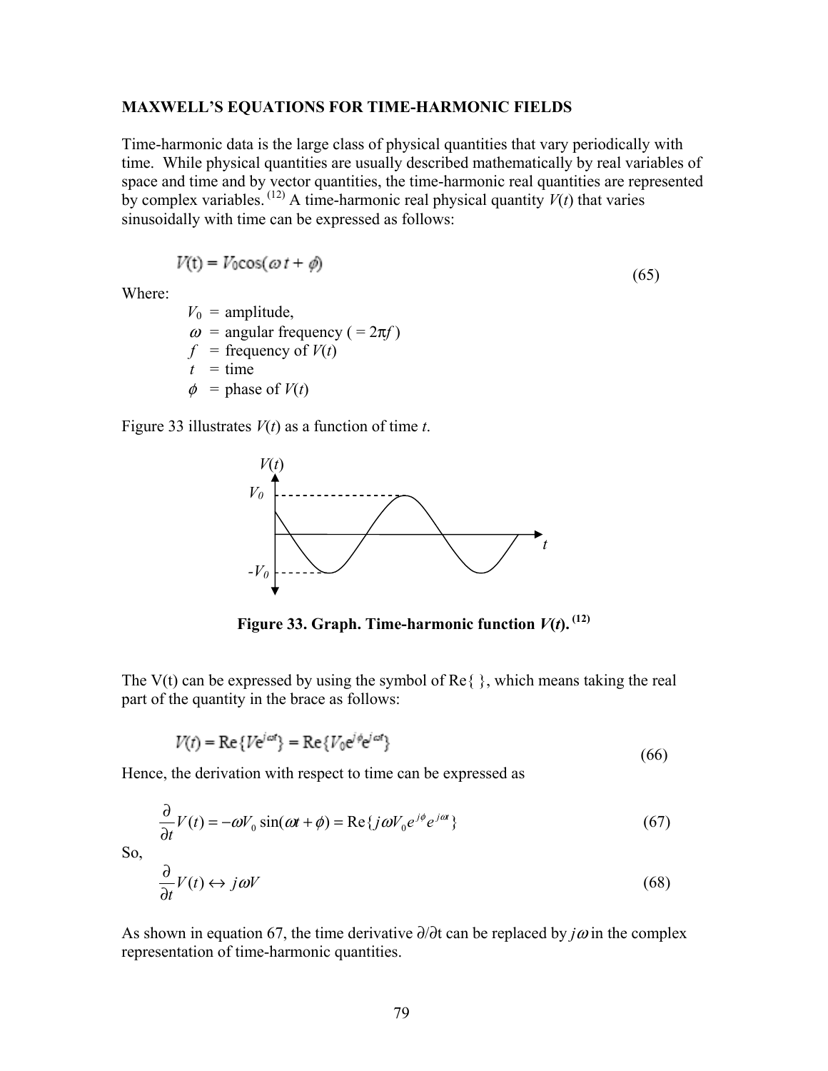**MAXWELL'S EQUATIONS FOR TIME-HARMONIC FIELDS**

Time-harmonic data is the large class of physical quantities that vary periodically with time. While physical quantities are usually described mathematically by real variables of space and time and by vector quantities, the time-harmonic real quantities are represented by complex variables. [12] A time-harmonic real physical quantity $V(t)$ that varies sinusoidally with time can be expressed as follows:

$$V(t) = V_0 \cos(\omega t + \phi) \tag{65}$$

Where:

- $V_0$ = amplitude,
- $\omega$ = angular frequency ( $= 2\pi f$ )
- $f$ = frequency of $V(t)$
- $t$ = time
- $\phi$ = phase of $V(t)$

Figure 33 illustrates $V(t)$ as a function of time $t$.

**Figure 33. Graph. Time-harmonic function $V(t)$. [12]**

The V(t) can be expressed by using the symbol of Re{ }, which means taking the real part of the quantity in the brace as follows:

$$V(t) = \text{Re}\{Ve^{j\omega t}\} = \text{Re}\{V_0 e^{j\phi} e^{j\omega t}\} \tag{66}$$

Hence, the derivation with respect to time can be expressed as

$$\frac{\partial}{\partial t} V(t) = -\omega V_0 \sin(\omega t + \phi) = \text{Re}\{j\omega V_0 e^{j\phi} e^{j\omega t}\} \tag{67}$$

So,

$$\frac{\partial}{\partial t} V(t) \leftrightarrow j\omega V \tag{68}$$

As shown in equation 67, the time derivative $\partial/\partial t$ can be replaced by $j\omega$ in the complex representation of time-harmonic quantities.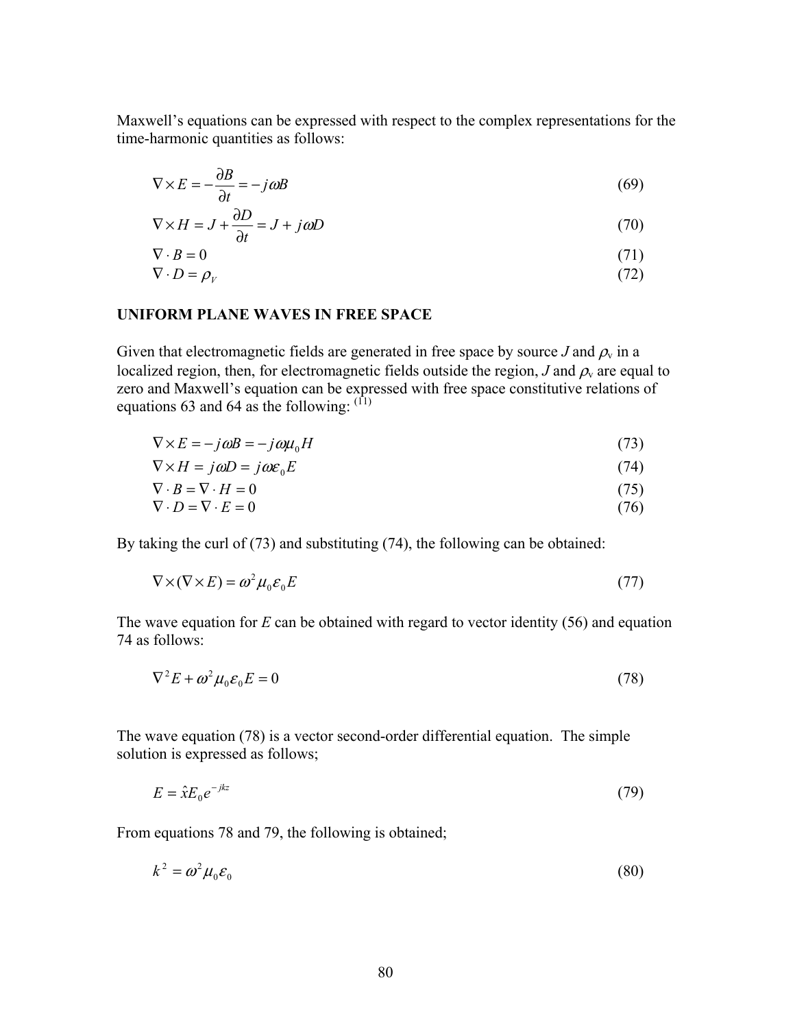Maxwell's equations can be expressed with respect to the complex representations for the time-harmonic quantities as follows:

$$\nabla \times E = -\frac{\partial B}{\partial t} = -j\omega B \tag{69}$$

$$\nabla \times H = J + \frac{\partial D}{\partial t} = J + j\omega D \tag{70}$$

$$\nabla \cdot B = 0 \tag{71}$$

$$\nabla \cdot D = \rho_V \tag{72}$$

**UNIFORM PLANE WAVES IN FREE SPACE**

Given that electromagnetic fields are generated in free space by source $J$ and $\rho_v$ in a localized region, then, for electromagnetic fields outside the region, $J$ and $\rho_v$ are equal to zero and Maxwell's equation can be expressed with free space constitutive relations of equations 63 and 64 as the following: (11)

$$\nabla \times E = -j\omega B = -j\omega\mu_0 H \tag{73}$$

$$\nabla \times H = j\omega D = j\omega\varepsilon_0 E \tag{74}$$

$$\nabla \cdot B = \nabla \cdot H = 0 \tag{75}$$

$$\nabla \cdot D = \nabla \cdot E = 0 \tag{76}$$

By taking the curl of (73) and substituting (74), the following can be obtained:

$$\nabla \times (\nabla \times E) = \omega^2 \mu_0 \varepsilon_0 E \tag{77}$$

The wave equation for $E$ can be obtained with regard to vector identity (56) and equation 74 as follows:

$$\nabla^2 E + \omega^2 \mu_0 \varepsilon_0 E = 0 \tag{78}$$

The wave equation (78) is a vector second-order differential equation. The simple solution is expressed as follows;

$$E = \hat{x} E_0 e^{-jkz} \tag{79}$$

From equations 78 and 79, the following is obtained;

$$k^2 = \omega^2 \mu_0 \varepsilon_0 \tag{80}$$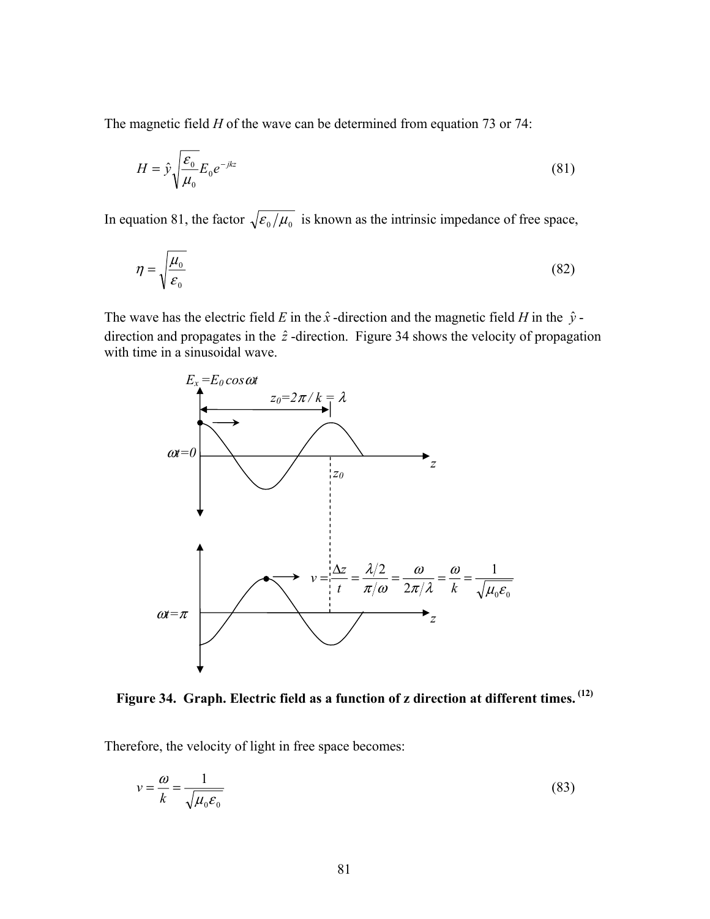The magnetic field *H* of the wave can be determined from equation 73 or 74:

$$H = \hat{y}\sqrt{\frac{\varepsilon_0}{\mu_0}}E_0 e^{-jkz} \tag{81}$$

In equation 81, the factor $\sqrt{\varepsilon_0/\mu_0}$ is known as the intrinsic impedance of free space,

$$\eta = \sqrt{\frac{\mu_0}{\varepsilon_0}} \tag{82}$$

The wave has the electric field *E* in the $\hat{x}$-direction and the magnetic field *H* in the $\hat{y}$-direction and propagates in the $\hat{z}$-direction. Figure 34 shows the velocity of propagation with time in a sinusoidal wave.

**Figure 34. Graph. Electric field as a function of z direction at different times.** (12)

Therefore, the velocity of light in free space becomes:

$$v = \frac{\omega}{k} = \frac{1}{\sqrt{\mu_0 \varepsilon_0}} \tag{83}$$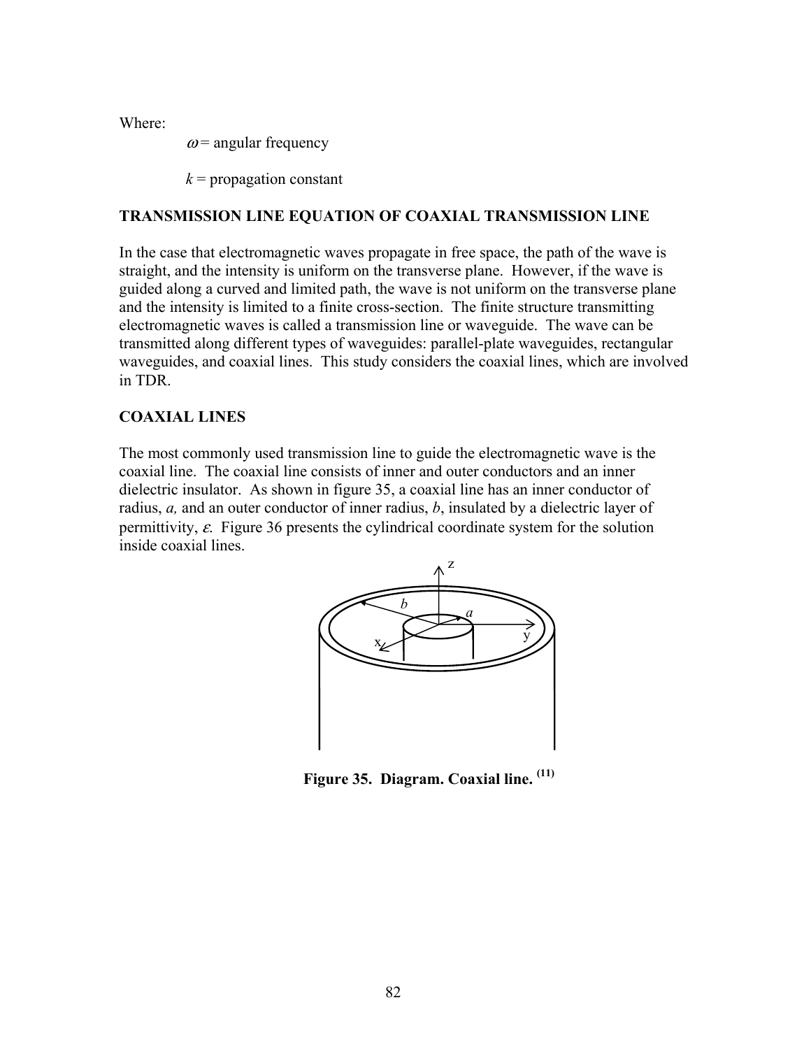Where:

$\omega$ = angular frequency

$k$ = propagation constant

## TRANSMISSION LINE EQUATION OF COAXIAL TRANSMISSION LINE

In the case that electromagnetic waves propagate in free space, the path of the wave is straight, and the intensity is uniform on the transverse plane. However, if the wave is guided along a curved and limited path, the wave is not uniform on the transverse plane and the intensity is limited to a finite cross-section. The finite structure transmitting electromagnetic waves is called a transmission line or waveguide. The wave can be transmitted along different types of waveguides: parallel-plate waveguides, rectangular waveguides, and coaxial lines. This study considers the coaxial lines, which are involved in TDR.

## COAXIAL LINES

The most commonly used transmission line to guide the electromagnetic wave is the coaxial line. The coaxial line consists of inner and outer conductors and an inner dielectric insulator. As shown in figure 35, a coaxial line has an inner conductor of radius, $a$, and an outer conductor of inner radius, $b$, insulated by a dielectric layer of permittivity, $\varepsilon$. Figure 36 presents the cylindrical coordinate system for the solution inside coaxial lines.

**Figure 35. Diagram. Coaxial line.** [11]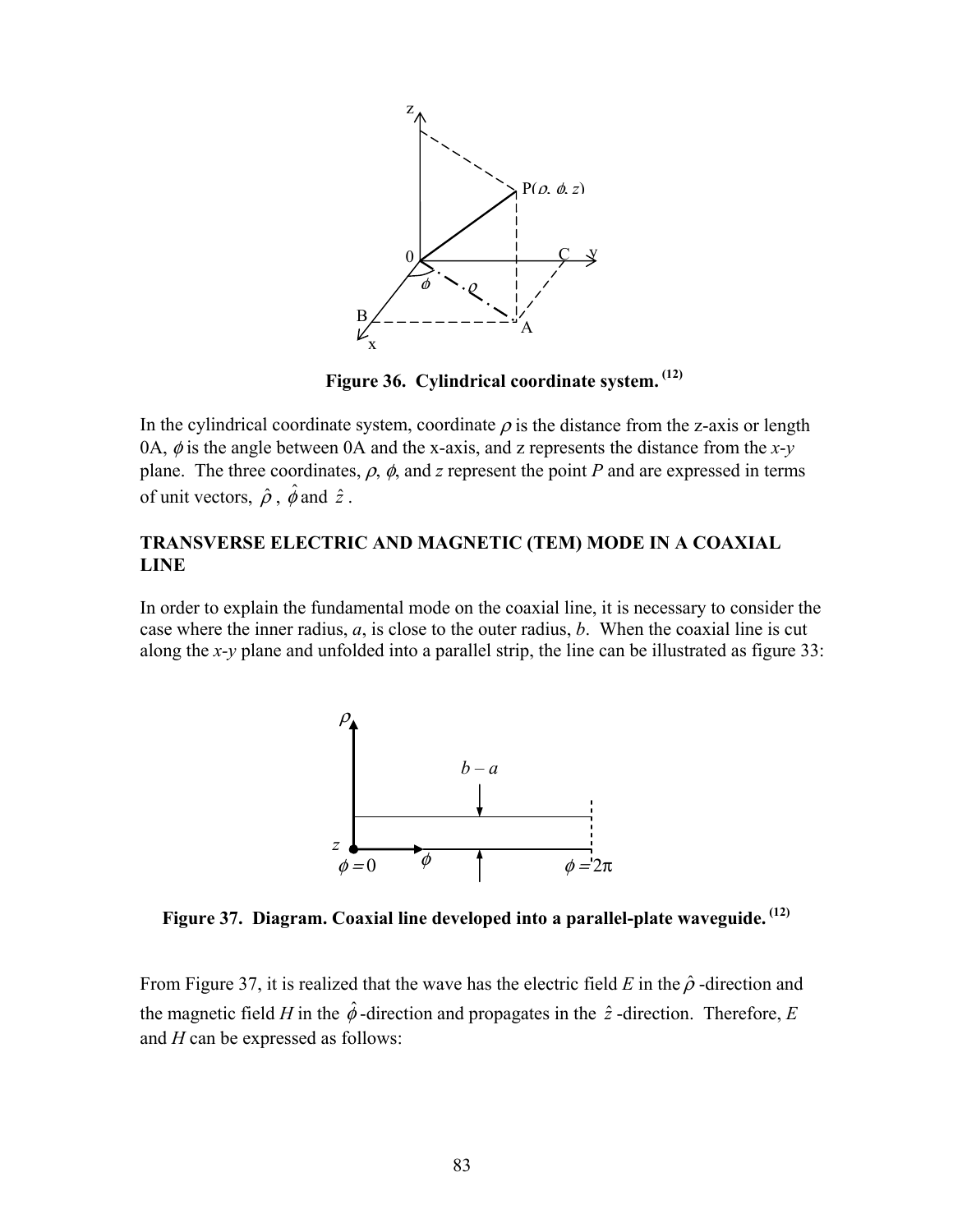Figure 36. Cylindrical coordinate system. [12]

In the cylindrical coordinate system, coordinate $\rho$ is the distance from the z-axis or length 0A, $\phi$ is the angle between 0A and the x-axis, and z represents the distance from the *x*-*y* plane. The three coordinates, $\rho$, $\phi$, and $z$ represent the point $P$ and are expressed in terms of unit vectors, $\hat{\rho}$ , $\hat{\phi}$ and $\hat{z}$ .

## TRANSVERSE ELECTRIC AND MAGNETIC (TEM) MODE IN A COAXIAL LINE

In order to explain the fundamental mode on the coaxial line, it is necessary to consider the case where the inner radius, *a*, is close to the outer radius, *b*. When the coaxial line is cut along the *x*-*y* plane and unfolded into a parallel strip, the line can be illustrated as figure 33:

Figure 37. Diagram. Coaxial line developed into a parallel-plate waveguide. [12]

From Figure 37, it is realized that the wave has the electric field $E$ in the $\hat{\rho}$ -direction and the magnetic field $H$ in the $\hat{\phi}$ -direction and propagates in the $\hat{z}$ -direction. Therefore, $E$ and $H$ can be expressed as follows: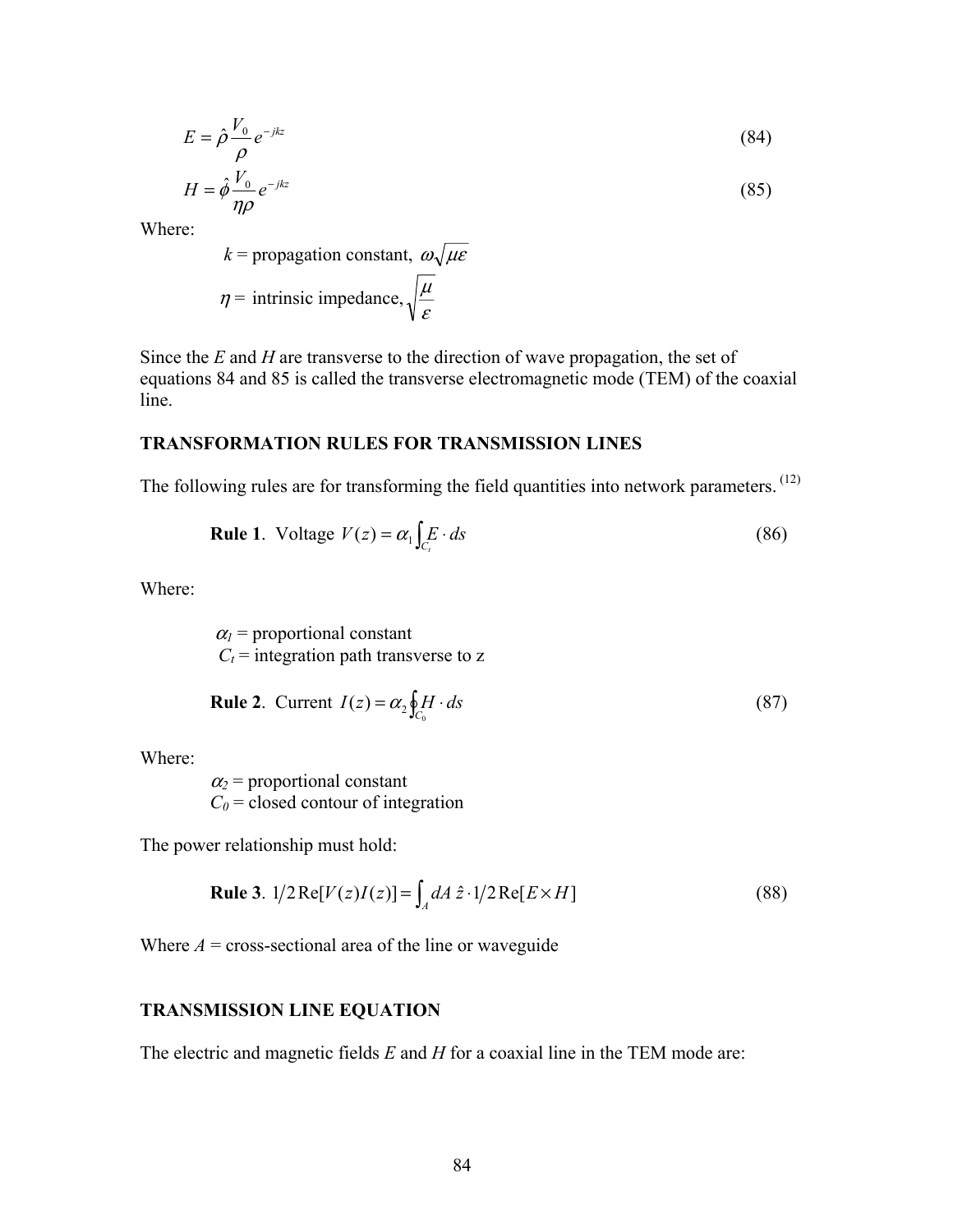$$E = \hat{\rho}\frac{V_0}{\rho}e^{-jkz} \tag{84}$$

$$H = \hat{\phi}\frac{V_0}{\eta\rho}e^{-jkz} \tag{85}$$

Where:

$k$ = propagation constant, $\omega\sqrt{\mu\varepsilon}$

$\eta$ = intrinsic impedance, $\sqrt{\frac{\mu}{\varepsilon}}$

Since the $E$ and $H$ are transverse to the direction of wave propagation, the set of equations 84 and 85 is called the transverse electromagnetic mode (TEM) of the coaxial line.

### TRANSFORMATION RULES FOR TRANSMISSION LINES

The following rules are for transforming the field quantities into network parameters. [12]

**Rule 1**. Voltage $V(z) = \alpha_1 \int_{C_t} E \cdot ds$ (86)

Where:

$\alpha_1$ = proportional constant

$C_t$ = integration path transverse to z

**Rule 2**. Current $I(z) = \alpha_2 \oint_{C_0} H \cdot ds$ (87)

Where:

$\alpha_2$ = proportional constant

$C_0$ = closed contour of integration

The power relationship must hold:

**Rule 3**. $1/2\,\mathrm{Re}[V(z)I(z)] = \int_A dA\,\hat{z} \cdot 1/2\,\mathrm{Re}[E \times H]$ (88)

Where $A$ = cross-sectional area of the line or waveguide

### TRANSMISSION LINE EQUATION

The electric and magnetic fields $E$ and $H$ for a coaxial line in the TEM mode are: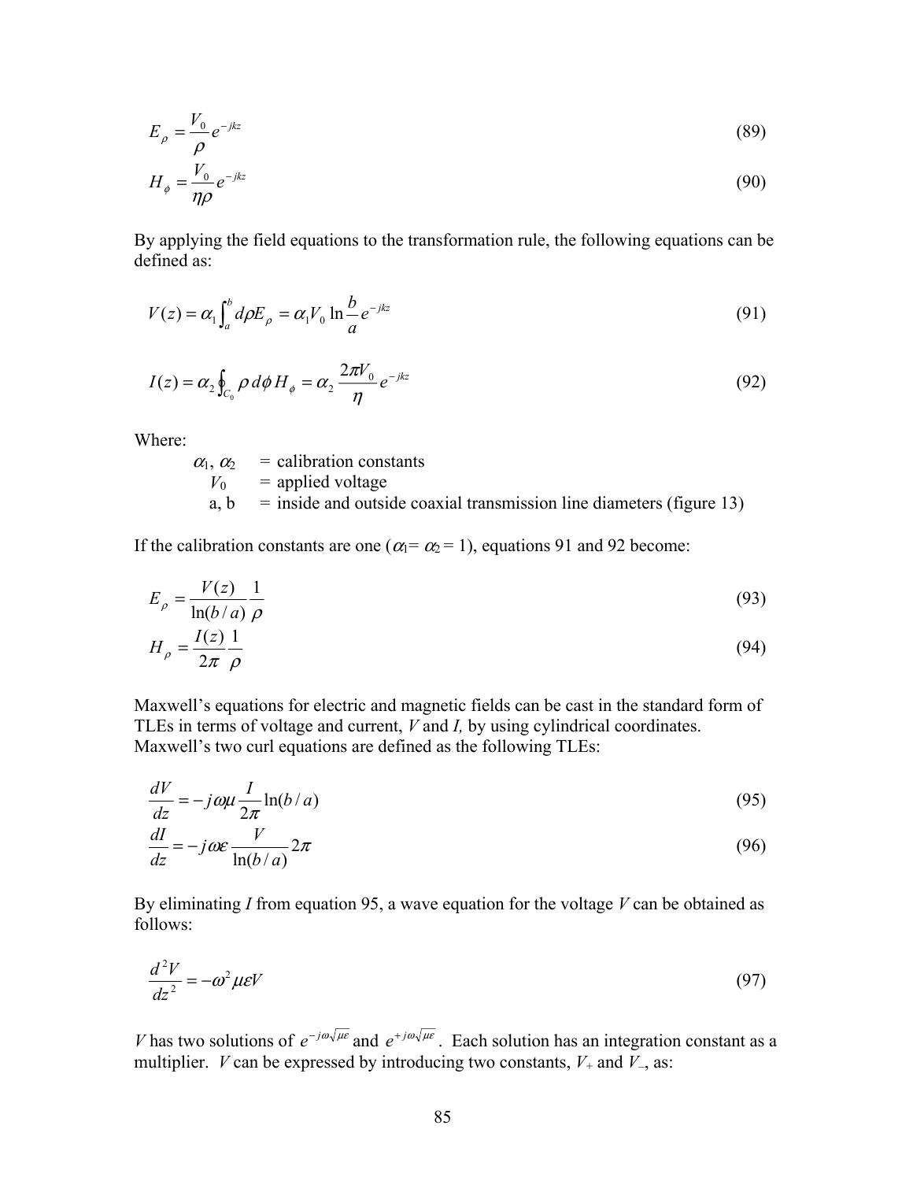$$E_\rho = \frac{V_0}{\rho} e^{-jkz} \tag{89}$$

$$H_\phi = \frac{V_0}{\eta\rho} e^{-jkz} \tag{90}$$

By applying the field equations to the transformation rule, the following equations can be defined as:

$$V(z) = \alpha_1 \int_a^b d\rho E_\rho = \alpha_1 V_0 \ln\frac{b}{a} e^{-jkz} \tag{91}$$

$$I(z) = \alpha_2 \oint_{C_0} \rho\, d\phi\, H_\phi = \alpha_2 \frac{2\pi V_0}{\eta} e^{-jkz} \tag{92}$$

Where:

- $\alpha_1$, $\alpha_2$ = calibration constants
- $V_0$ = applied voltage
- a, b = inside and outside coaxial transmission line diameters (figure 13)

If the calibration constants are one ($\alpha_1 = \alpha_2 = 1$), equations 91 and 92 become:

$$E_\rho = \frac{V(z)}{\ln(b/a)} \frac{1}{\rho} \tag{93}$$

$$H_\rho = \frac{I(z)}{2\pi} \frac{1}{\rho} \tag{94}$$

Maxwell's equations for electric and magnetic fields can be cast in the standard form of TLEs in terms of voltage and current, $V$ and $I$, by using cylindrical coordinates. Maxwell's two curl equations are defined as the following TLEs:

$$\frac{dV}{dz} = -j\omega\mu \frac{I}{2\pi} \ln(b/a) \tag{95}$$

$$\frac{dI}{dz} = -j\omega\varepsilon \frac{V}{\ln(b/a)} 2\pi \tag{96}$$

By eliminating $I$ from equation 95, a wave equation for the voltage $V$ can be obtained as follows:

$$\frac{d^2V}{dz^2} = -\omega^2 \mu\varepsilon V \tag{97}$$

$V$ has two solutions of $e^{-j\omega\sqrt{\mu\varepsilon}}$ and $e^{+j\omega\sqrt{\mu\varepsilon}}$. Each solution has an integration constant as a multiplier. $V$ can be expressed by introducing two constants, $V_+$ and $V_-$, as: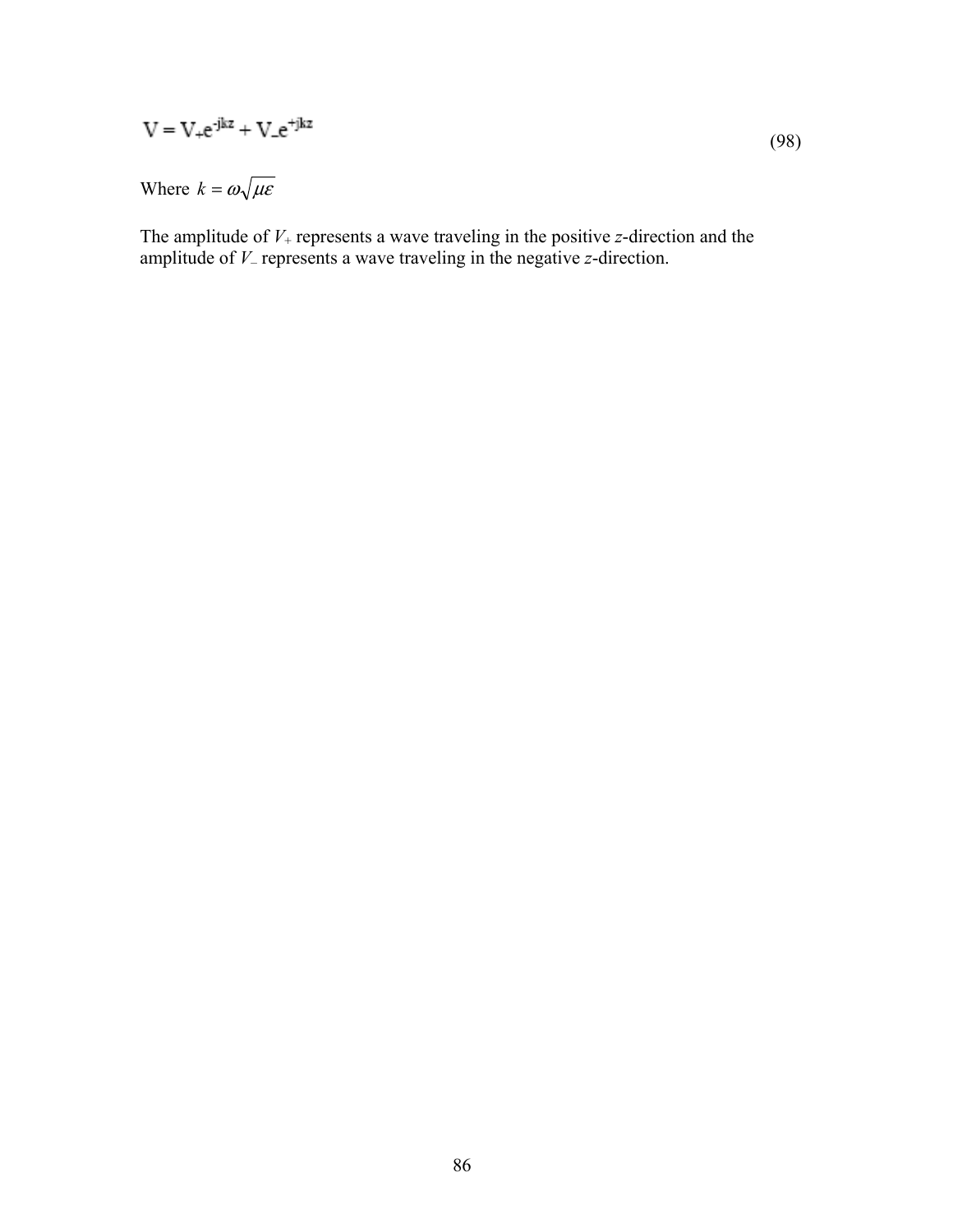$$V = V_+ e^{-jkz} + V_- e^{+jkz} \tag{98}$$

Where $k = \omega\sqrt{\mu\varepsilon}$

The amplitude of $V_+$ represents a wave traveling in the positive *z*-direction and the amplitude of $V_-$ represents a wave traveling in the negative *z*-direction.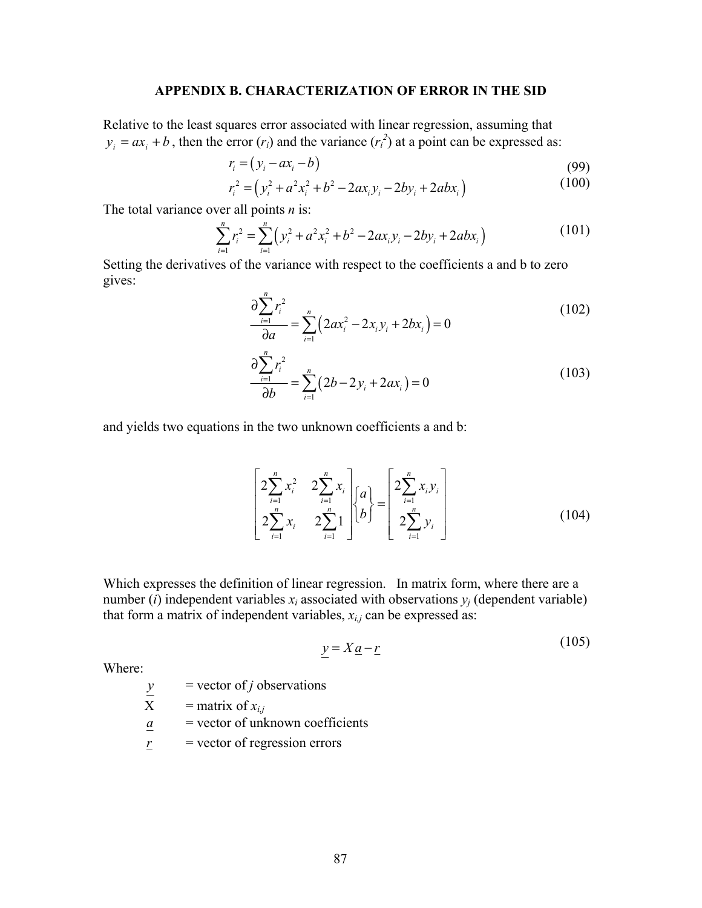## APPENDIX B. CHARACTERIZATION OF ERROR IN THE SID

Relative to the least squares error associated with linear regression, assuming that $y_i = ax_i + b$, then the error ($r_i$) and the variance ($r_i^2$) at a point can be expressed as:

$$r_i = \left(y_i - ax_i - b\right) \tag{99}$$

$$r_i^2 = \left(y_i^2 + a^2x_i^2 + b^2 - 2ax_iy_i - 2by_i + 2abx_i\right) \tag{100}$$

The total variance over all points *n* is:

$$\sum_{i=1}^{n} r_i^2 = \sum_{i=1}^{n}\left(y_i^2 + a^2x_i^2 + b^2 - 2ax_iy_i - 2by_i + 2abx_i\right) \tag{101}$$

Setting the derivatives of the variance with respect to the coefficients a and b to zero gives:

$$\frac{\partial \sum_{i=1}^{n} r_i^2}{\partial a} = \sum_{i=1}^{n}\left(2ax_i^2 - 2x_iy_i + 2bx_i\right) = 0 \tag{102}$$

$$\frac{\partial \sum_{i=1}^{n} r_i^2}{\partial b} = \sum_{i=1}^{n}\left(2b - 2y_i + 2ax_i\right) = 0 \tag{103}$$

and yields two equations in the two unknown coefficients a and b:

$$\begin{bmatrix} 2\sum_{i=1}^{n} x_i^2 & 2\sum_{i=1}^{n} x_i \\ 2\sum_{i=1}^{n} x_i & 2\sum_{i=1}^{n} 1 \end{bmatrix} \begin{Bmatrix} a \\ b \end{Bmatrix} = \begin{bmatrix} 2\sum_{i=1}^{n} x_iy_i \\ 2\sum_{i=1}^{n} y_i \end{bmatrix} \tag{104}$$

Which expresses the definition of linear regression. In matrix form, where there are a number (*i*) independent variables $x_i$ associated with observations $y_j$ (dependent variable) that form a matrix of independent variables, $x_{i,j}$ can be expressed as:

$$\underline{y} = X\underline{a} - \underline{r} \tag{105}$$

Where:

- $\underline{y}$ = vector of *j* observations
- X = matrix of $x_{i,j}$
- $\underline{a}$ = vector of unknown coefficients
- $\underline{r}$ = vector of regression errors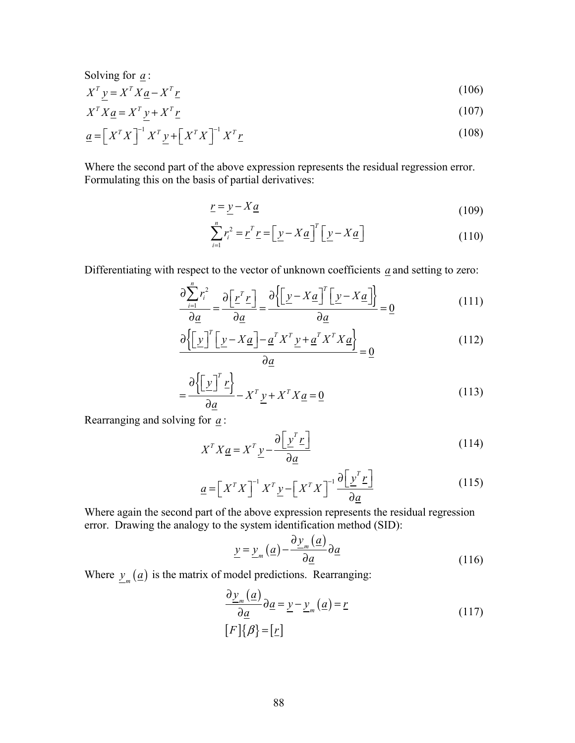Solving for $\underline{a}$:

$$X^T \underline{y} = X^T X \underline{a} - X^T \underline{r} \tag{106}$$

$$X^T X \underline{a} = X^T \underline{y} + X^T \underline{r} \tag{107}$$

$$\underline{a} = \left[ X^T X \right]^{-1} X^T \underline{y} + \left[ X^T X \right]^{-1} X^T \underline{r} \tag{108}$$

Where the second part of the above expression represents the residual regression error. Formulating this on the basis of partial derivatives:

$$\underline{r} = \underline{y} - X \underline{a} \tag{109}$$

$$\sum_{i=1}^{n} r_i^2 = \underline{r}^T \underline{r} = \left[ \underline{y} - X \underline{a} \right]^T \left[ \underline{y} - X \underline{a} \right] \tag{110}$$

Differentiating with respect to the vector of unknown coefficients $\underline{a}$ and setting to zero:

$$\frac{\partial \sum_{i=1}^{n} r_i^2}{\partial \underline{a}} = \frac{\partial \left[ \underline{r}^T \underline{r} \right]}{\partial \underline{a}} = \frac{\partial \left\{ \left[ \underline{y} - X \underline{a} \right]^T \left[ \underline{y} - X \underline{a} \right] \right\}}{\partial \underline{a}} = \underline{0} \tag{111}$$

$$\frac{\partial \left\{ \left[ \underline{y} \right]^T \left[ \underline{y} - X \underline{a} \right] - \underline{a}^T X^T \underline{y} + \underline{a}^T X^T X \underline{a} \right\}}{\partial \underline{a}} = \underline{0} \tag{112}$$

$$= \frac{\partial \left\{ \left[ \underline{y} \right]^T \underline{r} \right\}}{\partial \underline{a}} - X^T \underline{y} + X^T X \underline{a} = \underline{0} \tag{113}$$

Rearranging and solving for $\underline{a}$:

$$X^T X \underline{a} = X^T \underline{y} - \frac{\partial \left[ \underline{y}^T \underline{r} \right]}{\partial \underline{a}} \tag{114}$$

$$\underline{a} = \left[ X^T X \right]^{-1} X^T \underline{y} - \left[ X^T X \right]^{-1} \frac{\partial \left[ \underline{y}^T \underline{r} \right]}{\partial \underline{a}} \tag{115}$$

Where again the second part of the above expression represents the residual regression error. Drawing the analogy to the system identification method (SID):

$$\underline{y} = \underline{y}_m \left( \underline{a} \right) - \frac{\partial \underline{y}_m \left( \underline{a} \right)}{\partial \underline{a}} \partial \underline{a} \tag{116}$$

Where $\underline{y}_m \left( \underline{a} \right)$ is the matrix of model predictions. Rearranging:

$$\frac{\partial \underline{y}_m \left( \underline{a} \right)}{\partial \underline{a}} \partial \underline{a} = \underline{y} - \underline{y}_m \left( \underline{a} \right) = \underline{r} \tag{117}$$

$$[F]\{\beta\} = [\underline{r}]$$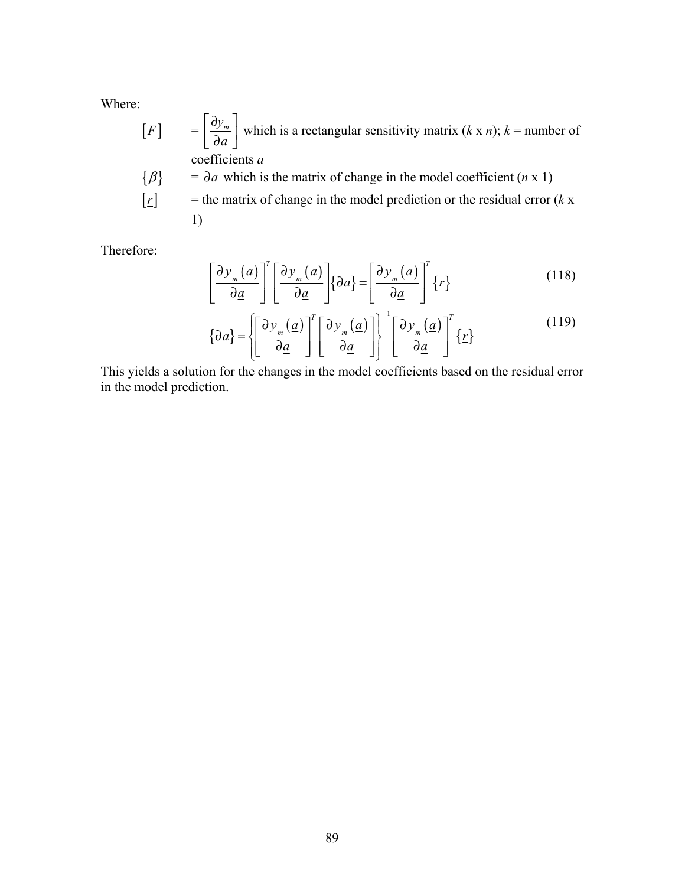Where:

$[F]$ $= \left[\frac{\partial y_m}{\partial \underline{a}}\right]$ which is a rectangular sensitivity matrix ($k$ x $n$); $k$ = number of coefficients $a$

$\{\beta\}$ $= \partial \underline{a}$ which is the matrix of change in the model coefficient ($n$ x 1)

$[\underline{r}]$ = the matrix of change in the model prediction or the residual error ($k$ x 1)

Therefore:

$$\left[\frac{\partial \underline{y}_m(\underline{a})}{\partial \underline{a}}\right]^T \left[\frac{\partial \underline{y}_m(\underline{a})}{\partial \underline{a}}\right] \{\partial \underline{a}\} = \left[\frac{\partial \underline{y}_m(\underline{a})}{\partial \underline{a}}\right]^T \{\underline{r}\} \tag{118}$$

$$\{\partial \underline{a}\} = \left\{\left[\frac{\partial \underline{y}_m(\underline{a})}{\partial \underline{a}}\right]^T \left[\frac{\partial \underline{y}_m(\underline{a})}{\partial \underline{a}}\right]\right\}^{-1} \left[\frac{\partial \underline{y}_m(\underline{a})}{\partial \underline{a}}\right]^T \{\underline{r}\} \tag{119}$$

This yields a solution for the changes in the model coefficients based on the residual error in the model prediction.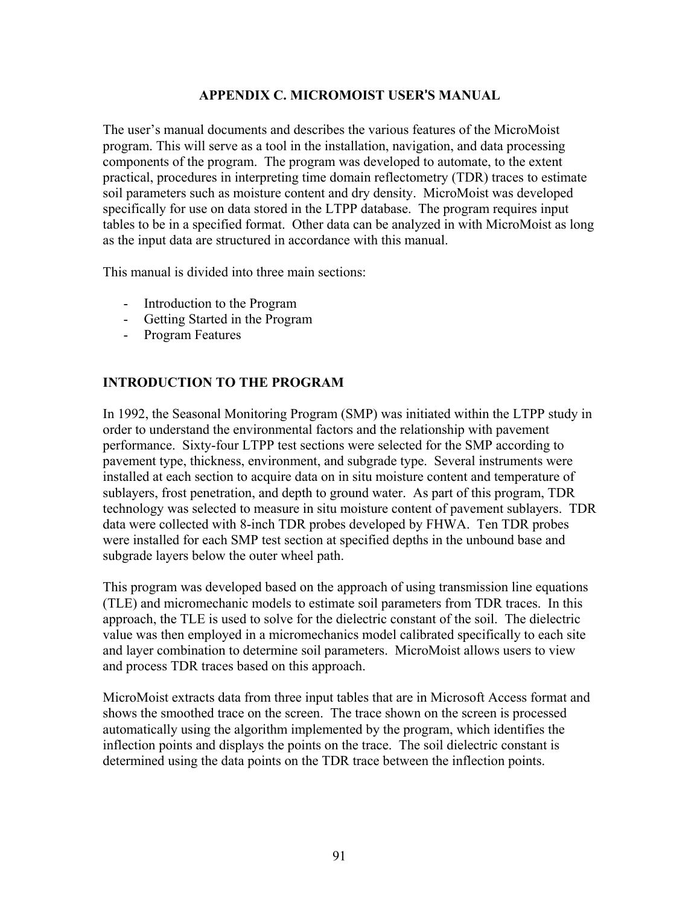# APPENDIX C. MICROMOIST USER'S MANUAL

The user's manual documents and describes the various features of the MicroMoist program. This will serve as a tool in the installation, navigation, and data processing components of the program. The program was developed to automate, to the extent practical, procedures in interpreting time domain reflectometry (TDR) traces to estimate soil parameters such as moisture content and dry density. MicroMoist was developed specifically for use on data stored in the LTPP database. The program requires input tables to be in a specified format. Other data can be analyzed in with MicroMoist as long as the input data are structured in accordance with this manual.

This manual is divided into three main sections:

- Introduction to the Program
- Getting Started in the Program
- Program Features

## INTRODUCTION TO THE PROGRAM

In 1992, the Seasonal Monitoring Program (SMP) was initiated within the LTPP study in order to understand the environmental factors and the relationship with pavement performance. Sixty-four LTPP test sections were selected for the SMP according to pavement type, thickness, environment, and subgrade type. Several instruments were installed at each section to acquire data on in situ moisture content and temperature of sublayers, frost penetration, and depth to ground water. As part of this program, TDR technology was selected to measure in situ moisture content of pavement sublayers. TDR data were collected with 8-inch TDR probes developed by FHWA. Ten TDR probes were installed for each SMP test section at specified depths in the unbound base and subgrade layers below the outer wheel path.

This program was developed based on the approach of using transmission line equations (TLE) and micromechanic models to estimate soil parameters from TDR traces. In this approach, the TLE is used to solve for the dielectric constant of the soil. The dielectric value was then employed in a micromechanics model calibrated specifically to each site and layer combination to determine soil parameters. MicroMoist allows users to view and process TDR traces based on this approach.

MicroMoist extracts data from three input tables that are in Microsoft Access format and shows the smoothed trace on the screen. The trace shown on the screen is processed automatically using the algorithm implemented by the program, which identifies the inflection points and displays the points on the trace. The soil dielectric constant is determined using the data points on the TDR trace between the inflection points.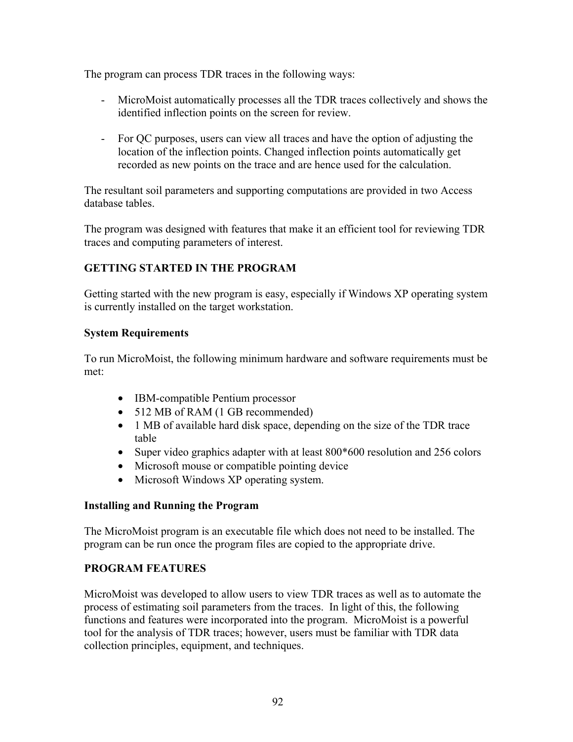The program can process TDR traces in the following ways:

- MicroMoist automatically processes all the TDR traces collectively and shows the identified inflection points on the screen for review.

- For QC purposes, users can view all traces and have the option of adjusting the location of the inflection points. Changed inflection points automatically get recorded as new points on the trace and are hence used for the calculation.

The resultant soil parameters and supporting computations are provided in two Access database tables.

The program was designed with features that make it an efficient tool for reviewing TDR traces and computing parameters of interest.

## GETTING STARTED IN THE PROGRAM

Getting started with the new program is easy, especially if Windows XP operating system is currently installed on the target workstation.

### System Requirements

To run MicroMoist, the following minimum hardware and software requirements must be met:

- IBM-compatible Pentium processor
- 512 MB of RAM (1 GB recommended)
- 1 MB of available hard disk space, depending on the size of the TDR trace table
- Super video graphics adapter with at least 800*600 resolution and 256 colors
- Microsoft mouse or compatible pointing device
- Microsoft Windows XP operating system.

### Installing and Running the Program

The MicroMoist program is an executable file which does not need to be installed. The program can be run once the program files are copied to the appropriate drive.

## PROGRAM FEATURES

MicroMoist was developed to allow users to view TDR traces as well as to automate the process of estimating soil parameters from the traces. In light of this, the following functions and features were incorporated into the program. MicroMoist is a powerful tool for the analysis of TDR traces; however, users must be familiar with TDR data collection principles, equipment, and techniques.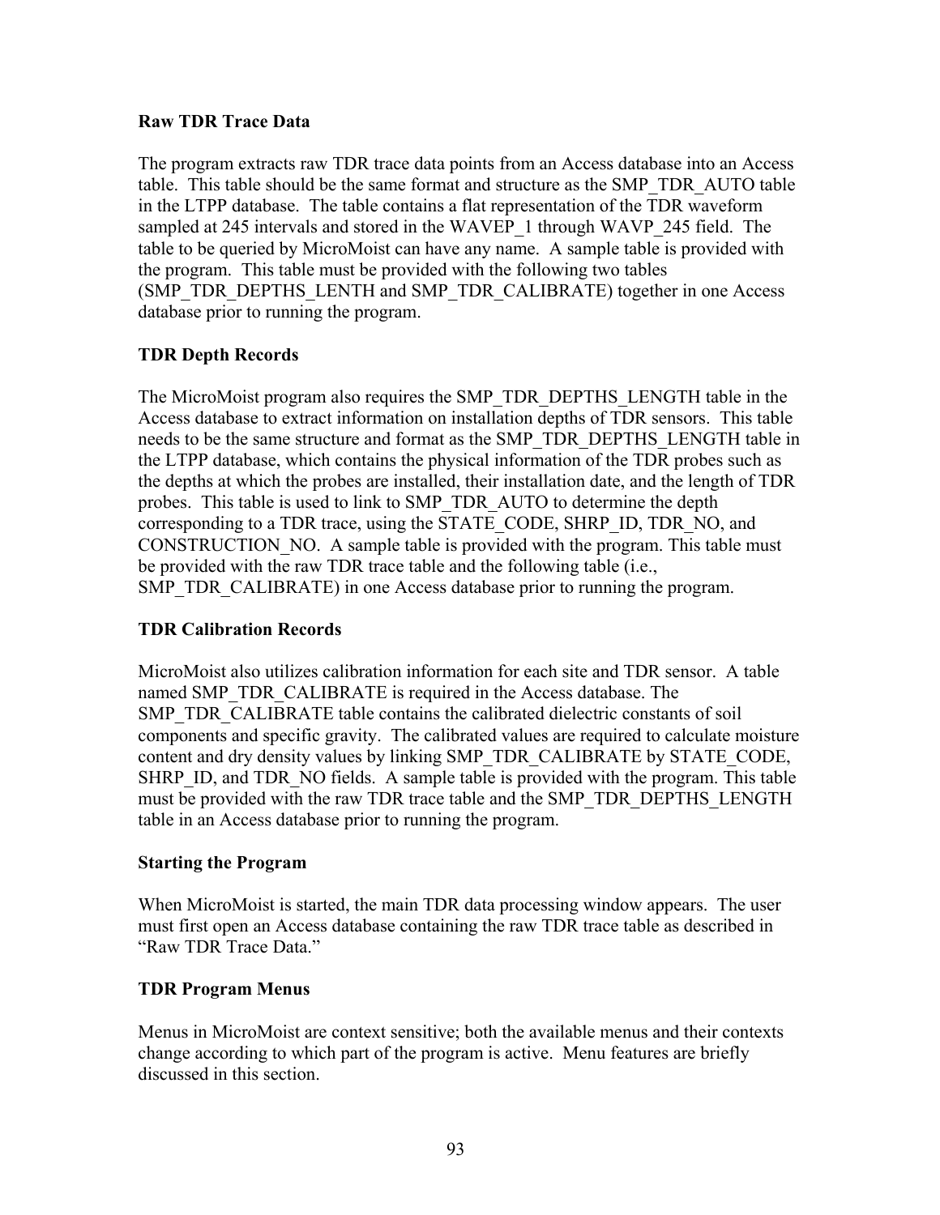**Raw TDR Trace Data**

The program extracts raw TDR trace data points from an Access database into an Access table. This table should be the same format and structure as the SMP_TDR_AUTO table in the LTPP database. The table contains a flat representation of the TDR waveform sampled at 245 intervals and stored in the WAVEP_1 through WAVP_245 field. The table to be queried by MicroMoist can have any name. A sample table is provided with the program. This table must be provided with the following two tables (SMP_TDR_DEPTHS_LENTH and SMP_TDR_CALIBRATE) together in one Access database prior to running the program.

**TDR Depth Records**

The MicroMoist program also requires the SMP_TDR_DEPTHS_LENGTH table in the Access database to extract information on installation depths of TDR sensors. This table needs to be the same structure and format as the SMP_TDR_DEPTHS_LENGTH table in the LTPP database, which contains the physical information of the TDR probes such as the depths at which the probes are installed, their installation date, and the length of TDR probes. This table is used to link to SMP_TDR_AUTO to determine the depth corresponding to a TDR trace, using the STATE_CODE, SHRP_ID, TDR_NO, and CONSTRUCTION_NO. A sample table is provided with the program. This table must be provided with the raw TDR trace table and the following table (i.e., SMP_TDR_CALIBRATE) in one Access database prior to running the program.

**TDR Calibration Records**

MicroMoist also utilizes calibration information for each site and TDR sensor. A table named SMP_TDR_CALIBRATE is required in the Access database. The SMP_TDR_CALIBRATE table contains the calibrated dielectric constants of soil components and specific gravity. The calibrated values are required to calculate moisture content and dry density values by linking SMP_TDR_CALIBRATE by STATE_CODE, SHRP_ID, and TDR_NO fields. A sample table is provided with the program. This table must be provided with the raw TDR trace table and the SMP_TDR_DEPTHS_LENGTH table in an Access database prior to running the program.

**Starting the Program**

When MicroMoist is started, the main TDR data processing window appears. The user must first open an Access database containing the raw TDR trace table as described in "Raw TDR Trace Data."

**TDR Program Menus**

Menus in MicroMoist are context sensitive; both the available menus and their contexts change according to which part of the program is active. Menu features are briefly discussed in this section.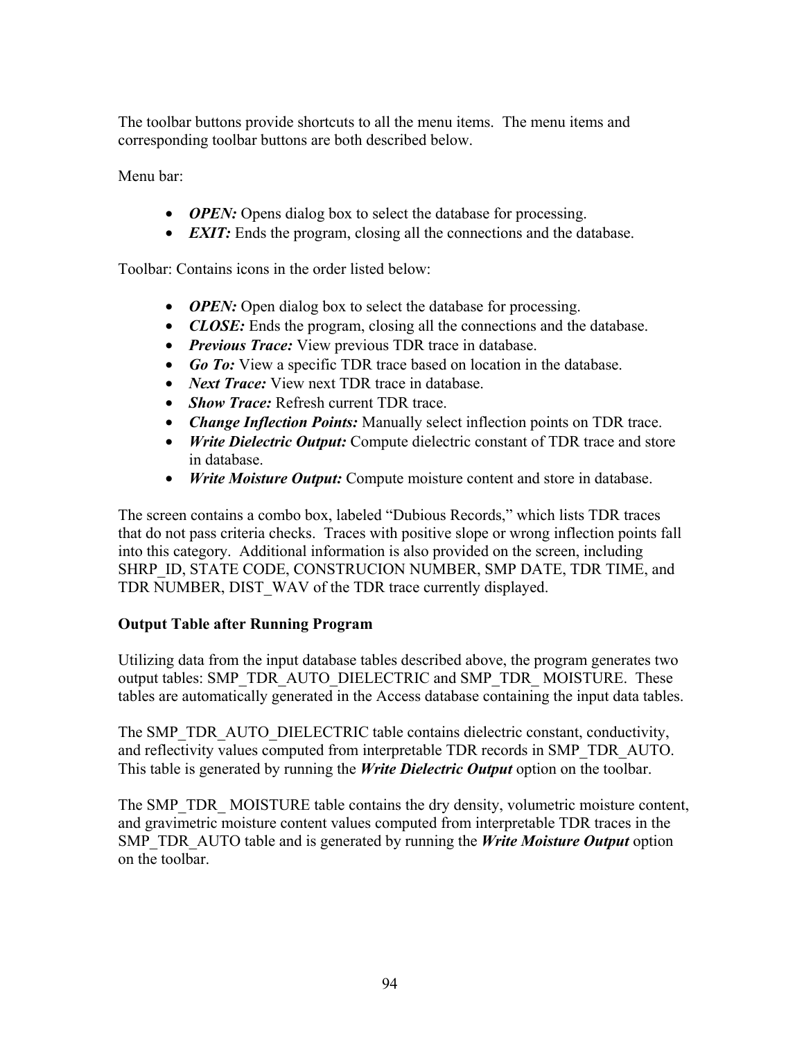The toolbar buttons provide shortcuts to all the menu items. The menu items and corresponding toolbar buttons are both described below.

Menu bar:

- ***OPEN:*** Opens dialog box to select the database for processing.
- ***EXIT:*** Ends the program, closing all the connections and the database.

Toolbar: Contains icons in the order listed below:

- ***OPEN:*** Open dialog box to select the database for processing.
- ***CLOSE:*** Ends the program, closing all the connections and the database.
- ***Previous Trace:*** View previous TDR trace in database.
- ***Go To:*** View a specific TDR trace based on location in the database.
- ***Next Trace:*** View next TDR trace in database.
- ***Show Trace:*** Refresh current TDR trace.
- ***Change Inflection Points:*** Manually select inflection points on TDR trace.
- ***Write Dielectric Output:*** Compute dielectric constant of TDR trace and store in database.
- ***Write Moisture Output:*** Compute moisture content and store in database.

The screen contains a combo box, labeled "Dubious Records," which lists TDR traces that do not pass criteria checks. Traces with positive slope or wrong inflection points fall into this category. Additional information is also provided on the screen, including SHRP_ID, STATE CODE, CONSTRUCION NUMBER, SMP DATE, TDR TIME, and TDR NUMBER, DIST_WAV of the TDR trace currently displayed.

**Output Table after Running Program**

Utilizing data from the input database tables described above, the program generates two output tables: SMP_TDR_AUTO_DIELECTRIC and SMP_TDR_ MOISTURE. These tables are automatically generated in the Access database containing the input data tables.

The SMP_TDR_AUTO_DIELECTRIC table contains dielectric constant, conductivity, and reflectivity values computed from interpretable TDR records in SMP_TDR_AUTO. This table is generated by running the ***Write Dielectric Output*** option on the toolbar.

The SMP_TDR_ MOISTURE table contains the dry density, volumetric moisture content, and gravimetric moisture content values computed from interpretable TDR traces in the SMP_TDR_AUTO table and is generated by running the ***Write Moisture Output*** option on the toolbar.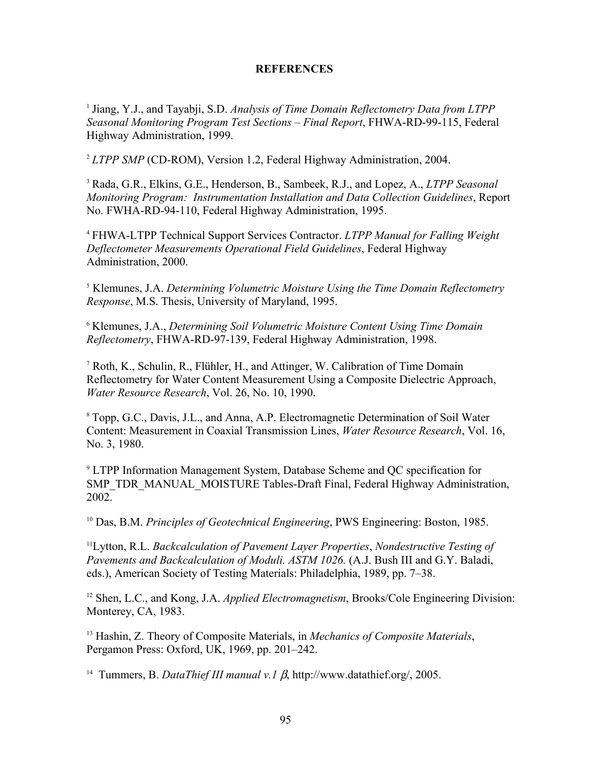# REFERENCES

[1] Jiang, Y.J., and Tayabji, S.D. *Analysis of Time Domain Reflectometry Data from LTPP Seasonal Monitoring Program Test Sections – Final Report*, FHWA-RD-99-115, Federal Highway Administration, 1999.

[2] *LTPP SMP* (CD-ROM), Version 1.2, Federal Highway Administration, 2004.

[3] Rada, G.R., Elkins, G.E., Henderson, B., Sambeek, R.J., and Lopez, A., *LTPP Seasonal Monitoring Program: Instrumentation Installation and Data Collection Guidelines*, Report No. FWHA-RD-94-110, Federal Highway Administration, 1995.

[4] FHWA-LTPP Technical Support Services Contractor. *LTPP Manual for Falling Weight Deflectometer Measurements Operational Field Guidelines*, Federal Highway Administration, 2000.

[5] Klemunes, J.A. *Determining Volumetric Moisture Using the Time Domain Reflectometry Response*, M.S. Thesis, University of Maryland, 1995.

[6] Klemunes, J.A., *Determining Soil Volumetric Moisture Content Using Time Domain Reflectometry*, FHWA-RD-97-139, Federal Highway Administration, 1998.

[7] Roth, K., Schulin, R., Flühler, H., and Attinger, W. Calibration of Time Domain Reflectometry for Water Content Measurement Using a Composite Dielectric Approach, *Water Resource Research*, Vol. 26, No. 10, 1990.

[8] Topp, G.C., Davis, J.L., and Anna, A.P. Electromagnetic Determination of Soil Water Content: Measurement in Coaxial Transmission Lines, *Water Resource Research*, Vol. 16, No. 3, 1980.

[9] LTPP Information Management System, Database Scheme and QC specification for SMP_TDR_MANUAL_MOISTURE Tables-Draft Final, Federal Highway Administration, 2002.

[10] Das, B.M. *Principles of Geotechnical Engineering*, PWS Engineering: Boston, 1985.

[11] Lytton, R.L. *Backcalculation of Pavement Layer Properties*, *Nondestructive Testing of Pavements and Backcalculation of Moduli. ASTM 1026.* (A.J. Bush III and G.Y. Baladi, eds.), American Society of Testing Materials: Philadelphia, 1989, pp. 7–38.

[12] Shen, L.C., and Kong, J.A. *Applied Electromagnetism*, Brooks/Cole Engineering Division: Monterey, CA, 1983.

[13] Hashin, Z. Theory of Composite Materials, in *Mechanics of Composite Materials*, Pergamon Press: Oxford, UK, 1969, pp. 201–242.

[14] Tummers, B. *DataThief III manual v.1* $\beta$, http://www.datathief.org/, 2005.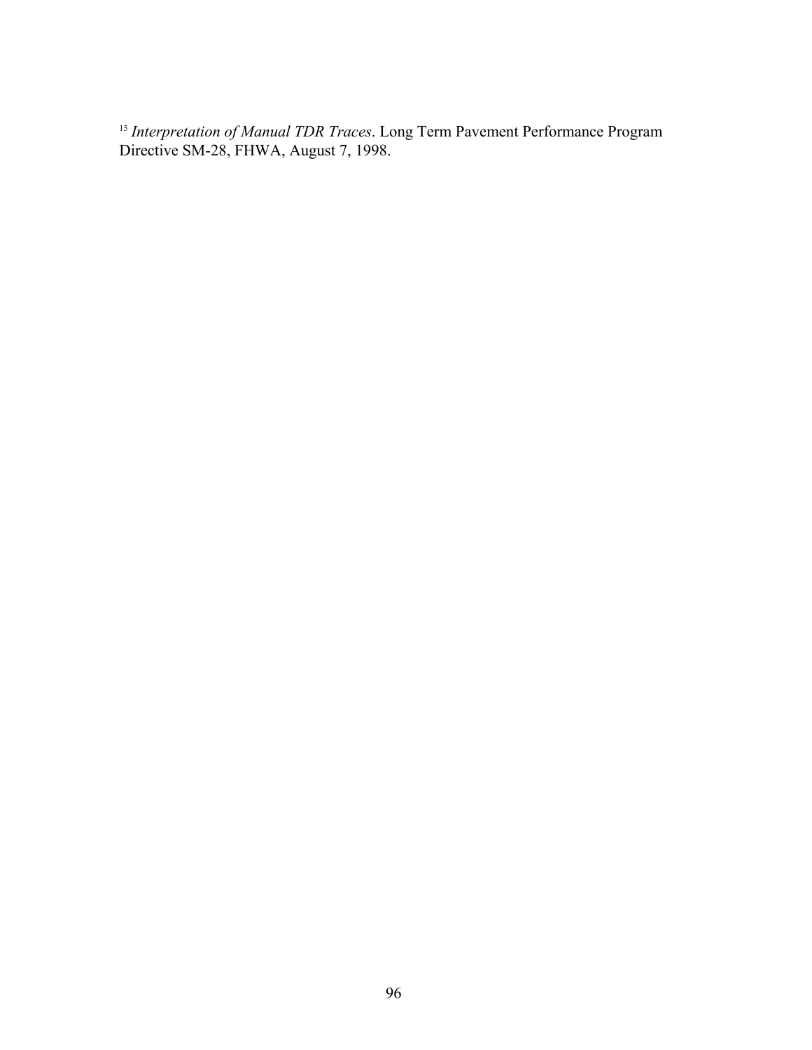[15] *Interpretation of Manual TDR Traces*. Long Term Pavement Performance Program Directive SM-28, FHWA, August 7, 1998.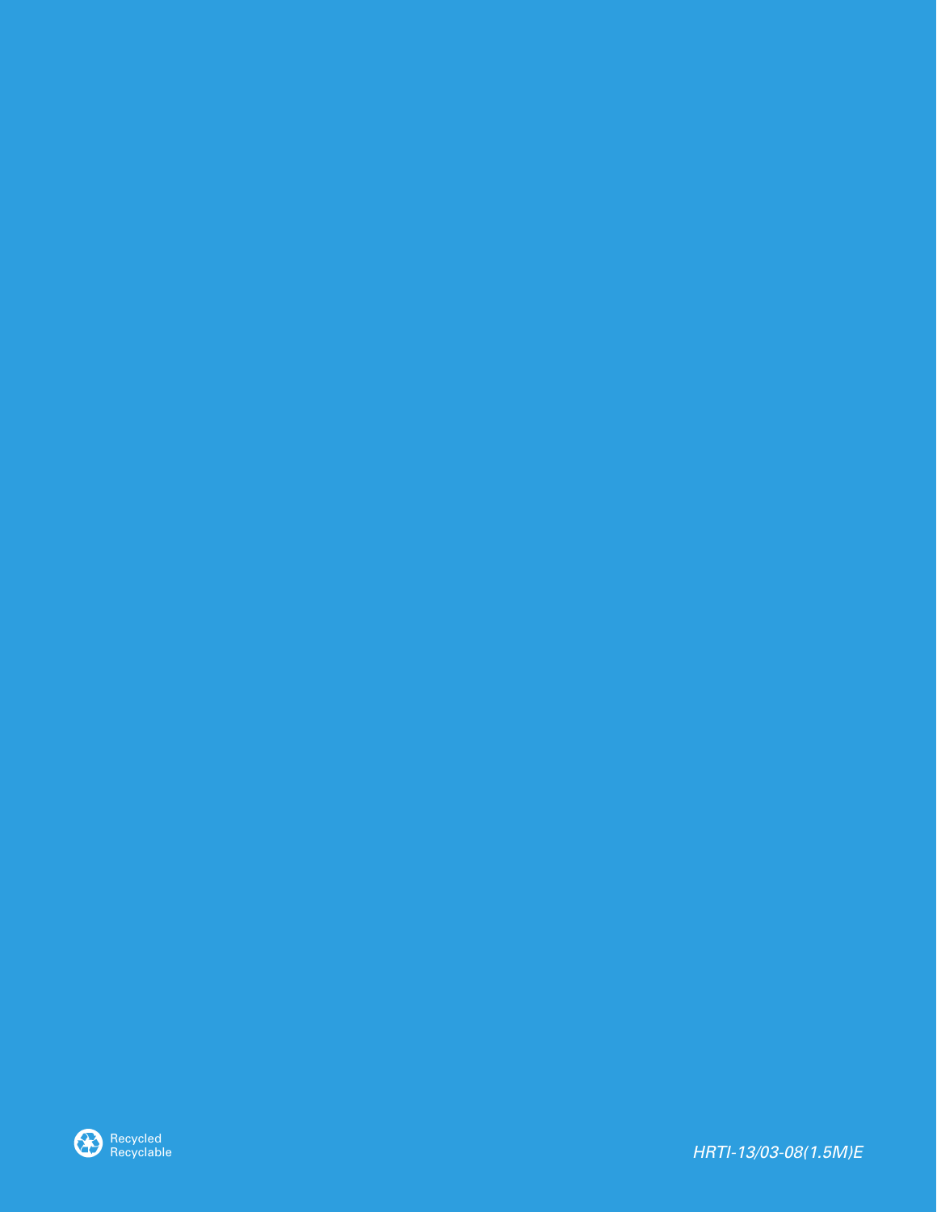Recycled
Recyclable

*HRTI-13/03-08(1.5M)E*